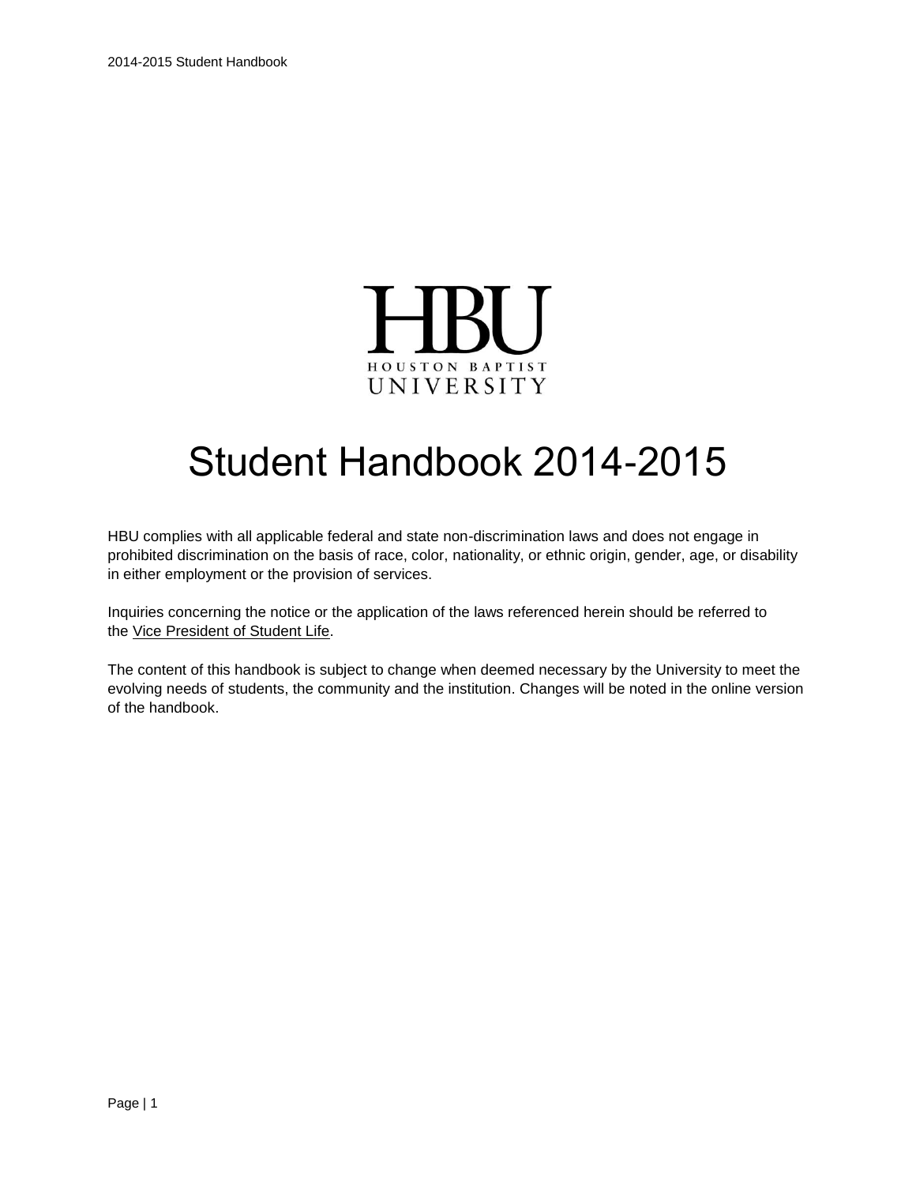HBU

HOUSTON BAPTIST UNIVERSITY

# Student Handbook 2014-2015

HBU complies with all applicable federal and state non-discrimination laws and does not engage in prohibited discrimination on the basis of race, color, nationality, or ethnic origin, gender, age, or disability in either employment or the provision of services.

Inquiries concerning the notice or the application of the laws referenced herein should be referred to the Vice President of Student Life.

The content of this handbook is subject to change when deemed necessary by the University to meet the evolving needs of students, the community and the institution. Changes will be noted in the online version of the handbook.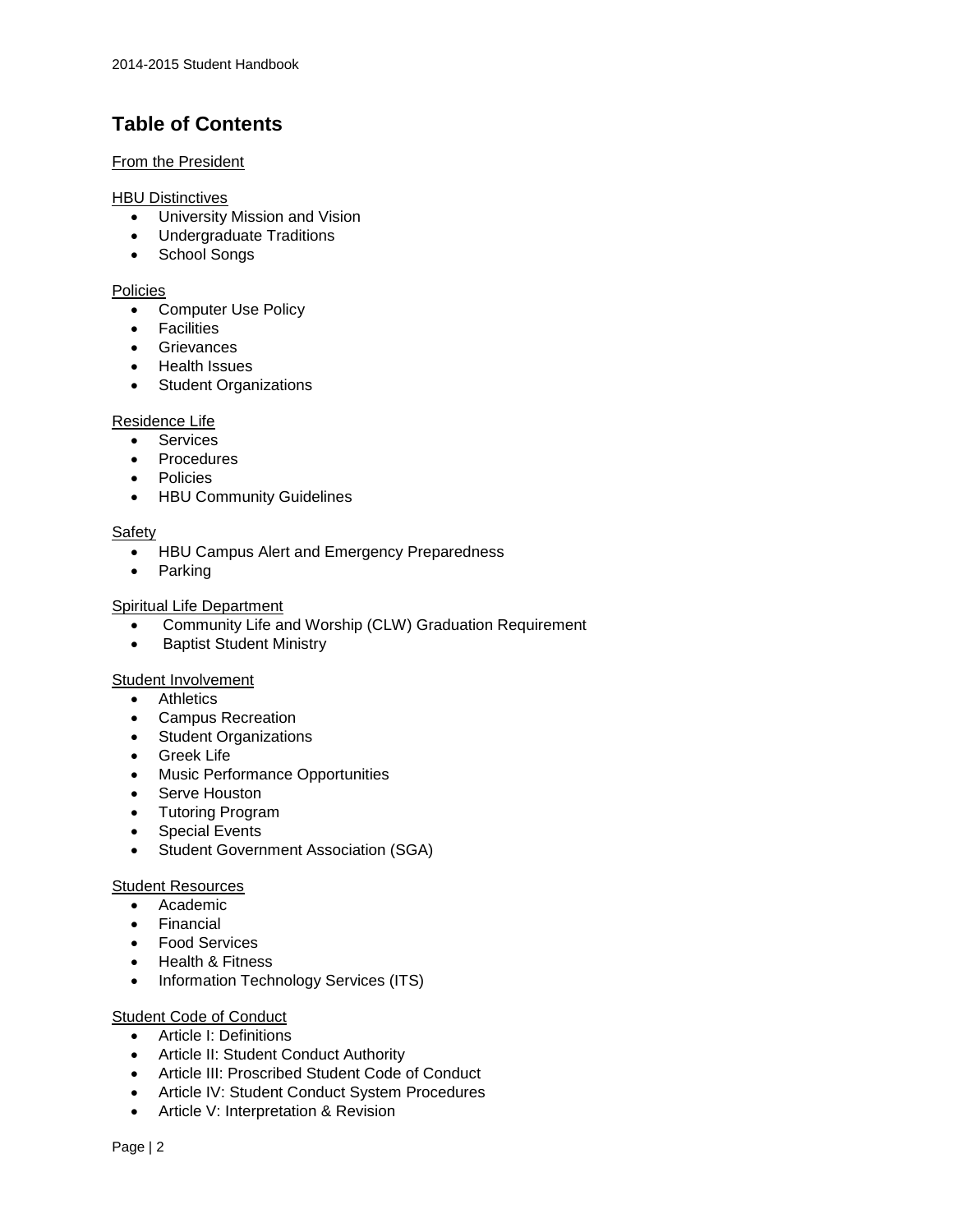## Table of Contents

From the President

HBU Distinctives
- University Mission and Vision
- Undergraduate Traditions
- School Songs

Policies
- Computer Use Policy
- Facilities
- Grievances
- Health Issues
- Student Organizations

Residence Life
- Services
- Procedures
- Policies
- HBU Community Guidelines

Safety
- HBU Campus Alert and Emergency Preparedness
- Parking

Spiritual Life Department
- Community Life and Worship (CLW) Graduation Requirement
- Baptist Student Ministry

Student Involvement
- Athletics
- Campus Recreation
- Student Organizations
- Greek Life
- Music Performance Opportunities
- Serve Houston
- Tutoring Program
- Special Events
- Student Government Association (SGA)

Student Resources
- Academic
- Financial
- Food Services
- Health & Fitness
- Information Technology Services (ITS)

Student Code of Conduct
- Article I: Definitions
- Article II: Student Conduct Authority
- Article III: Proscribed Student Code of Conduct
- Article IV: Student Conduct System Procedures
- Article V: Interpretation & Revision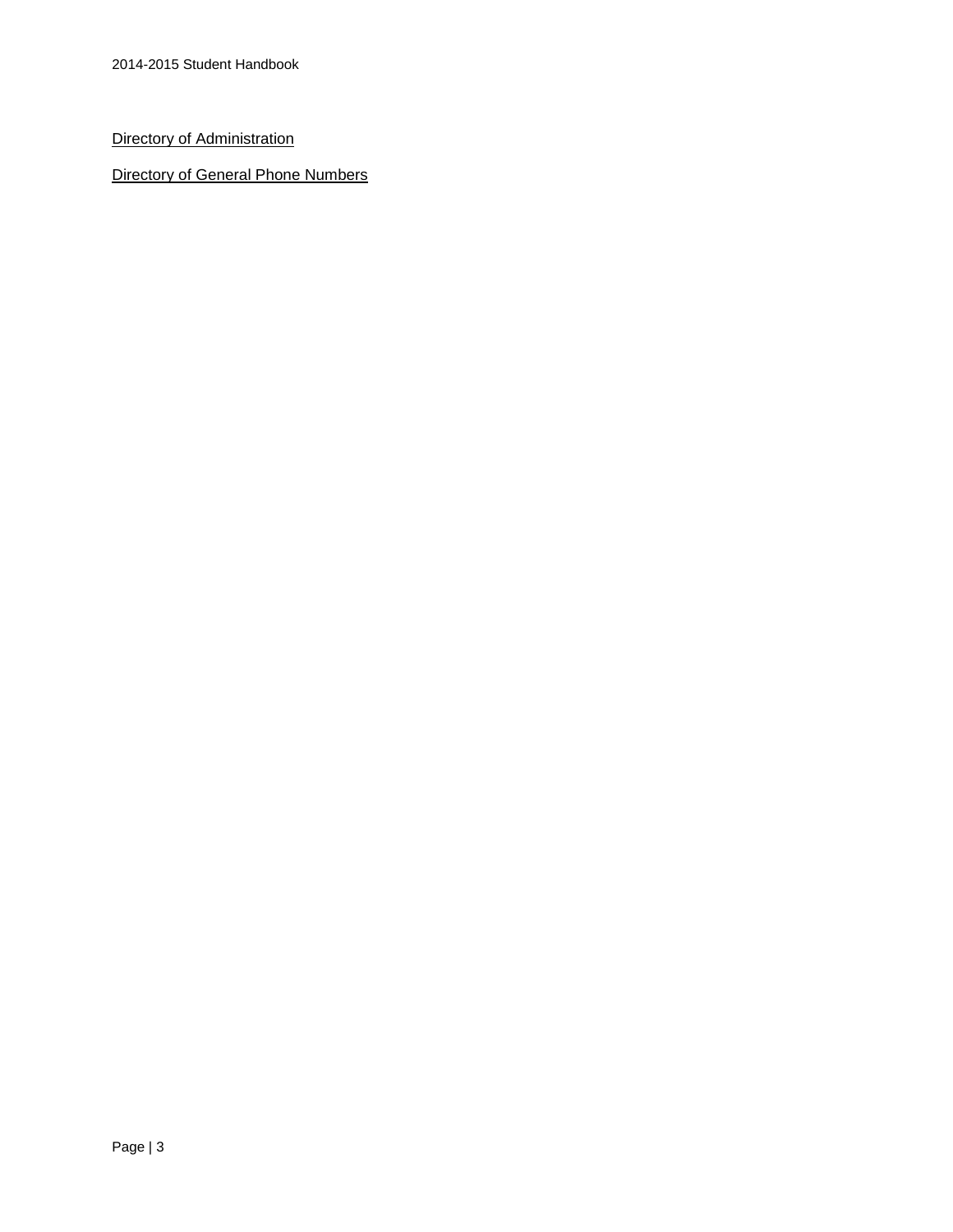Directory of Administration

Directory of General Phone Numbers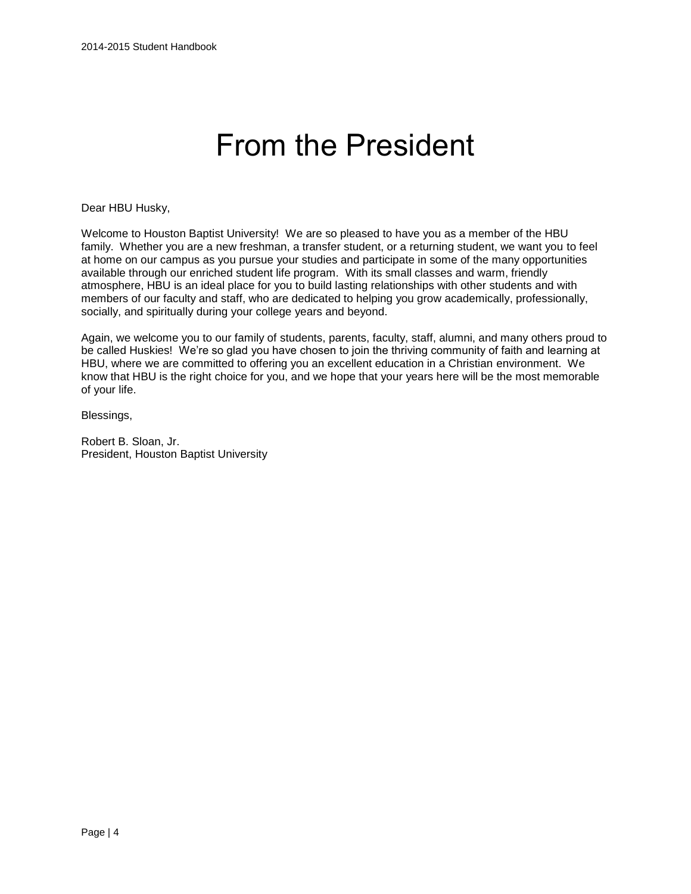# From the President

Dear HBU Husky,

Welcome to Houston Baptist University! We are so pleased to have you as a member of the HBU family. Whether you are a new freshman, a transfer student, or a returning student, we want you to feel at home on our campus as you pursue your studies and participate in some of the many opportunities available through our enriched student life program. With its small classes and warm, friendly atmosphere, HBU is an ideal place for you to build lasting relationships with other students and with members of our faculty and staff, who are dedicated to helping you grow academically, professionally, socially, and spiritually during your college years and beyond.

Again, we welcome you to our family of students, parents, faculty, staff, alumni, and many others proud to be called Huskies! We're so glad you have chosen to join the thriving community of faith and learning at HBU, where we are committed to offering you an excellent education in a Christian environment. We know that HBU is the right choice for you, and we hope that your years here will be the most memorable of your life.

Blessings,

Robert B. Sloan, Jr.
President, Houston Baptist University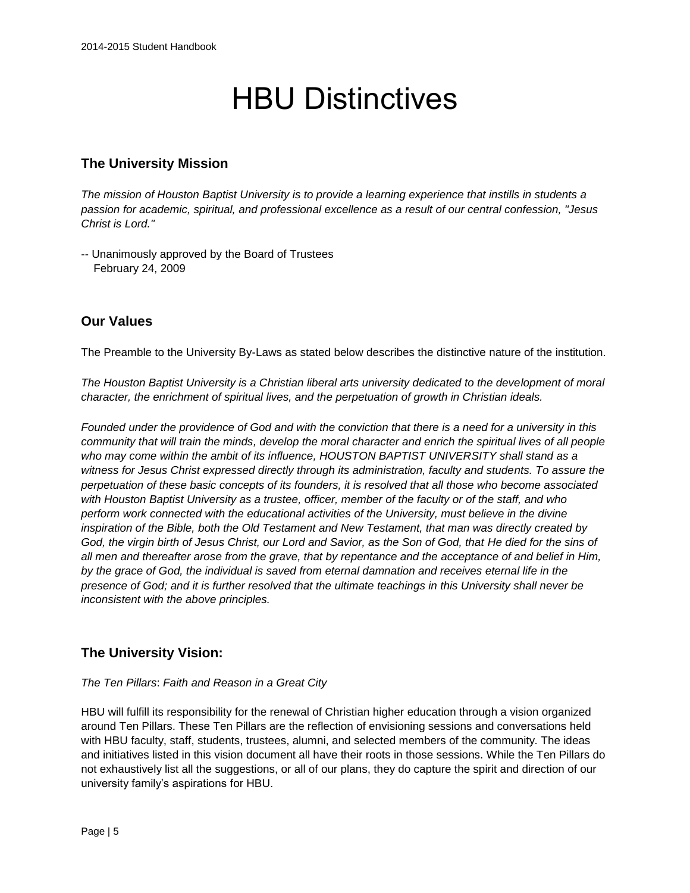# HBU Distinctives

## The University Mission

*The mission of Houston Baptist University is to provide a learning experience that instills in students a passion for academic, spiritual, and professional excellence as a result of our central confession, "Jesus Christ is Lord."*

-- Unanimously approved by the Board of Trustees
February 24, 2009

## Our Values

The Preamble to the University By-Laws as stated below describes the distinctive nature of the institution.

*The Houston Baptist University is a Christian liberal arts university dedicated to the development of moral character, the enrichment of spiritual lives, and the perpetuation of growth in Christian ideals.*

*Founded under the providence of God and with the conviction that there is a need for a university in this community that will train the minds, develop the moral character and enrich the spiritual lives of all people who may come within the ambit of its influence, HOUSTON BAPTIST UNIVERSITY shall stand as a witness for Jesus Christ expressed directly through its administration, faculty and students. To assure the perpetuation of these basic concepts of its founders, it is resolved that all those who become associated with Houston Baptist University as a trustee, officer, member of the faculty or of the staff, and who perform work connected with the educational activities of the University, must believe in the divine inspiration of the Bible, both the Old Testament and New Testament, that man was directly created by God, the virgin birth of Jesus Christ, our Lord and Savior, as the Son of God, that He died for the sins of all men and thereafter arose from the grave, that by repentance and the acceptance of and belief in Him, by the grace of God, the individual is saved from eternal damnation and receives eternal life in the presence of God; and it is further resolved that the ultimate teachings in this University shall never be inconsistent with the above principles.*

## The University Vision:

*The Ten Pillars*: *Faith and Reason in a Great City*

HBU will fulfill its responsibility for the renewal of Christian higher education through a vision organized around Ten Pillars. These Ten Pillars are the reflection of envisioning sessions and conversations held with HBU faculty, staff, students, trustees, alumni, and selected members of the community. The ideas and initiatives listed in this vision document all have their roots in those sessions. While the Ten Pillars do not exhaustively list all the suggestions, or all of our plans, they do capture the spirit and direction of our university family's aspirations for HBU.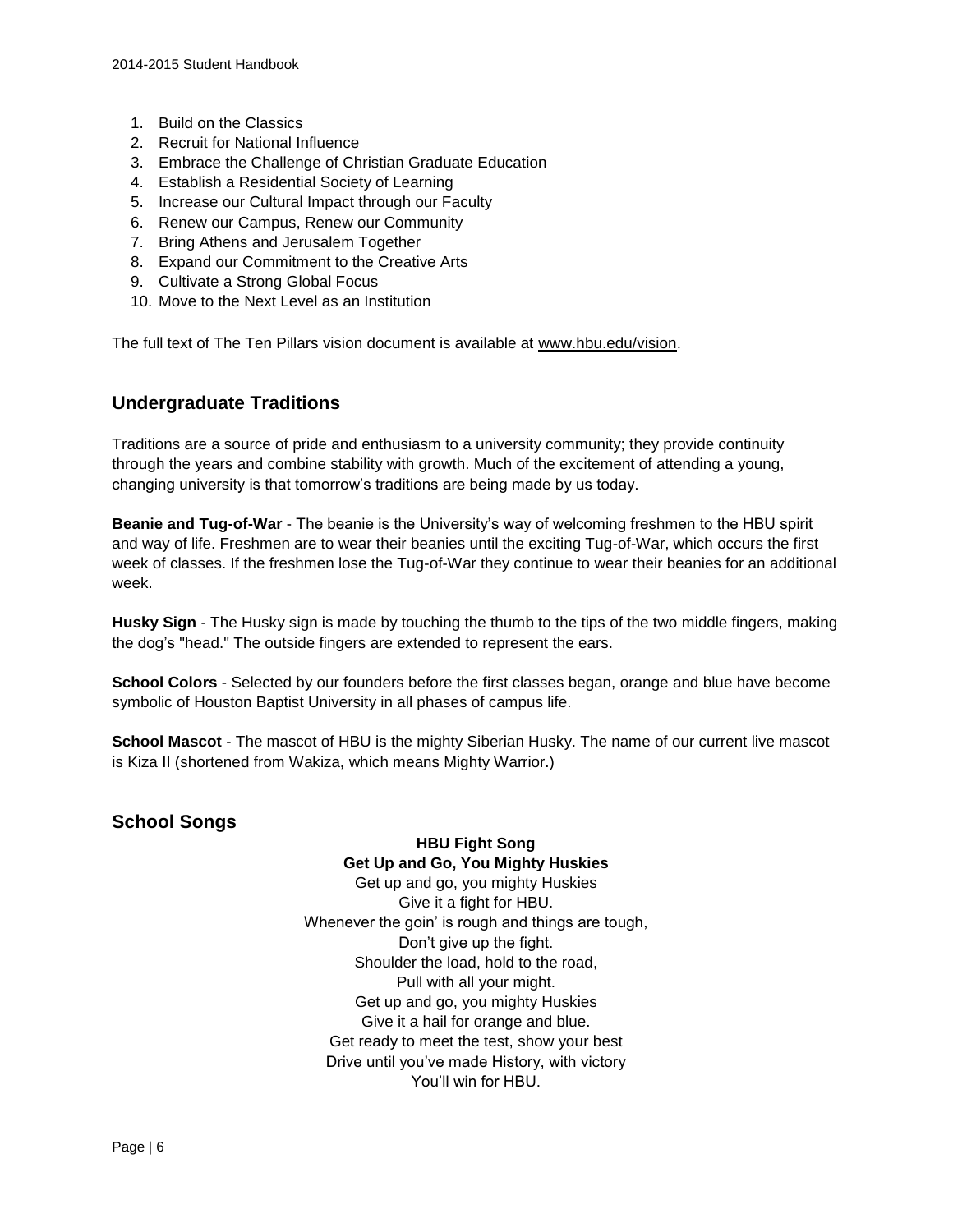1. Build on the Classics
2. Recruit for National Influence
3. Embrace the Challenge of Christian Graduate Education
4. Establish a Residential Society of Learning
5. Increase our Cultural Impact through our Faculty
6. Renew our Campus, Renew our Community
7. Bring Athens and Jerusalem Together
8. Expand our Commitment to the Creative Arts
9. Cultivate a Strong Global Focus
10. Move to the Next Level as an Institution

The full text of The Ten Pillars vision document is available at www.hbu.edu/vision.

## Undergraduate Traditions

Traditions are a source of pride and enthusiasm to a university community; they provide continuity through the years and combine stability with growth. Much of the excitement of attending a young, changing university is that tomorrow's traditions are being made by us today.

**Beanie and Tug-of-War** - The beanie is the University's way of welcoming freshmen to the HBU spirit and way of life. Freshmen are to wear their beanies until the exciting Tug-of-War, which occurs the first week of classes. If the freshmen lose the Tug-of-War they continue to wear their beanies for an additional week.

**Husky Sign** - The Husky sign is made by touching the thumb to the tips of the two middle fingers, making the dog's "head." The outside fingers are extended to represent the ears.

**School Colors** - Selected by our founders before the first classes began, orange and blue have become symbolic of Houston Baptist University in all phases of campus life.

**School Mascot** - The mascot of HBU is the mighty Siberian Husky. The name of our current live mascot is Kiza II (shortened from Wakiza, which means Mighty Warrior.)

## School Songs

**HBU Fight Song**
**Get Up and Go, You Mighty Huskies**

Get up and go, you mighty Huskies
Give it a fight for HBU.
Whenever the goin' is rough and things are tough,
Don't give up the fight.
Shoulder the load, hold to the road,
Pull with all your might.
Get up and go, you mighty Huskies
Give it a hail for orange and blue.
Get ready to meet the test, show your best
Drive until you've made History, with victory
You'll win for HBU.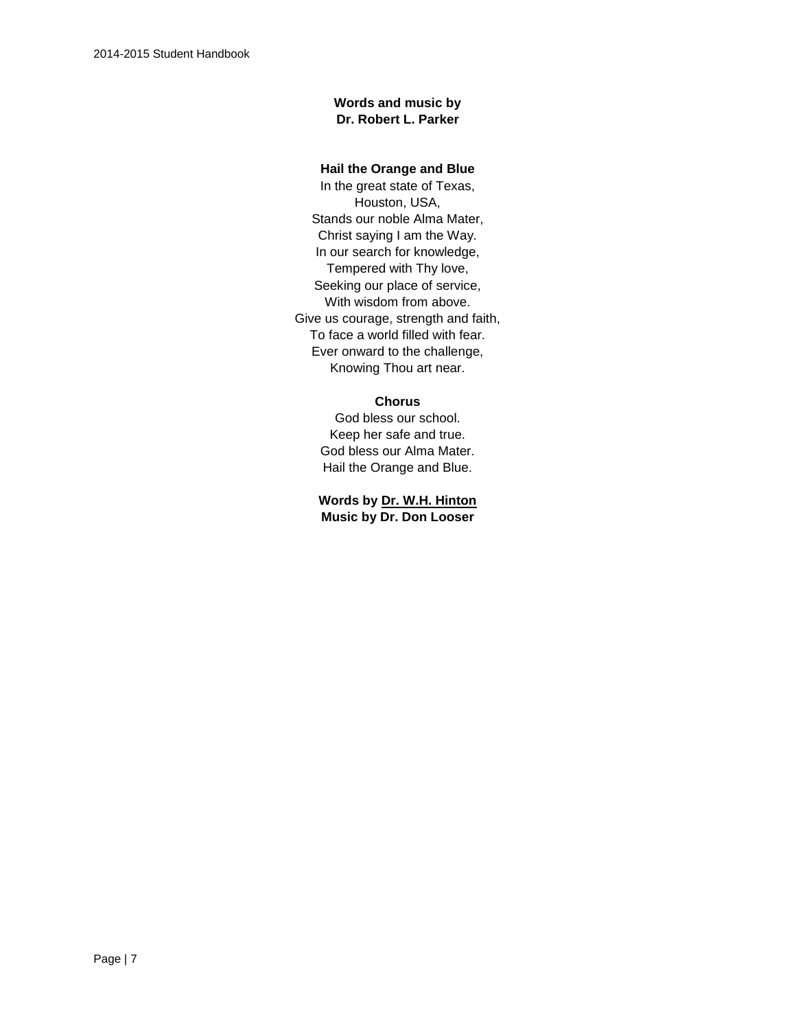**Words and music by**
**Dr. Robert L. Parker**

**Hail the Orange and Blue**

In the great state of Texas,
Houston, USA,
Stands our noble Alma Mater,
Christ saying I am the Way.
In our search for knowledge,
Tempered with Thy love,
Seeking our place of service,
With wisdom from above.
Give us courage, strength and faith,
To face a world filled with fear.
Ever onward to the challenge,
Knowing Thou art near.

**Chorus**

God bless our school.
Keep her safe and true.
God bless our Alma Mater.
Hail the Orange and Blue.

**Words by Dr. W.H. Hinton**
**Music by Dr. Don Looser**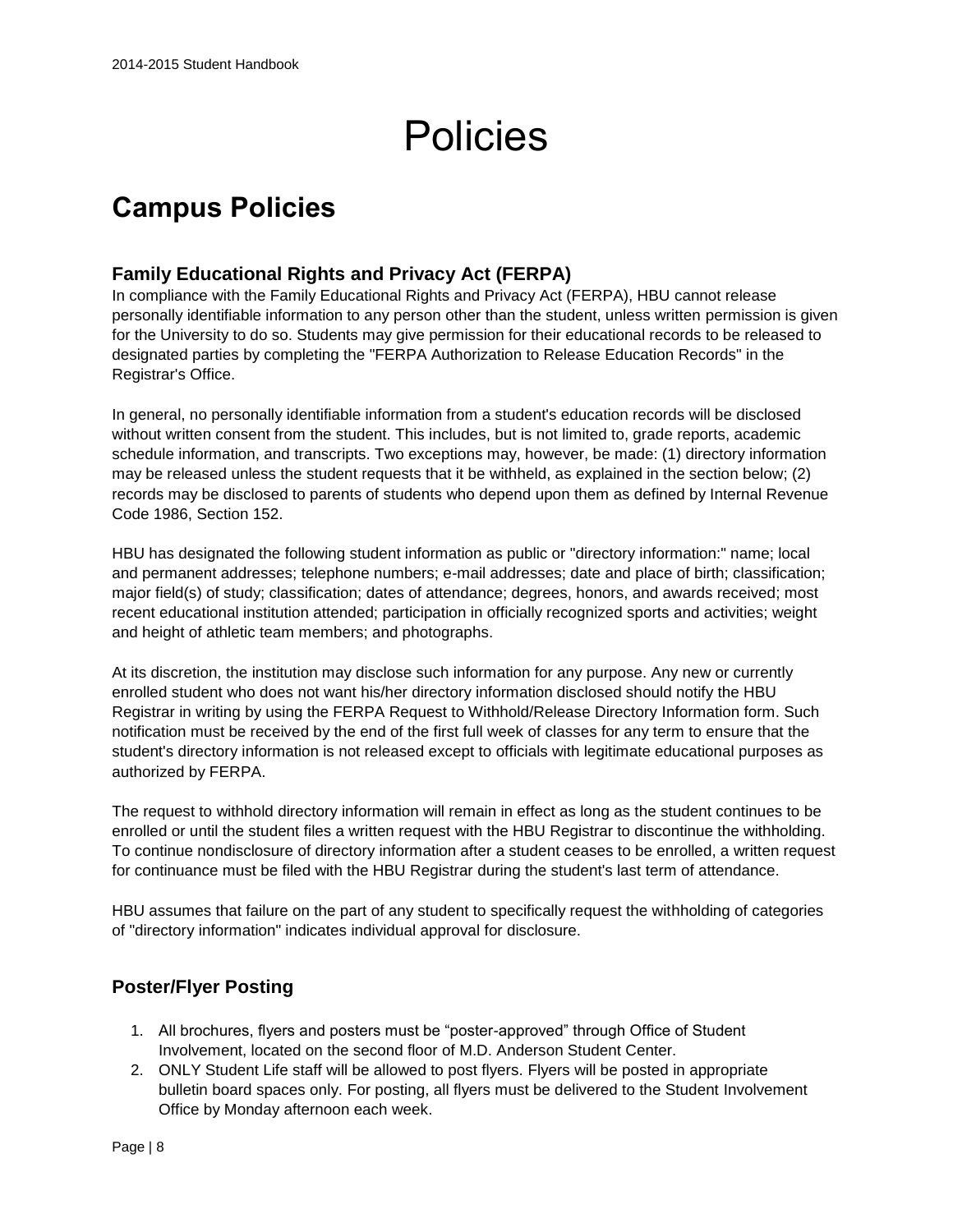# Policies

## Campus Policies

### Family Educational Rights and Privacy Act (FERPA)

In compliance with the Family Educational Rights and Privacy Act (FERPA), HBU cannot release personally identifiable information to any person other than the student, unless written permission is given for the University to do so. Students may give permission for their educational records to be released to designated parties by completing the "FERPA Authorization to Release Education Records" in the Registrar's Office.

In general, no personally identifiable information from a student's education records will be disclosed without written consent from the student. This includes, but is not limited to, grade reports, academic schedule information, and transcripts. Two exceptions may, however, be made: (1) directory information may be released unless the student requests that it be withheld, as explained in the section below; (2) records may be disclosed to parents of students who depend upon them as defined by Internal Revenue Code 1986, Section 152.

HBU has designated the following student information as public or "directory information:" name; local and permanent addresses; telephone numbers; e-mail addresses; date and place of birth; classification; major field(s) of study; classification; dates of attendance; degrees, honors, and awards received; most recent educational institution attended; participation in officially recognized sports and activities; weight and height of athletic team members; and photographs.

At its discretion, the institution may disclose such information for any purpose. Any new or currently enrolled student who does not want his/her directory information disclosed should notify the HBU Registrar in writing by using the FERPA Request to Withhold/Release Directory Information form. Such notification must be received by the end of the first full week of classes for any term to ensure that the student's directory information is not released except to officials with legitimate educational purposes as authorized by FERPA.

The request to withhold directory information will remain in effect as long as the student continues to be enrolled or until the student files a written request with the HBU Registrar to discontinue the withholding. To continue nondisclosure of directory information after a student ceases to be enrolled, a written request for continuance must be filed with the HBU Registrar during the student's last term of attendance.

HBU assumes that failure on the part of any student to specifically request the withholding of categories of "directory information" indicates individual approval for disclosure.

### Poster/Flyer Posting

1. All brochures, flyers and posters must be “poster-approved” through Office of Student Involvement, located on the second floor of M.D. Anderson Student Center.
2. ONLY Student Life staff will be allowed to post flyers. Flyers will be posted in appropriate bulletin board spaces only. For posting, all flyers must be delivered to the Student Involvement Office by Monday afternoon each week.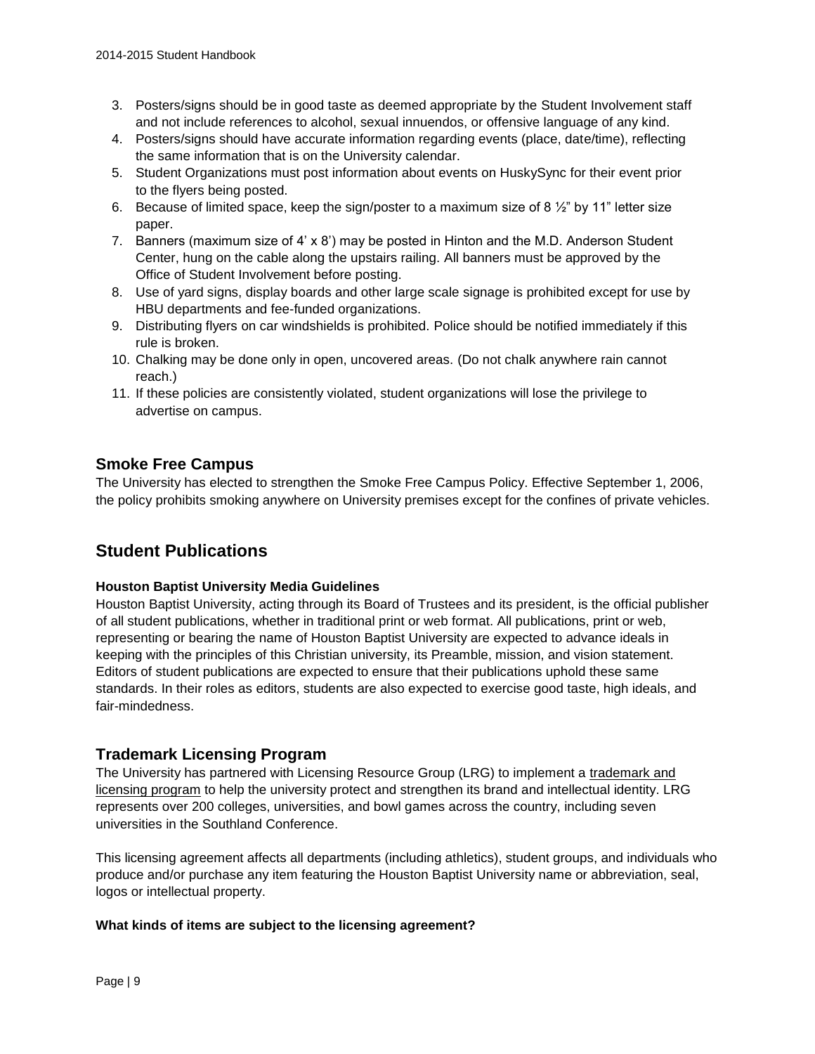3. Posters/signs should be in good taste as deemed appropriate by the Student Involvement staff and not include references to alcohol, sexual innuendos, or offensive language of any kind.
4. Posters/signs should have accurate information regarding events (place, date/time), reflecting the same information that is on the University calendar.
5. Student Organizations must post information about events on HuskySync for their event prior to the flyers being posted.
6. Because of limited space, keep the sign/poster to a maximum size of 8 ½" by 11" letter size paper.
7. Banners (maximum size of 4' x 8') may be posted in Hinton and the M.D. Anderson Student Center, hung on the cable along the upstairs railing. All banners must be approved by the Office of Student Involvement before posting.
8. Use of yard signs, display boards and other large scale signage is prohibited except for use by HBU departments and fee-funded organizations.
9. Distributing flyers on car windshields is prohibited. Police should be notified immediately if this rule is broken.
10. Chalking may be done only in open, uncovered areas. (Do not chalk anywhere rain cannot reach.)
11. If these policies are consistently violated, student organizations will lose the privilege to advertise on campus.

## Smoke Free Campus

The University has elected to strengthen the Smoke Free Campus Policy. Effective September 1, 2006, the policy prohibits smoking anywhere on University premises except for the confines of private vehicles.

# Student Publications

**Houston Baptist University Media Guidelines**

Houston Baptist University, acting through its Board of Trustees and its president, is the official publisher of all student publications, whether in traditional print or web format. All publications, print or web, representing or bearing the name of Houston Baptist University are expected to advance ideals in keeping with the principles of this Christian university, its Preamble, mission, and vision statement. Editors of student publications are expected to ensure that their publications uphold these same standards. In their roles as editors, students are also expected to exercise good taste, high ideals, and fair-mindedness.

## Trademark Licensing Program

The University has partnered with Licensing Resource Group (LRG) to implement a trademark and licensing program to help the university protect and strengthen its brand and intellectual identity. LRG represents over 200 colleges, universities, and bowl games across the country, including seven universities in the Southland Conference.

This licensing agreement affects all departments (including athletics), student groups, and individuals who produce and/or purchase any item featuring the Houston Baptist University name or abbreviation, seal, logos or intellectual property.

**What kinds of items are subject to the licensing agreement?**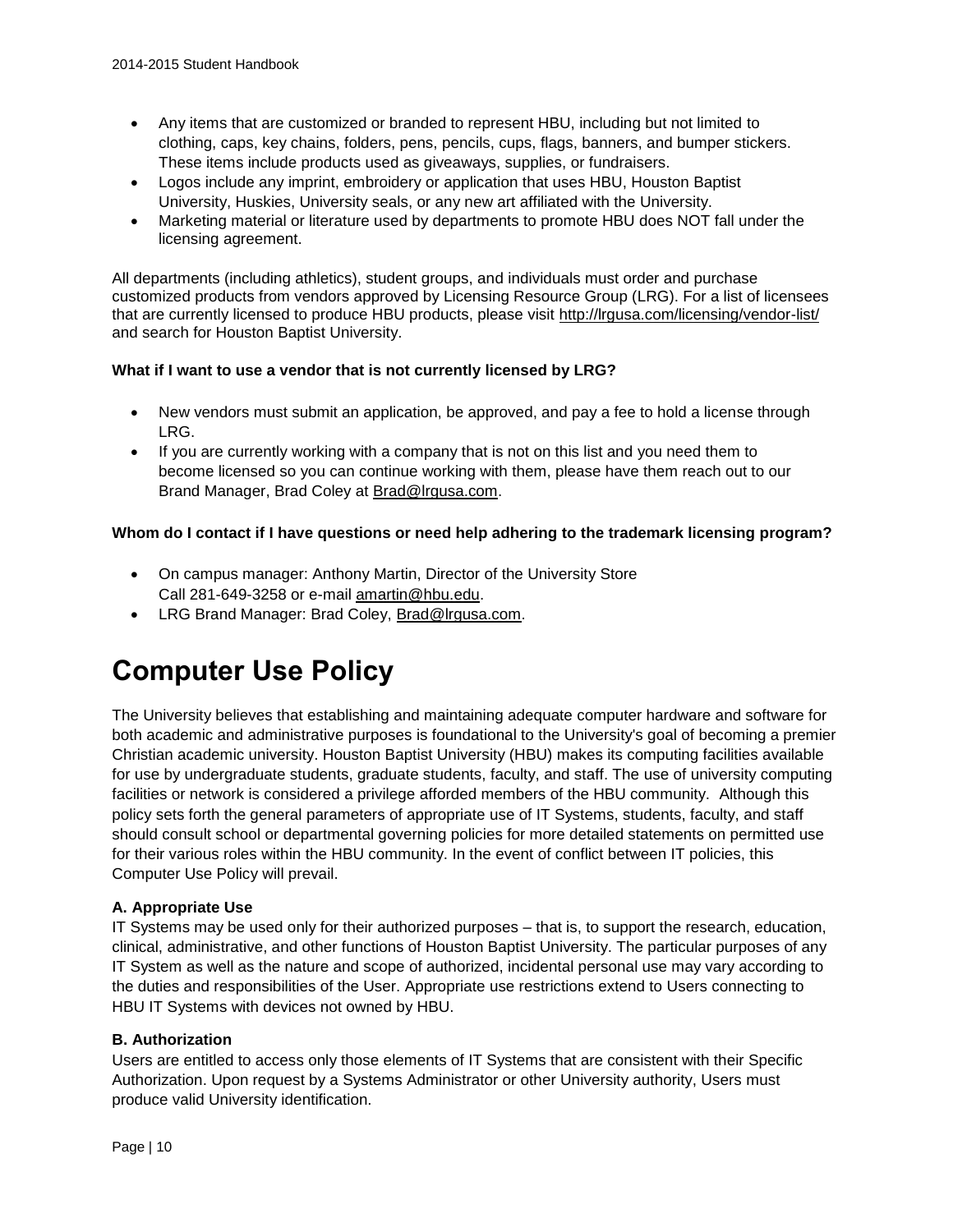- Any items that are customized or branded to represent HBU, including but not limited to clothing, caps, key chains, folders, pens, pencils, cups, flags, banners, and bumper stickers. These items include products used as giveaways, supplies, or fundraisers.
- Logos include any imprint, embroidery or application that uses HBU, Houston Baptist University, Huskies, University seals, or any new art affiliated with the University.
- Marketing material or literature used by departments to promote HBU does NOT fall under the licensing agreement.

All departments (including athletics), student groups, and individuals must order and purchase customized products from vendors approved by Licensing Resource Group (LRG). For a list of licensees that are currently licensed to produce HBU products, please visit http://lrgusa.com/licensing/vendor-list/ and search for Houston Baptist University.

**What if I want to use a vendor that is not currently licensed by LRG?**

- New vendors must submit an application, be approved, and pay a fee to hold a license through LRG.
- If you are currently working with a company that is not on this list and you need them to become licensed so you can continue working with them, please have them reach out to our Brand Manager, Brad Coley at Brad@lrgusa.com.

**Whom do I contact if I have questions or need help adhering to the trademark licensing program?**

- On campus manager: Anthony Martin, Director of the University Store
  Call 281-649-3258 or e-mail amartin@hbu.edu.
- LRG Brand Manager: Brad Coley, Brad@lrgusa.com.

# Computer Use Policy

The University believes that establishing and maintaining adequate computer hardware and software for both academic and administrative purposes is foundational to the University's goal of becoming a premier Christian academic university. Houston Baptist University (HBU) makes its computing facilities available for use by undergraduate students, graduate students, faculty, and staff. The use of university computing facilities or network is considered a privilege afforded members of the HBU community. Although this policy sets forth the general parameters of appropriate use of IT Systems, students, faculty, and staff should consult school or departmental governing policies for more detailed statements on permitted use for their various roles within the HBU community. In the event of conflict between IT policies, this Computer Use Policy will prevail.

**A. Appropriate Use**
IT Systems may be used only for their authorized purposes – that is, to support the research, education, clinical, administrative, and other functions of Houston Baptist University. The particular purposes of any IT System as well as the nature and scope of authorized, incidental personal use may vary according to the duties and responsibilities of the User. Appropriate use restrictions extend to Users connecting to HBU IT Systems with devices not owned by HBU.

**B. Authorization**
Users are entitled to access only those elements of IT Systems that are consistent with their Specific Authorization. Upon request by a Systems Administrator or other University authority, Users must produce valid University identification.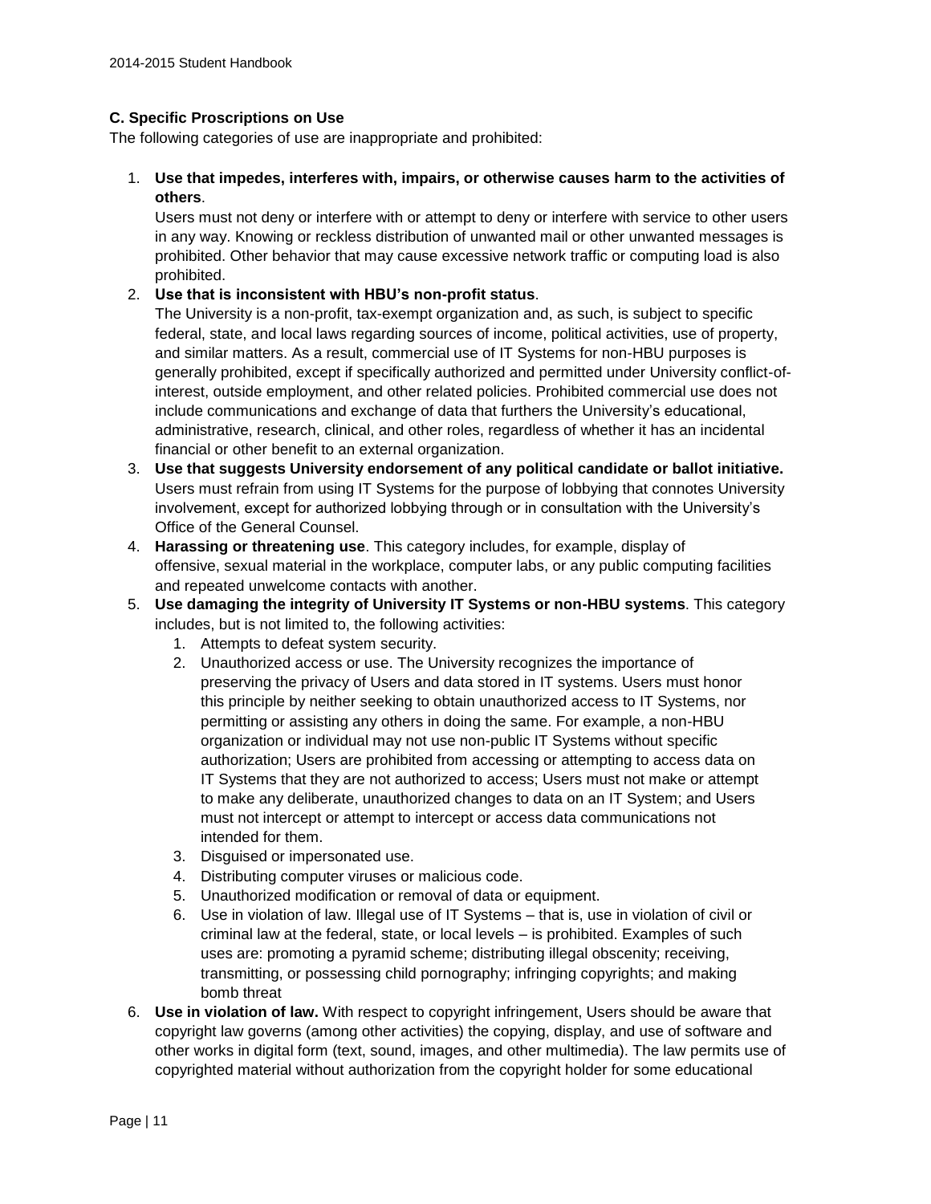### C. Specific Proscriptions on Use

The following categories of use are inappropriate and prohibited:

1. **Use that impedes, interferes with, impairs, or otherwise causes harm to the activities of others**.
   Users must not deny or interfere with or attempt to deny or interfere with service to other users in any way. Knowing or reckless distribution of unwanted mail or other unwanted messages is prohibited. Other behavior that may cause excessive network traffic or computing load is also prohibited.
2. **Use that is inconsistent with HBU's non-profit status**.
   The University is a non-profit, tax-exempt organization and, as such, is subject to specific federal, state, and local laws regarding sources of income, political activities, use of property, and similar matters. As a result, commercial use of IT Systems for non-HBU purposes is generally prohibited, except if specifically authorized and permitted under University conflict-of-interest, outside employment, and other related policies. Prohibited commercial use does not include communications and exchange of data that furthers the University's educational, administrative, research, clinical, and other roles, regardless of whether it has an incidental financial or other benefit to an external organization.
3. **Use that suggests University endorsement of any political candidate or ballot initiative.** Users must refrain from using IT Systems for the purpose of lobbying that connotes University involvement, except for authorized lobbying through or in consultation with the University's Office of the General Counsel.
4. **Harassing or threatening use**. This category includes, for example, display of offensive, sexual material in the workplace, computer labs, or any public computing facilities and repeated unwelcome contacts with another.
5. **Use damaging the integrity of University IT Systems or non-HBU systems**. This category includes, but is not limited to, the following activities:
   1. Attempts to defeat system security.
   2. Unauthorized access or use. The University recognizes the importance of preserving the privacy of Users and data stored in IT systems. Users must honor this principle by neither seeking to obtain unauthorized access to IT Systems, nor permitting or assisting any others in doing the same. For example, a non-HBU organization or individual may not use non-public IT Systems without specific authorization; Users are prohibited from accessing or attempting to access data on IT Systems that they are not authorized to access; Users must not make or attempt to make any deliberate, unauthorized changes to data on an IT System; and Users must not intercept or attempt to intercept or access data communications not intended for them.
   3. Disguised or impersonated use.
   4. Distributing computer viruses or malicious code.
   5. Unauthorized modification or removal of data or equipment.
   6. Use in violation of law. Illegal use of IT Systems – that is, use in violation of civil or criminal law at the federal, state, or local levels – is prohibited. Examples of such uses are: promoting a pyramid scheme; distributing illegal obscenity; receiving, transmitting, or possessing child pornography; infringing copyrights; and making bomb threat
6. **Use in violation of law.** With respect to copyright infringement, Users should be aware that copyright law governs (among other activities) the copying, display, and use of software and other works in digital form (text, sound, images, and other multimedia). The law permits use of copyrighted material without authorization from the copyright holder for some educational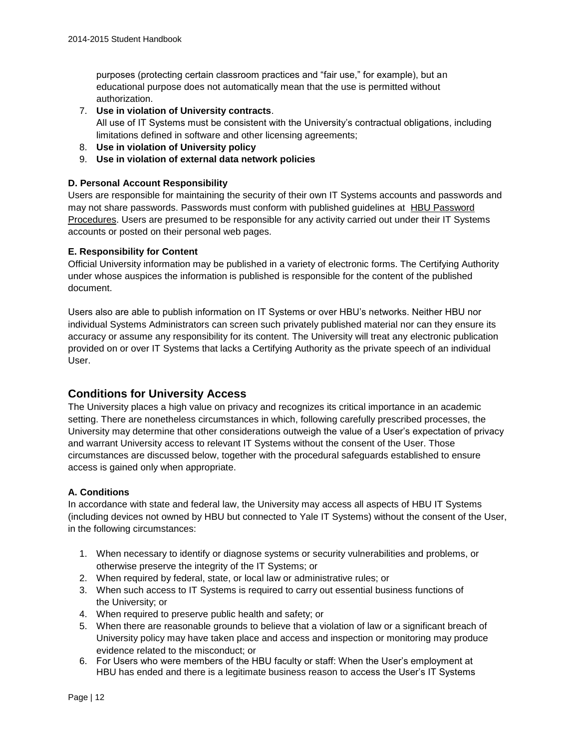purposes (protecting certain classroom practices and "fair use," for example), but an educational purpose does not automatically mean that the use is permitted without authorization.

7. **Use in violation of University contracts**.
   All use of IT Systems must be consistent with the University's contractual obligations, including limitations defined in software and other licensing agreements;
8. **Use in violation of University policy**
9. **Use in violation of external data network policies**

**D. Personal Account Responsibility**

Users are responsible for maintaining the security of their own IT Systems accounts and passwords and may not share passwords. Passwords must conform with published guidelines at HBU Password Procedures. Users are presumed to be responsible for any activity carried out under their IT Systems accounts or posted on their personal web pages.

**E. Responsibility for Content**

Official University information may be published in a variety of electronic forms. The Certifying Authority under whose auspices the information is published is responsible for the content of the published document.

Users also are able to publish information on IT Systems or over HBU's networks. Neither HBU nor individual Systems Administrators can screen such privately published material nor can they ensure its accuracy or assume any responsibility for its content. The University will treat any electronic publication provided on or over IT Systems that lacks a Certifying Authority as the private speech of an individual User.

## Conditions for University Access

The University places a high value on privacy and recognizes its critical importance in an academic setting. There are nonetheless circumstances in which, following carefully prescribed processes, the University may determine that other considerations outweigh the value of a User's expectation of privacy and warrant University access to relevant IT Systems without the consent of the User. Those circumstances are discussed below, together with the procedural safeguards established to ensure access is gained only when appropriate.

**A. Conditions**

In accordance with state and federal law, the University may access all aspects of HBU IT Systems (including devices not owned by HBU but connected to Yale IT Systems) without the consent of the User, in the following circumstances:

1. When necessary to identify or diagnose systems or security vulnerabilities and problems, or otherwise preserve the integrity of the IT Systems; or
2. When required by federal, state, or local law or administrative rules; or
3. When such access to IT Systems is required to carry out essential business functions of the University; or
4. When required to preserve public health and safety; or
5. When there are reasonable grounds to believe that a violation of law or a significant breach of University policy may have taken place and access and inspection or monitoring may produce evidence related to the misconduct; or
6. For Users who were members of the HBU faculty or staff: When the User's employment at HBU has ended and there is a legitimate business reason to access the User's IT Systems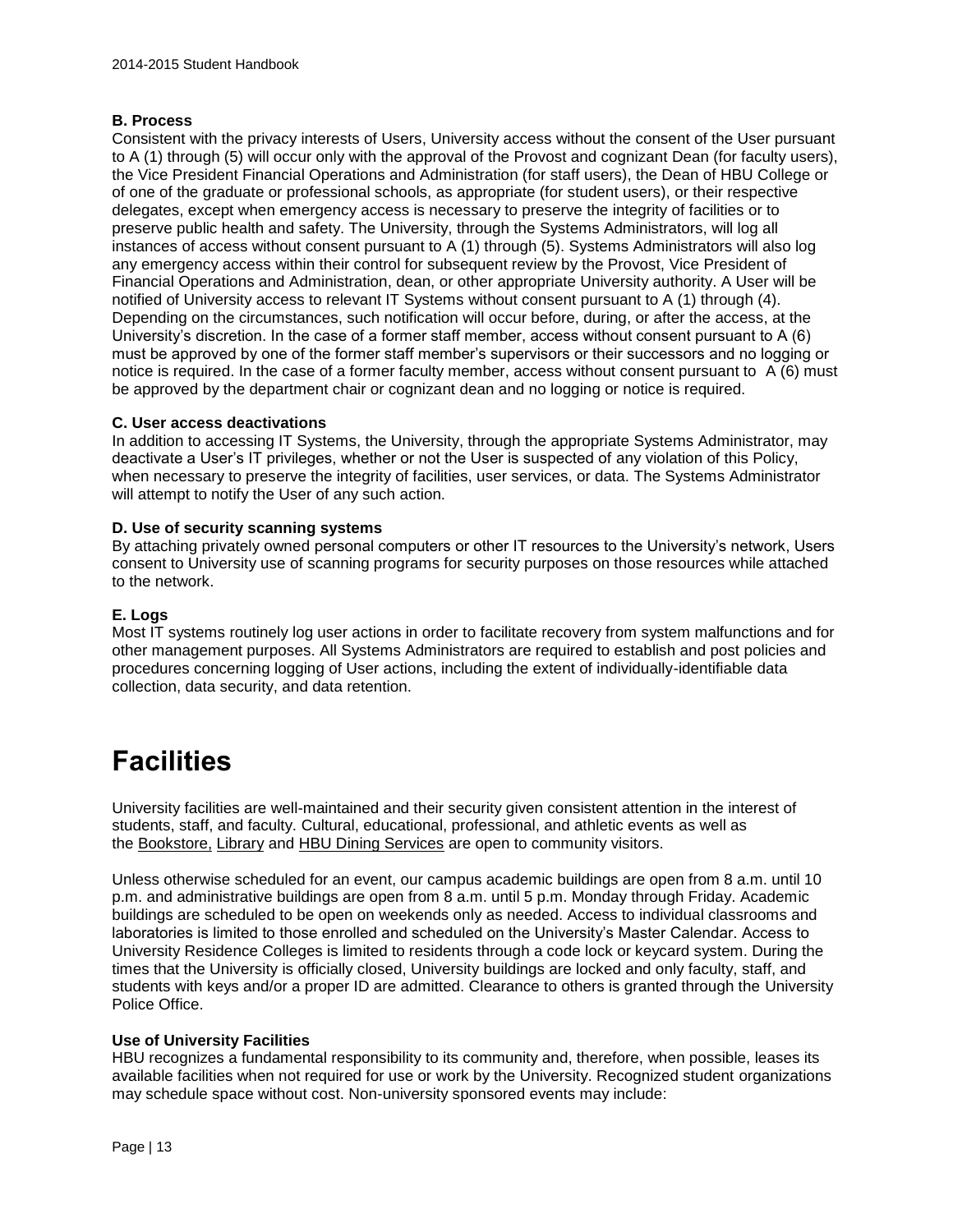**B. Process**

Consistent with the privacy interests of Users, University access without the consent of the User pursuant to A (1) through (5) will occur only with the approval of the Provost and cognizant Dean (for faculty users), the Vice President Financial Operations and Administration (for staff users), the Dean of HBU College or of one of the graduate or professional schools, as appropriate (for student users), or their respective delegates, except when emergency access is necessary to preserve the integrity of facilities or to preserve public health and safety. The University, through the Systems Administrators, will log all instances of access without consent pursuant to A (1) through (5). Systems Administrators will also log any emergency access within their control for subsequent review by the Provost, Vice President of Financial Operations and Administration, dean, or other appropriate University authority. A User will be notified of University access to relevant IT Systems without consent pursuant to A (1) through (4). Depending on the circumstances, such notification will occur before, during, or after the access, at the University's discretion. In the case of a former staff member, access without consent pursuant to A (6) must be approved by one of the former staff member's supervisors or their successors and no logging or notice is required. In the case of a former faculty member, access without consent pursuant to A (6) must be approved by the department chair or cognizant dean and no logging or notice is required.

**C. User access deactivations**

In addition to accessing IT Systems, the University, through the appropriate Systems Administrator, may deactivate a User's IT privileges, whether or not the User is suspected of any violation of this Policy, when necessary to preserve the integrity of facilities, user services, or data. The Systems Administrator will attempt to notify the User of any such action.

**D. Use of security scanning systems**

By attaching privately owned personal computers or other IT resources to the University's network, Users consent to University use of scanning programs for security purposes on those resources while attached to the network.

**E. Logs**

Most IT systems routinely log user actions in order to facilitate recovery from system malfunctions and for other management purposes. All Systems Administrators are required to establish and post policies and procedures concerning logging of User actions, including the extent of individually-identifiable data collection, data security, and data retention.

# Facilities

University facilities are well-maintained and their security given consistent attention in the interest of students, staff, and faculty. Cultural, educational, professional, and athletic events as well as the Bookstore, Library and HBU Dining Services are open to community visitors.

Unless otherwise scheduled for an event, our campus academic buildings are open from 8 a.m. until 10 p.m. and administrative buildings are open from 8 a.m. until 5 p.m. Monday through Friday. Academic buildings are scheduled to be open on weekends only as needed. Access to individual classrooms and laboratories is limited to those enrolled and scheduled on the University's Master Calendar. Access to University Residence Colleges is limited to residents through a code lock or keycard system. During the times that the University is officially closed, University buildings are locked and only faculty, staff, and students with keys and/or a proper ID are admitted. Clearance to others is granted through the University Police Office.

**Use of University Facilities**

HBU recognizes a fundamental responsibility to its community and, therefore, when possible, leases its available facilities when not required for use or work by the University. Recognized student organizations may schedule space without cost. Non-university sponsored events may include: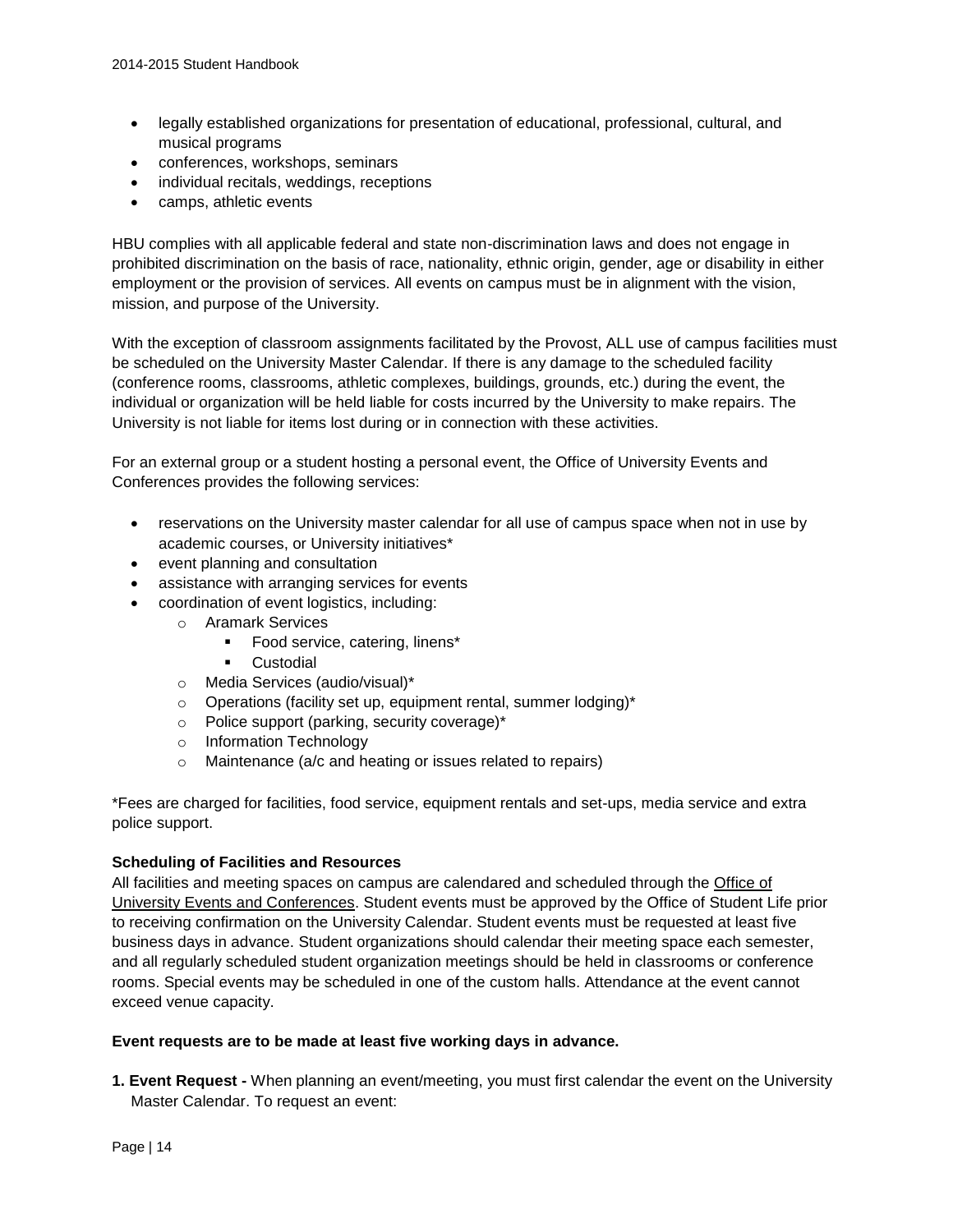- legally established organizations for presentation of educational, professional, cultural, and musical programs
- conferences, workshops, seminars
- individual recitals, weddings, receptions
- camps, athletic events

HBU complies with all applicable federal and state non-discrimination laws and does not engage in prohibited discrimination on the basis of race, nationality, ethnic origin, gender, age or disability in either employment or the provision of services. All events on campus must be in alignment with the vision, mission, and purpose of the University.

With the exception of classroom assignments facilitated by the Provost, ALL use of campus facilities must be scheduled on the University Master Calendar. If there is any damage to the scheduled facility (conference rooms, classrooms, athletic complexes, buildings, grounds, etc.) during the event, the individual or organization will be held liable for costs incurred by the University to make repairs. The University is not liable for items lost during or in connection with these activities.

For an external group or a student hosting a personal event, the Office of University Events and Conferences provides the following services:

- reservations on the University master calendar for all use of campus space when not in use by academic courses, or University initiatives*
- event planning and consultation
- assistance with arranging services for events
- coordination of event logistics, including:
  - Aramark Services
    - Food service, catering, linens*
    - Custodial
  - Media Services (audio/visual)*
  - Operations (facility set up, equipment rental, summer lodging)*
  - Police support (parking, security coverage)*
  - Information Technology
  - Maintenance (a/c and heating or issues related to repairs)

*Fees are charged for facilities, food service, equipment rentals and set-ups, media service and extra police support.

**Scheduling of Facilities and Resources**

All facilities and meeting spaces on campus are calendared and scheduled through the Office of University Events and Conferences. Student events must be approved by the Office of Student Life prior to receiving confirmation on the University Calendar. Student events must be requested at least five business days in advance. Student organizations should calendar their meeting space each semester, and all regularly scheduled student organization meetings should be held in classrooms or conference rooms. Special events may be scheduled in one of the custom halls. Attendance at the event cannot exceed venue capacity.

**Event requests are to be made at least five working days in advance.**

**1. Event Request -** When planning an event/meeting, you must first calendar the event on the University Master Calendar. To request an event: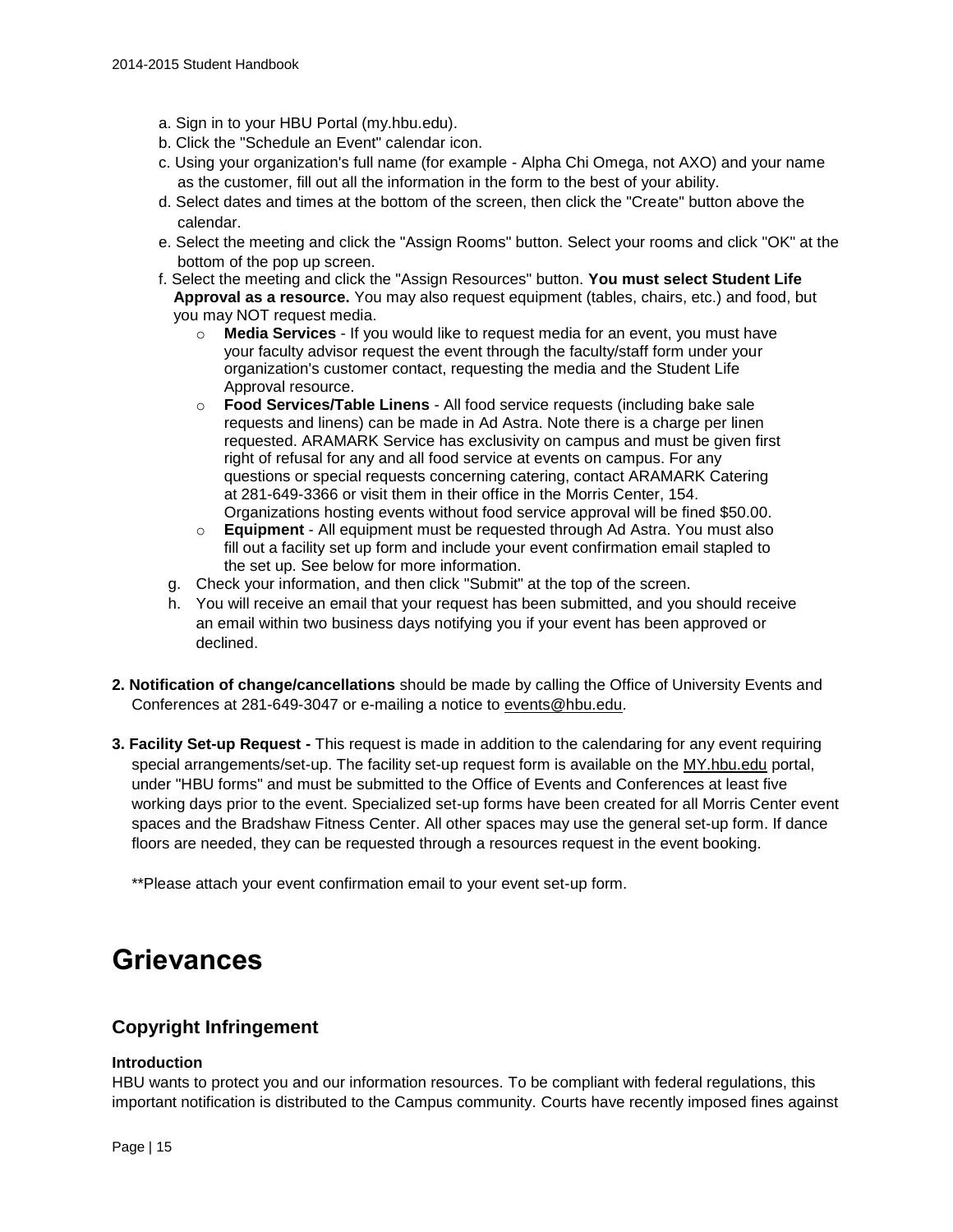a. Sign in to your HBU Portal (my.hbu.edu).
b. Click the "Schedule an Event" calendar icon.
c. Using your organization's full name (for example - Alpha Chi Omega, not AXO) and your name as the customer, fill out all the information in the form to the best of your ability.
d. Select dates and times at the bottom of the screen, then click the "Create" button above the calendar.
e. Select the meeting and click the "Assign Rooms" button. Select your rooms and click "OK" at the bottom of the pop up screen.
f. Select the meeting and click the "Assign Resources" button. **You must select Student Life Approval as a resource.** You may also request equipment (tables, chairs, etc.) and food, but you may NOT request media.
   - **Media Services** - If you would like to request media for an event, you must have your faculty advisor request the event through the faculty/staff form under your organization's customer contact, requesting the media and the Student Life Approval resource.
   - **Food Services/Table Linens** - All food service requests (including bake sale requests and linens) can be made in Ad Astra. Note there is a charge per linen requested. ARAMARK Service has exclusivity on campus and must be given first right of refusal for any and all food service at events on campus. For any questions or special requests concerning catering, contact ARAMARK Catering at 281-649-3366 or visit them in their office in the Morris Center, 154. Organizations hosting events without food service approval will be fined $50.00.
   - **Equipment** - All equipment must be requested through Ad Astra. You must also fill out a facility set up form and include your event confirmation email stapled to the set up. See below for more information.

g. Check your information, and then click "Submit" at the top of the screen.
h. You will receive an email that your request has been submitted, and you should receive an email within two business days notifying you if your event has been approved or declined.

**2. Notification of change/cancellations** should be made by calling the Office of University Events and Conferences at 281-649-3047 or e-mailing a notice to events@hbu.edu.

**3. Facility Set-up Request -** This request is made in addition to the calendaring for any event requiring special arrangements/set-up. The facility set-up request form is available on the MY.hbu.edu portal, under "HBU forms" and must be submitted to the Office of Events and Conferences at least five working days prior to the event. Specialized set-up forms have been created for all Morris Center event spaces and the Bradshaw Fitness Center. All other spaces may use the general set-up form. If dance floors are needed, they can be requested through a resources request in the event booking.

**Please attach your event confirmation email to your event set-up form.

# Grievances

## Copyright Infringement

### Introduction

HBU wants to protect you and our information resources. To be compliant with federal regulations, this important notification is distributed to the Campus community. Courts have recently imposed fines against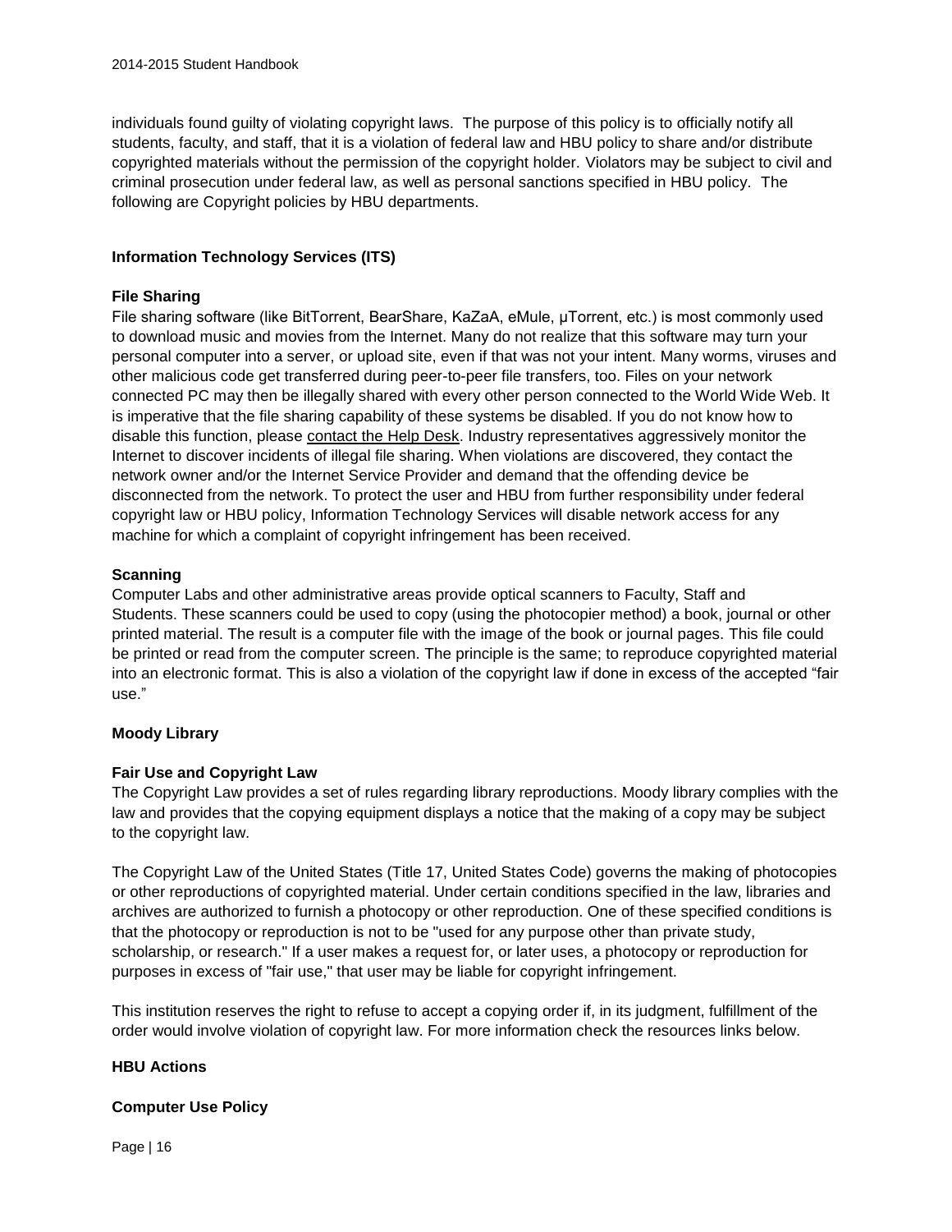individuals found guilty of violating copyright laws. The purpose of this policy is to officially notify all students, faculty, and staff, that it is a violation of federal law and HBU policy to share and/or distribute copyrighted materials without the permission of the copyright holder. Violators may be subject to civil and criminal prosecution under federal law, as well as personal sanctions specified in HBU policy. The following are Copyright policies by HBU departments.

**Information Technology Services (ITS)**

**File Sharing**

File sharing software (like BitTorrent, BearShare, KaZaA, eMule, µTorrent, etc.) is most commonly used to download music and movies from the Internet. Many do not realize that this software may turn your personal computer into a server, or upload site, even if that was not your intent. Many worms, viruses and other malicious code get transferred during peer-to-peer file transfers, too. Files on your network connected PC may then be illegally shared with every other person connected to the World Wide Web. It is imperative that the file sharing capability of these systems be disabled. If you do not know how to disable this function, please contact the Help Desk. Industry representatives aggressively monitor the Internet to discover incidents of illegal file sharing. When violations are discovered, they contact the network owner and/or the Internet Service Provider and demand that the offending device be disconnected from the network. To protect the user and HBU from further responsibility under federal copyright law or HBU policy, Information Technology Services will disable network access for any machine for which a complaint of copyright infringement has been received.

**Scanning**

Computer Labs and other administrative areas provide optical scanners to Faculty, Staff and Students. These scanners could be used to copy (using the photocopier method) a book, journal or other printed material. The result is a computer file with the image of the book or journal pages. This file could be printed or read from the computer screen. The principle is the same; to reproduce copyrighted material into an electronic format. This is also a violation of the copyright law if done in excess of the accepted "fair use."

**Moody Library**

**Fair Use and Copyright Law**

The Copyright Law provides a set of rules regarding library reproductions. Moody library complies with the law and provides that the copying equipment displays a notice that the making of a copy may be subject to the copyright law.

The Copyright Law of the United States (Title 17, United States Code) governs the making of photocopies or other reproductions of copyrighted material. Under certain conditions specified in the law, libraries and archives are authorized to furnish a photocopy or other reproduction. One of these specified conditions is that the photocopy or reproduction is not to be "used for any purpose other than private study, scholarship, or research." If a user makes a request for, or later uses, a photocopy or reproduction for purposes in excess of "fair use," that user may be liable for copyright infringement.

This institution reserves the right to refuse to accept a copying order if, in its judgment, fulfillment of the order would involve violation of copyright law. For more information check the resources links below.

**HBU Actions**

**Computer Use Policy**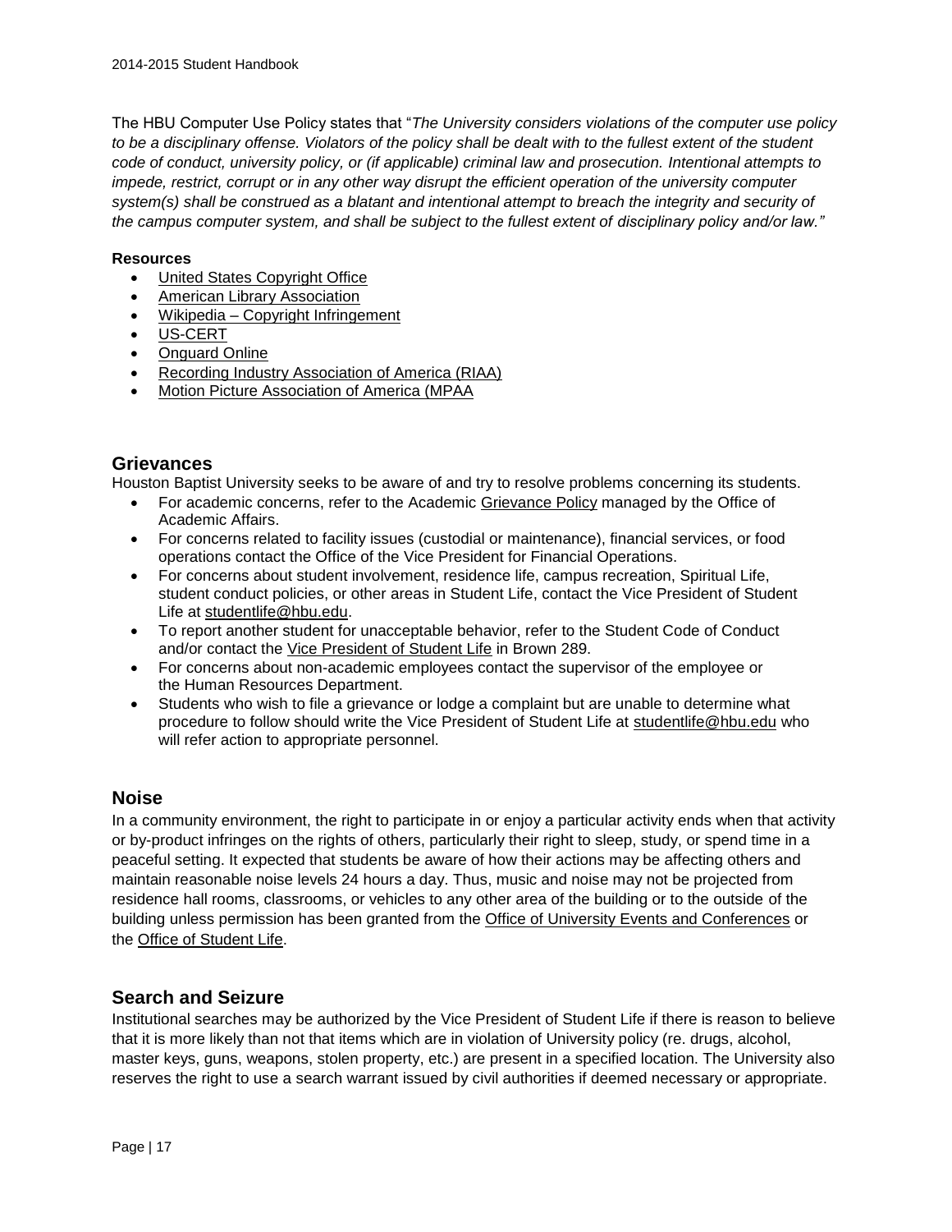The HBU Computer Use Policy states that "*The University considers violations of the computer use policy to be a disciplinary offense. Violators of the policy shall be dealt with to the fullest extent of the student code of conduct, university policy, or (if applicable) criminal law and prosecution. Intentional attempts to impede, restrict, corrupt or in any other way disrupt the efficient operation of the university computer system(s) shall be construed as a blatant and intentional attempt to breach the integrity and security of the campus computer system, and shall be subject to the fullest extent of disciplinary policy and/or law."*

**Resources**

- United States Copyright Office
- American Library Association
- Wikipedia – Copyright Infringement
- US-CERT
- Onguard Online
- Recording Industry Association of America (RIAA)
- Motion Picture Association of America (MPAA

## Grievances

Houston Baptist University seeks to be aware of and try to resolve problems concerning its students.

- For academic concerns, refer to the Academic Grievance Policy managed by the Office of Academic Affairs.
- For concerns related to facility issues (custodial or maintenance), financial services, or food operations contact the Office of the Vice President for Financial Operations.
- For concerns about student involvement, residence life, campus recreation, Spiritual Life, student conduct policies, or other areas in Student Life, contact the Vice President of Student Life at studentlife@hbu.edu.
- To report another student for unacceptable behavior, refer to the Student Code of Conduct and/or contact the Vice President of Student Life in Brown 289.
- For concerns about non-academic employees contact the supervisor of the employee or the Human Resources Department.
- Students who wish to file a grievance or lodge a complaint but are unable to determine what procedure to follow should write the Vice President of Student Life at studentlife@hbu.edu who will refer action to appropriate personnel.

## Noise

In a community environment, the right to participate in or enjoy a particular activity ends when that activity or by-product infringes on the rights of others, particularly their right to sleep, study, or spend time in a peaceful setting. It expected that students be aware of how their actions may be affecting others and maintain reasonable noise levels 24 hours a day. Thus, music and noise may not be projected from residence hall rooms, classrooms, or vehicles to any other area of the building or to the outside of the building unless permission has been granted from the Office of University Events and Conferences or the Office of Student Life.

## Search and Seizure

Institutional searches may be authorized by the Vice President of Student Life if there is reason to believe that it is more likely than not that items which are in violation of University policy (re. drugs, alcohol, master keys, guns, weapons, stolen property, etc.) are present in a specified location. The University also reserves the right to use a search warrant issued by civil authorities if deemed necessary or appropriate.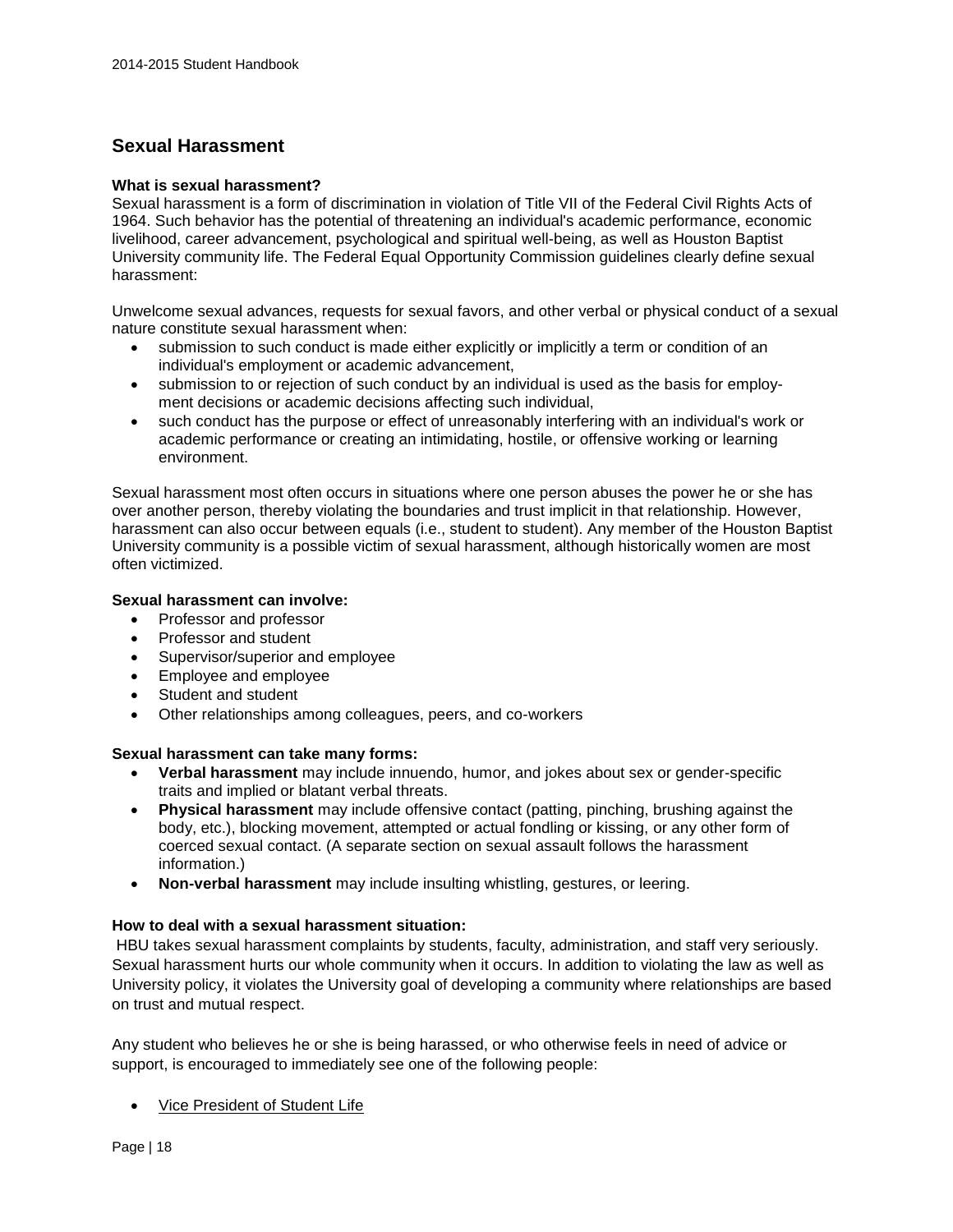## Sexual Harassment

**What is sexual harassment?**

Sexual harassment is a form of discrimination in violation of Title VII of the Federal Civil Rights Acts of 1964. Such behavior has the potential of threatening an individual's academic performance, economic livelihood, career advancement, psychological and spiritual well-being, as well as Houston Baptist University community life. The Federal Equal Opportunity Commission guidelines clearly define sexual harassment:

Unwelcome sexual advances, requests for sexual favors, and other verbal or physical conduct of a sexual nature constitute sexual harassment when:

- submission to such conduct is made either explicitly or implicitly a term or condition of an individual's employment or academic advancement,
- submission to or rejection of such conduct by an individual is used as the basis for employment decisions or academic decisions affecting such individual,
- such conduct has the purpose or effect of unreasonably interfering with an individual's work or academic performance or creating an intimidating, hostile, or offensive working or learning environment.

Sexual harassment most often occurs in situations where one person abuses the power he or she has over another person, thereby violating the boundaries and trust implicit in that relationship. However, harassment can also occur between equals (i.e., student to student). Any member of the Houston Baptist University community is a possible victim of sexual harassment, although historically women are most often victimized.

**Sexual harassment can involve:**

- Professor and professor
- Professor and student
- Supervisor/superior and employee
- Employee and employee
- Student and student
- Other relationships among colleagues, peers, and co-workers

**Sexual harassment can take many forms:**

- **Verbal harassment** may include innuendo, humor, and jokes about sex or gender-specific traits and implied or blatant verbal threats.
- **Physical harassment** may include offensive contact (patting, pinching, brushing against the body, etc.), blocking movement, attempted or actual fondling or kissing, or any other form of coerced sexual contact. (A separate section on sexual assault follows the harassment information.)
- **Non-verbal harassment** may include insulting whistling, gestures, or leering.

**How to deal with a sexual harassment situation:**

HBU takes sexual harassment complaints by students, faculty, administration, and staff very seriously. Sexual harassment hurts our whole community when it occurs. In addition to violating the law as well as University policy, it violates the University goal of developing a community where relationships are based on trust and mutual respect.

Any student who believes he or she is being harassed, or who otherwise feels in need of advice or support, is encouraged to immediately see one of the following people:

- Vice President of Student Life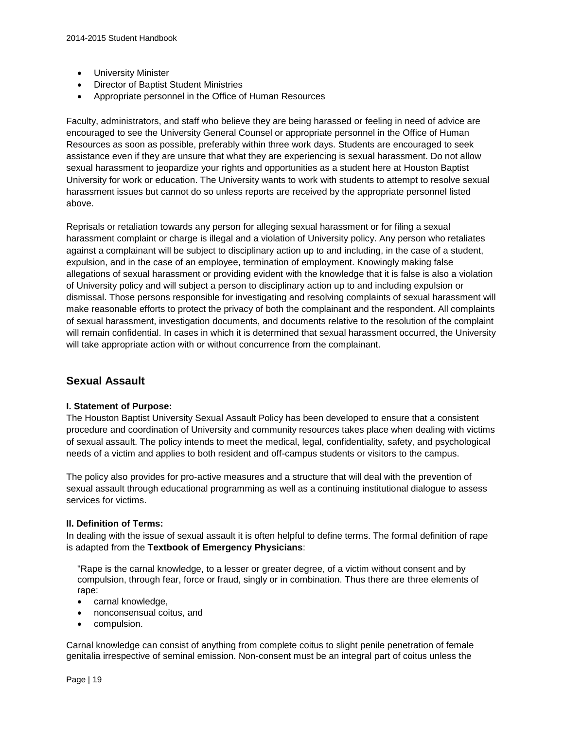- University Minister
- Director of Baptist Student Ministries
- Appropriate personnel in the Office of Human Resources

Faculty, administrators, and staff who believe they are being harassed or feeling in need of advice are encouraged to see the University General Counsel or appropriate personnel in the Office of Human Resources as soon as possible, preferably within three work days. Students are encouraged to seek assistance even if they are unsure that what they are experiencing is sexual harassment. Do not allow sexual harassment to jeopardize your rights and opportunities as a student here at Houston Baptist University for work or education. The University wants to work with students to attempt to resolve sexual harassment issues but cannot do so unless reports are received by the appropriate personnel listed above.

Reprisals or retaliation towards any person for alleging sexual harassment or for filing a sexual harassment complaint or charge is illegal and a violation of University policy. Any person who retaliates against a complainant will be subject to disciplinary action up to and including, in the case of a student, expulsion, and in the case of an employee, termination of employment. Knowingly making false allegations of sexual harassment or providing evident with the knowledge that it is false is also a violation of University policy and will subject a person to disciplinary action up to and including expulsion or dismissal. Those persons responsible for investigating and resolving complaints of sexual harassment will make reasonable efforts to protect the privacy of both the complainant and the respondent. All complaints of sexual harassment, investigation documents, and documents relative to the resolution of the complaint will remain confidential. In cases in which it is determined that sexual harassment occurred, the University will take appropriate action with or without concurrence from the complainant.

## Sexual Assault

**I. Statement of Purpose:**

The Houston Baptist University Sexual Assault Policy has been developed to ensure that a consistent procedure and coordination of University and community resources takes place when dealing with victims of sexual assault. The policy intends to meet the medical, legal, confidentiality, safety, and psychological needs of a victim and applies to both resident and off-campus students or visitors to the campus.

The policy also provides for pro-active measures and a structure that will deal with the prevention of sexual assault through educational programming as well as a continuing institutional dialogue to assess services for victims.

**II. Definition of Terms:**

In dealing with the issue of sexual assault it is often helpful to define terms. The formal definition of rape is adapted from the **Textbook of Emergency Physicians**:

> "Rape is the carnal knowledge, to a lesser or greater degree, of a victim without consent and by compulsion, through fear, force or fraud, singly or in combination. Thus there are three elements of rape:
>
> - carnal knowledge,
> - nonconsensual coitus, and
> - compulsion.

Carnal knowledge can consist of anything from complete coitus to slight penile penetration of female genitalia irrespective of seminal emission. Non-consent must be an integral part of coitus unless the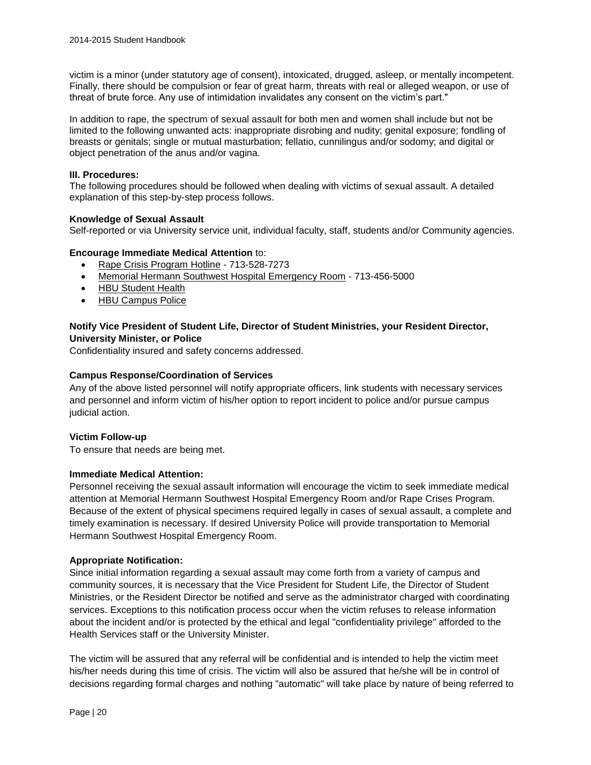victim is a minor (under statutory age of consent), intoxicated, drugged, asleep, or mentally incompetent. Finally, there should be compulsion or fear of great harm, threats with real or alleged weapon, or use of threat of brute force. Any use of intimidation invalidates any consent on the victim's part."

In addition to rape, the spectrum of sexual assault for both men and women shall include but not be limited to the following unwanted acts: inappropriate disrobing and nudity; genital exposure; fondling of breasts or genitals; single or mutual masturbation; fellatio, cunnilingus and/or sodomy; and digital or object penetration of the anus and/or vagina.

**III. Procedures:**
The following procedures should be followed when dealing with victims of sexual assault. A detailed explanation of this step-by-step process follows.

**Knowledge of Sexual Assault**
Self-reported or via University service unit, individual faculty, staff, students and/or Community agencies.

**Encourage Immediate Medical Attention** to:

- Rape Crisis Program Hotline - 713-528-7273
- Memorial Hermann Southwest Hospital Emergency Room - 713-456-5000
- HBU Student Health
- HBU Campus Police

**Notify Vice President of Student Life, Director of Student Ministries, your Resident Director, University Minister, or Police**
Confidentiality insured and safety concerns addressed.

**Campus Response/Coordination of Services**
Any of the above listed personnel will notify appropriate officers, link students with necessary services and personnel and inform victim of his/her option to report incident to police and/or pursue campus judicial action.

**Victim Follow-up**
To ensure that needs are being met.

**Immediate Medical Attention:**
Personnel receiving the sexual assault information will encourage the victim to seek immediate medical attention at Memorial Hermann Southwest Hospital Emergency Room and/or Rape Crises Program. Because of the extent of physical specimens required legally in cases of sexual assault, a complete and timely examination is necessary. If desired University Police will provide transportation to Memorial Hermann Southwest Hospital Emergency Room.

**Appropriate Notification:**
Since initial information regarding a sexual assault may come forth from a variety of campus and community sources, it is necessary that the Vice President for Student Life, the Director of Student Ministries, or the Resident Director be notified and serve as the administrator charged with coordinating services. Exceptions to this notification process occur when the victim refuses to release information about the incident and/or is protected by the ethical and legal "confidentiality privilege" afforded to the Health Services staff or the University Minister.

The victim will be assured that any referral will be confidential and is intended to help the victim meet his/her needs during this time of crisis. The victim will also be assured that he/she will be in control of decisions regarding formal charges and nothing "automatic" will take place by nature of being referred to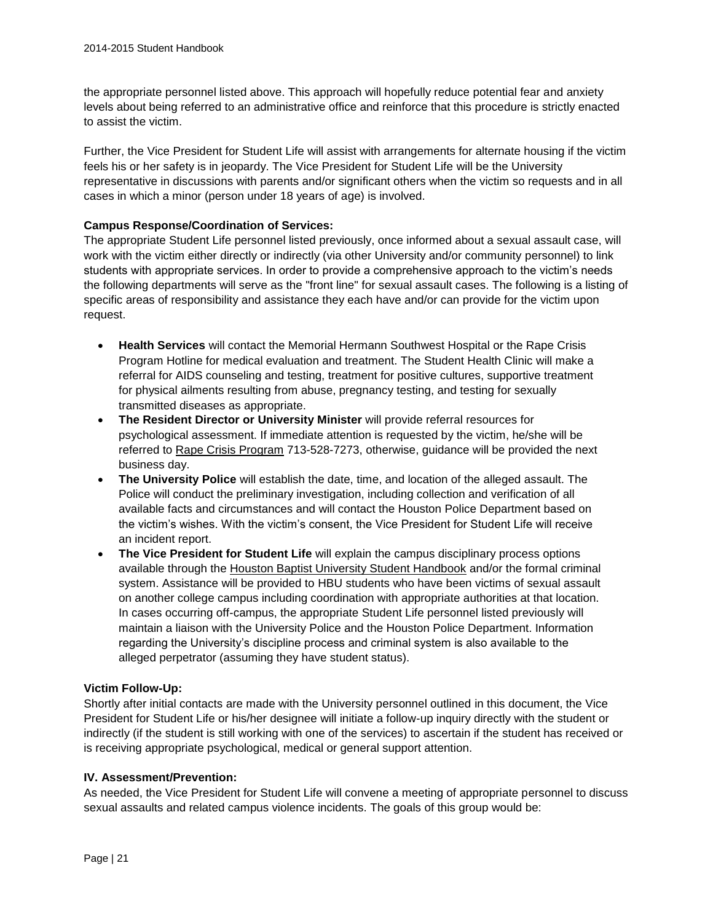the appropriate personnel listed above. This approach will hopefully reduce potential fear and anxiety levels about being referred to an administrative office and reinforce that this procedure is strictly enacted to assist the victim.

Further, the Vice President for Student Life will assist with arrangements for alternate housing if the victim feels his or her safety is in jeopardy. The Vice President for Student Life will be the University representative in discussions with parents and/or significant others when the victim so requests and in all cases in which a minor (person under 18 years of age) is involved.

**Campus Response/Coordination of Services:**

The appropriate Student Life personnel listed previously, once informed about a sexual assault case, will work with the victim either directly or indirectly (via other University and/or community personnel) to link students with appropriate services. In order to provide a comprehensive approach to the victim's needs the following departments will serve as the "front line" for sexual assault cases. The following is a listing of specific areas of responsibility and assistance they each have and/or can provide for the victim upon request.

- **Health Services** will contact the Memorial Hermann Southwest Hospital or the Rape Crisis Program Hotline for medical evaluation and treatment. The Student Health Clinic will make a referral for AIDS counseling and testing, treatment for positive cultures, supportive treatment for physical ailments resulting from abuse, pregnancy testing, and testing for sexually transmitted diseases as appropriate.
- **The Resident Director or University Minister** will provide referral resources for psychological assessment. If immediate attention is requested by the victim, he/she will be referred to Rape Crisis Program 713-528-7273, otherwise, guidance will be provided the next business day.
- **The University Police** will establish the date, time, and location of the alleged assault. The Police will conduct the preliminary investigation, including collection and verification of all available facts and circumstances and will contact the Houston Police Department based on the victim's wishes. With the victim's consent, the Vice President for Student Life will receive an incident report.
- **The Vice President for Student Life** will explain the campus disciplinary process options available through the Houston Baptist University Student Handbook and/or the formal criminal system. Assistance will be provided to HBU students who have been victims of sexual assault on another college campus including coordination with appropriate authorities at that location. In cases occurring off-campus, the appropriate Student Life personnel listed previously will maintain a liaison with the University Police and the Houston Police Department. Information regarding the University's discipline process and criminal system is also available to the alleged perpetrator (assuming they have student status).

**Victim Follow-Up:**

Shortly after initial contacts are made with the University personnel outlined in this document, the Vice President for Student Life or his/her designee will initiate a follow-up inquiry directly with the student or indirectly (if the student is still working with one of the services) to ascertain if the student has received or is receiving appropriate psychological, medical or general support attention.

**IV. Assessment/Prevention:**

As needed, the Vice President for Student Life will convene a meeting of appropriate personnel to discuss sexual assaults and related campus violence incidents. The goals of this group would be: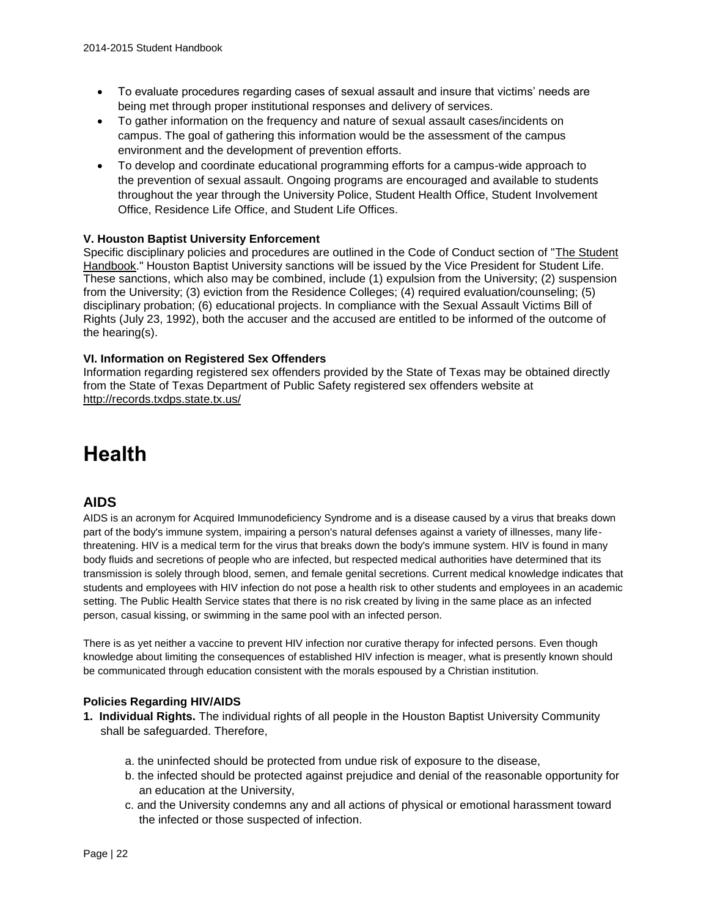- To evaluate procedures regarding cases of sexual assault and insure that victims' needs are being met through proper institutional responses and delivery of services.
- To gather information on the frequency and nature of sexual assault cases/incidents on campus. The goal of gathering this information would be the assessment of the campus environment and the development of prevention efforts.
- To develop and coordinate educational programming efforts for a campus-wide approach to the prevention of sexual assault. Ongoing programs are encouraged and available to students throughout the year through the University Police, Student Health Office, Student Involvement Office, Residence Life Office, and Student Life Offices.

**V. Houston Baptist University Enforcement**

Specific disciplinary policies and procedures are outlined in the Code of Conduct section of "The Student Handbook." Houston Baptist University sanctions will be issued by the Vice President for Student Life. These sanctions, which also may be combined, include (1) expulsion from the University; (2) suspension from the University; (3) eviction from the Residence Colleges; (4) required evaluation/counseling; (5) disciplinary probation; (6) educational projects. In compliance with the Sexual Assault Victims Bill of Rights (July 23, 1992), both the accuser and the accused are entitled to be informed of the outcome of the hearing(s).

**VI. Information on Registered Sex Offenders**

Information regarding registered sex offenders provided by the State of Texas may be obtained directly from the State of Texas Department of Public Safety registered sex offenders website at http://records.txdps.state.tx.us/

# Health

## AIDS

AIDS is an acronym for Acquired Immunodeficiency Syndrome and is a disease caused by a virus that breaks down part of the body's immune system, impairing a person's natural defenses against a variety of illnesses, many life-threatening. HIV is a medical term for the virus that breaks down the body's immune system. HIV is found in many body fluids and secretions of people who are infected, but respected medical authorities have determined that its transmission is solely through blood, semen, and female genital secretions. Current medical knowledge indicates that students and employees with HIV infection do not pose a health risk to other students and employees in an academic setting. The Public Health Service states that there is no risk created by living in the same place as an infected person, casual kissing, or swimming in the same pool with an infected person.

There is as yet neither a vaccine to prevent HIV infection nor curative therapy for infected persons. Even though knowledge about limiting the consequences of established HIV infection is meager, what is presently known should be communicated through education consistent with the morals espoused by a Christian institution.

**Policies Regarding HIV/AIDS**

**1. Individual Rights.** The individual rights of all people in the Houston Baptist University Community shall be safeguarded. Therefore,

a. the uninfected should be protected from undue risk of exposure to the disease,

b. the infected should be protected against prejudice and denial of the reasonable opportunity for an education at the University,

c. and the University condemns any and all actions of physical or emotional harassment toward the infected or those suspected of infection.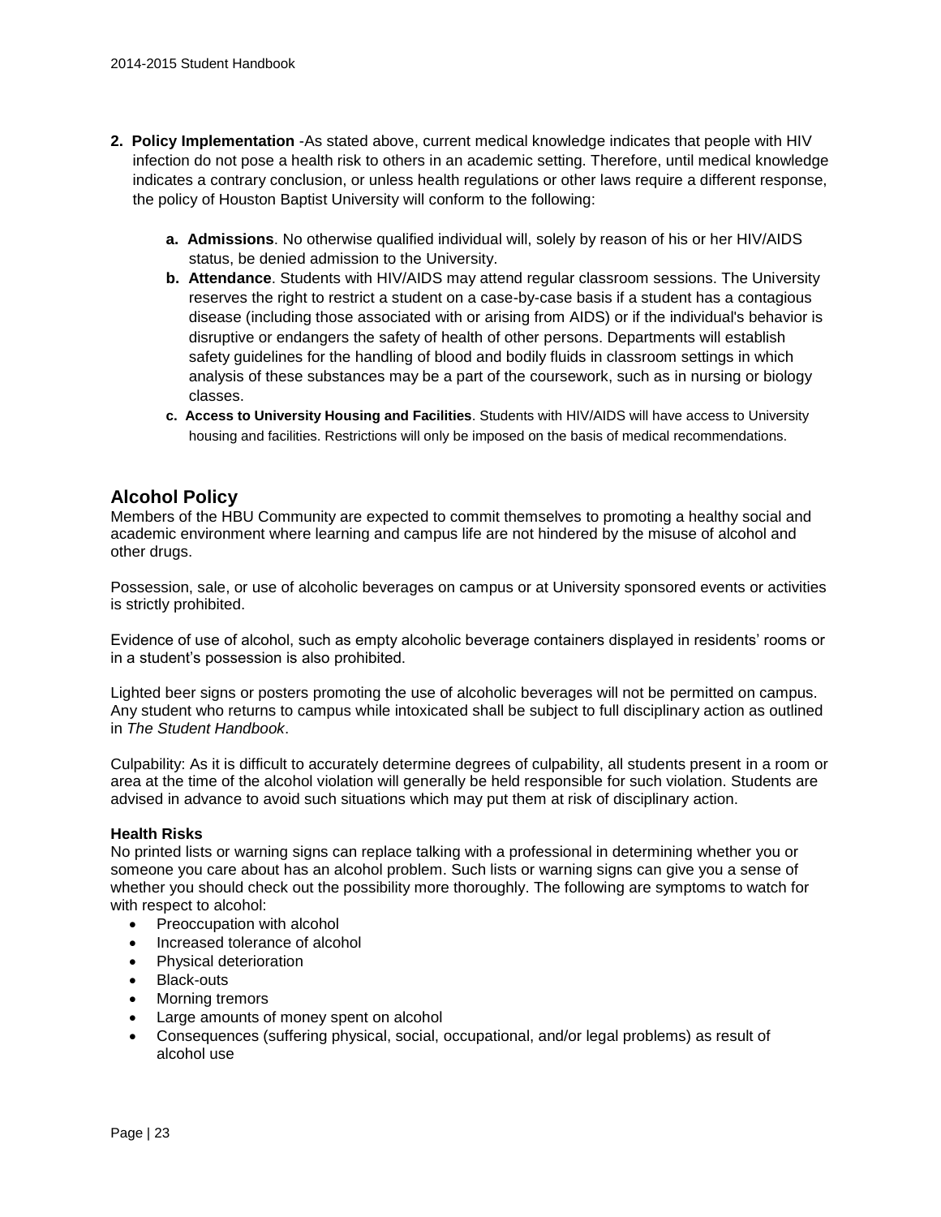2. **Policy Implementation** -As stated above, current medical knowledge indicates that people with HIV infection do not pose a health risk to others in an academic setting. Therefore, until medical knowledge indicates a contrary conclusion, or unless health regulations or other laws require a different response, the policy of Houston Baptist University will conform to the following:

    a. **Admissions**. No otherwise qualified individual will, solely by reason of his or her HIV/AIDS status, be denied admission to the University.
    
    b. **Attendance**. Students with HIV/AIDS may attend regular classroom sessions. The University reserves the right to restrict a student on a case-by-case basis if a student has a contagious disease (including those associated with or arising from AIDS) or if the individual's behavior is disruptive or endangers the safety of health of other persons. Departments will establish safety guidelines for the handling of blood and bodily fluids in classroom settings in which analysis of these substances may be a part of the coursework, such as in nursing or biology classes.
    
    c. **Access to University Housing and Facilities**. Students with HIV/AIDS will have access to University housing and facilities. Restrictions will only be imposed on the basis of medical recommendations.

## Alcohol Policy

Members of the HBU Community are expected to commit themselves to promoting a healthy social and academic environment where learning and campus life are not hindered by the misuse of alcohol and other drugs.

Possession, sale, or use of alcoholic beverages on campus or at University sponsored events or activities is strictly prohibited.

Evidence of use of alcohol, such as empty alcoholic beverage containers displayed in residents' rooms or in a student's possession is also prohibited.

Lighted beer signs or posters promoting the use of alcoholic beverages will not be permitted on campus. Any student who returns to campus while intoxicated shall be subject to full disciplinary action as outlined in *The Student Handbook*.

Culpability: As it is difficult to accurately determine degrees of culpability, all students present in a room or area at the time of the alcohol violation will generally be held responsible for such violation. Students are advised in advance to avoid such situations which may put them at risk of disciplinary action.

### Health Risks

No printed lists or warning signs can replace talking with a professional in determining whether you or someone you care about has an alcohol problem. Such lists or warning signs can give you a sense of whether you should check out the possibility more thoroughly. The following are symptoms to watch for with respect to alcohol:

- Preoccupation with alcohol
- Increased tolerance of alcohol
- Physical deterioration
- Black-outs
- Morning tremors
- Large amounts of money spent on alcohol
- Consequences (suffering physical, social, occupational, and/or legal problems) as result of alcohol use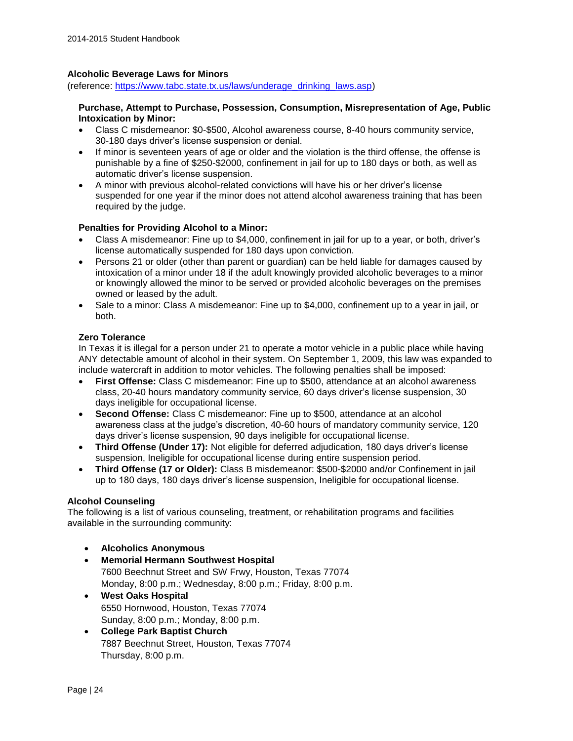## Alcoholic Beverage Laws for Minors

(reference: [https://www.tabc.state.tx.us/laws/underage_drinking_laws.asp](https://www.tabc.state.tx.us/laws/underage_drinking_laws.asp))

### Purchase, Attempt to Purchase, Possession, Consumption, Misrepresentation of Age, Public Intoxication by Minor:

- Class C misdemeanor: $0-$500, Alcohol awareness course, 8-40 hours community service, 30-180 days driver's license suspension or denial.
- If minor is seventeen years of age or older and the violation is the third offense, the offense is punishable by a fine of $250-$2000, confinement in jail for up to 180 days or both, as well as automatic driver's license suspension.
- A minor with previous alcohol-related convictions will have his or her driver's license suspended for one year if the minor does not attend alcohol awareness training that has been required by the judge.

### Penalties for Providing Alcohol to a Minor:

- Class A misdemeanor: Fine up to $4,000, confinement in jail for up to a year, or both, driver's license automatically suspended for 180 days upon conviction.
- Persons 21 or older (other than parent or guardian) can be held liable for damages caused by intoxication of a minor under 18 if the adult knowingly provided alcoholic beverages to a minor or knowingly allowed the minor to be served or provided alcoholic beverages on the premises owned or leased by the adult.
- Sale to a minor: Class A misdemeanor: Fine up to $4,000, confinement up to a year in jail, or both.

### Zero Tolerance

In Texas it is illegal for a person under 21 to operate a motor vehicle in a public place while having ANY detectable amount of alcohol in their system. On September 1, 2009, this law was expanded to include watercraft in addition to motor vehicles. The following penalties shall be imposed:

- **First Offense:** Class C misdemeanor: Fine up to $500, attendance at an alcohol awareness class, 20-40 hours mandatory community service, 60 days driver's license suspension, 30 days ineligible for occupational license.
- **Second Offense:** Class C misdemeanor: Fine up to $500, attendance at an alcohol awareness class at the judge's discretion, 40-60 hours of mandatory community service, 120 days driver's license suspension, 90 days ineligible for occupational license.
- **Third Offense (Under 17):** Not eligible for deferred adjudication, 180 days driver's license suspension, Ineligible for occupational license during entire suspension period.
- **Third Offense (17 or Older):** Class B misdemeanor: $500-$2000 and/or Confinement in jail up to 180 days, 180 days driver's license suspension, Ineligible for occupational license.

## Alcohol Counseling

The following is a list of various counseling, treatment, or rehabilitation programs and facilities available in the surrounding community:

- **Alcoholics Anonymous**
- **Memorial Hermann Southwest Hospital**
  7600 Beechnut Street and SW Frwy, Houston, Texas 77074
  Monday, 8:00 p.m.; Wednesday, 8:00 p.m.; Friday, 8:00 p.m.
- **West Oaks Hospital**
  6550 Hornwood, Houston, Texas 77074
  Sunday, 8:00 p.m.; Monday, 8:00 p.m.
- **College Park Baptist Church**
  7887 Beechnut Street, Houston, Texas 77074
  Thursday, 8:00 p.m.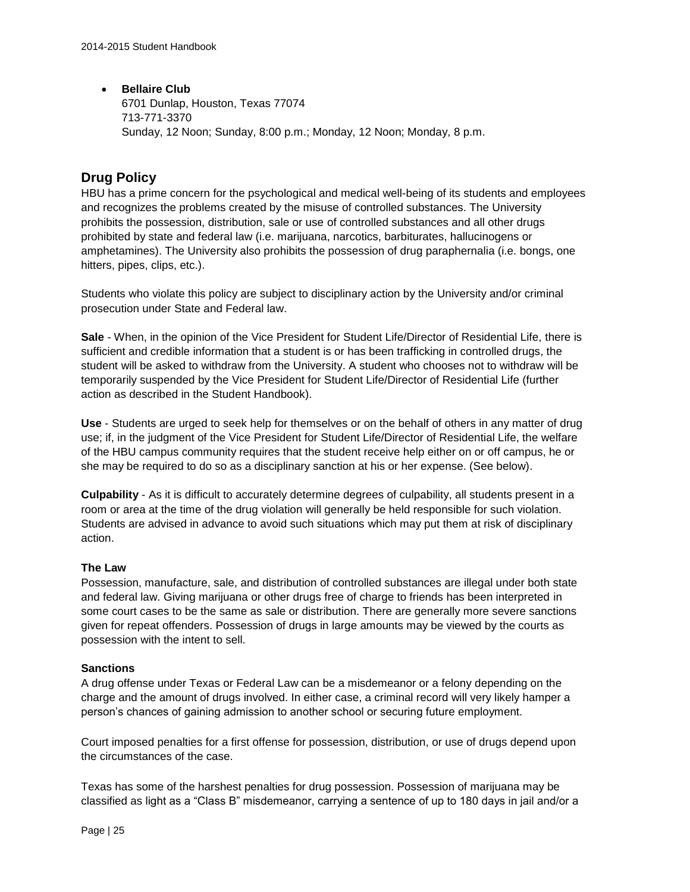- **Bellaire Club**
  6701 Dunlap, Houston, Texas 77074
  713-771-3370
  Sunday, 12 Noon; Sunday, 8:00 p.m.; Monday, 12 Noon; Monday, 8 p.m.

## Drug Policy

HBU has a prime concern for the psychological and medical well-being of its students and employees and recognizes the problems created by the misuse of controlled substances. The University prohibits the possession, distribution, sale or use of controlled substances and all other drugs prohibited by state and federal law (i.e. marijuana, narcotics, barbiturates, hallucinogens or amphetamines). The University also prohibits the possession of drug paraphernalia (i.e. bongs, one hitters, pipes, clips, etc.).

Students who violate this policy are subject to disciplinary action by the University and/or criminal prosecution under State and Federal law.

**Sale** - When, in the opinion of the Vice President for Student Life/Director of Residential Life, there is sufficient and credible information that a student is or has been trafficking in controlled drugs, the student will be asked to withdraw from the University. A student who chooses not to withdraw will be temporarily suspended by the Vice President for Student Life/Director of Residential Life (further action as described in the Student Handbook).

**Use** - Students are urged to seek help for themselves or on the behalf of others in any matter of drug use; if, in the judgment of the Vice President for Student Life/Director of Residential Life, the welfare of the HBU campus community requires that the student receive help either on or off campus, he or she may be required to do so as a disciplinary sanction at his or her expense. (See below).

**Culpability** - As it is difficult to accurately determine degrees of culpability, all students present in a room or area at the time of the drug violation will generally be held responsible for such violation. Students are advised in advance to avoid such situations which may put them at risk of disciplinary action.

**The Law**

Possession, manufacture, sale, and distribution of controlled substances are illegal under both state and federal law. Giving marijuana or other drugs free of charge to friends has been interpreted in some court cases to be the same as sale or distribution. There are generally more severe sanctions given for repeat offenders. Possession of drugs in large amounts may be viewed by the courts as possession with the intent to sell.

**Sanctions**

A drug offense under Texas or Federal Law can be a misdemeanor or a felony depending on the charge and the amount of drugs involved. In either case, a criminal record will very likely hamper a person's chances of gaining admission to another school or securing future employment.

Court imposed penalties for a first offense for possession, distribution, or use of drugs depend upon the circumstances of the case.

Texas has some of the harshest penalties for drug possession. Possession of marijuana may be classified as light as a "Class B" misdemeanor, carrying a sentence of up to 180 days in jail and/or a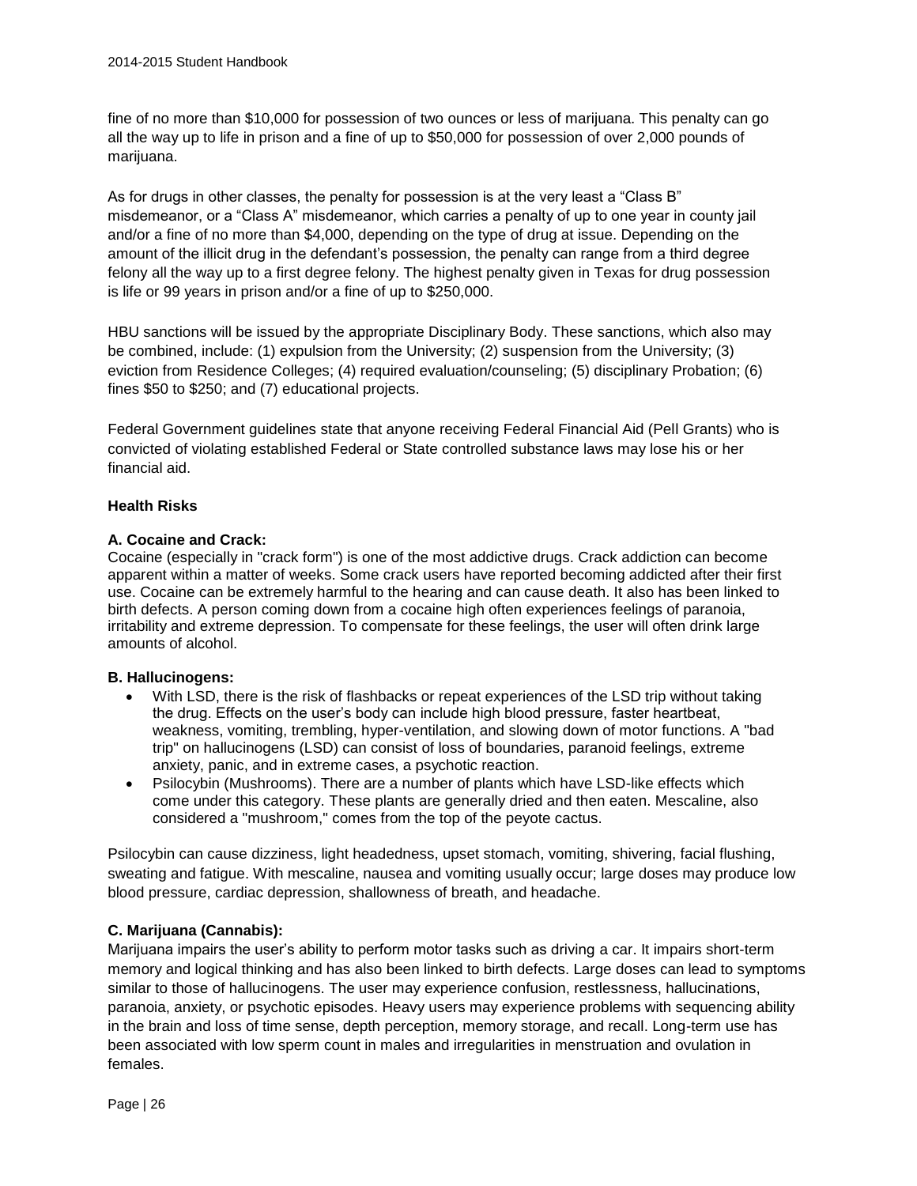fine of no more than $10,000 for possession of two ounces or less of marijuana. This penalty can go all the way up to life in prison and a fine of up to $50,000 for possession of over 2,000 pounds of marijuana.

As for drugs in other classes, the penalty for possession is at the very least a "Class B" misdemeanor, or a "Class A" misdemeanor, which carries a penalty of up to one year in county jail and/or a fine of no more than $4,000, depending on the type of drug at issue. Depending on the amount of the illicit drug in the defendant's possession, the penalty can range from a third degree felony all the way up to a first degree felony. The highest penalty given in Texas for drug possession is life or 99 years in prison and/or a fine of up to $250,000.

HBU sanctions will be issued by the appropriate Disciplinary Body. These sanctions, which also may be combined, include: (1) expulsion from the University; (2) suspension from the University; (3) eviction from Residence Colleges; (4) required evaluation/counseling; (5) disciplinary Probation; (6) fines $50 to $250; and (7) educational projects.

Federal Government guidelines state that anyone receiving Federal Financial Aid (Pell Grants) who is convicted of violating established Federal or State controlled substance laws may lose his or her financial aid.

**Health Risks**

**A. Cocaine and Crack:**
Cocaine (especially in "crack form") is one of the most addictive drugs. Crack addiction can become apparent within a matter of weeks. Some crack users have reported becoming addicted after their first use. Cocaine can be extremely harmful to the hearing and can cause death. It also has been linked to birth defects. A person coming down from a cocaine high often experiences feelings of paranoia, irritability and extreme depression. To compensate for these feelings, the user will often drink large amounts of alcohol.

**B. Hallucinogens:**

- With LSD, there is the risk of flashbacks or repeat experiences of the LSD trip without taking the drug. Effects on the user's body can include high blood pressure, faster heartbeat, weakness, vomiting, trembling, hyper-ventilation, and slowing down of motor functions. A "bad trip" on hallucinogens (LSD) can consist of loss of boundaries, paranoid feelings, extreme anxiety, panic, and in extreme cases, a psychotic reaction.
- Psilocybin (Mushrooms). There are a number of plants which have LSD-like effects which come under this category. These plants are generally dried and then eaten. Mescaline, also considered a "mushroom," comes from the top of the peyote cactus.

Psilocybin can cause dizziness, light headedness, upset stomach, vomiting, shivering, facial flushing, sweating and fatigue. With mescaline, nausea and vomiting usually occur; large doses may produce low blood pressure, cardiac depression, shallowness of breath, and headache.

**C. Marijuana (Cannabis):**
Marijuana impairs the user's ability to perform motor tasks such as driving a car. It impairs short-term memory and logical thinking and has also been linked to birth defects. Large doses can lead to symptoms similar to those of hallucinogens. The user may experience confusion, restlessness, hallucinations, paranoia, anxiety, or psychotic episodes. Heavy users may experience problems with sequencing ability in the brain and loss of time sense, depth perception, memory storage, and recall. Long-term use has been associated with low sperm count in males and irregularities in menstruation and ovulation in females.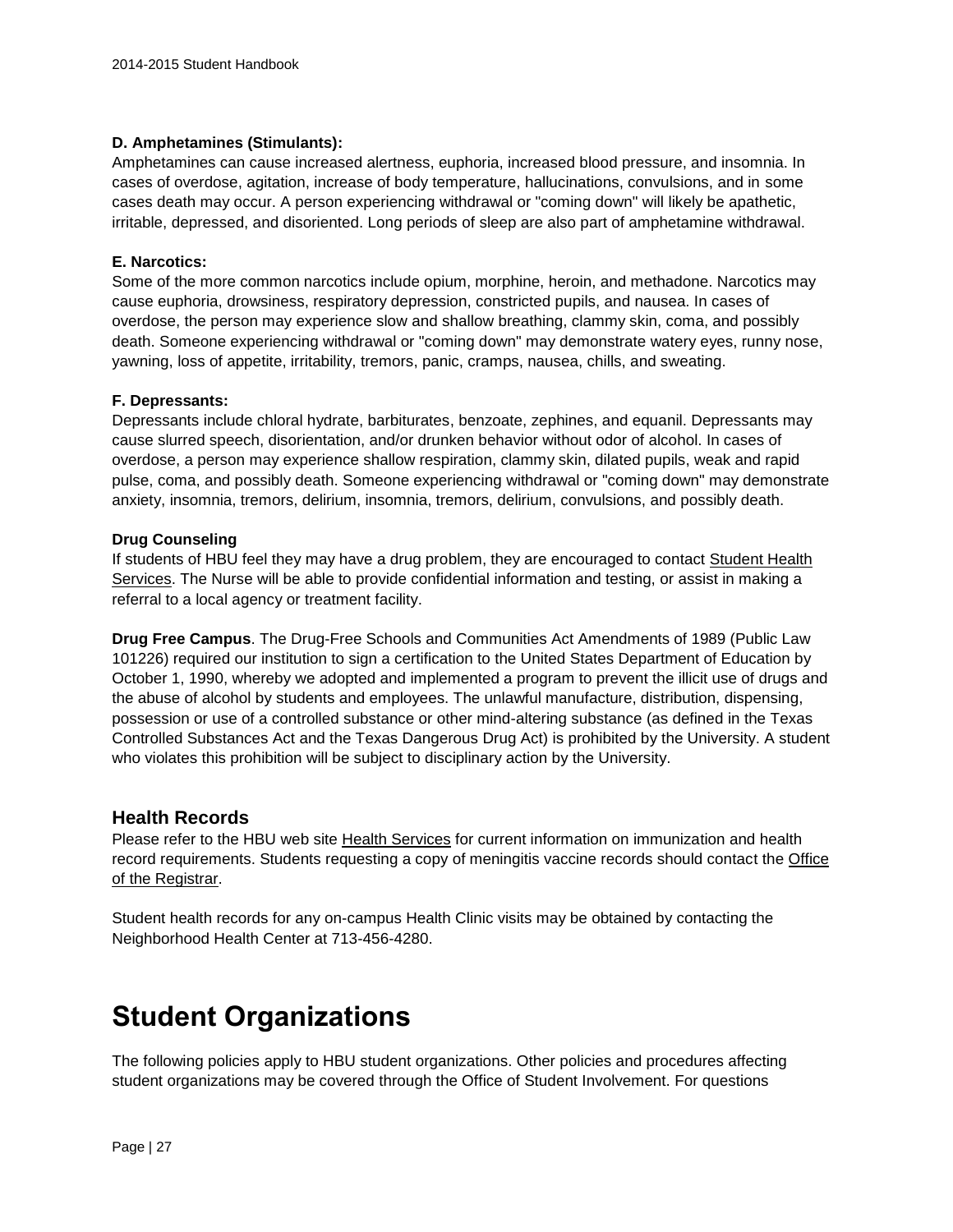**D. Amphetamines (Stimulants):**
Amphetamines can cause increased alertness, euphoria, increased blood pressure, and insomnia. In cases of overdose, agitation, increase of body temperature, hallucinations, convulsions, and in some cases death may occur. A person experiencing withdrawal or "coming down" will likely be apathetic, irritable, depressed, and disoriented. Long periods of sleep are also part of amphetamine withdrawal.

**E. Narcotics:**
Some of the more common narcotics include opium, morphine, heroin, and methadone. Narcotics may cause euphoria, drowsiness, respiratory depression, constricted pupils, and nausea. In cases of overdose, the person may experience slow and shallow breathing, clammy skin, coma, and possibly death. Someone experiencing withdrawal or "coming down" may demonstrate watery eyes, runny nose, yawning, loss of appetite, irritability, tremors, panic, cramps, nausea, chills, and sweating.

**F. Depressants:**
Depressants include chloral hydrate, barbiturates, benzoate, zephines, and equanil. Depressants may cause slurred speech, disorientation, and/or drunken behavior without odor of alcohol. In cases of overdose, a person may experience shallow respiration, clammy skin, dilated pupils, weak and rapid pulse, coma, and possibly death. Someone experiencing withdrawal or "coming down" may demonstrate anxiety, insomnia, tremors, delirium, insomnia, tremors, delirium, convulsions, and possibly death.

**Drug Counseling**
If students of HBU feel they may have a drug problem, they are encouraged to contact Student Health Services. The Nurse will be able to provide confidential information and testing, or assist in making a referral to a local agency or treatment facility.

**Drug Free Campus**. The Drug-Free Schools and Communities Act Amendments of 1989 (Public Law 101226) required our institution to sign a certification to the United States Department of Education by October 1, 1990, whereby we adopted and implemented a program to prevent the illicit use of drugs and the abuse of alcohol by students and employees. The unlawful manufacture, distribution, dispensing, possession or use of a controlled substance or other mind-altering substance (as defined in the Texas Controlled Substances Act and the Texas Dangerous Drug Act) is prohibited by the University. A student who violates this prohibition will be subject to disciplinary action by the University.

## Health Records

Please refer to the HBU web site Health Services for current information on immunization and health record requirements. Students requesting a copy of meningitis vaccine records should contact the Office of the Registrar.

Student health records for any on-campus Health Clinic visits may be obtained by contacting the Neighborhood Health Center at 713-456-4280.

# Student Organizations

The following policies apply to HBU student organizations. Other policies and procedures affecting student organizations may be covered through the Office of Student Involvement. For questions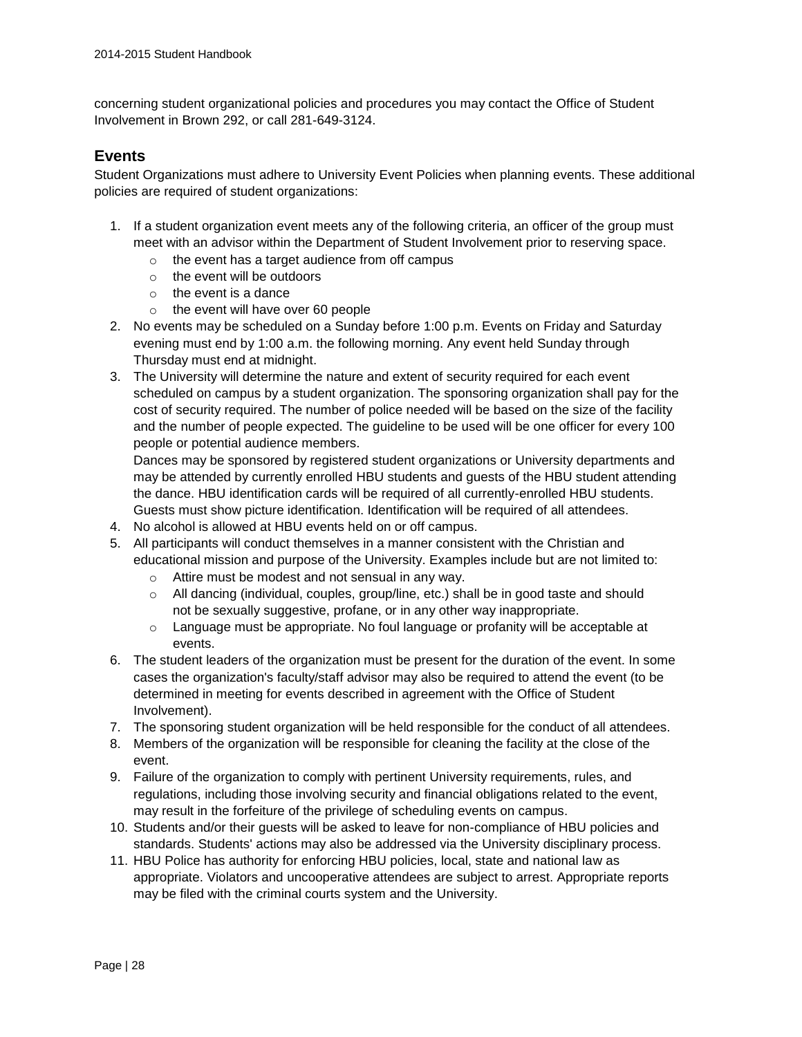concerning student organizational policies and procedures you may contact the Office of Student Involvement in Brown 292, or call 281-649-3124.

## Events

Student Organizations must adhere to University Event Policies when planning events. These additional policies are required of student organizations:

1. If a student organization event meets any of the following criteria, an officer of the group must meet with an advisor within the Department of Student Involvement prior to reserving space.
   - the event has a target audience from off campus
   - the event will be outdoors
   - the event is a dance
   - the event will have over 60 people
2. No events may be scheduled on a Sunday before 1:00 p.m. Events on Friday and Saturday evening must end by 1:00 a.m. the following morning. Any event held Sunday through Thursday must end at midnight.
3. The University will determine the nature and extent of security required for each event scheduled on campus by a student organization. The sponsoring organization shall pay for the cost of security required. The number of police needed will be based on the size of the facility and the number of people expected. The guideline to be used will be one officer for every 100 people or potential audience members.
   Dances may be sponsored by registered student organizations or University departments and may be attended by currently enrolled HBU students and guests of the HBU student attending the dance. HBU identification cards will be required of all currently-enrolled HBU students. Guests must show picture identification. Identification will be required of all attendees.
4. No alcohol is allowed at HBU events held on or off campus.
5. All participants will conduct themselves in a manner consistent with the Christian and educational mission and purpose of the University. Examples include but are not limited to:
   - Attire must be modest and not sensual in any way.
   - All dancing (individual, couples, group/line, etc.) shall be in good taste and should not be sexually suggestive, profane, or in any other way inappropriate.
   - Language must be appropriate. No foul language or profanity will be acceptable at events.
6. The student leaders of the organization must be present for the duration of the event. In some cases the organization's faculty/staff advisor may also be required to attend the event (to be determined in meeting for events described in agreement with the Office of Student Involvement).
7. The sponsoring student organization will be held responsible for the conduct of all attendees.
8. Members of the organization will be responsible for cleaning the facility at the close of the event.
9. Failure of the organization to comply with pertinent University requirements, rules, and regulations, including those involving security and financial obligations related to the event, may result in the forfeiture of the privilege of scheduling events on campus.
10. Students and/or their guests will be asked to leave for non-compliance of HBU policies and standards. Students' actions may also be addressed via the University disciplinary process.
11. HBU Police has authority for enforcing HBU policies, local, state and national law as appropriate. Violators and uncooperative attendees are subject to arrest. Appropriate reports may be filed with the criminal courts system and the University.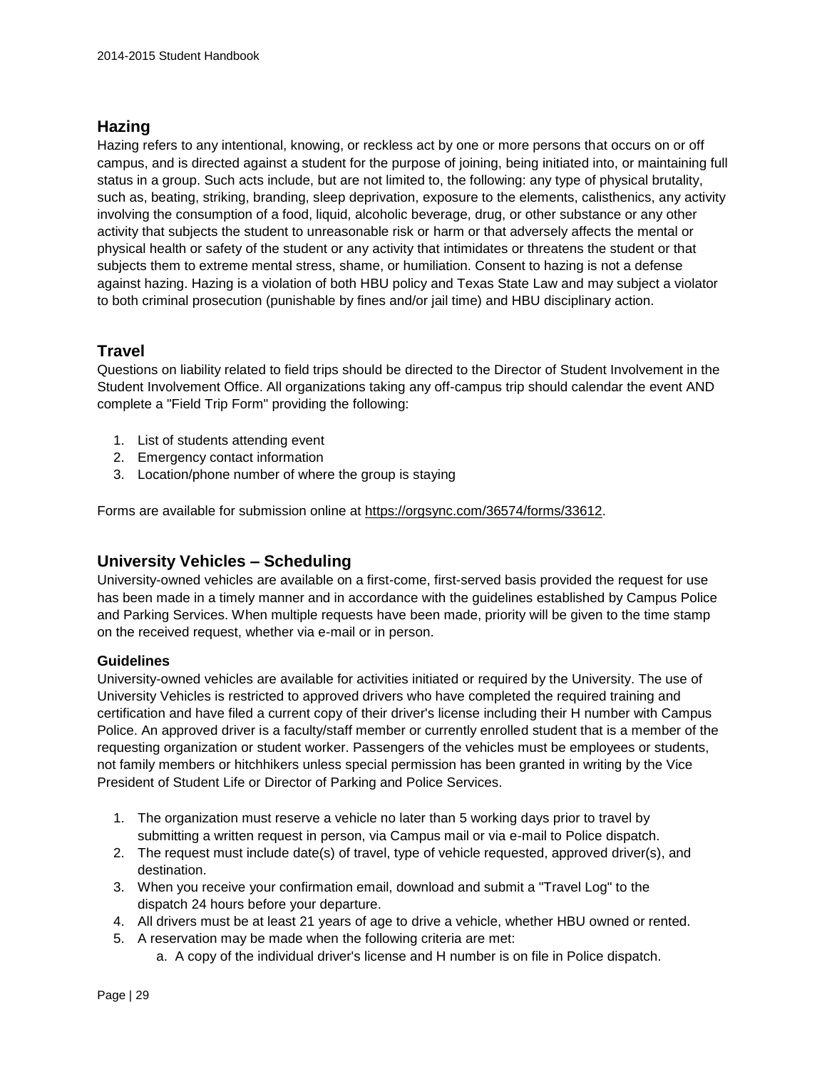## Hazing

Hazing refers to any intentional, knowing, or reckless act by one or more persons that occurs on or off campus, and is directed against a student for the purpose of joining, being initiated into, or maintaining full status in a group. Such acts include, but are not limited to, the following: any type of physical brutality, such as, beating, striking, branding, sleep deprivation, exposure to the elements, calisthenics, any activity involving the consumption of a food, liquid, alcoholic beverage, drug, or other substance or any other activity that subjects the student to unreasonable risk or harm or that adversely affects the mental or physical health or safety of the student or any activity that intimidates or threatens the student or that subjects them to extreme mental stress, shame, or humiliation. Consent to hazing is not a defense against hazing. Hazing is a violation of both HBU policy and Texas State Law and may subject a violator to both criminal prosecution (punishable by fines and/or jail time) and HBU disciplinary action.

## Travel

Questions on liability related to field trips should be directed to the Director of Student Involvement in the Student Involvement Office. All organizations taking any off-campus trip should calendar the event AND complete a "Field Trip Form" providing the following:

1. List of students attending event
2. Emergency contact information
3. Location/phone number of where the group is staying

Forms are available for submission online at https://orgsync.com/36574/forms/33612.

## University Vehicles – Scheduling

University-owned vehicles are available on a first-come, first-served basis provided the request for use has been made in a timely manner and in accordance with the guidelines established by Campus Police and Parking Services. When multiple requests have been made, priority will be given to the time stamp on the received request, whether via e-mail or in person.

### Guidelines

University-owned vehicles are available for activities initiated or required by the University. The use of University Vehicles is restricted to approved drivers who have completed the required training and certification and have filed a current copy of their driver's license including their H number with Campus Police. An approved driver is a faculty/staff member or currently enrolled student that is a member of the requesting organization or student worker. Passengers of the vehicles must be employees or students, not family members or hitchhikers unless special permission has been granted in writing by the Vice President of Student Life or Director of Parking and Police Services.

1. The organization must reserve a vehicle no later than 5 working days prior to travel by submitting a written request in person, via Campus mail or via e-mail to Police dispatch.
2. The request must include date(s) of travel, type of vehicle requested, approved driver(s), and destination.
3. When you receive your confirmation email, download and submit a "Travel Log" to the dispatch 24 hours before your departure.
4. All drivers must be at least 21 years of age to drive a vehicle, whether HBU owned or rented.
5. A reservation may be made when the following criteria are met:
    a. A copy of the individual driver's license and H number is on file in Police dispatch.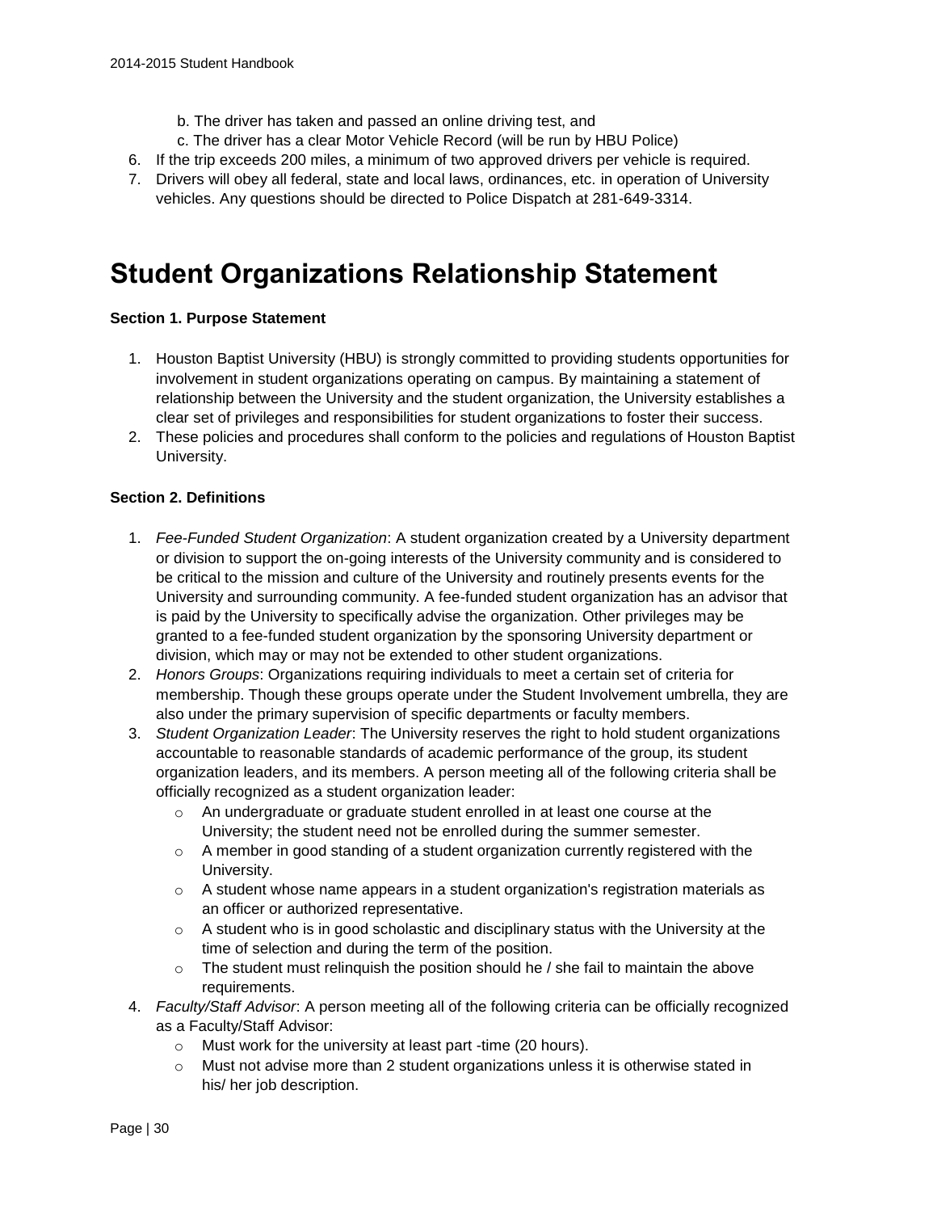b. The driver has taken and passed an online driving test, and
c. The driver has a clear Motor Vehicle Record (will be run by HBU Police)

6. If the trip exceeds 200 miles, a minimum of two approved drivers per vehicle is required.
7. Drivers will obey all federal, state and local laws, ordinances, etc. in operation of University vehicles. Any questions should be directed to Police Dispatch at 281-649-3314.

# Student Organizations Relationship Statement

**Section 1. Purpose Statement**

1. Houston Baptist University (HBU) is strongly committed to providing students opportunities for involvement in student organizations operating on campus. By maintaining a statement of relationship between the University and the student organization, the University establishes a clear set of privileges and responsibilities for student organizations to foster their success.
2. These policies and procedures shall conform to the policies and regulations of Houston Baptist University.

**Section 2. Definitions**

1. *Fee-Funded Student Organization*: A student organization created by a University department or division to support the on-going interests of the University community and is considered to be critical to the mission and culture of the University and routinely presents events for the University and surrounding community. A fee-funded student organization has an advisor that is paid by the University to specifically advise the organization. Other privileges may be granted to a fee-funded student organization by the sponsoring University department or division, which may or may not be extended to other student organizations.
2. *Honors Groups*: Organizations requiring individuals to meet a certain set of criteria for membership. Though these groups operate under the Student Involvement umbrella, they are also under the primary supervision of specific departments or faculty members.
3. *Student Organization Leader*: The University reserves the right to hold student organizations accountable to reasonable standards of academic performance of the group, its student organization leaders, and its members. A person meeting all of the following criteria shall be officially recognized as a student organization leader:
   - An undergraduate or graduate student enrolled in at least one course at the University; the student need not be enrolled during the summer semester.
   - A member in good standing of a student organization currently registered with the University.
   - A student whose name appears in a student organization's registration materials as an officer or authorized representative.
   - A student who is in good scholastic and disciplinary status with the University at the time of selection and during the term of the position.
   - The student must relinquish the position should he / she fail to maintain the above requirements.
4. *Faculty/Staff Advisor*: A person meeting all of the following criteria can be officially recognized as a Faculty/Staff Advisor:
   - Must work for the university at least part -time (20 hours).
   - Must not advise more than 2 student organizations unless it is otherwise stated in his/ her job description.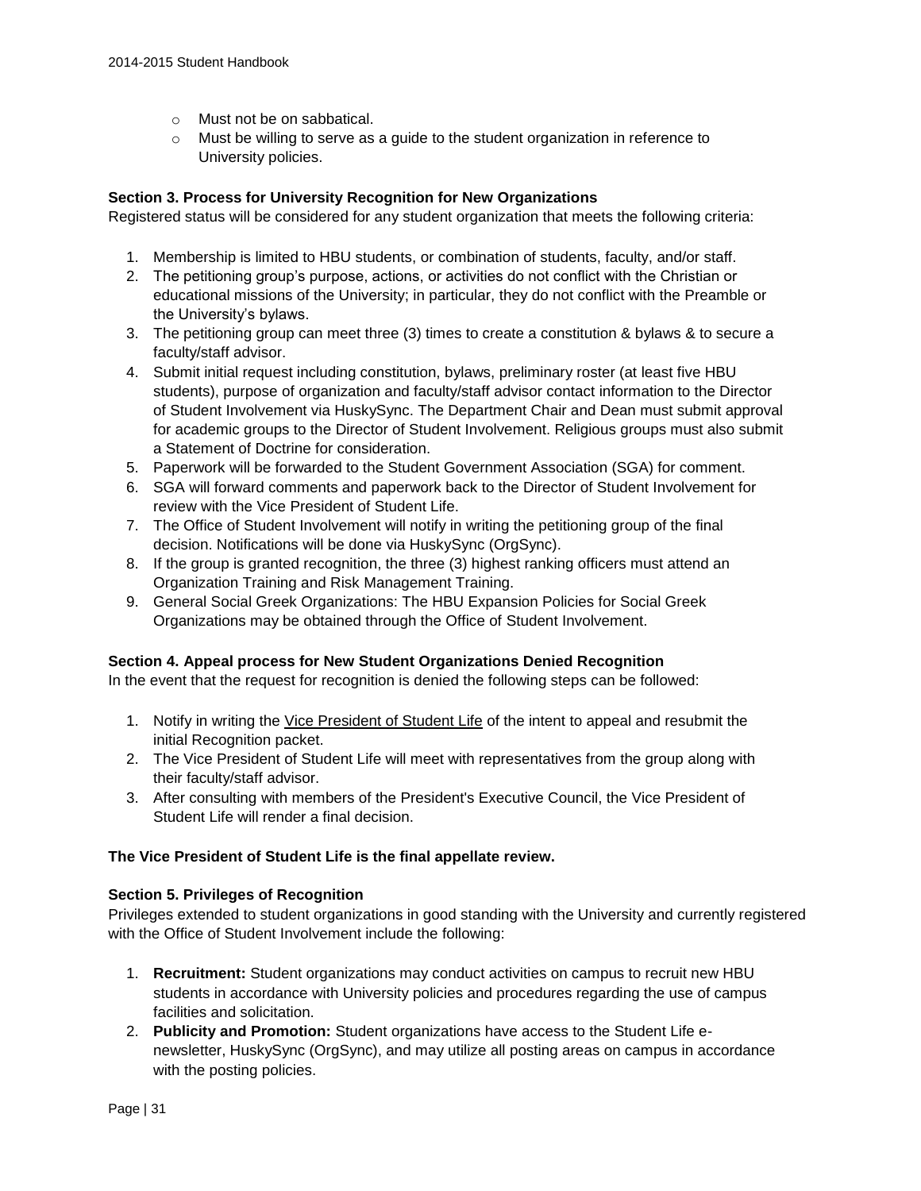- Must not be on sabbatical.
- Must be willing to serve as a guide to the student organization in reference to University policies.

**Section 3. Process for University Recognition for New Organizations**

Registered status will be considered for any student organization that meets the following criteria:

1. Membership is limited to HBU students, or combination of students, faculty, and/or staff.
2. The petitioning group's purpose, actions, or activities do not conflict with the Christian or educational missions of the University; in particular, they do not conflict with the Preamble or the University's bylaws.
3. The petitioning group can meet three (3) times to create a constitution & bylaws & to secure a faculty/staff advisor.
4. Submit initial request including constitution, bylaws, preliminary roster (at least five HBU students), purpose of organization and faculty/staff advisor contact information to the Director of Student Involvement via HuskySync. The Department Chair and Dean must submit approval for academic groups to the Director of Student Involvement. Religious groups must also submit a Statement of Doctrine for consideration.
5. Paperwork will be forwarded to the Student Government Association (SGA) for comment.
6. SGA will forward comments and paperwork back to the Director of Student Involvement for review with the Vice President of Student Life.
7. The Office of Student Involvement will notify in writing the petitioning group of the final decision. Notifications will be done via HuskySync (OrgSync).
8. If the group is granted recognition, the three (3) highest ranking officers must attend an Organization Training and Risk Management Training.
9. General Social Greek Organizations: The HBU Expansion Policies for Social Greek Organizations may be obtained through the Office of Student Involvement.

**Section 4. Appeal process for New Student Organizations Denied Recognition**

In the event that the request for recognition is denied the following steps can be followed:

1. Notify in writing the Vice President of Student Life of the intent to appeal and resubmit the initial Recognition packet.
2. The Vice President of Student Life will meet with representatives from the group along with their faculty/staff advisor.
3. After consulting with members of the President's Executive Council, the Vice President of Student Life will render a final decision.

**The Vice President of Student Life is the final appellate review.**

**Section 5. Privileges of Recognition**

Privileges extended to student organizations in good standing with the University and currently registered with the Office of Student Involvement include the following:

1. **Recruitment:** Student organizations may conduct activities on campus to recruit new HBU students in accordance with University policies and procedures regarding the use of campus facilities and solicitation.
2. **Publicity and Promotion:** Student organizations have access to the Student Life e-newsletter, HuskySync (OrgSync), and may utilize all posting areas on campus in accordance with the posting policies.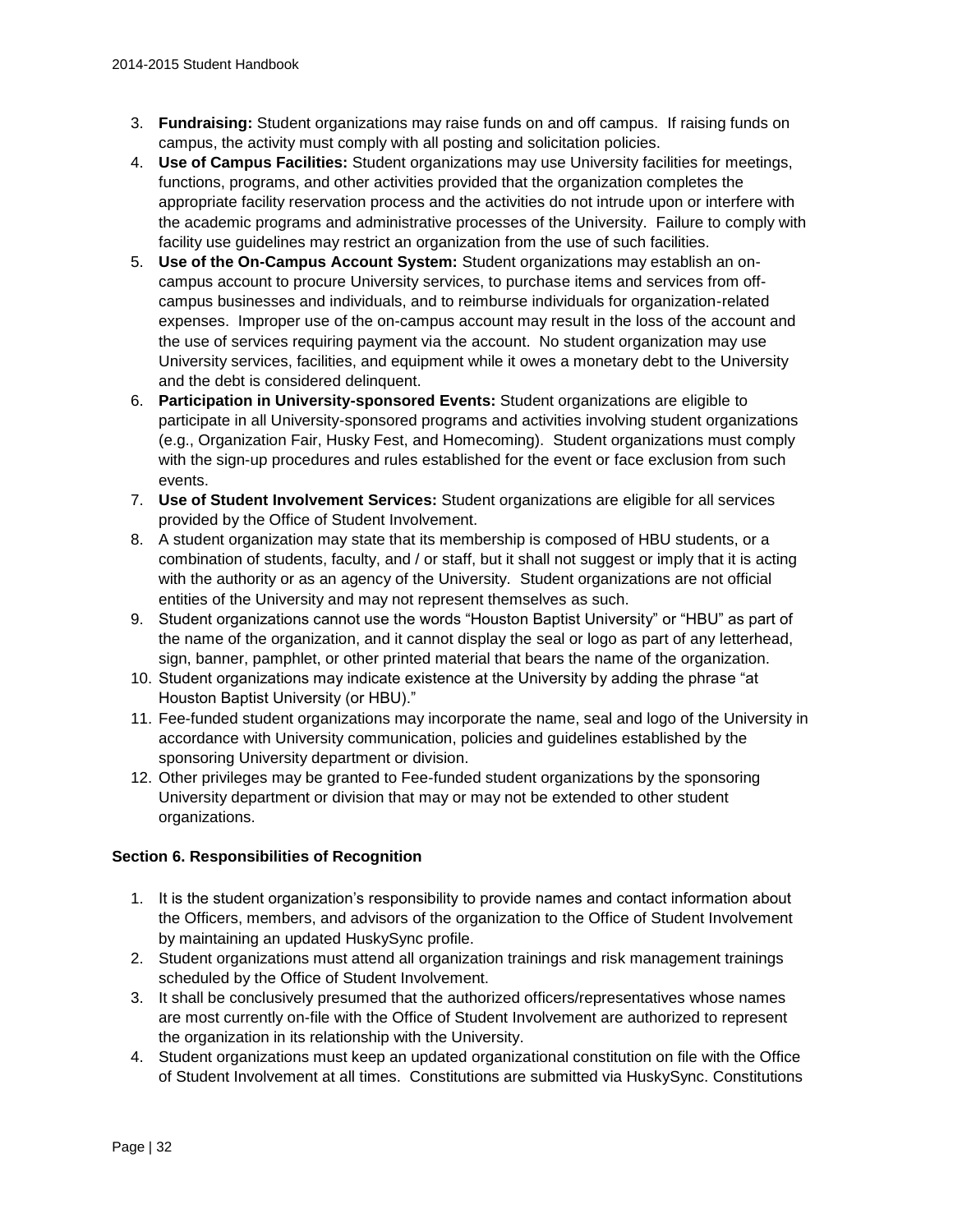3. **Fundraising:** Student organizations may raise funds on and off campus. If raising funds on campus, the activity must comply with all posting and solicitation policies.
4. **Use of Campus Facilities:** Student organizations may use University facilities for meetings, functions, programs, and other activities provided that the organization completes the appropriate facility reservation process and the activities do not intrude upon or interfere with the academic programs and administrative processes of the University. Failure to comply with facility use guidelines may restrict an organization from the use of such facilities.
5. **Use of the On-Campus Account System:** Student organizations may establish an on-campus account to procure University services, to purchase items and services from off-campus businesses and individuals, and to reimburse individuals for organization-related expenses. Improper use of the on-campus account may result in the loss of the account and the use of services requiring payment via the account. No student organization may use University services, facilities, and equipment while it owes a monetary debt to the University and the debt is considered delinquent.
6. **Participation in University-sponsored Events:** Student organizations are eligible to participate in all University-sponsored programs and activities involving student organizations (e.g., Organization Fair, Husky Fest, and Homecoming). Student organizations must comply with the sign-up procedures and rules established for the event or face exclusion from such events.
7. **Use of Student Involvement Services:** Student organizations are eligible for all services provided by the Office of Student Involvement.
8. A student organization may state that its membership is composed of HBU students, or a combination of students, faculty, and / or staff, but it shall not suggest or imply that it is acting with the authority or as an agency of the University. Student organizations are not official entities of the University and may not represent themselves as such.
9. Student organizations cannot use the words "Houston Baptist University" or "HBU" as part of the name of the organization, and it cannot display the seal or logo as part of any letterhead, sign, banner, pamphlet, or other printed material that bears the name of the organization.
10. Student organizations may indicate existence at the University by adding the phrase "at Houston Baptist University (or HBU)."
11. Fee-funded student organizations may incorporate the name, seal and logo of the University in accordance with University communication, policies and guidelines established by the sponsoring University department or division.
12. Other privileges may be granted to Fee-funded student organizations by the sponsoring University department or division that may or may not be extended to other student organizations.

**Section 6. Responsibilities of Recognition**

1. It is the student organization's responsibility to provide names and contact information about the Officers, members, and advisors of the organization to the Office of Student Involvement by maintaining an updated HuskySync profile.
2. Student organizations must attend all organization trainings and risk management trainings scheduled by the Office of Student Involvement.
3. It shall be conclusively presumed that the authorized officers/representatives whose names are most currently on-file with the Office of Student Involvement are authorized to represent the organization in its relationship with the University.
4. Student organizations must keep an updated organizational constitution on file with the Office of Student Involvement at all times. Constitutions are submitted via HuskySync. Constitutions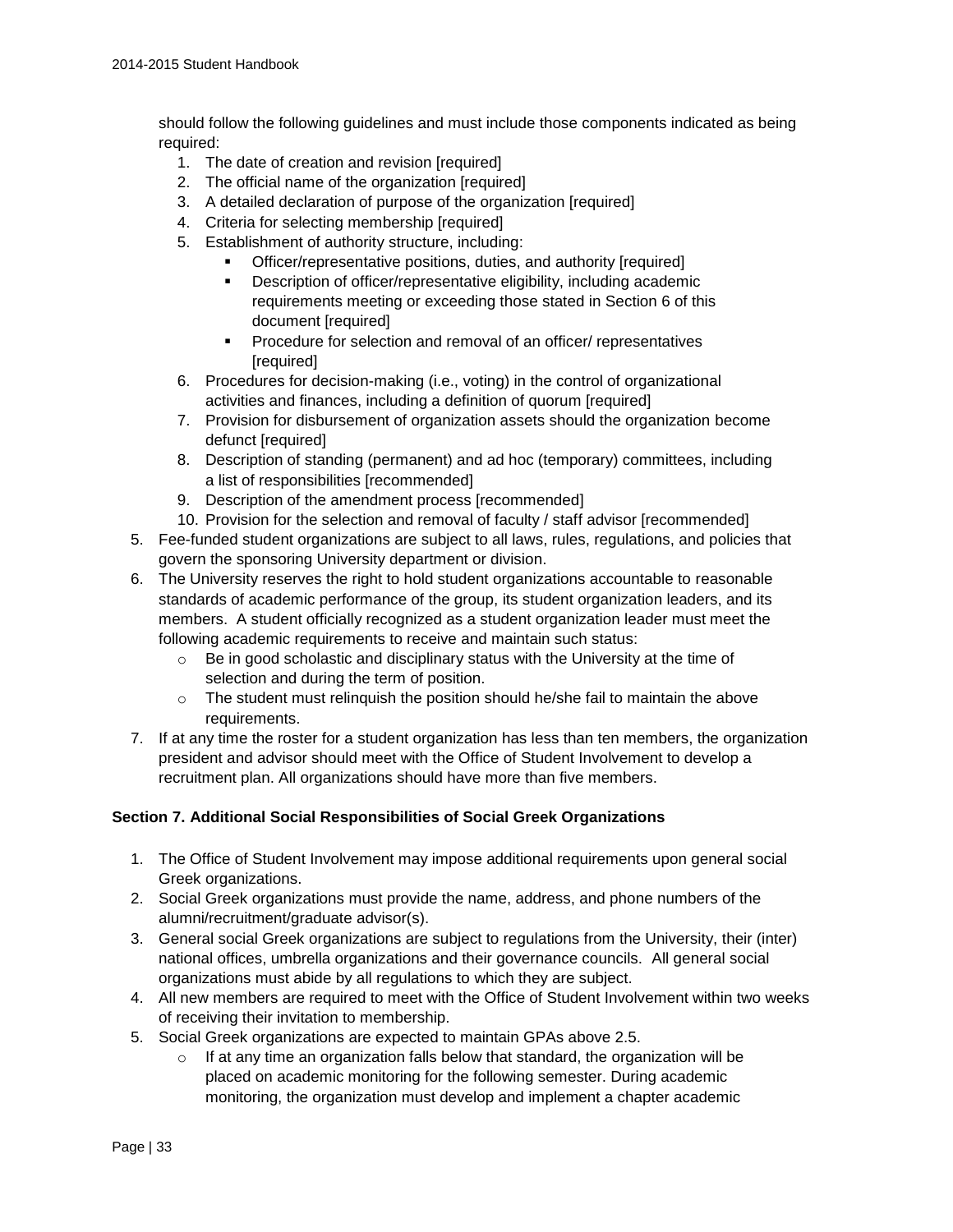should follow the following guidelines and must include those components indicated as being required:

1. The date of creation and revision [required]
2. The official name of the organization [required]
3. A detailed declaration of purpose of the organization [required]
4. Criteria for selecting membership [required]
5. Establishment of authority structure, including:
   - Officer/representative positions, duties, and authority [required]
   - Description of officer/representative eligibility, including academic requirements meeting or exceeding those stated in Section 6 of this document [required]
   - Procedure for selection and removal of an officer/ representatives [required]
6. Procedures for decision-making (i.e., voting) in the control of organizational activities and finances, including a definition of quorum [required]
7. Provision for disbursement of organization assets should the organization become defunct [required]
8. Description of standing (permanent) and ad hoc (temporary) committees, including a list of responsibilities [recommended]
9. Description of the amendment process [recommended]
10. Provision for the selection and removal of faculty / staff advisor [recommended]

5. Fee-funded student organizations are subject to all laws, rules, regulations, and policies that govern the sponsoring University department or division.
6. The University reserves the right to hold student organizations accountable to reasonable standards of academic performance of the group, its student organization leaders, and its members. A student officially recognized as a student organization leader must meet the following academic requirements to receive and maintain such status:
   - Be in good scholastic and disciplinary status with the University at the time of selection and during the term of position.
   - The student must relinquish the position should he/she fail to maintain the above requirements.
7. If at any time the roster for a student organization has less than ten members, the organization president and advisor should meet with the Office of Student Involvement to develop a recruitment plan. All organizations should have more than five members.

**Section 7. Additional Social Responsibilities of Social Greek Organizations**

1. The Office of Student Involvement may impose additional requirements upon general social Greek organizations.
2. Social Greek organizations must provide the name, address, and phone numbers of the alumni/recruitment/graduate advisor(s).
3. General social Greek organizations are subject to regulations from the University, their (inter) national offices, umbrella organizations and their governance councils. All general social organizations must abide by all regulations to which they are subject.
4. All new members are required to meet with the Office of Student Involvement within two weeks of receiving their invitation to membership.
5. Social Greek organizations are expected to maintain GPAs above 2.5.
   - If at any time an organization falls below that standard, the organization will be placed on academic monitoring for the following semester. During academic monitoring, the organization must develop and implement a chapter academic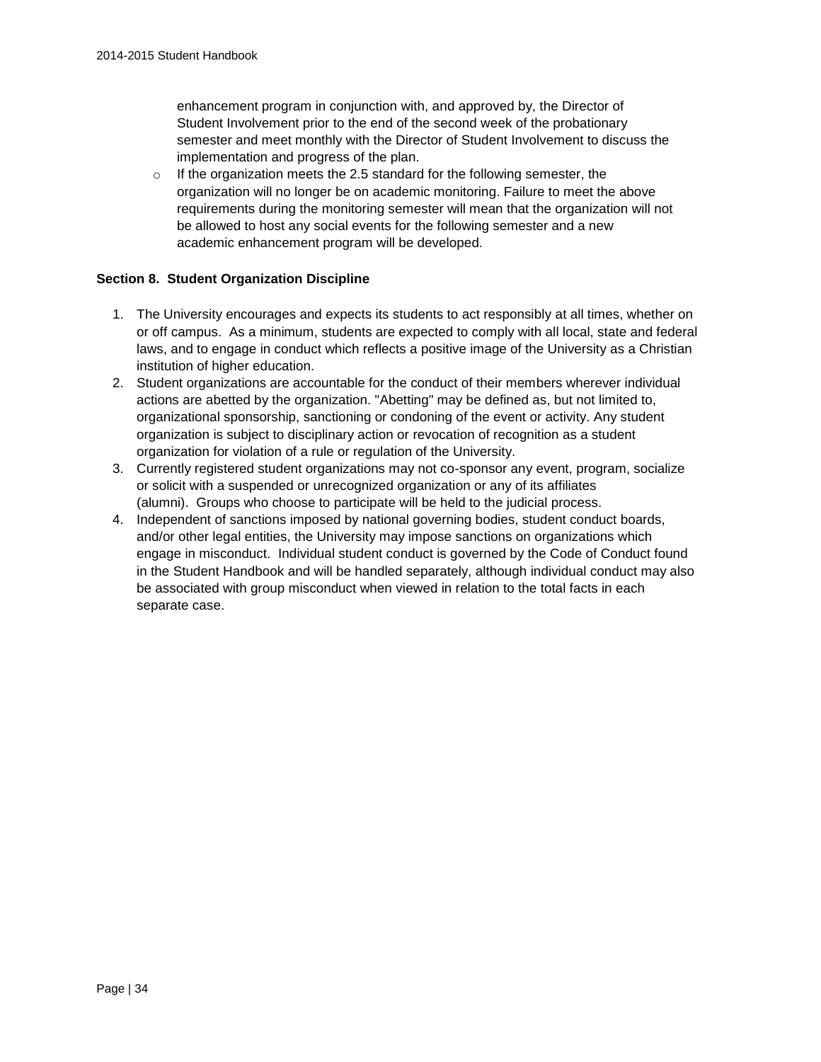enhancement program in conjunction with, and approved by, the Director of Student Involvement prior to the end of the second week of the probationary semester and meet monthly with the Director of Student Involvement to discuss the implementation and progress of the plan.

- If the organization meets the 2.5 standard for the following semester, the organization will no longer be on academic monitoring. Failure to meet the above requirements during the monitoring semester will mean that the organization will not be allowed to host any social events for the following semester and a new academic enhancement program will be developed.

**Section 8. Student Organization Discipline**

1. The University encourages and expects its students to act responsibly at all times, whether on or off campus. As a minimum, students are expected to comply with all local, state and federal laws, and to engage in conduct which reflects a positive image of the University as a Christian institution of higher education.
2. Student organizations are accountable for the conduct of their members wherever individual actions are abetted by the organization. "Abetting" may be defined as, but not limited to, organizational sponsorship, sanctioning or condoning of the event or activity. Any student organization is subject to disciplinary action or revocation of recognition as a student organization for violation of a rule or regulation of the University.
3. Currently registered student organizations may not co-sponsor any event, program, socialize or solicit with a suspended or unrecognized organization or any of its affiliates (alumni). Groups who choose to participate will be held to the judicial process.
4. Independent of sanctions imposed by national governing bodies, student conduct boards, and/or other legal entities, the University may impose sanctions on organizations which engage in misconduct. Individual student conduct is governed by the Code of Conduct found in the Student Handbook and will be handled separately, although individual conduct may also be associated with group misconduct when viewed in relation to the total facts in each separate case.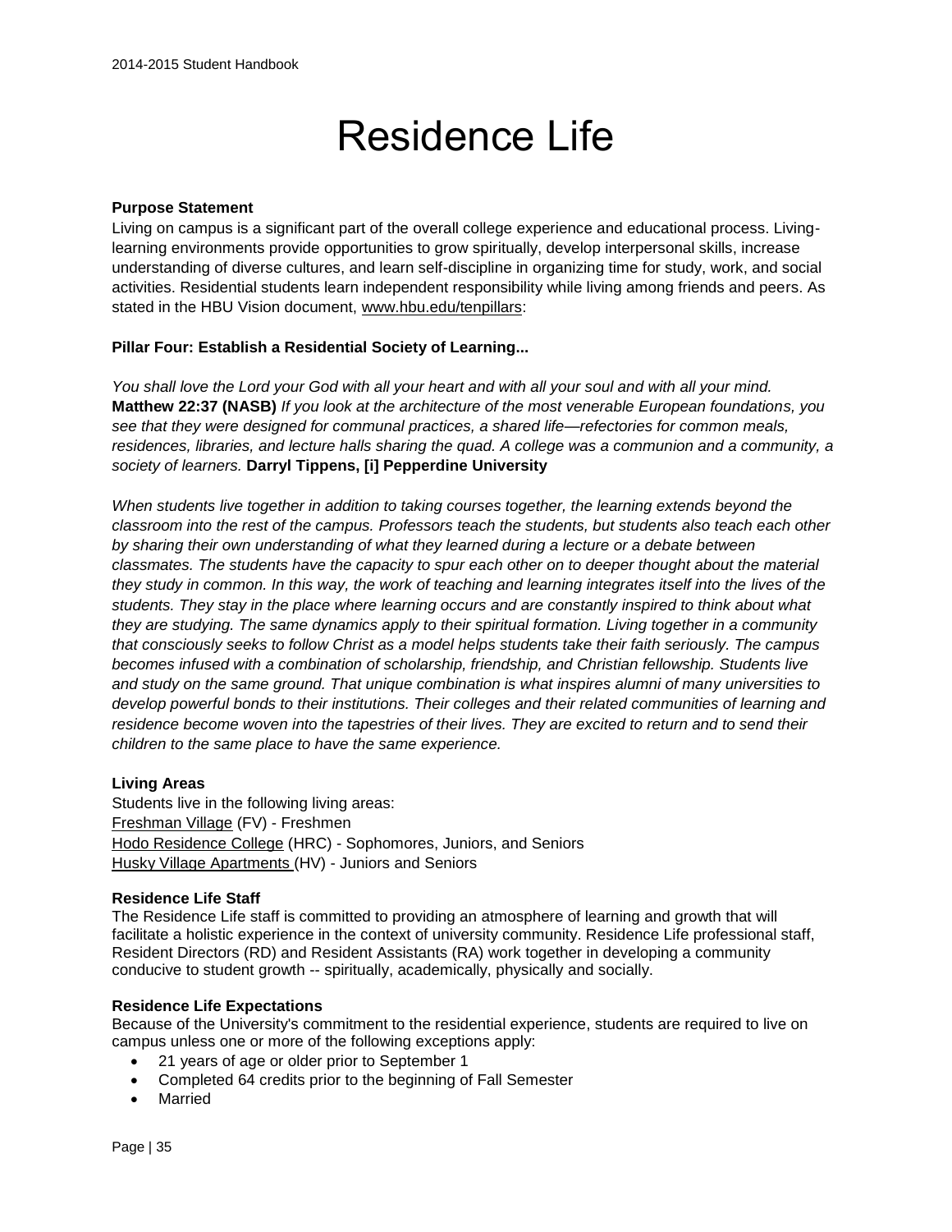# Residence Life

**Purpose Statement**

Living on campus is a significant part of the overall college experience and educational process. Living-learning environments provide opportunities to grow spiritually, develop interpersonal skills, increase understanding of diverse cultures, and learn self-discipline in organizing time for study, work, and social activities. Residential students learn independent responsibility while living among friends and peers. As stated in the HBU Vision document, www.hbu.edu/tenpillars:

**Pillar Four: Establish a Residential Society of Learning...**

*You shall love the Lord your God with all your heart and with all your soul and with all your mind.* **Matthew 22:37 (NASB)** *If you look at the architecture of the most venerable European foundations, you see that they were designed for communal practices, a shared life—refectories for common meals, residences, libraries, and lecture halls sharing the quad. A college was a communion and a community, a society of learners.* **Darryl Tippens, [i] Pepperdine University**

*When students live together in addition to taking courses together, the learning extends beyond the classroom into the rest of the campus. Professors teach the students, but students also teach each other by sharing their own understanding of what they learned during a lecture or a debate between classmates. The students have the capacity to spur each other on to deeper thought about the material they study in common. In this way, the work of teaching and learning integrates itself into the lives of the students. They stay in the place where learning occurs and are constantly inspired to think about what they are studying. The same dynamics apply to their spiritual formation. Living together in a community that consciously seeks to follow Christ as a model helps students take their faith seriously. The campus becomes infused with a combination of scholarship, friendship, and Christian fellowship. Students live and study on the same ground. That unique combination is what inspires alumni of many universities to develop powerful bonds to their institutions. Their colleges and their related communities of learning and residence become woven into the tapestries of their lives. They are excited to return and to send their children to the same place to have the same experience.*

**Living Areas**

Students live in the following living areas:
Freshman Village (FV) - Freshmen
Hodo Residence College (HRC) - Sophomores, Juniors, and Seniors
Husky Village Apartments (HV) - Juniors and Seniors

**Residence Life Staff**

The Residence Life staff is committed to providing an atmosphere of learning and growth that will facilitate a holistic experience in the context of university community. Residence Life professional staff, Resident Directors (RD) and Resident Assistants (RA) work together in developing a community conducive to student growth -- spiritually, academically, physically and socially.

**Residence Life Expectations**

Because of the University's commitment to the residential experience, students are required to live on campus unless one or more of the following exceptions apply:

- 21 years of age or older prior to September 1
- Completed 64 credits prior to the beginning of Fall Semester
- Married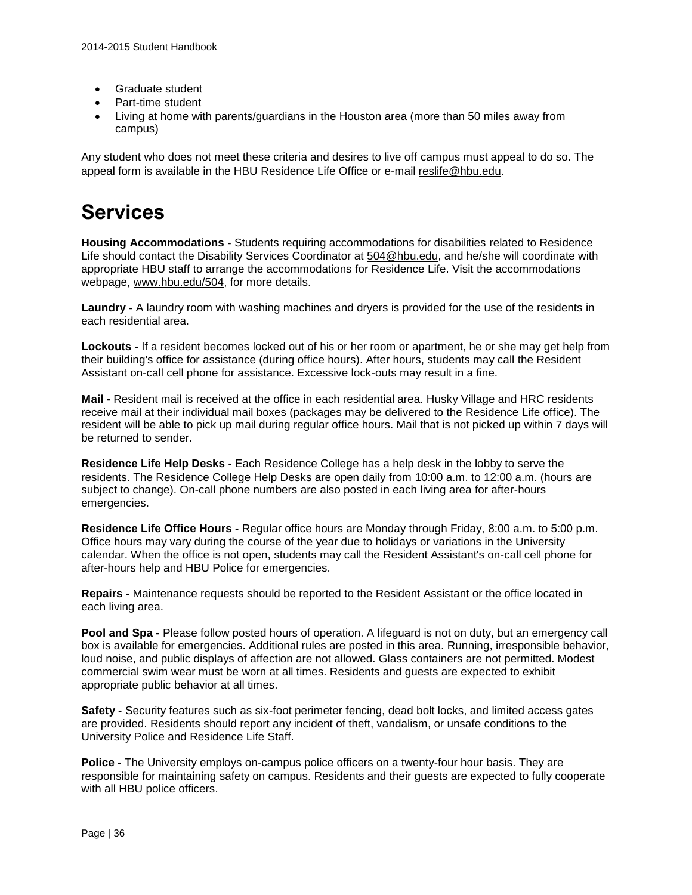- Graduate student
- Part-time student
- Living at home with parents/guardians in the Houston area (more than 50 miles away from campus)

Any student who does not meet these criteria and desires to live off campus must appeal to do so. The appeal form is available in the HBU Residence Life Office or e-mail reslife@hbu.edu.

# Services

**Housing Accommodations -** Students requiring accommodations for disabilities related to Residence Life should contact the Disability Services Coordinator at 504@hbu.edu, and he/she will coordinate with appropriate HBU staff to arrange the accommodations for Residence Life. Visit the accommodations webpage, www.hbu.edu/504, for more details.

**Laundry -** A laundry room with washing machines and dryers is provided for the use of the residents in each residential area.

**Lockouts -** If a resident becomes locked out of his or her room or apartment, he or she may get help from their building's office for assistance (during office hours). After hours, students may call the Resident Assistant on-call cell phone for assistance. Excessive lock-outs may result in a fine.

**Mail -** Resident mail is received at the office in each residential area. Husky Village and HRC residents receive mail at their individual mail boxes (packages may be delivered to the Residence Life office). The resident will be able to pick up mail during regular office hours. Mail that is not picked up within 7 days will be returned to sender.

**Residence Life Help Desks -** Each Residence College has a help desk in the lobby to serve the residents. The Residence College Help Desks are open daily from 10:00 a.m. to 12:00 a.m. (hours are subject to change). On-call phone numbers are also posted in each living area for after-hours emergencies.

**Residence Life Office Hours -** Regular office hours are Monday through Friday, 8:00 a.m. to 5:00 p.m. Office hours may vary during the course of the year due to holidays or variations in the University calendar. When the office is not open, students may call the Resident Assistant's on-call cell phone for after-hours help and HBU Police for emergencies.

**Repairs -** Maintenance requests should be reported to the Resident Assistant or the office located in each living area.

**Pool and Spa -** Please follow posted hours of operation. A lifeguard is not on duty, but an emergency call box is available for emergencies. Additional rules are posted in this area. Running, irresponsible behavior, loud noise, and public displays of affection are not allowed. Glass containers are not permitted. Modest commercial swim wear must be worn at all times. Residents and guests are expected to exhibit appropriate public behavior at all times.

**Safety -** Security features such as six-foot perimeter fencing, dead bolt locks, and limited access gates are provided. Residents should report any incident of theft, vandalism, or unsafe conditions to the University Police and Residence Life Staff.

**Police -** The University employs on-campus police officers on a twenty-four hour basis. They are responsible for maintaining safety on campus. Residents and their guests are expected to fully cooperate with all HBU police officers.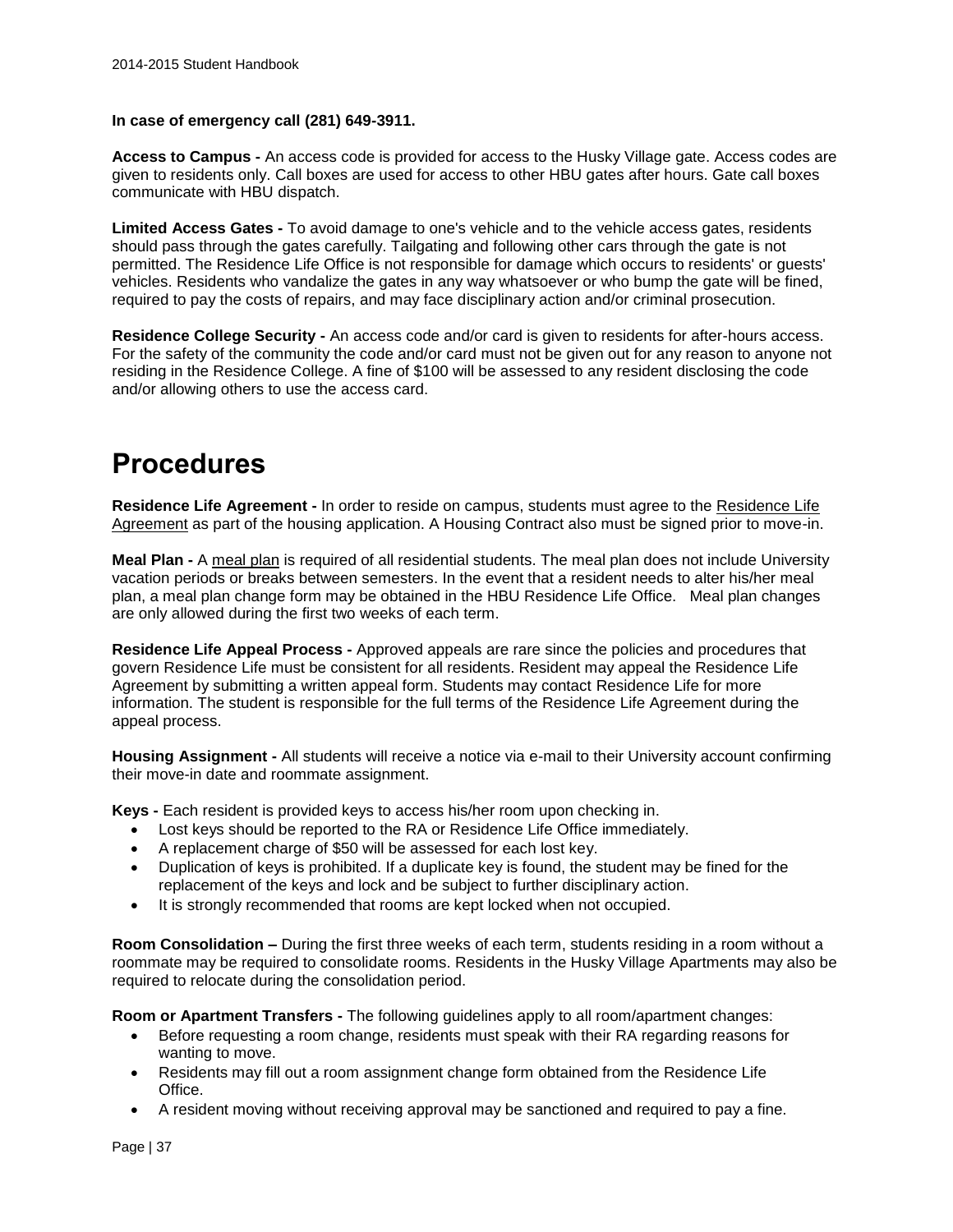**In case of emergency call (281) 649-3911.**

**Access to Campus -** An access code is provided for access to the Husky Village gate. Access codes are given to residents only. Call boxes are used for access to other HBU gates after hours. Gate call boxes communicate with HBU dispatch.

**Limited Access Gates -** To avoid damage to one's vehicle and to the vehicle access gates, residents should pass through the gates carefully. Tailgating and following other cars through the gate is not permitted. The Residence Life Office is not responsible for damage which occurs to residents' or guests' vehicles. Residents who vandalize the gates in any way whatsoever or who bump the gate will be fined, required to pay the costs of repairs, and may face disciplinary action and/or criminal prosecution.

**Residence College Security -** An access code and/or card is given to residents for after-hours access. For the safety of the community the code and/or card must not be given out for any reason to anyone not residing in the Residence College. A fine of $100 will be assessed to any resident disclosing the code and/or allowing others to use the access card.

# Procedures

**Residence Life Agreement -** In order to reside on campus, students must agree to the Residence Life Agreement as part of the housing application. A Housing Contract also must be signed prior to move-in.

**Meal Plan -** A meal plan is required of all residential students. The meal plan does not include University vacation periods or breaks between semesters. In the event that a resident needs to alter his/her meal plan, a meal plan change form may be obtained in the HBU Residence Life Office. Meal plan changes are only allowed during the first two weeks of each term.

**Residence Life Appeal Process -** Approved appeals are rare since the policies and procedures that govern Residence Life must be consistent for all residents. Resident may appeal the Residence Life Agreement by submitting a written appeal form. Students may contact Residence Life for more information. The student is responsible for the full terms of the Residence Life Agreement during the appeal process.

**Housing Assignment -** All students will receive a notice via e-mail to their University account confirming their move-in date and roommate assignment.

**Keys -** Each resident is provided keys to access his/her room upon checking in.

- Lost keys should be reported to the RA or Residence Life Office immediately.
- A replacement charge of $50 will be assessed for each lost key.
- Duplication of keys is prohibited. If a duplicate key is found, the student may be fined for the replacement of the keys and lock and be subject to further disciplinary action.
- It is strongly recommended that rooms are kept locked when not occupied.

**Room Consolidation –** During the first three weeks of each term, students residing in a room without a roommate may be required to consolidate rooms. Residents in the Husky Village Apartments may also be required to relocate during the consolidation period.

**Room or Apartment Transfers -** The following guidelines apply to all room/apartment changes:

- Before requesting a room change, residents must speak with their RA regarding reasons for wanting to move.
- Residents may fill out a room assignment change form obtained from the Residence Life Office.
- A resident moving without receiving approval may be sanctioned and required to pay a fine.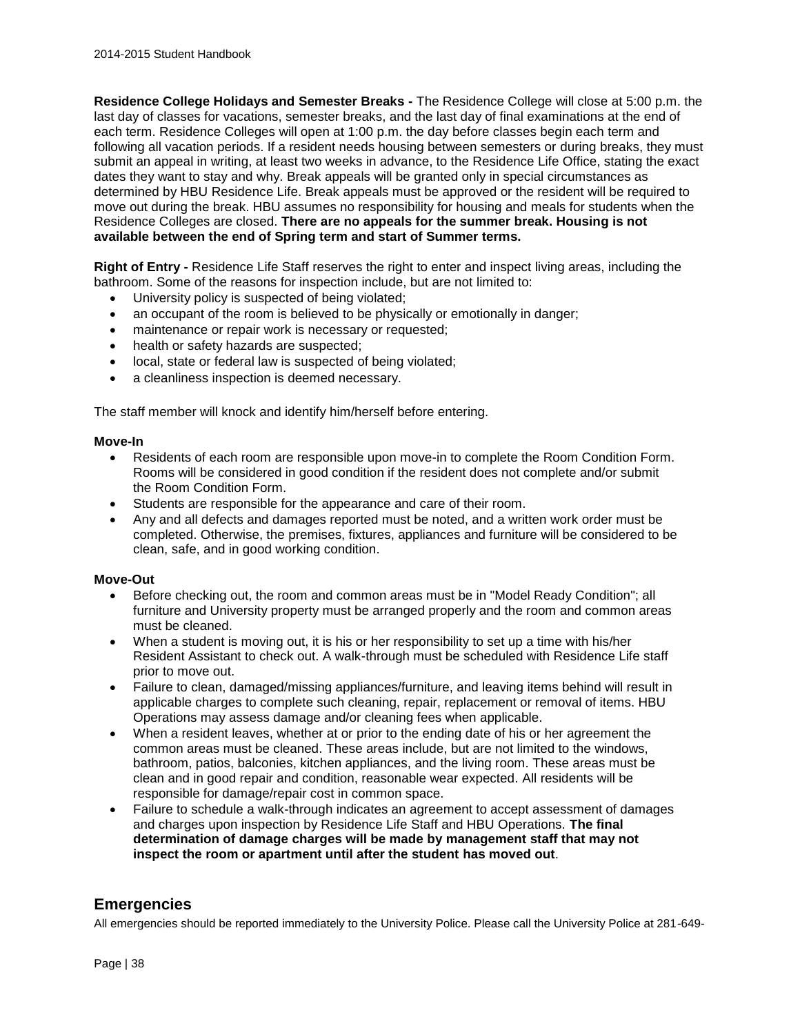**Residence College Holidays and Semester Breaks -** The Residence College will close at 5:00 p.m. the last day of classes for vacations, semester breaks, and the last day of final examinations at the end of each term. Residence Colleges will open at 1:00 p.m. the day before classes begin each term and following all vacation periods. If a resident needs housing between semesters or during breaks, they must submit an appeal in writing, at least two weeks in advance, to the Residence Life Office, stating the exact dates they want to stay and why. Break appeals will be granted only in special circumstances as determined by HBU Residence Life. Break appeals must be approved or the resident will be required to move out during the break. HBU assumes no responsibility for housing and meals for students when the Residence Colleges are closed. **There are no appeals for the summer break. Housing is not available between the end of Spring term and start of Summer terms.**

**Right of Entry -** Residence Life Staff reserves the right to enter and inspect living areas, including the bathroom. Some of the reasons for inspection include, but are not limited to:

- University policy is suspected of being violated;
- an occupant of the room is believed to be physically or emotionally in danger;
- maintenance or repair work is necessary or requested;
- health or safety hazards are suspected;
- local, state or federal law is suspected of being violated;
- a cleanliness inspection is deemed necessary.

The staff member will knock and identify him/herself before entering.

**Move-In**

- Residents of each room are responsible upon move-in to complete the Room Condition Form. Rooms will be considered in good condition if the resident does not complete and/or submit the Room Condition Form.
- Students are responsible for the appearance and care of their room.
- Any and all defects and damages reported must be noted, and a written work order must be completed. Otherwise, the premises, fixtures, appliances and furniture will be considered to be clean, safe, and in good working condition.

**Move-Out**

- Before checking out, the room and common areas must be in "Model Ready Condition"; all furniture and University property must be arranged properly and the room and common areas must be cleaned.
- When a student is moving out, it is his or her responsibility to set up a time with his/her Resident Assistant to check out. A walk-through must be scheduled with Residence Life staff prior to move out.
- Failure to clean, damaged/missing appliances/furniture, and leaving items behind will result in applicable charges to complete such cleaning, repair, replacement or removal of items. HBU Operations may assess damage and/or cleaning fees when applicable.
- When a resident leaves, whether at or prior to the ending date of his or her agreement the common areas must be cleaned. These areas include, but are not limited to the windows, bathroom, patios, balconies, kitchen appliances, and the living room. These areas must be clean and in good repair and condition, reasonable wear expected. All residents will be responsible for damage/repair cost in common space.
- Failure to schedule a walk-through indicates an agreement to accept assessment of damages and charges upon inspection by Residence Life Staff and HBU Operations. **The final determination of damage charges will be made by management staff that may not inspect the room or apartment until after the student has moved out**.

## Emergencies

All emergencies should be reported immediately to the University Police. Please call the University Police at 281-649-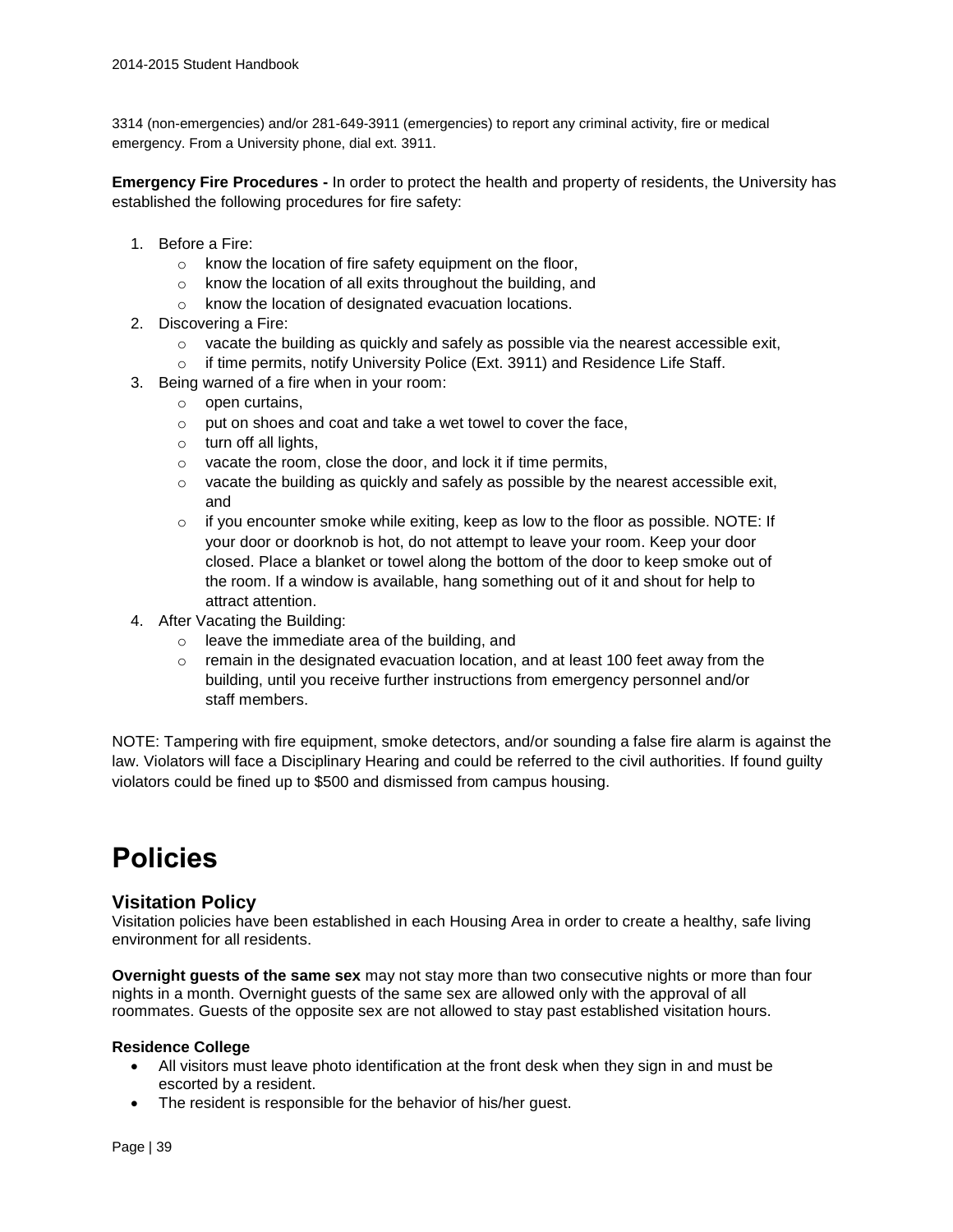3314 (non-emergencies) and/or 281-649-3911 (emergencies) to report any criminal activity, fire or medical emergency. From a University phone, dial ext. 3911.

**Emergency Fire Procedures -** In order to protect the health and property of residents, the University has established the following procedures for fire safety:

1. Before a Fire:
   - know the location of fire safety equipment on the floor,
   - know the location of all exits throughout the building, and
   - know the location of designated evacuation locations.
2. Discovering a Fire:
   - vacate the building as quickly and safely as possible via the nearest accessible exit,
   - if time permits, notify University Police (Ext. 3911) and Residence Life Staff.
3. Being warned of a fire when in your room:
   - open curtains,
   - put on shoes and coat and take a wet towel to cover the face,
   - turn off all lights,
   - vacate the room, close the door, and lock it if time permits,
   - vacate the building as quickly and safely as possible by the nearest accessible exit, and
   - if you encounter smoke while exiting, keep as low to the floor as possible. NOTE: If your door or doorknob is hot, do not attempt to leave your room. Keep your door closed. Place a blanket or towel along the bottom of the door to keep smoke out of the room. If a window is available, hang something out of it and shout for help to attract attention.
4. After Vacating the Building:
   - leave the immediate area of the building, and
   - remain in the designated evacuation location, and at least 100 feet away from the building, until you receive further instructions from emergency personnel and/or staff members.

NOTE: Tampering with fire equipment, smoke detectors, and/or sounding a false fire alarm is against the law. Violators will face a Disciplinary Hearing and could be referred to the civil authorities. If found guilty violators could be fined up to $500 and dismissed from campus housing.

# Policies

## Visitation Policy

Visitation policies have been established in each Housing Area in order to create a healthy, safe living environment for all residents.

**Overnight guests of the same sex** may not stay more than two consecutive nights or more than four nights in a month. Overnight guests of the same sex are allowed only with the approval of all roommates. Guests of the opposite sex are not allowed to stay past established visitation hours.

**Residence College**

- All visitors must leave photo identification at the front desk when they sign in and must be escorted by a resident.
- The resident is responsible for the behavior of his/her guest.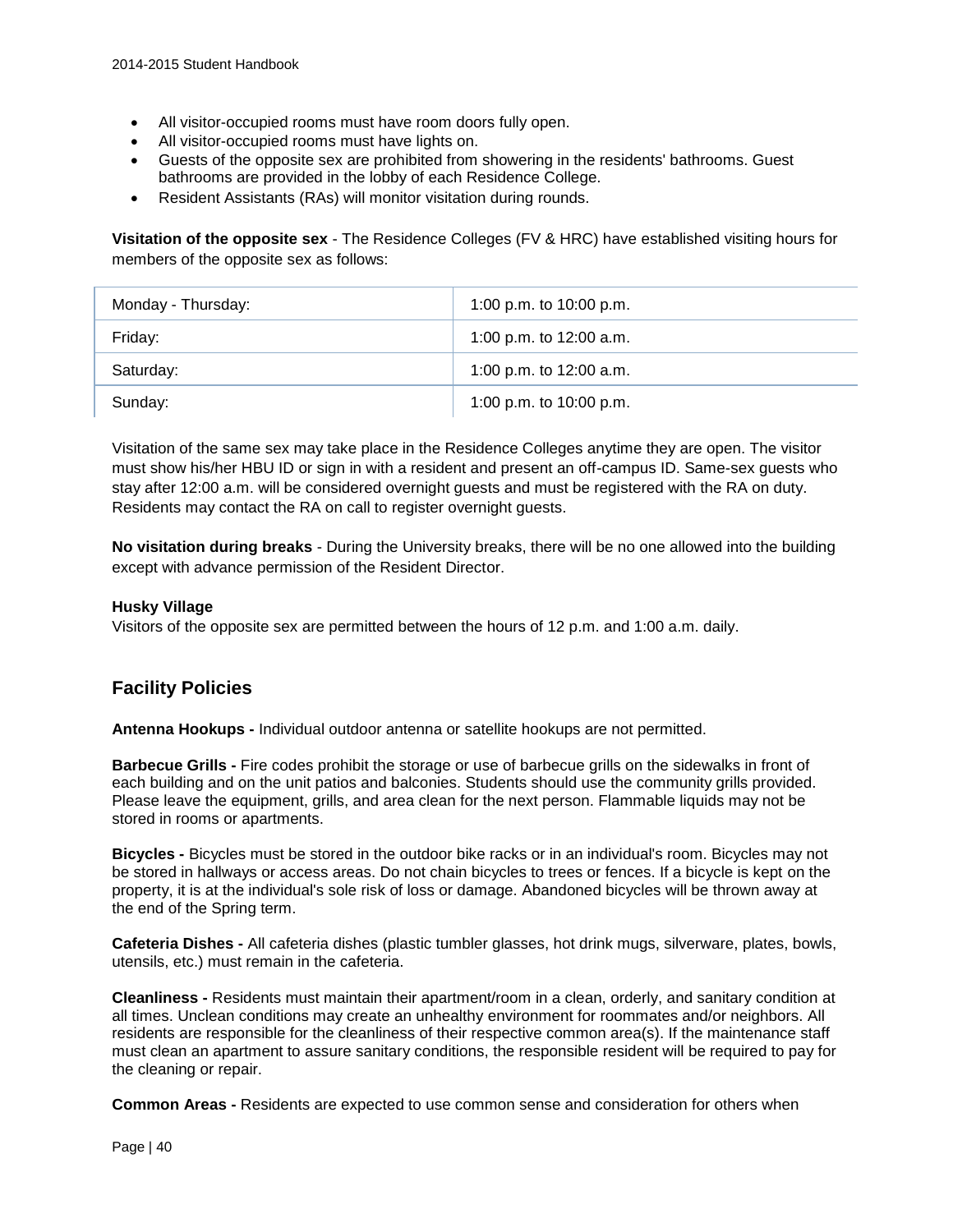- All visitor-occupied rooms must have room doors fully open.
- All visitor-occupied rooms must have lights on.
- Guests of the opposite sex are prohibited from showering in the residents' bathrooms. Guest bathrooms are provided in the lobby of each Residence College.
- Resident Assistants (RAs) will monitor visitation during rounds.

**Visitation of the opposite sex** - The Residence Colleges (FV & HRC) have established visiting hours for members of the opposite sex as follows:

| | |
|---|---|
| Monday - Thursday: | 1:00 p.m. to 10:00 p.m. |
| Friday: | 1:00 p.m. to 12:00 a.m. |
| Saturday: | 1:00 p.m. to 12:00 a.m. |
| Sunday: | 1:00 p.m. to 10:00 p.m. |

Visitation of the same sex may take place in the Residence Colleges anytime they are open. The visitor must show his/her HBU ID or sign in with a resident and present an off-campus ID. Same-sex guests who stay after 12:00 a.m. will be considered overnight guests and must be registered with the RA on duty. Residents may contact the RA on call to register overnight guests.

**No visitation during breaks** - During the University breaks, there will be no one allowed into the building except with advance permission of the Resident Director.

**Husky Village**

Visitors of the opposite sex are permitted between the hours of 12 p.m. and 1:00 a.m. daily.

## Facility Policies

**Antenna Hookups -** Individual outdoor antenna or satellite hookups are not permitted.

**Barbecue Grills -** Fire codes prohibit the storage or use of barbecue grills on the sidewalks in front of each building and on the unit patios and balconies. Students should use the community grills provided. Please leave the equipment, grills, and area clean for the next person. Flammable liquids may not be stored in rooms or apartments.

**Bicycles -** Bicycles must be stored in the outdoor bike racks or in an individual's room. Bicycles may not be stored in hallways or access areas. Do not chain bicycles to trees or fences. If a bicycle is kept on the property, it is at the individual's sole risk of loss or damage. Abandoned bicycles will be thrown away at the end of the Spring term.

**Cafeteria Dishes -** All cafeteria dishes (plastic tumbler glasses, hot drink mugs, silverware, plates, bowls, utensils, etc.) must remain in the cafeteria.

**Cleanliness -** Residents must maintain their apartment/room in a clean, orderly, and sanitary condition at all times. Unclean conditions may create an unhealthy environment for roommates and/or neighbors. All residents are responsible for the cleanliness of their respective common area(s). If the maintenance staff must clean an apartment to assure sanitary conditions, the responsible resident will be required to pay for the cleaning or repair.

**Common Areas -** Residents are expected to use common sense and consideration for others when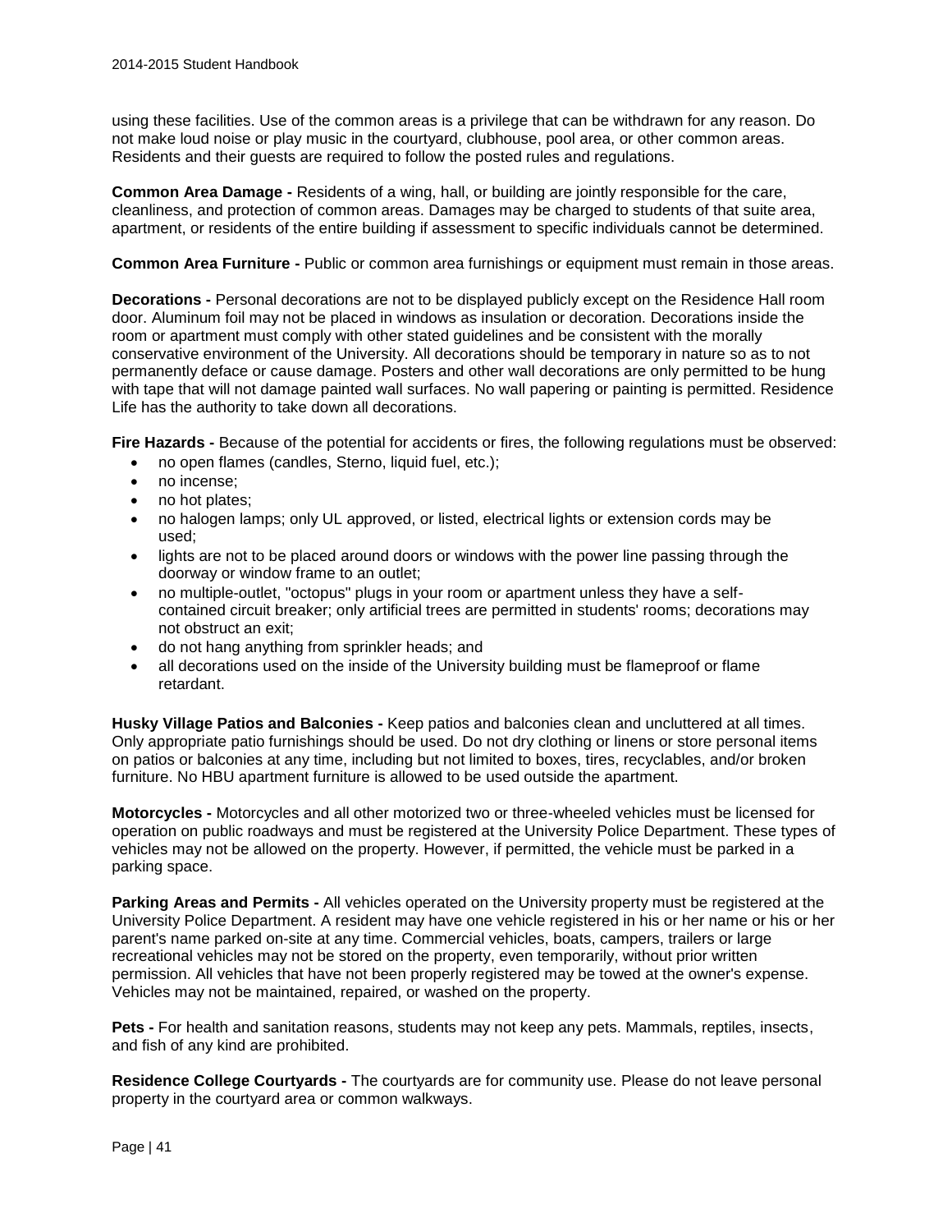using these facilities. Use of the common areas is a privilege that can be withdrawn for any reason. Do not make loud noise or play music in the courtyard, clubhouse, pool area, or other common areas. Residents and their guests are required to follow the posted rules and regulations.

**Common Area Damage -** Residents of a wing, hall, or building are jointly responsible for the care, cleanliness, and protection of common areas. Damages may be charged to students of that suite area, apartment, or residents of the entire building if assessment to specific individuals cannot be determined.

**Common Area Furniture -** Public or common area furnishings or equipment must remain in those areas.

**Decorations -** Personal decorations are not to be displayed publicly except on the Residence Hall room door. Aluminum foil may not be placed in windows as insulation or decoration. Decorations inside the room or apartment must comply with other stated guidelines and be consistent with the morally conservative environment of the University. All decorations should be temporary in nature so as to not permanently deface or cause damage. Posters and other wall decorations are only permitted to be hung with tape that will not damage painted wall surfaces. No wall papering or painting is permitted. Residence Life has the authority to take down all decorations.

**Fire Hazards -** Because of the potential for accidents or fires, the following regulations must be observed:

- no open flames (candles, Sterno, liquid fuel, etc.);
- no incense;
- no hot plates;
- no halogen lamps; only UL approved, or listed, electrical lights or extension cords may be used;
- lights are not to be placed around doors or windows with the power line passing through the doorway or window frame to an outlet;
- no multiple-outlet, "octopus" plugs in your room or apartment unless they have a self-contained circuit breaker; only artificial trees are permitted in students' rooms; decorations may not obstruct an exit;
- do not hang anything from sprinkler heads; and
- all decorations used on the inside of the University building must be flameproof or flame retardant.

**Husky Village Patios and Balconies -** Keep patios and balconies clean and uncluttered at all times. Only appropriate patio furnishings should be used. Do not dry clothing or linens or store personal items on patios or balconies at any time, including but not limited to boxes, tires, recyclables, and/or broken furniture. No HBU apartment furniture is allowed to be used outside the apartment.

**Motorcycles -** Motorcycles and all other motorized two or three-wheeled vehicles must be licensed for operation on public roadways and must be registered at the University Police Department. These types of vehicles may not be allowed on the property. However, if permitted, the vehicle must be parked in a parking space.

**Parking Areas and Permits -** All vehicles operated on the University property must be registered at the University Police Department. A resident may have one vehicle registered in his or her name or his or her parent's name parked on-site at any time. Commercial vehicles, boats, campers, trailers or large recreational vehicles may not be stored on the property, even temporarily, without prior written permission. All vehicles that have not been properly registered may be towed at the owner's expense. Vehicles may not be maintained, repaired, or washed on the property.

**Pets -** For health and sanitation reasons, students may not keep any pets. Mammals, reptiles, insects, and fish of any kind are prohibited.

**Residence College Courtyards -** The courtyards are for community use. Please do not leave personal property in the courtyard area or common walkways.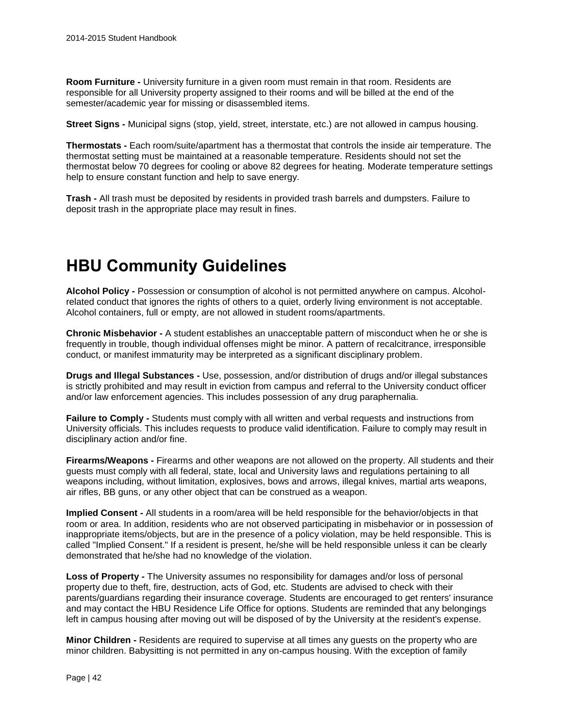**Room Furniture -** University furniture in a given room must remain in that room. Residents are responsible for all University property assigned to their rooms and will be billed at the end of the semester/academic year for missing or disassembled items.

**Street Signs -** Municipal signs (stop, yield, street, interstate, etc.) are not allowed in campus housing.

**Thermostats -** Each room/suite/apartment has a thermostat that controls the inside air temperature. The thermostat setting must be maintained at a reasonable temperature. Residents should not set the thermostat below 70 degrees for cooling or above 82 degrees for heating. Moderate temperature settings help to ensure constant function and help to save energy.

**Trash -** All trash must be deposited by residents in provided trash barrels and dumpsters. Failure to deposit trash in the appropriate place may result in fines.

# HBU Community Guidelines

**Alcohol Policy -** Possession or consumption of alcohol is not permitted anywhere on campus. Alcohol-related conduct that ignores the rights of others to a quiet, orderly living environment is not acceptable. Alcohol containers, full or empty, are not allowed in student rooms/apartments.

**Chronic Misbehavior -** A student establishes an unacceptable pattern of misconduct when he or she is frequently in trouble, though individual offenses might be minor. A pattern of recalcitrance, irresponsible conduct, or manifest immaturity may be interpreted as a significant disciplinary problem.

**Drugs and Illegal Substances -** Use, possession, and/or distribution of drugs and/or illegal substances is strictly prohibited and may result in eviction from campus and referral to the University conduct officer and/or law enforcement agencies. This includes possession of any drug paraphernalia.

**Failure to Comply -** Students must comply with all written and verbal requests and instructions from University officials. This includes requests to produce valid identification. Failure to comply may result in disciplinary action and/or fine.

**Firearms/Weapons -** Firearms and other weapons are not allowed on the property. All students and their guests must comply with all federal, state, local and University laws and regulations pertaining to all weapons including, without limitation, explosives, bows and arrows, illegal knives, martial arts weapons, air rifles, BB guns, or any other object that can be construed as a weapon.

**Implied Consent -** All students in a room/area will be held responsible for the behavior/objects in that room or area. In addition, residents who are not observed participating in misbehavior or in possession of inappropriate items/objects, but are in the presence of a policy violation, may be held responsible. This is called "Implied Consent." If a resident is present, he/she will be held responsible unless it can be clearly demonstrated that he/she had no knowledge of the violation.

**Loss of Property -** The University assumes no responsibility for damages and/or loss of personal property due to theft, fire, destruction, acts of God, etc. Students are advised to check with their parents/guardians regarding their insurance coverage. Students are encouraged to get renters' insurance and may contact the HBU Residence Life Office for options. Students are reminded that any belongings left in campus housing after moving out will be disposed of by the University at the resident's expense.

**Minor Children -** Residents are required to supervise at all times any guests on the property who are minor children. Babysitting is not permitted in any on-campus housing. With the exception of family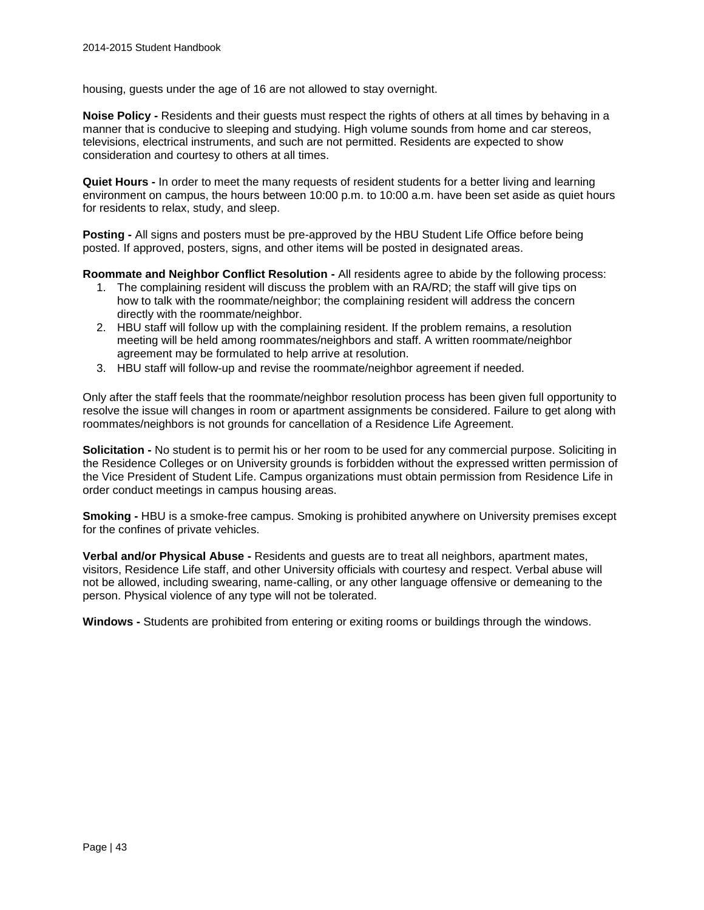housing, guests under the age of 16 are not allowed to stay overnight.

**Noise Policy -** Residents and their guests must respect the rights of others at all times by behaving in a manner that is conducive to sleeping and studying. High volume sounds from home and car stereos, televisions, electrical instruments, and such are not permitted. Residents are expected to show consideration and courtesy to others at all times.

**Quiet Hours -** In order to meet the many requests of resident students for a better living and learning environment on campus, the hours between 10:00 p.m. to 10:00 a.m. have been set aside as quiet hours for residents to relax, study, and sleep.

**Posting -** All signs and posters must be pre-approved by the HBU Student Life Office before being posted. If approved, posters, signs, and other items will be posted in designated areas.

**Roommate and Neighbor Conflict Resolution -** All residents agree to abide by the following process:

1. The complaining resident will discuss the problem with an RA/RD; the staff will give tips on how to talk with the roommate/neighbor; the complaining resident will address the concern directly with the roommate/neighbor.
2. HBU staff will follow up with the complaining resident. If the problem remains, a resolution meeting will be held among roommates/neighbors and staff. A written roommate/neighbor agreement may be formulated to help arrive at resolution.
3. HBU staff will follow-up and revise the roommate/neighbor agreement if needed.

Only after the staff feels that the roommate/neighbor resolution process has been given full opportunity to resolve the issue will changes in room or apartment assignments be considered. Failure to get along with roommates/neighbors is not grounds for cancellation of a Residence Life Agreement.

**Solicitation -** No student is to permit his or her room to be used for any commercial purpose. Soliciting in the Residence Colleges or on University grounds is forbidden without the expressed written permission of the Vice President of Student Life. Campus organizations must obtain permission from Residence Life in order conduct meetings in campus housing areas.

**Smoking -** HBU is a smoke-free campus. Smoking is prohibited anywhere on University premises except for the confines of private vehicles.

**Verbal and/or Physical Abuse -** Residents and guests are to treat all neighbors, apartment mates, visitors, Residence Life staff, and other University officials with courtesy and respect. Verbal abuse will not be allowed, including swearing, name-calling, or any other language offensive or demeaning to the person. Physical violence of any type will not be tolerated.

**Windows -** Students are prohibited from entering or exiting rooms or buildings through the windows.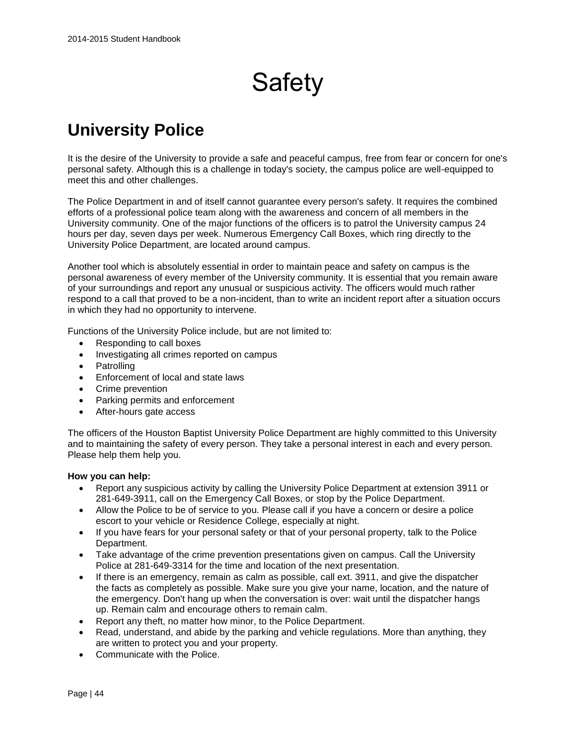# Safety

## University Police

It is the desire of the University to provide a safe and peaceful campus, free from fear or concern for one's personal safety. Although this is a challenge in today's society, the campus police are well-equipped to meet this and other challenges.

The Police Department in and of itself cannot guarantee every person's safety. It requires the combined efforts of a professional police team along with the awareness and concern of all members in the University community. One of the major functions of the officers is to patrol the University campus 24 hours per day, seven days per week. Numerous Emergency Call Boxes, which ring directly to the University Police Department, are located around campus.

Another tool which is absolutely essential in order to maintain peace and safety on campus is the personal awareness of every member of the University community. It is essential that you remain aware of your surroundings and report any unusual or suspicious activity. The officers would much rather respond to a call that proved to be a non-incident, than to write an incident report after a situation occurs in which they had no opportunity to intervene.

Functions of the University Police include, but are not limited to:

- Responding to call boxes
- Investigating all crimes reported on campus
- Patrolling
- Enforcement of local and state laws
- Crime prevention
- Parking permits and enforcement
- After-hours gate access

The officers of the Houston Baptist University Police Department are highly committed to this University and to maintaining the safety of every person. They take a personal interest in each and every person. Please help them help you.

**How you can help:**

- Report any suspicious activity by calling the University Police Department at extension 3911 or 281-649-3911, call on the Emergency Call Boxes, or stop by the Police Department.
- Allow the Police to be of service to you. Please call if you have a concern or desire a police escort to your vehicle or Residence College, especially at night.
- If you have fears for your personal safety or that of your personal property, talk to the Police Department.
- Take advantage of the crime prevention presentations given on campus. Call the University Police at 281-649-3314 for the time and location of the next presentation.
- If there is an emergency, remain as calm as possible, call ext. 3911, and give the dispatcher the facts as completely as possible. Make sure you give your name, location, and the nature of the emergency. Don't hang up when the conversation is over: wait until the dispatcher hangs up. Remain calm and encourage others to remain calm.
- Report any theft, no matter how minor, to the Police Department.
- Read, understand, and abide by the parking and vehicle regulations. More than anything, they are written to protect you and your property.
- Communicate with the Police.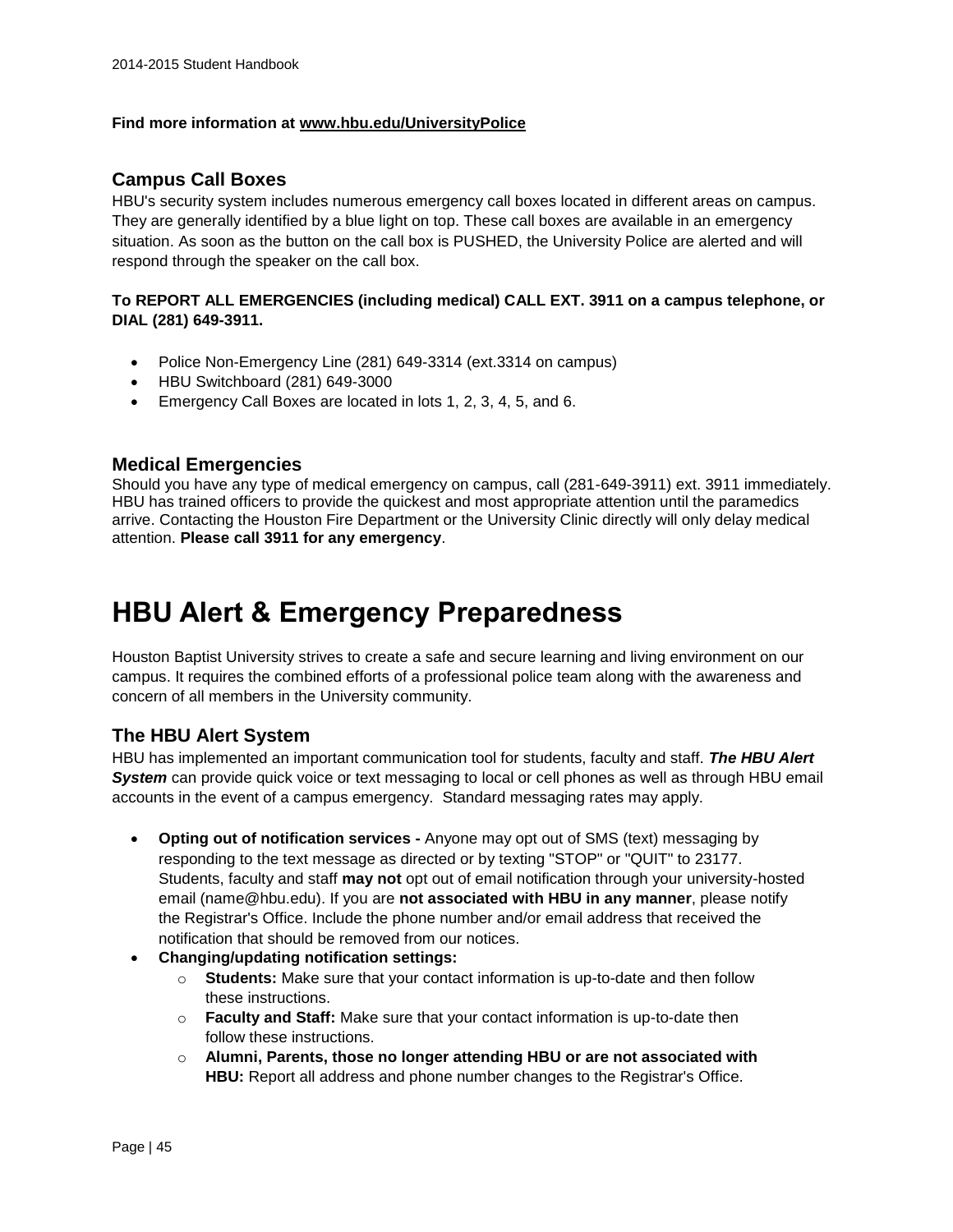**Find more information at www.hbu.edu/UniversityPolice**

## Campus Call Boxes

HBU's security system includes numerous emergency call boxes located in different areas on campus. They are generally identified by a blue light on top. These call boxes are available in an emergency situation. As soon as the button on the call box is PUSHED, the University Police are alerted and will respond through the speaker on the call box.

**To REPORT ALL EMERGENCIES (including medical) CALL EXT. 3911 on a campus telephone, or DIAL (281) 649-3911.**

- Police Non-Emergency Line (281) 649-3314 (ext.3314 on campus)
- HBU Switchboard (281) 649-3000
- Emergency Call Boxes are located in lots 1, 2, 3, 4, 5, and 6.

## Medical Emergencies

Should you have any type of medical emergency on campus, call (281-649-3911) ext. 3911 immediately. HBU has trained officers to provide the quickest and most appropriate attention until the paramedics arrive. Contacting the Houston Fire Department or the University Clinic directly will only delay medical attention. **Please call 3911 for any emergency**.

# HBU Alert & Emergency Preparedness

Houston Baptist University strives to create a safe and secure learning and living environment on our campus. It requires the combined efforts of a professional police team along with the awareness and concern of all members in the University community.

## The HBU Alert System

HBU has implemented an important communication tool for students, faculty and staff. ***The HBU Alert System*** can provide quick voice or text messaging to local or cell phones as well as through HBU email accounts in the event of a campus emergency. Standard messaging rates may apply.

- **Opting out of notification services -** Anyone may opt out of SMS (text) messaging by responding to the text message as directed or by texting "STOP" or "QUIT" to 23177. Students, faculty and staff **may not** opt out of email notification through your university-hosted email (name@hbu.edu). If you are **not associated with HBU in any manner**, please notify the Registrar's Office. Include the phone number and/or email address that received the notification that should be removed from our notices.
- **Changing/updating notification settings:**
  - **Students:** Make sure that your contact information is up-to-date and then follow these instructions.
  - **Faculty and Staff:** Make sure that your contact information is up-to-date then follow these instructions.
  - **Alumni, Parents, those no longer attending HBU or are not associated with HBU:** Report all address and phone number changes to the Registrar's Office.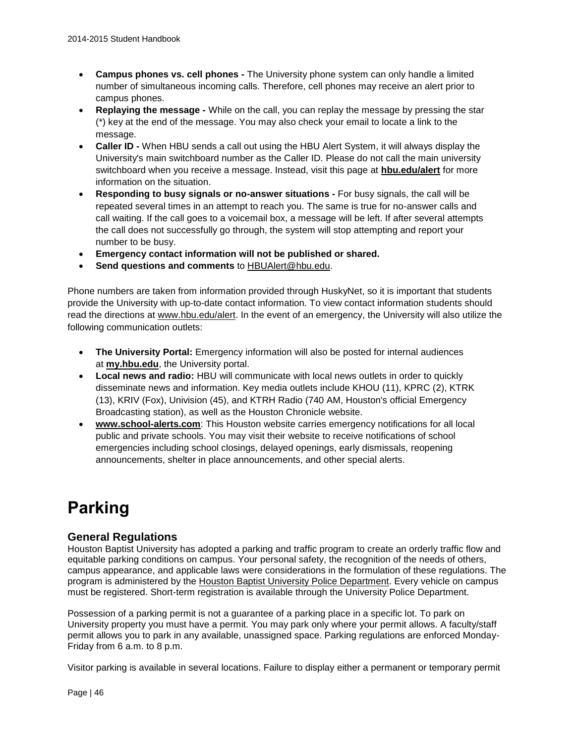- **Campus phones vs. cell phones -** The University phone system can only handle a limited number of simultaneous incoming calls. Therefore, cell phones may receive an alert prior to campus phones.
- **Replaying the message -** While on the call, you can replay the message by pressing the star (*) key at the end of the message. You may also check your email to locate a link to the message.
- **Caller ID -** When HBU sends a call out using the HBU Alert System, it will always display the University's main switchboard number as the Caller ID. Please do not call the main university switchboard when you receive a message. Instead, visit this page at **hbu.edu/alert** for more information on the situation.
- **Responding to busy signals or no-answer situations -** For busy signals, the call will be repeated several times in an attempt to reach you. The same is true for no-answer calls and call waiting. If the call goes to a voicemail box, a message will be left. If after several attempts the call does not successfully go through, the system will stop attempting and report your number to be busy.
- **Emergency contact information will not be published or shared.**
- **Send questions and comments** to HBUAlert@hbu.edu.

Phone numbers are taken from information provided through HuskyNet, so it is important that students provide the University with up-to-date contact information. To view contact information students should read the directions at www.hbu.edu/alert. In the event of an emergency, the University will also utilize the following communication outlets:

- **The University Portal:** Emergency information will also be posted for internal audiences at **my.hbu.edu**, the University portal.
- **Local news and radio:** HBU will communicate with local news outlets in order to quickly disseminate news and information. Key media outlets include KHOU (11), KPRC (2), KTRK (13), KRIV (Fox), Univision (45), and KTRH Radio (740 AM, Houston's official Emergency Broadcasting station), as well as the Houston Chronicle website.
- **www.school-alerts.com**: This Houston website carries emergency notifications for all local public and private schools. You may visit their website to receive notifications of school emergencies including school closings, delayed openings, early dismissals, reopening announcements, shelter in place announcements, and other special alerts.

# Parking

## General Regulations

Houston Baptist University has adopted a parking and traffic program to create an orderly traffic flow and equitable parking conditions on campus. Your personal safety, the recognition of the needs of others, campus appearance, and applicable laws were considerations in the formulation of these regulations. The program is administered by the Houston Baptist University Police Department. Every vehicle on campus must be registered. Short-term registration is available through the University Police Department.

Possession of a parking permit is not a guarantee of a parking place in a specific lot. To park on University property you must have a permit. You may park only where your permit allows. A faculty/staff permit allows you to park in any available, unassigned space. Parking regulations are enforced Monday-Friday from 6 a.m. to 8 p.m.

Visitor parking is available in several locations. Failure to display either a permanent or temporary permit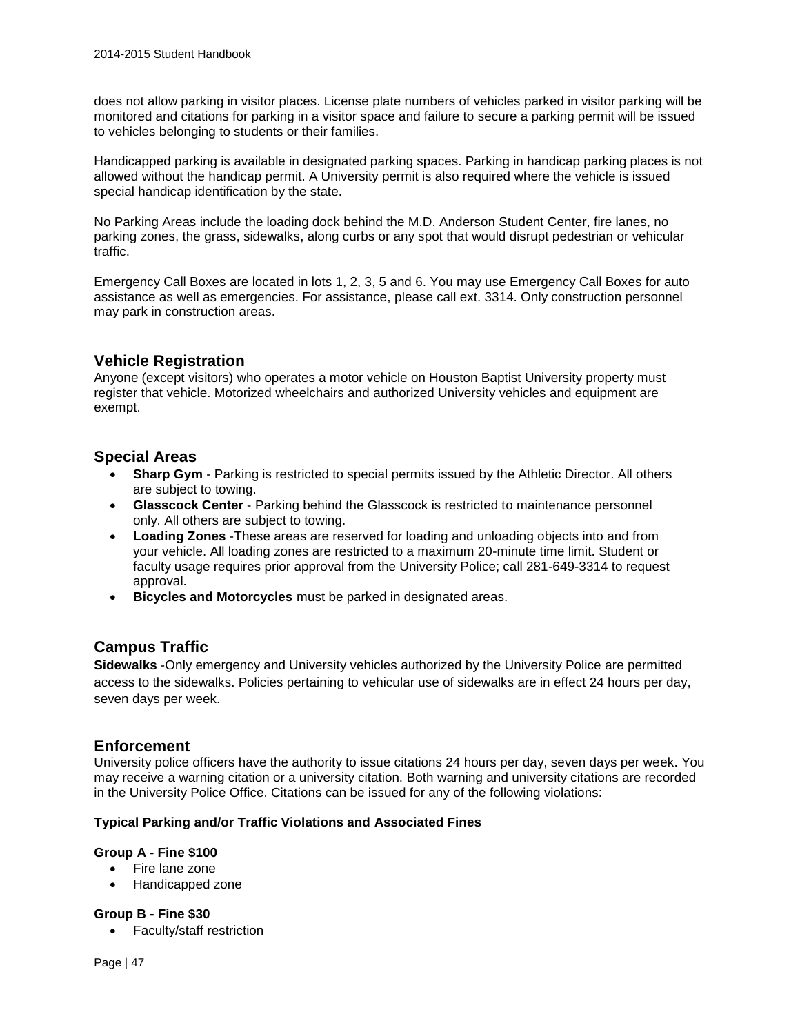does not allow parking in visitor places. License plate numbers of vehicles parked in visitor parking will be monitored and citations for parking in a visitor space and failure to secure a parking permit will be issued to vehicles belonging to students or their families.

Handicapped parking is available in designated parking spaces. Parking in handicap parking places is not allowed without the handicap permit. A University permit is also required where the vehicle is issued special handicap identification by the state.

No Parking Areas include the loading dock behind the M.D. Anderson Student Center, fire lanes, no parking zones, the grass, sidewalks, along curbs or any spot that would disrupt pedestrian or vehicular traffic.

Emergency Call Boxes are located in lots 1, 2, 3, 5 and 6. You may use Emergency Call Boxes for auto assistance as well as emergencies. For assistance, please call ext. 3314. Only construction personnel may park in construction areas.

## Vehicle Registration

Anyone (except visitors) who operates a motor vehicle on Houston Baptist University property must register that vehicle. Motorized wheelchairs and authorized University vehicles and equipment are exempt.

## Special Areas

- **Sharp Gym** - Parking is restricted to special permits issued by the Athletic Director. All others are subject to towing.
- **Glasscock Center** - Parking behind the Glasscock is restricted to maintenance personnel only. All others are subject to towing.
- **Loading Zones** -These areas are reserved for loading and unloading objects into and from your vehicle. All loading zones are restricted to a maximum 20-minute time limit. Student or faculty usage requires prior approval from the University Police; call 281-649-3314 to request approval.
- **Bicycles and Motorcycles** must be parked in designated areas.

## Campus Traffic

**Sidewalks** -Only emergency and University vehicles authorized by the University Police are permitted access to the sidewalks. Policies pertaining to vehicular use of sidewalks are in effect 24 hours per day, seven days per week.

## Enforcement

University police officers have the authority to issue citations 24 hours per day, seven days per week. You may receive a warning citation or a university citation. Both warning and university citations are recorded in the University Police Office. Citations can be issued for any of the following violations:

**Typical Parking and/or Traffic Violations and Associated Fines**

**Group A - Fine $100**

- Fire lane zone
- Handicapped zone

**Group B - Fine $30**

- Faculty/staff restriction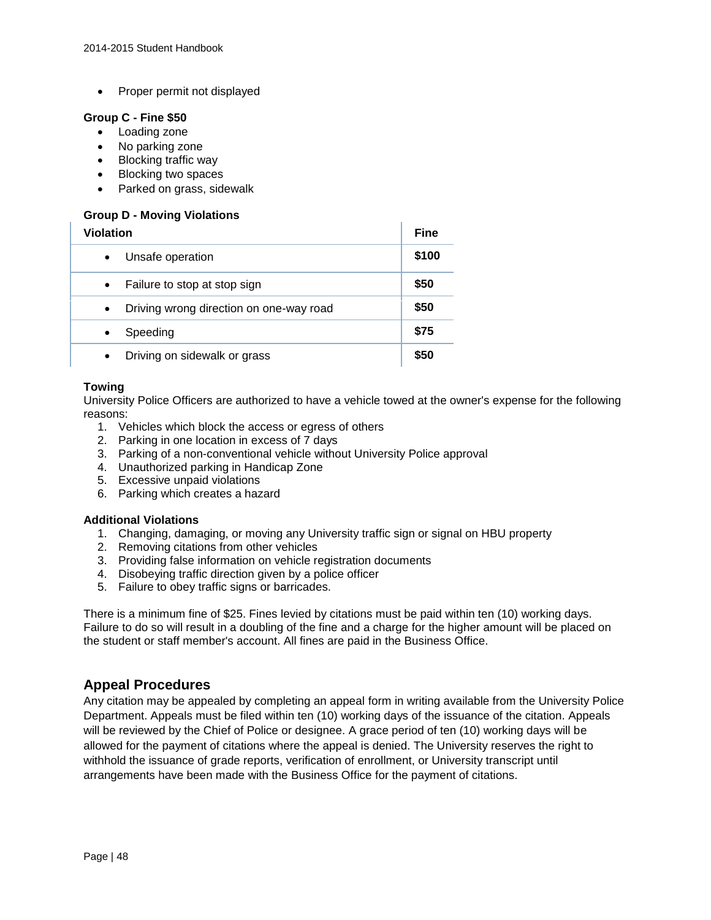- Proper permit not displayed

**Group C - Fine $50**

- Loading zone
- No parking zone
- Blocking traffic way
- Blocking two spaces
- Parked on grass, sidewalk

**Group D - Moving Violations**

| Violation | Fine |
|---|---|
| • Unsafe operation | $100 |
| • Failure to stop at stop sign | $50 |
| • Driving wrong direction on one-way road | $50 |
| • Speeding | $75 |
| • Driving on sidewalk or grass | $50 |

**Towing**

University Police Officers are authorized to have a vehicle towed at the owner's expense for the following reasons:

1. Vehicles which block the access or egress of others
2. Parking in one location in excess of 7 days
3. Parking of a non-conventional vehicle without University Police approval
4. Unauthorized parking in Handicap Zone
5. Excessive unpaid violations
6. Parking which creates a hazard

**Additional Violations**

1. Changing, damaging, or moving any University traffic sign or signal on HBU property
2. Removing citations from other vehicles
3. Providing false information on vehicle registration documents
4. Disobeying traffic direction given by a police officer
5. Failure to obey traffic signs or barricades.

There is a minimum fine of $25. Fines levied by citations must be paid within ten (10) working days. Failure to do so will result in a doubling of the fine and a charge for the higher amount will be placed on the student or staff member's account. All fines are paid in the Business Office.

## Appeal Procedures

Any citation may be appealed by completing an appeal form in writing available from the University Police Department. Appeals must be filed within ten (10) working days of the issuance of the citation. Appeals will be reviewed by the Chief of Police or designee. A grace period of ten (10) working days will be allowed for the payment of citations where the appeal is denied. The University reserves the right to withhold the issuance of grade reports, verification of enrollment, or University transcript until arrangements have been made with the Business Office for the payment of citations.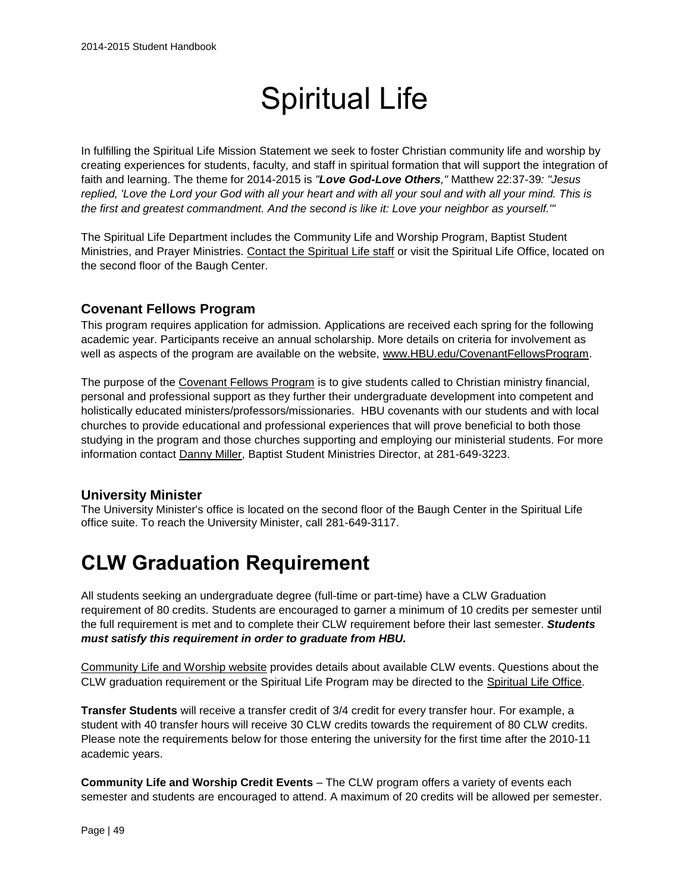# Spiritual Life

In fulfilling the Spiritual Life Mission Statement we seek to foster Christian community life and worship by creating experiences for students, faculty, and staff in spiritual formation that will support the integration of faith and learning. The theme for 2014-2015 is *"**Love God-Love Others**,"* Matthew 22:37-39*: "Jesus replied, 'Love the Lord your God with all your heart and with all your soul and with all your mind. This is the first and greatest commandment. And the second is like it: Love your neighbor as yourself.'"*

The Spiritual Life Department includes the Community Life and Worship Program, Baptist Student Ministries, and Prayer Ministries. Contact the Spiritual Life staff or visit the Spiritual Life Office, located on the second floor of the Baugh Center.

### Covenant Fellows Program

This program requires application for admission. Applications are received each spring for the following academic year. Participants receive an annual scholarship. More details on criteria for involvement as well as aspects of the program are available on the website, www.HBU.edu/CovenantFellowsProgram.

The purpose of the Covenant Fellows Program is to give students called to Christian ministry financial, personal and professional support as they further their undergraduate development into competent and holistically educated ministers/professors/missionaries. HBU covenants with our students and with local churches to provide educational and professional experiences that will prove beneficial to both those studying in the program and those churches supporting and employing our ministerial students. For more information contact Danny Miller, Baptist Student Ministries Director, at 281-649-3223.

### University Minister

The University Minister's office is located on the second floor of the Baugh Center in the Spiritual Life office suite. To reach the University Minister, call 281-649-3117.

## CLW Graduation Requirement

All students seeking an undergraduate degree (full-time or part-time) have a CLW Graduation requirement of 80 credits. Students are encouraged to garner a minimum of 10 credits per semester until the full requirement is met and to complete their CLW requirement before their last semester. ***Students must satisfy this requirement in order to graduate from HBU.***

Community Life and Worship website provides details about available CLW events. Questions about the CLW graduation requirement or the Spiritual Life Program may be directed to the Spiritual Life Office.

**Transfer Students** will receive a transfer credit of 3/4 credit for every transfer hour. For example, a student with 40 transfer hours will receive 30 CLW credits towards the requirement of 80 CLW credits. Please note the requirements below for those entering the university for the first time after the 2010-11 academic years.

**Community Life and Worship Credit Events** – The CLW program offers a variety of events each semester and students are encouraged to attend. A maximum of 20 credits will be allowed per semester.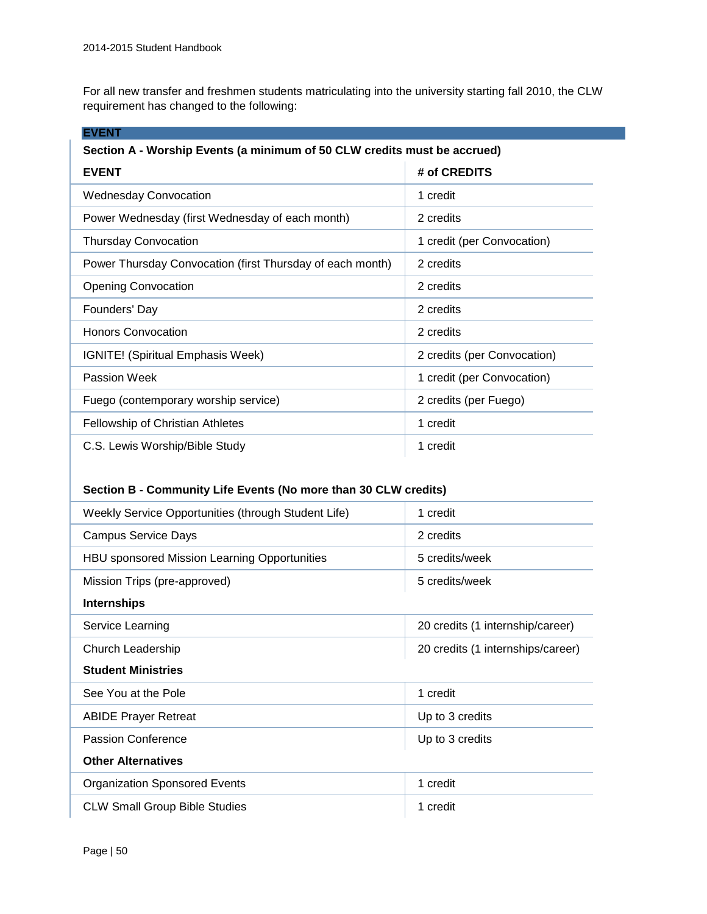For all new transfer and freshmen students matriculating into the university starting fall 2010, the CLW requirement has changed to the following:

| EVENT | |
|---|---|
| **Section A - Worship Events (a minimum of 50 CLW credits must be accrued)** | |
| **EVENT** | **# of CREDITS** |
| Wednesday Convocation | 1 credit |
| Power Wednesday (first Wednesday of each month) | 2 credits |
| Thursday Convocation | 1 credit (per Convocation) |
| Power Thursday Convocation (first Thursday of each month) | 2 credits |
| Opening Convocation | 2 credits |
| Founders' Day | 2 credits |
| Honors Convocation | 2 credits |
| IGNITE! (Spiritual Emphasis Week) | 2 credits (per Convocation) |
| Passion Week | 1 credit (per Convocation) |
| Fuego (contemporary worship service) | 2 credits (per Fuego) |
| Fellowship of Christian Athletes | 1 credit |
| C.S. Lewis Worship/Bible Study | 1 credit |
| **Section B - Community Life Events (No more than 30 CLW credits)** | |
| Weekly Service Opportunities (through Student Life) | 1 credit |
| Campus Service Days | 2 credits |
| HBU sponsored Mission Learning Opportunities | 5 credits/week |
| Mission Trips (pre-approved) | 5 credits/week |
| **Internships** | |
| Service Learning | 20 credits (1 internship/career) |
| Church Leadership | 20 credits (1 internships/career) |
| **Student Ministries** | |
| See You at the Pole | 1 credit |
| ABIDE Prayer Retreat | Up to 3 credits |
| Passion Conference | Up to 3 credits |
| **Other Alternatives** | |
| Organization Sponsored Events | 1 credit |
| CLW Small Group Bible Studies | 1 credit |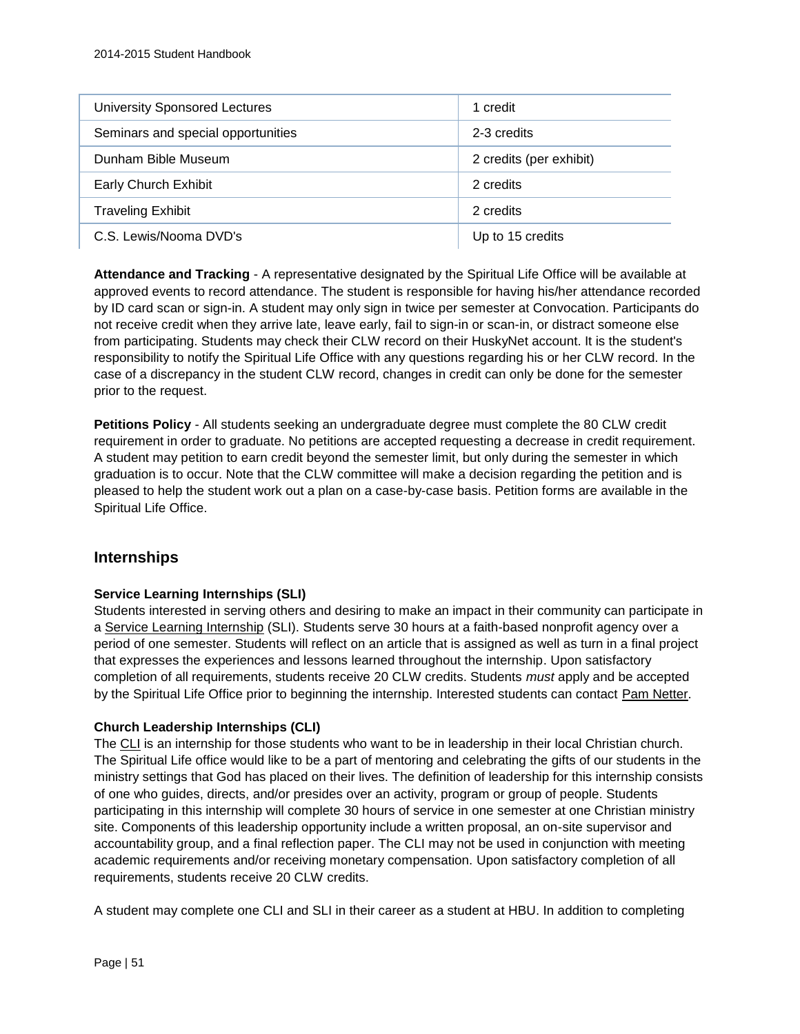| University Sponsored Lectures | 1 credit |
| --- | --- |
| Seminars and special opportunities | 2-3 credits |
| Dunham Bible Museum | 2 credits (per exhibit) |
| Early Church Exhibit | 2 credits |
| Traveling Exhibit | 2 credits |
| C.S. Lewis/Nooma DVD's | Up to 15 credits |

**Attendance and Tracking** - A representative designated by the Spiritual Life Office will be available at approved events to record attendance. The student is responsible for having his/her attendance recorded by ID card scan or sign-in. A student may only sign in twice per semester at Convocation. Participants do not receive credit when they arrive late, leave early, fail to sign-in or scan-in, or distract someone else from participating. Students may check their CLW record on their HuskyNet account. It is the student's responsibility to notify the Spiritual Life Office with any questions regarding his or her CLW record. In the case of a discrepancy in the student CLW record, changes in credit can only be done for the semester prior to the request.

**Petitions Policy** - All students seeking an undergraduate degree must complete the 80 CLW credit requirement in order to graduate. No petitions are accepted requesting a decrease in credit requirement. A student may petition to earn credit beyond the semester limit, but only during the semester in which graduation is to occur. Note that the CLW committee will make a decision regarding the petition and is pleased to help the student work out a plan on a case-by-case basis. Petition forms are available in the Spiritual Life Office.

## Internships

**Service Learning Internships (SLI)**

Students interested in serving others and desiring to make an impact in their community can participate in a Service Learning Internship (SLI). Students serve 30 hours at a faith-based nonprofit agency over a period of one semester. Students will reflect on an article that is assigned as well as turn in a final project that expresses the experiences and lessons learned throughout the internship. Upon satisfactory completion of all requirements, students receive 20 CLW credits. Students *must* apply and be accepted by the Spiritual Life Office prior to beginning the internship. Interested students can contact Pam Netter.

**Church Leadership Internships (CLI)**

The CLI is an internship for those students who want to be in leadership in their local Christian church. The Spiritual Life office would like to be a part of mentoring and celebrating the gifts of our students in the ministry settings that God has placed on their lives. The definition of leadership for this internship consists of one who guides, directs, and/or presides over an activity, program or group of people. Students participating in this internship will complete 30 hours of service in one semester at one Christian ministry site. Components of this leadership opportunity include a written proposal, an on-site supervisor and accountability group, and a final reflection paper. The CLI may not be used in conjunction with meeting academic requirements and/or receiving monetary compensation. Upon satisfactory completion of all requirements, students receive 20 CLW credits.

A student may complete one CLI and SLI in their career as a student at HBU. In addition to completing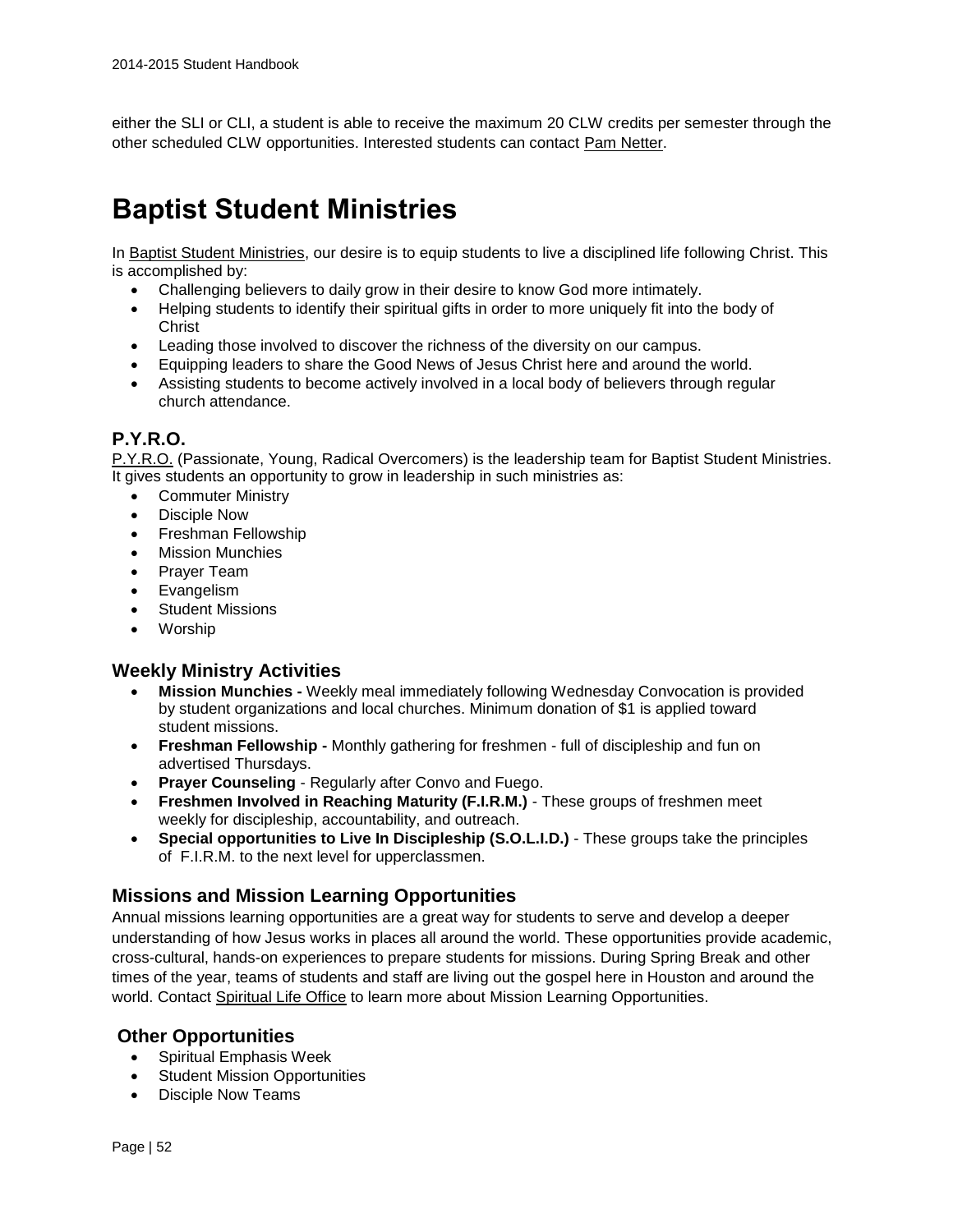either the SLI or CLI, a student is able to receive the maximum 20 CLW credits per semester through the other scheduled CLW opportunities. Interested students can contact Pam Netter.

# Baptist Student Ministries

In Baptist Student Ministries, our desire is to equip students to live a disciplined life following Christ. This is accomplished by:

- Challenging believers to daily grow in their desire to know God more intimately.
- Helping students to identify their spiritual gifts in order to more uniquely fit into the body of Christ
- Leading those involved to discover the richness of the diversity on our campus.
- Equipping leaders to share the Good News of Jesus Christ here and around the world.
- Assisting students to become actively involved in a local body of believers through regular church attendance.

## P.Y.R.O.

P.Y.R.O. (Passionate, Young, Radical Overcomers) is the leadership team for Baptist Student Ministries. It gives students an opportunity to grow in leadership in such ministries as:

- Commuter Ministry
- Disciple Now
- Freshman Fellowship
- Mission Munchies
- Prayer Team
- Evangelism
- Student Missions
- Worship

## Weekly Ministry Activities

- **Mission Munchies -** Weekly meal immediately following Wednesday Convocation is provided by student organizations and local churches. Minimum donation of $1 is applied toward student missions.
- **Freshman Fellowship -** Monthly gathering for freshmen - full of discipleship and fun on advertised Thursdays.
- **Prayer Counseling** - Regularly after Convo and Fuego.
- **Freshmen Involved in Reaching Maturity (F.I.R.M.)** - These groups of freshmen meet weekly for discipleship, accountability, and outreach.
- **Special opportunities to Live In Discipleship (S.O.L.I.D.)** - These groups take the principles of F.I.R.M. to the next level for upperclassmen.

## Missions and Mission Learning Opportunities

Annual missions learning opportunities are a great way for students to serve and develop a deeper understanding of how Jesus works in places all around the world. These opportunities provide academic, cross-cultural, hands-on experiences to prepare students for missions. During Spring Break and other times of the year, teams of students and staff are living out the gospel here in Houston and around the world. Contact Spiritual Life Office to learn more about Mission Learning Opportunities.

## Other Opportunities

- Spiritual Emphasis Week
- Student Mission Opportunities
- Disciple Now Teams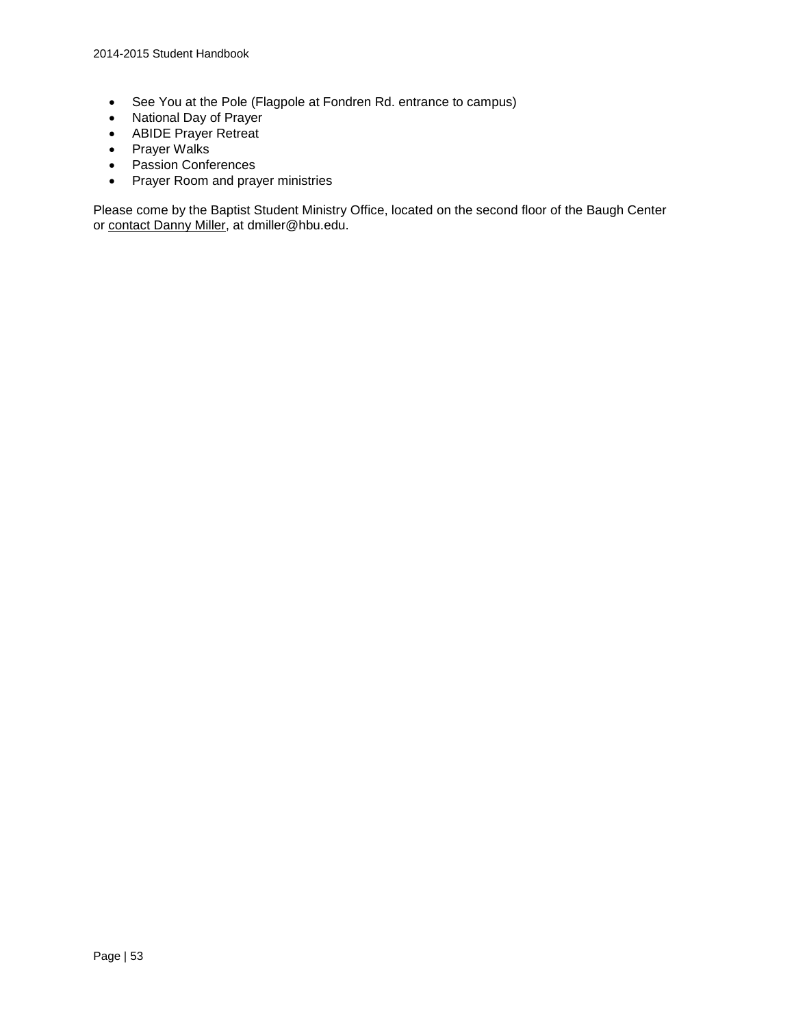- See You at the Pole (Flagpole at Fondren Rd. entrance to campus)
- National Day of Prayer
- ABIDE Prayer Retreat
- Prayer Walks
- Passion Conferences
- Prayer Room and prayer ministries

Please come by the Baptist Student Ministry Office, located on the second floor of the Baugh Center or contact Danny Miller, at dmiller@hbu.edu.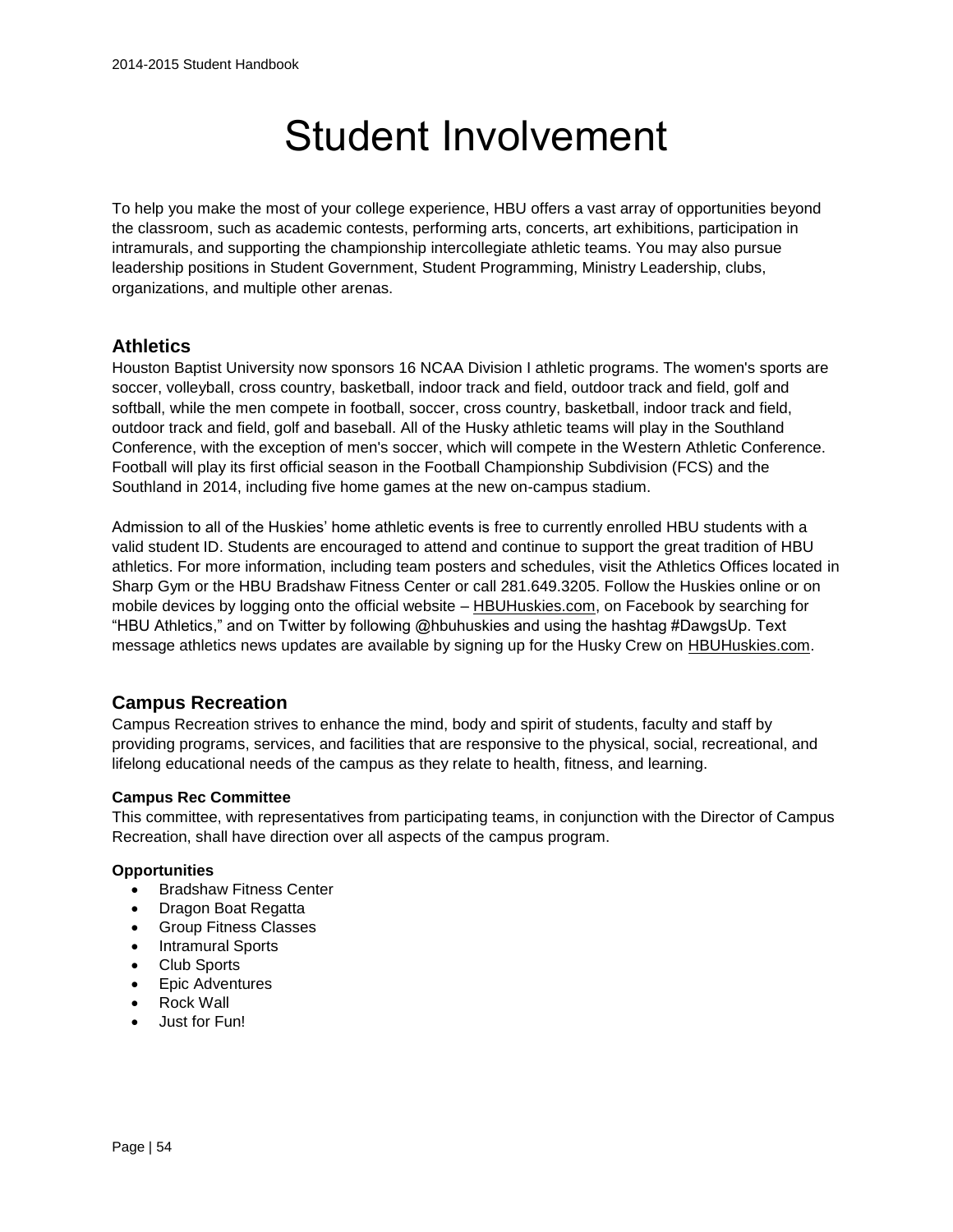# Student Involvement

To help you make the most of your college experience, HBU offers a vast array of opportunities beyond the classroom, such as academic contests, performing arts, concerts, art exhibitions, participation in intramurals, and supporting the championship intercollegiate athletic teams. You may also pursue leadership positions in Student Government, Student Programming, Ministry Leadership, clubs, organizations, and multiple other arenas.

## Athletics

Houston Baptist University now sponsors 16 NCAA Division I athletic programs. The women's sports are soccer, volleyball, cross country, basketball, indoor track and field, outdoor track and field, golf and softball, while the men compete in football, soccer, cross country, basketball, indoor track and field, outdoor track and field, golf and baseball. All of the Husky athletic teams will play in the Southland Conference, with the exception of men's soccer, which will compete in the Western Athletic Conference. Football will play its first official season in the Football Championship Subdivision (FCS) and the Southland in 2014, including five home games at the new on-campus stadium.

Admission to all of the Huskies' home athletic events is free to currently enrolled HBU students with a valid student ID. Students are encouraged to attend and continue to support the great tradition of HBU athletics. For more information, including team posters and schedules, visit the Athletics Offices located in Sharp Gym or the HBU Bradshaw Fitness Center or call 281.649.3205. Follow the Huskies online or on mobile devices by logging onto the official website – HBUHuskies.com, on Facebook by searching for "HBU Athletics," and on Twitter by following @hbuhuskies and using the hashtag #DawgsUp. Text message athletics news updates are available by signing up for the Husky Crew on HBUHuskies.com.

## Campus Recreation

Campus Recreation strives to enhance the mind, body and spirit of students, faculty and staff by providing programs, services, and facilities that are responsive to the physical, social, recreational, and lifelong educational needs of the campus as they relate to health, fitness, and learning.

**Campus Rec Committee**

This committee, with representatives from participating teams, in conjunction with the Director of Campus Recreation, shall have direction over all aspects of the campus program.

**Opportunities**

- Bradshaw Fitness Center
- Dragon Boat Regatta
- Group Fitness Classes
- Intramural Sports
- Club Sports
- Epic Adventures
- Rock Wall
- Just for Fun!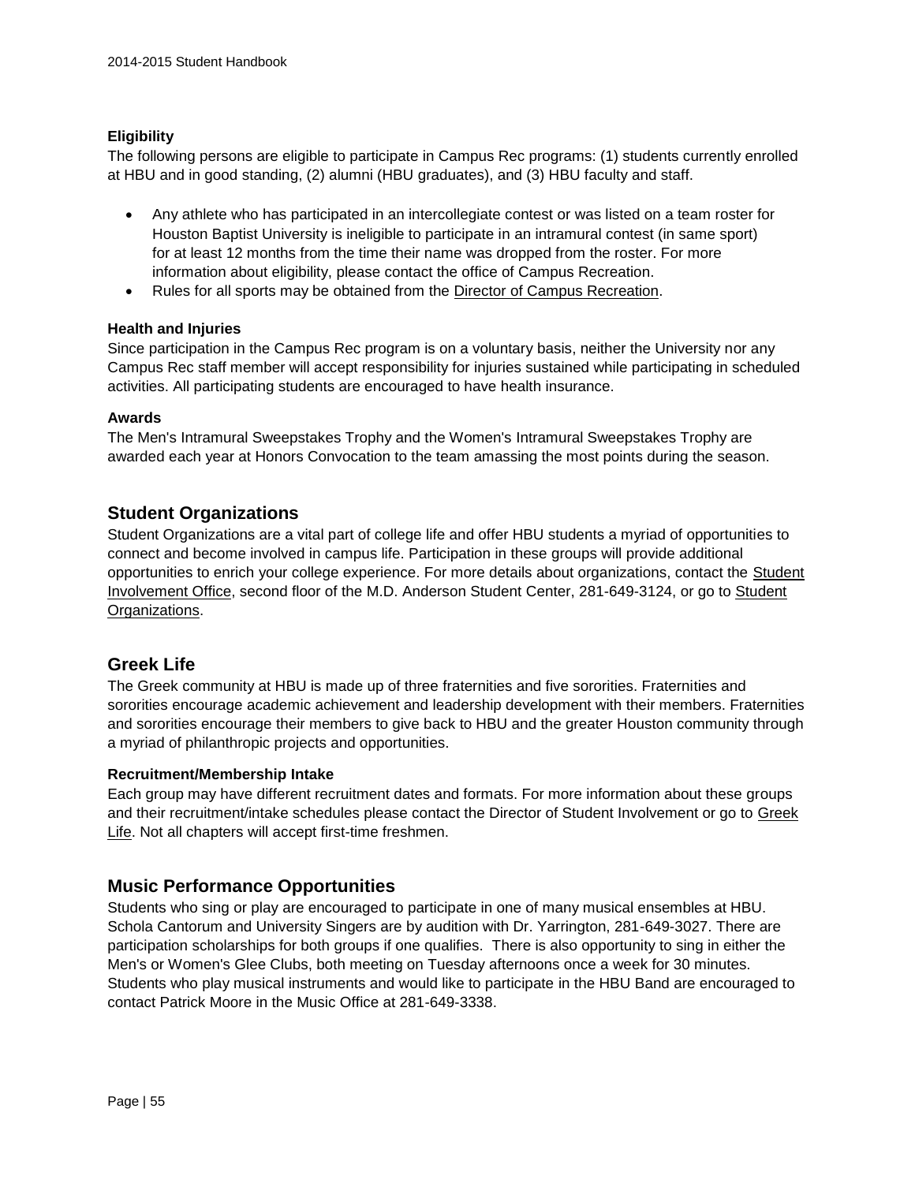#### Eligibility

The following persons are eligible to participate in Campus Rec programs: (1) students currently enrolled at HBU and in good standing, (2) alumni (HBU graduates), and (3) HBU faculty and staff.

- Any athlete who has participated in an intercollegiate contest or was listed on a team roster for Houston Baptist University is ineligible to participate in an intramural contest (in same sport) for at least 12 months from the time their name was dropped from the roster. For more information about eligibility, please contact the office of Campus Recreation.
- Rules for all sports may be obtained from the Director of Campus Recreation.

#### Health and Injuries

Since participation in the Campus Rec program is on a voluntary basis, neither the University nor any Campus Rec staff member will accept responsibility for injuries sustained while participating in scheduled activities. All participating students are encouraged to have health insurance.

#### Awards

The Men's Intramural Sweepstakes Trophy and the Women's Intramural Sweepstakes Trophy are awarded each year at Honors Convocation to the team amassing the most points during the season.

## Student Organizations

Student Organizations are a vital part of college life and offer HBU students a myriad of opportunities to connect and become involved in campus life. Participation in these groups will provide additional opportunities to enrich your college experience. For more details about organizations, contact the Student Involvement Office, second floor of the M.D. Anderson Student Center, 281-649-3124, or go to Student Organizations.

## Greek Life

The Greek community at HBU is made up of three fraternities and five sororities. Fraternities and sororities encourage academic achievement and leadership development with their members. Fraternities and sororities encourage their members to give back to HBU and the greater Houston community through a myriad of philanthropic projects and opportunities.

#### Recruitment/Membership Intake

Each group may have different recruitment dates and formats. For more information about these groups and their recruitment/intake schedules please contact the Director of Student Involvement or go to Greek Life. Not all chapters will accept first-time freshmen.

## Music Performance Opportunities

Students who sing or play are encouraged to participate in one of many musical ensembles at HBU. Schola Cantorum and University Singers are by audition with Dr. Yarrington, 281-649-3027. There are participation scholarships for both groups if one qualifies. There is also opportunity to sing in either the Men's or Women's Glee Clubs, both meeting on Tuesday afternoons once a week for 30 minutes. Students who play musical instruments and would like to participate in the HBU Band are encouraged to contact Patrick Moore in the Music Office at 281-649-3338.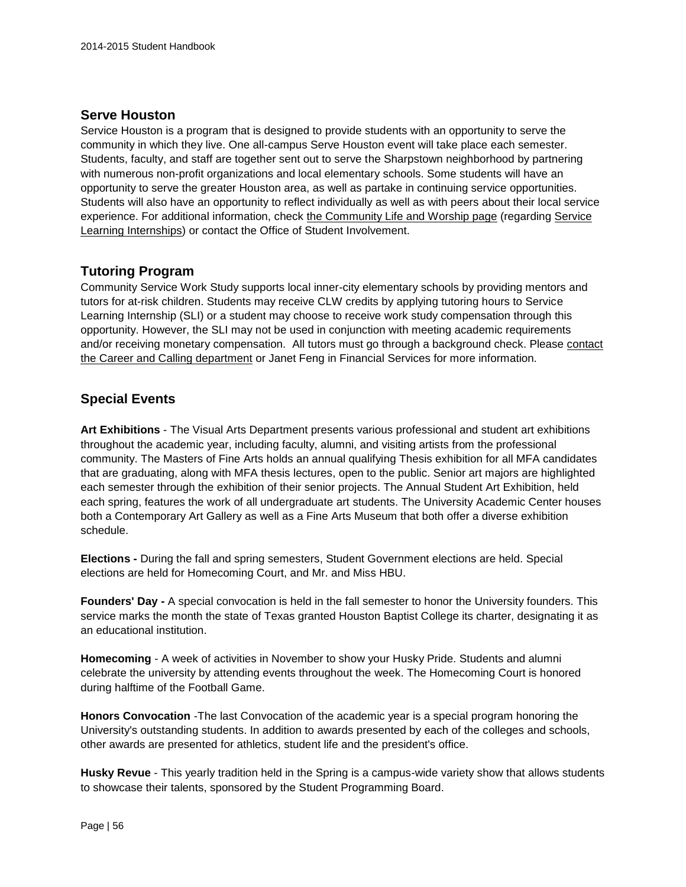## Serve Houston

Service Houston is a program that is designed to provide students with an opportunity to serve the community in which they live. One all-campus Serve Houston event will take place each semester. Students, faculty, and staff are together sent out to serve the Sharpstown neighborhood by partnering with numerous non-profit organizations and local elementary schools. Some students will have an opportunity to serve the greater Houston area, as well as partake in continuing service opportunities. Students will also have an opportunity to reflect individually as well as with peers about their local service experience. For additional information, check the Community Life and Worship page (regarding Service Learning Internships) or contact the Office of Student Involvement.

## Tutoring Program

Community Service Work Study supports local inner-city elementary schools by providing mentors and tutors for at-risk children. Students may receive CLW credits by applying tutoring hours to Service Learning Internship (SLI) or a student may choose to receive work study compensation through this opportunity. However, the SLI may not be used in conjunction with meeting academic requirements and/or receiving monetary compensation. All tutors must go through a background check. Please contact the Career and Calling department or Janet Feng in Financial Services for more information.

## Special Events

**Art Exhibitions** - The Visual Arts Department presents various professional and student art exhibitions throughout the academic year, including faculty, alumni, and visiting artists from the professional community. The Masters of Fine Arts holds an annual qualifying Thesis exhibition for all MFA candidates that are graduating, along with MFA thesis lectures, open to the public. Senior art majors are highlighted each semester through the exhibition of their senior projects. The Annual Student Art Exhibition, held each spring, features the work of all undergraduate art students. The University Academic Center houses both a Contemporary Art Gallery as well as a Fine Arts Museum that both offer a diverse exhibition schedule.

**Elections -** During the fall and spring semesters, Student Government elections are held. Special elections are held for Homecoming Court, and Mr. and Miss HBU.

**Founders' Day -** A special convocation is held in the fall semester to honor the University founders. This service marks the month the state of Texas granted Houston Baptist College its charter, designating it as an educational institution.

**Homecoming** - A week of activities in November to show your Husky Pride. Students and alumni celebrate the university by attending events throughout the week. The Homecoming Court is honored during halftime of the Football Game.

**Honors Convocation** -The last Convocation of the academic year is a special program honoring the University's outstanding students. In addition to awards presented by each of the colleges and schools, other awards are presented for athletics, student life and the president's office.

**Husky Revue** - This yearly tradition held in the Spring is a campus-wide variety show that allows students to showcase their talents, sponsored by the Student Programming Board.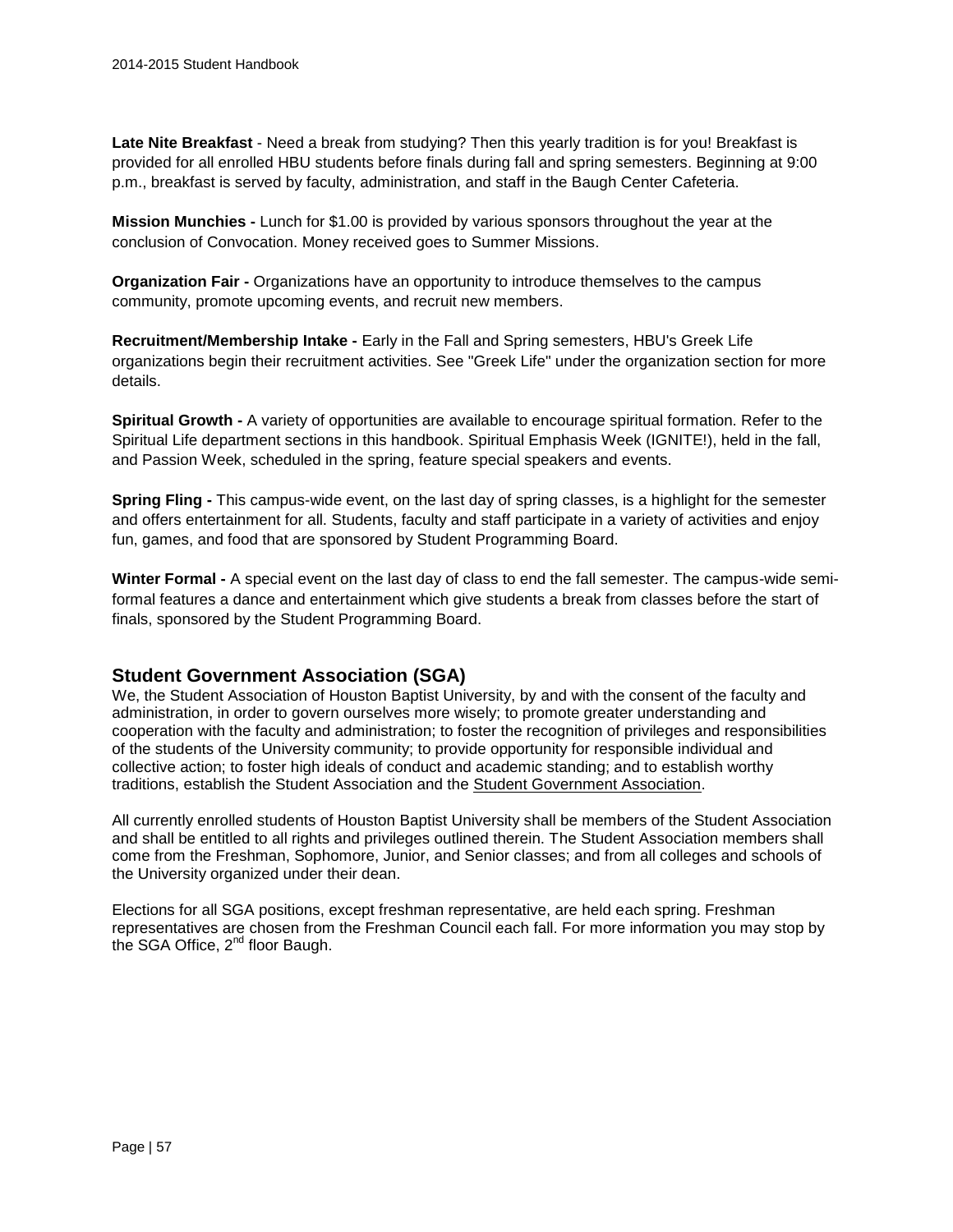**Late Nite Breakfast** - Need a break from studying? Then this yearly tradition is for you! Breakfast is provided for all enrolled HBU students before finals during fall and spring semesters. Beginning at 9:00 p.m., breakfast is served by faculty, administration, and staff in the Baugh Center Cafeteria.

**Mission Munchies -** Lunch for $1.00 is provided by various sponsors throughout the year at the conclusion of Convocation. Money received goes to Summer Missions.

**Organization Fair -** Organizations have an opportunity to introduce themselves to the campus community, promote upcoming events, and recruit new members.

**Recruitment/Membership Intake -** Early in the Fall and Spring semesters, HBU's Greek Life organizations begin their recruitment activities. See "Greek Life" under the organization section for more details.

**Spiritual Growth -** A variety of opportunities are available to encourage spiritual formation. Refer to the Spiritual Life department sections in this handbook. Spiritual Emphasis Week (IGNITE!), held in the fall, and Passion Week, scheduled in the spring, feature special speakers and events.

**Spring Fling -** This campus-wide event, on the last day of spring classes, is a highlight for the semester and offers entertainment for all. Students, faculty and staff participate in a variety of activities and enjoy fun, games, and food that are sponsored by Student Programming Board.

**Winter Formal -** A special event on the last day of class to end the fall semester. The campus-wide semi-formal features a dance and entertainment which give students a break from classes before the start of finals, sponsored by the Student Programming Board.

## Student Government Association (SGA)

We, the Student Association of Houston Baptist University, by and with the consent of the faculty and administration, in order to govern ourselves more wisely; to promote greater understanding and cooperation with the faculty and administration; to foster the recognition of privileges and responsibilities of the students of the University community; to provide opportunity for responsible individual and collective action; to foster high ideals of conduct and academic standing; and to establish worthy traditions, establish the Student Association and the Student Government Association.

All currently enrolled students of Houston Baptist University shall be members of the Student Association and shall be entitled to all rights and privileges outlined therein. The Student Association members shall come from the Freshman, Sophomore, Junior, and Senior classes; and from all colleges and schools of the University organized under their dean.

Elections for all SGA positions, except freshman representative, are held each spring. Freshman representatives are chosen from the Freshman Council each fall. For more information you may stop by the SGA Office, 2nd floor Baugh.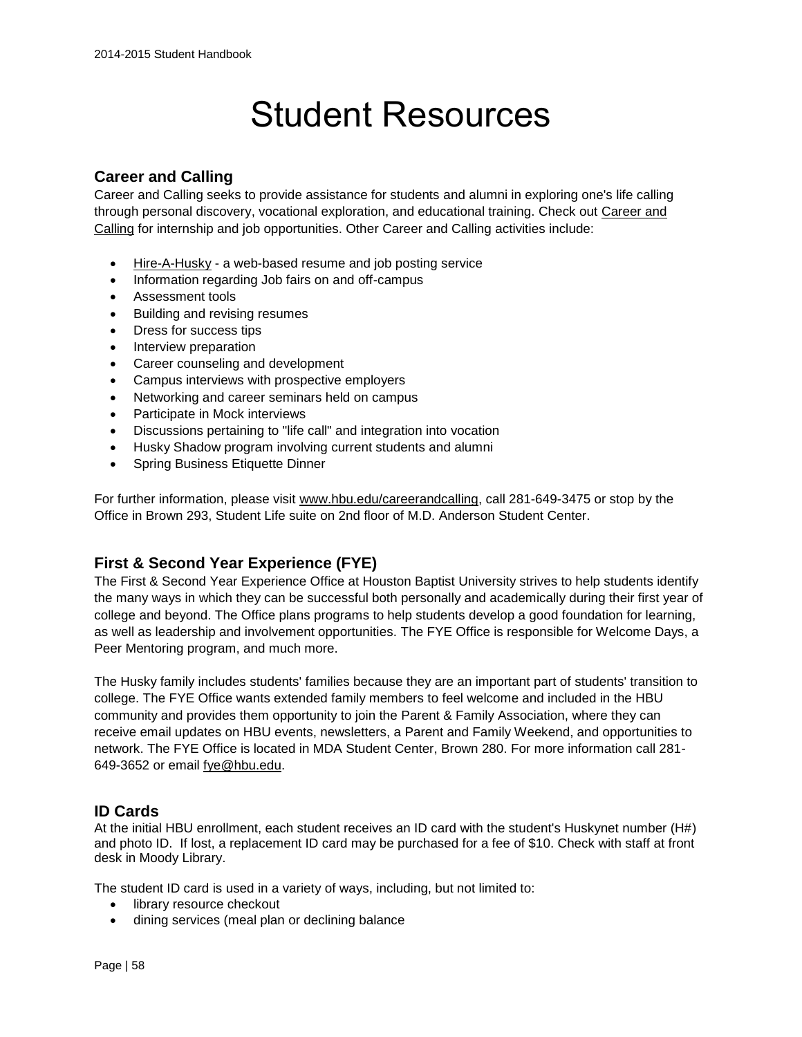# Student Resources

## Career and Calling

Career and Calling seeks to provide assistance for students and alumni in exploring one's life calling through personal discovery, vocational exploration, and educational training. Check out Career and Calling for internship and job opportunities. Other Career and Calling activities include:

- Hire-A-Husky - a web-based resume and job posting service
- Information regarding Job fairs on and off-campus
- Assessment tools
- Building and revising resumes
- Dress for success tips
- Interview preparation
- Career counseling and development
- Campus interviews with prospective employers
- Networking and career seminars held on campus
- Participate in Mock interviews
- Discussions pertaining to "life call" and integration into vocation
- Husky Shadow program involving current students and alumni
- Spring Business Etiquette Dinner

For further information, please visit www.hbu.edu/careerandcalling, call 281-649-3475 or stop by the Office in Brown 293, Student Life suite on 2nd floor of M.D. Anderson Student Center.

## First & Second Year Experience (FYE)

The First & Second Year Experience Office at Houston Baptist University strives to help students identify the many ways in which they can be successful both personally and academically during their first year of college and beyond. The Office plans programs to help students develop a good foundation for learning, as well as leadership and involvement opportunities. The FYE Office is responsible for Welcome Days, a Peer Mentoring program, and much more.

The Husky family includes students' families because they are an important part of students' transition to college. The FYE Office wants extended family members to feel welcome and included in the HBU community and provides them opportunity to join the Parent & Family Association, where they can receive email updates on HBU events, newsletters, a Parent and Family Weekend, and opportunities to network. The FYE Office is located in MDA Student Center, Brown 280. For more information call 281-649-3652 or email fye@hbu.edu.

## ID Cards

At the initial HBU enrollment, each student receives an ID card with the student's Huskynet number (H#) and photo ID. If lost, a replacement ID card may be purchased for a fee of $10. Check with staff at front desk in Moody Library.

The student ID card is used in a variety of ways, including, but not limited to:

- library resource checkout
- dining services (meal plan or declining balance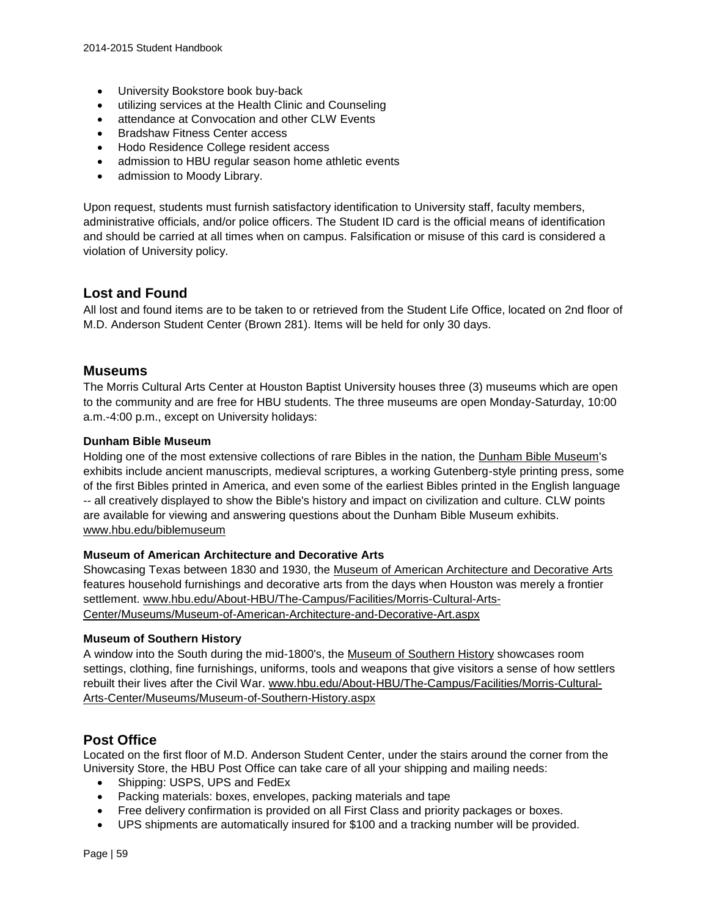- University Bookstore book buy-back
- utilizing services at the Health Clinic and Counseling
- attendance at Convocation and other CLW Events
- Bradshaw Fitness Center access
- Hodo Residence College resident access
- admission to HBU regular season home athletic events
- admission to Moody Library.

Upon request, students must furnish satisfactory identification to University staff, faculty members, administrative officials, and/or police officers. The Student ID card is the official means of identification and should be carried at all times when on campus. Falsification or misuse of this card is considered a violation of University policy.

## Lost and Found

All lost and found items are to be taken to or retrieved from the Student Life Office, located on 2nd floor of M.D. Anderson Student Center (Brown 281). Items will be held for only 30 days.

## Museums

The Morris Cultural Arts Center at Houston Baptist University houses three (3) museums which are open to the community and are free for HBU students. The three museums are open Monday-Saturday, 10:00 a.m.-4:00 p.m., except on University holidays:

**Dunham Bible Museum**

Holding one of the most extensive collections of rare Bibles in the nation, the Dunham Bible Museum's exhibits include ancient manuscripts, medieval scriptures, a working Gutenberg-style printing press, some of the first Bibles printed in America, and even some of the earliest Bibles printed in the English language -- all creatively displayed to show the Bible's history and impact on civilization and culture. CLW points are available for viewing and answering questions about the Dunham Bible Museum exhibits. www.hbu.edu/biblemuseum

**Museum of American Architecture and Decorative Arts**

Showcasing Texas between 1830 and 1930, the Museum of American Architecture and Decorative Arts features household furnishings and decorative arts from the days when Houston was merely a frontier settlement. www.hbu.edu/About-HBU/The-Campus/Facilities/Morris-Cultural-Arts-Center/Museums/Museum-of-American-Architecture-and-Decorative-Art.aspx

**Museum of Southern History**

A window into the South during the mid-1800's, the Museum of Southern History showcases room settings, clothing, fine furnishings, uniforms, tools and weapons that give visitors a sense of how settlers rebuilt their lives after the Civil War. www.hbu.edu/About-HBU/The-Campus/Facilities/Morris-Cultural-Arts-Center/Museums/Museum-of-Southern-History.aspx

## Post Office

Located on the first floor of M.D. Anderson Student Center, under the stairs around the corner from the University Store, the HBU Post Office can take care of all your shipping and mailing needs:

- Shipping: USPS, UPS and FedEx
- Packing materials: boxes, envelopes, packing materials and tape
- Free delivery confirmation is provided on all First Class and priority packages or boxes.
- UPS shipments are automatically insured for $100 and a tracking number will be provided.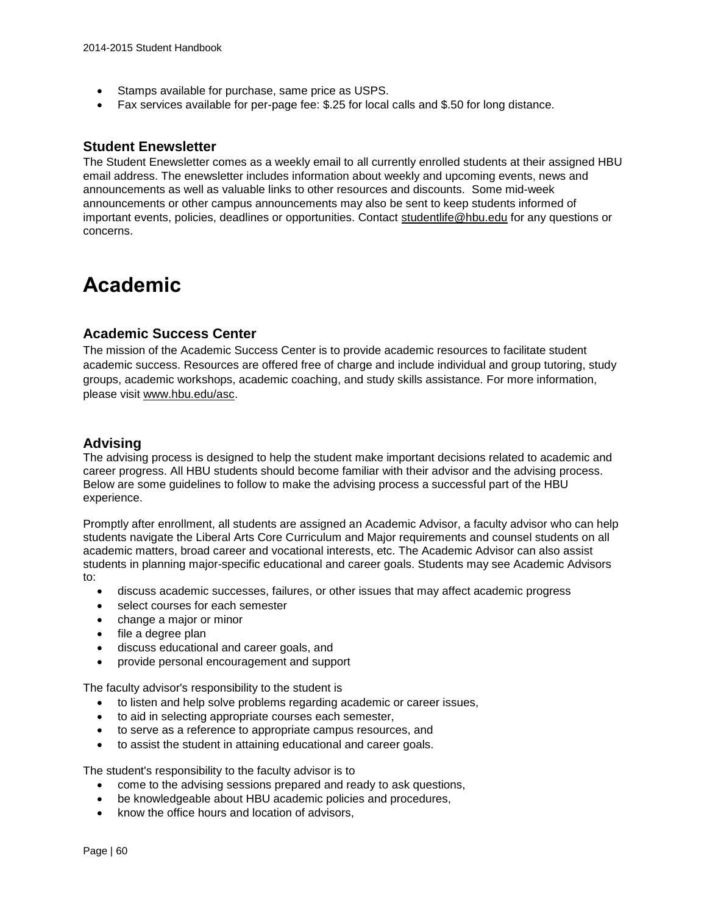- Stamps available for purchase, same price as USPS.
- Fax services available for per-page fee: $.25 for local calls and $.50 for long distance.

### Student Enewsletter

The Student Enewsletter comes as a weekly email to all currently enrolled students at their assigned HBU email address. The enewsletter includes information about weekly and upcoming events, news and announcements as well as valuable links to other resources and discounts. Some mid-week announcements or other campus announcements may also be sent to keep students informed of important events, policies, deadlines or opportunities. Contact studentlife@hbu.edu for any questions or concerns.

# Academic

### Academic Success Center

The mission of the Academic Success Center is to provide academic resources to facilitate student academic success. Resources are offered free of charge and include individual and group tutoring, study groups, academic workshops, academic coaching, and study skills assistance. For more information, please visit www.hbu.edu/asc.

### Advising

The advising process is designed to help the student make important decisions related to academic and career progress. All HBU students should become familiar with their advisor and the advising process. Below are some guidelines to follow to make the advising process a successful part of the HBU experience.

Promptly after enrollment, all students are assigned an Academic Advisor, a faculty advisor who can help students navigate the Liberal Arts Core Curriculum and Major requirements and counsel students on all academic matters, broad career and vocational interests, etc. The Academic Advisor can also assist students in planning major-specific educational and career goals. Students may see Academic Advisors to:

- discuss academic successes, failures, or other issues that may affect academic progress
- select courses for each semester
- change a major or minor
- file a degree plan
- discuss educational and career goals, and
- provide personal encouragement and support

The faculty advisor's responsibility to the student is

- to listen and help solve problems regarding academic or career issues,
- to aid in selecting appropriate courses each semester,
- to serve as a reference to appropriate campus resources, and
- to assist the student in attaining educational and career goals.

The student's responsibility to the faculty advisor is to

- come to the advising sessions prepared and ready to ask questions,
- be knowledgeable about HBU academic policies and procedures,
- know the office hours and location of advisors,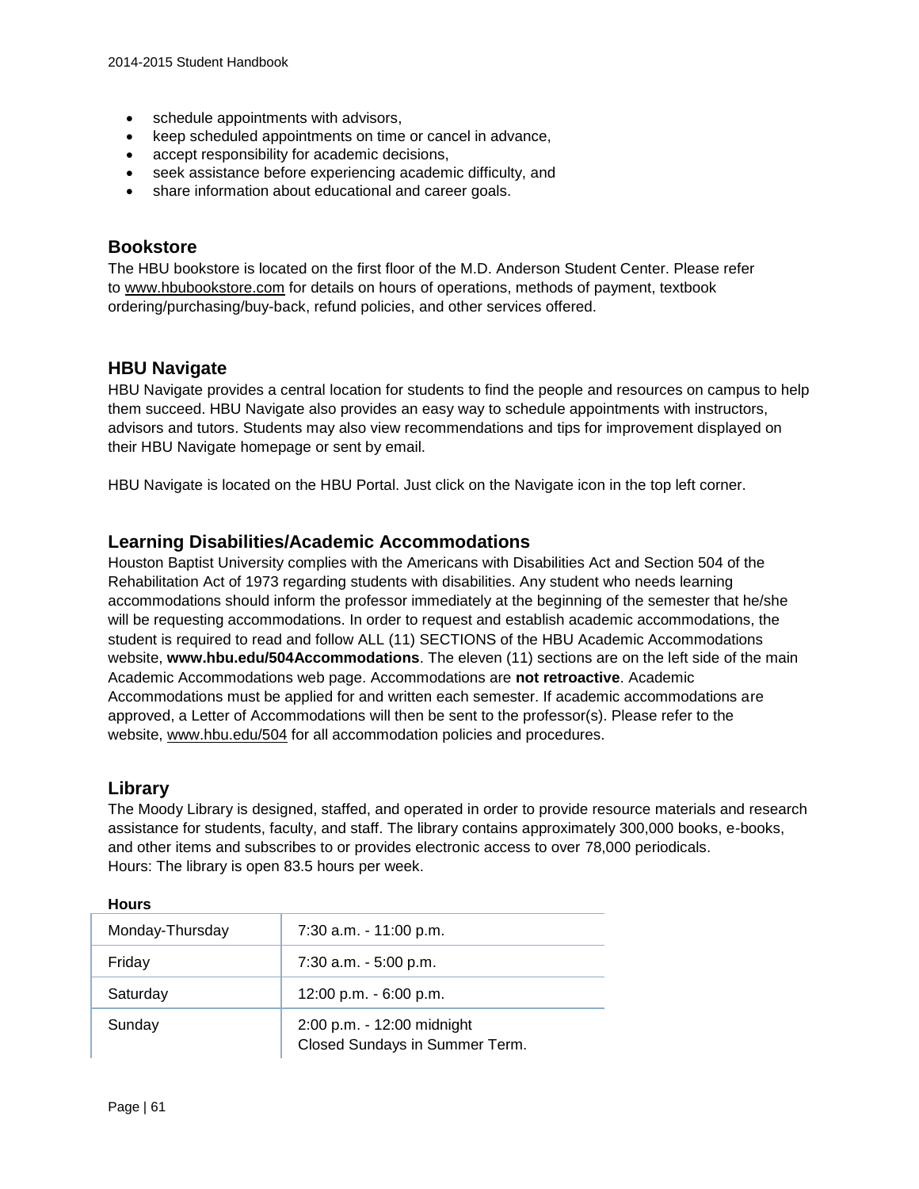- schedule appointments with advisors,
- keep scheduled appointments on time or cancel in advance,
- accept responsibility for academic decisions,
- seek assistance before experiencing academic difficulty, and
- share information about educational and career goals.

## Bookstore

The HBU bookstore is located on the first floor of the M.D. Anderson Student Center. Please refer to www.hbubookstore.com for details on hours of operations, methods of payment, textbook ordering/purchasing/buy-back, refund policies, and other services offered.

## HBU Navigate

HBU Navigate provides a central location for students to find the people and resources on campus to help them succeed. HBU Navigate also provides an easy way to schedule appointments with instructors, advisors and tutors. Students may also view recommendations and tips for improvement displayed on their HBU Navigate homepage or sent by email.

HBU Navigate is located on the HBU Portal. Just click on the Navigate icon in the top left corner.

## Learning Disabilities/Academic Accommodations

Houston Baptist University complies with the Americans with Disabilities Act and Section 504 of the Rehabilitation Act of 1973 regarding students with disabilities. Any student who needs learning accommodations should inform the professor immediately at the beginning of the semester that he/she will be requesting accommodations. In order to request and establish academic accommodations, the student is required to read and follow ALL (11) SECTIONS of the HBU Academic Accommodations website, **www.hbu.edu/504Accommodations**. The eleven (11) sections are on the left side of the main Academic Accommodations web page. Accommodations are **not retroactive**. Academic Accommodations must be applied for and written each semester. If academic accommodations are approved, a Letter of Accommodations will then be sent to the professor(s). Please refer to the website, www.hbu.edu/504 for all accommodation policies and procedures.

## Library

The Moody Library is designed, staffed, and operated in order to provide resource materials and research assistance for students, faculty, and staff. The library contains approximately 300,000 books, e-books, and other items and subscribes to or provides electronic access to over 78,000 periodicals.
Hours: The library is open 83.5 hours per week.

**Hours**

| | |
|---|---|
| Monday-Thursday | 7:30 a.m. - 11:00 p.m. |
| Friday | 7:30 a.m. - 5:00 p.m. |
| Saturday | 12:00 p.m. - 6:00 p.m. |
| Sunday | 2:00 p.m. - 12:00 midnight<br>Closed Sundays in Summer Term. |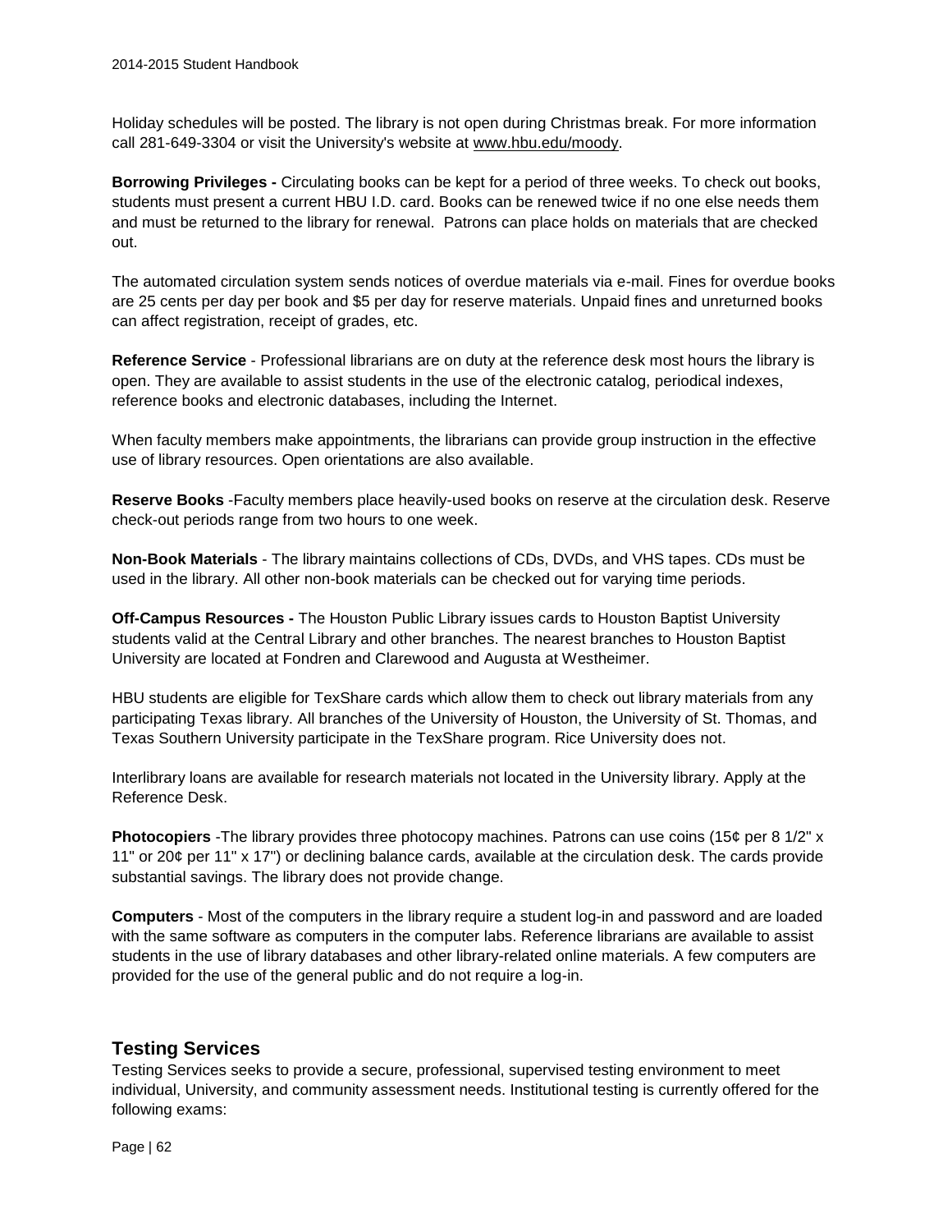Holiday schedules will be posted. The library is not open during Christmas break. For more information call 281-649-3304 or visit the University's website at www.hbu.edu/moody.

**Borrowing Privileges -** Circulating books can be kept for a period of three weeks. To check out books, students must present a current HBU I.D. card. Books can be renewed twice if no one else needs them and must be returned to the library for renewal.  Patrons can place holds on materials that are checked out.

The automated circulation system sends notices of overdue materials via e-mail. Fines for overdue books are 25 cents per day per book and $5 per day for reserve materials. Unpaid fines and unreturned books can affect registration, receipt of grades, etc.

**Reference Service** - Professional librarians are on duty at the reference desk most hours the library is open. They are available to assist students in the use of the electronic catalog, periodical indexes, reference books and electronic databases, including the Internet.

When faculty members make appointments, the librarians can provide group instruction in the effective use of library resources. Open orientations are also available.

**Reserve Books** -Faculty members place heavily-used books on reserve at the circulation desk. Reserve check-out periods range from two hours to one week.

**Non-Book Materials** - The library maintains collections of CDs, DVDs, and VHS tapes. CDs must be used in the library. All other non-book materials can be checked out for varying time periods.

**Off-Campus Resources -** The Houston Public Library issues cards to Houston Baptist University students valid at the Central Library and other branches. The nearest branches to Houston Baptist University are located at Fondren and Clarewood and Augusta at Westheimer.

HBU students are eligible for TexShare cards which allow them to check out library materials from any participating Texas library. All branches of the University of Houston, the University of St. Thomas, and Texas Southern University participate in the TexShare program. Rice University does not.

Interlibrary loans are available for research materials not located in the University library. Apply at the Reference Desk.

**Photocopiers** -The library provides three photocopy machines. Patrons can use coins (15¢ per 8 1/2" x 11" or 20¢ per 11" x 17") or declining balance cards, available at the circulation desk. The cards provide substantial savings. The library does not provide change.

**Computers** - Most of the computers in the library require a student log-in and password and are loaded with the same software as computers in the computer labs. Reference librarians are available to assist students in the use of library databases and other library-related online materials. A few computers are provided for the use of the general public and do not require a log-in.

## Testing Services

Testing Services seeks to provide a secure, professional, supervised testing environment to meet individual, University, and community assessment needs. Institutional testing is currently offered for the following exams: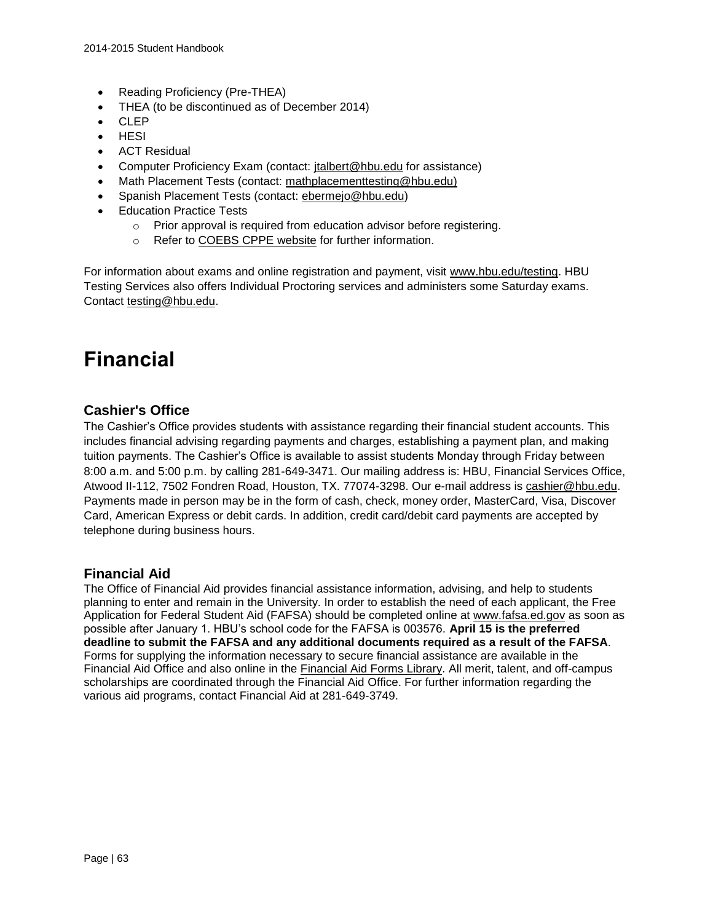- Reading Proficiency (Pre-THEA)
- THEA (to be discontinued as of December 2014)
- CLEP
- HESI
- ACT Residual
- Computer Proficiency Exam (contact: jtalbert@hbu.edu for assistance)
- Math Placement Tests (contact: mathplacementtesting@hbu.edu)
- Spanish Placement Tests (contact: ebermejo@hbu.edu)
- Education Practice Tests
  - Prior approval is required from education advisor before registering.
  - Refer to COEBS CPPE website for further information.

For information about exams and online registration and payment, visit www.hbu.edu/testing. HBU Testing Services also offers Individual Proctoring services and administers some Saturday exams. Contact testing@hbu.edu.

# Financial

## Cashier's Office

The Cashier's Office provides students with assistance regarding their financial student accounts. This includes financial advising regarding payments and charges, establishing a payment plan, and making tuition payments. The Cashier's Office is available to assist students Monday through Friday between 8:00 a.m. and 5:00 p.m. by calling 281-649-3471. Our mailing address is: HBU, Financial Services Office, Atwood II-112, 7502 Fondren Road, Houston, TX. 77074-3298. Our e-mail address is cashier@hbu.edu. Payments made in person may be in the form of cash, check, money order, MasterCard, Visa, Discover Card, American Express or debit cards. In addition, credit card/debit card payments are accepted by telephone during business hours.

## Financial Aid

The Office of Financial Aid provides financial assistance information, advising, and help to students planning to enter and remain in the University. In order to establish the need of each applicant, the Free Application for Federal Student Aid (FAFSA) should be completed online at www.fafsa.ed.gov as soon as possible after January 1. HBU's school code for the FAFSA is 003576. **April 15 is the preferred deadline to submit the FAFSA and any additional documents required as a result of the FAFSA**. Forms for supplying the information necessary to secure financial assistance are available in the Financial Aid Office and also online in the Financial Aid Forms Library. All merit, talent, and off-campus scholarships are coordinated through the Financial Aid Office. For further information regarding the various aid programs, contact Financial Aid at 281-649-3749.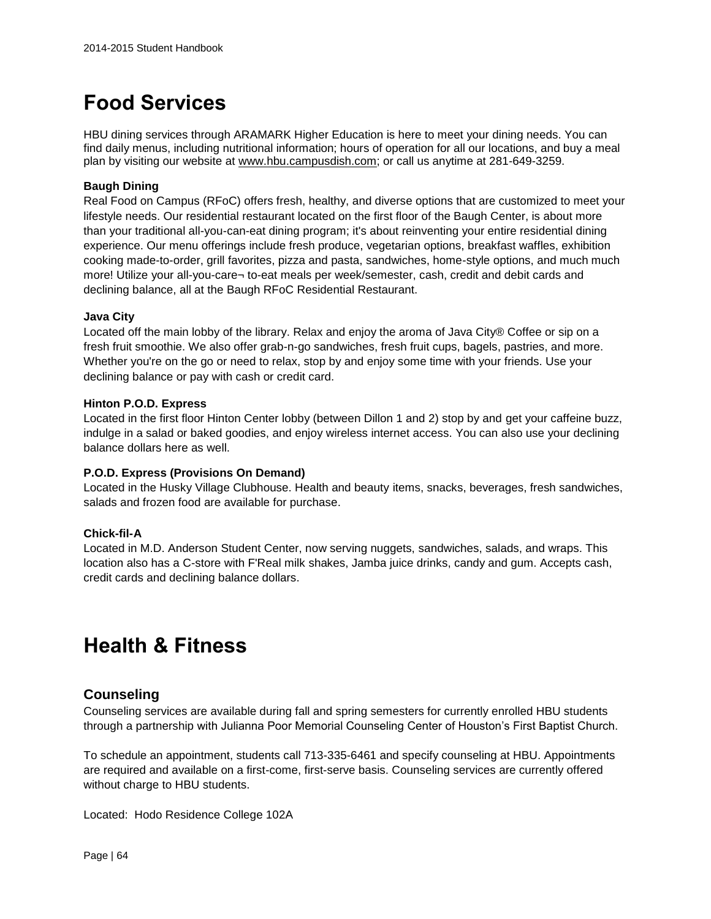# Food Services

HBU dining services through ARAMARK Higher Education is here to meet your dining needs. You can find daily menus, including nutritional information; hours of operation for all our locations, and buy a meal plan by visiting our website at www.hbu.campusdish.com; or call us anytime at 281-649-3259.

**Baugh Dining**

Real Food on Campus (RFoC) offers fresh, healthy, and diverse options that are customized to meet your lifestyle needs. Our residential restaurant located on the first floor of the Baugh Center, is about more than your traditional all-you-can-eat dining program; it's about reinventing your entire residential dining experience. Our menu offerings include fresh produce, vegetarian options, breakfast waffles, exhibition cooking made-to-order, grill favorites, pizza and pasta, sandwiches, home-style options, and much much more! Utilize your all-you-care¬ to-eat meals per week/semester, cash, credit and debit cards and declining balance, all at the Baugh RFoC Residential Restaurant.

**Java City**

Located off the main lobby of the library. Relax and enjoy the aroma of Java City® Coffee or sip on a fresh fruit smoothie. We also offer grab-n-go sandwiches, fresh fruit cups, bagels, pastries, and more. Whether you're on the go or need to relax, stop by and enjoy some time with your friends. Use your declining balance or pay with cash or credit card.

**Hinton P.O.D. Express**

Located in the first floor Hinton Center lobby (between Dillon 1 and 2) stop by and get your caffeine buzz, indulge in a salad or baked goodies, and enjoy wireless internet access. You can also use your declining balance dollars here as well.

**P.O.D. Express (Provisions On Demand)**

Located in the Husky Village Clubhouse. Health and beauty items, snacks, beverages, fresh sandwiches, salads and frozen food are available for purchase.

**Chick-fil-A**

Located in M.D. Anderson Student Center, now serving nuggets, sandwiches, salads, and wraps. This location also has a C-store with F'Real milk shakes, Jamba juice drinks, candy and gum. Accepts cash, credit cards and declining balance dollars.

# Health & Fitness

## Counseling

Counseling services are available during fall and spring semesters for currently enrolled HBU students through a partnership with Julianna Poor Memorial Counseling Center of Houston's First Baptist Church.

To schedule an appointment, students call 713-335-6461 and specify counseling at HBU. Appointments are required and available on a first-come, first-serve basis. Counseling services are currently offered without charge to HBU students.

Located: Hodo Residence College 102A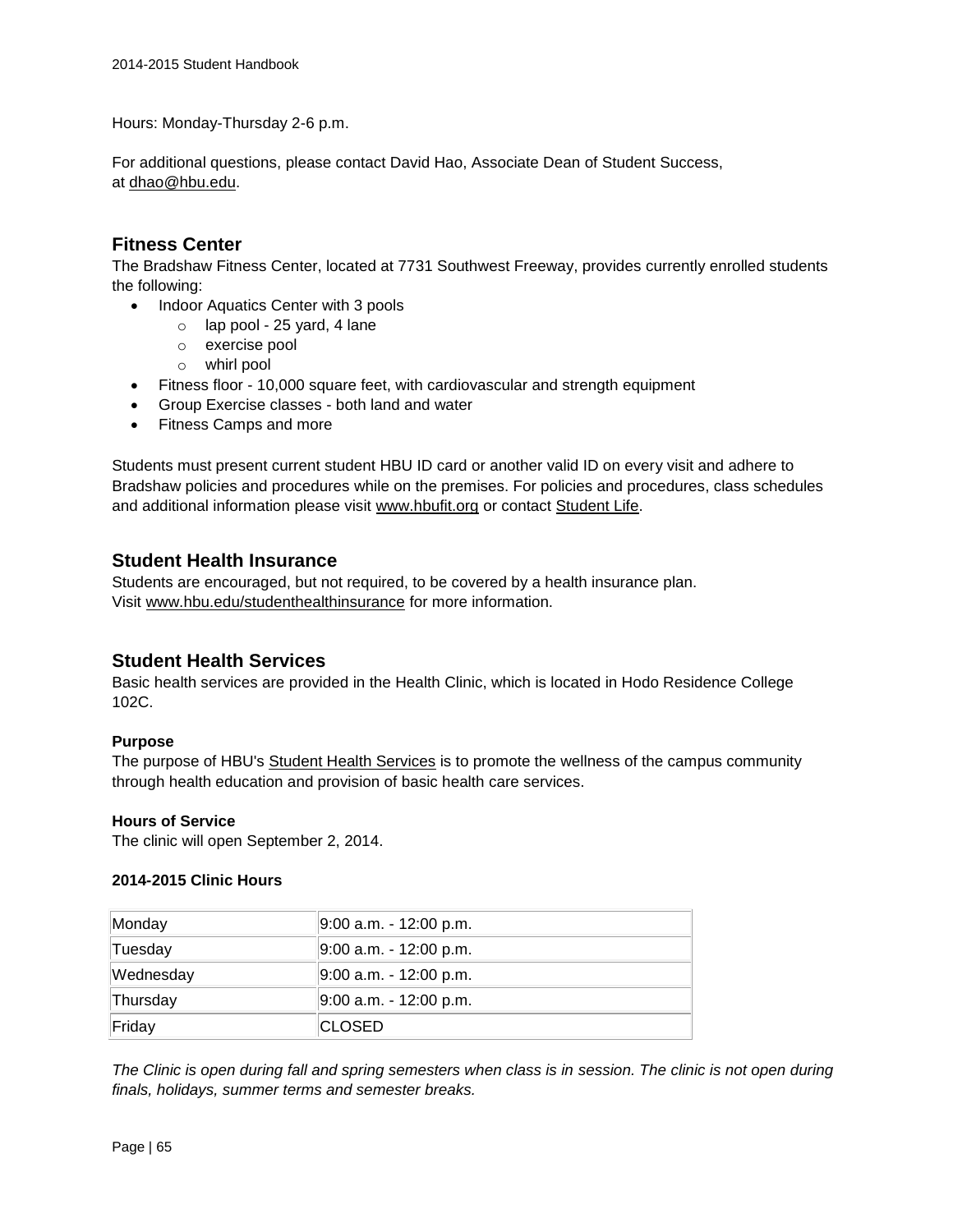Hours: Monday-Thursday 2-6 p.m.

For additional questions, please contact David Hao, Associate Dean of Student Success, at dhao@hbu.edu.

## Fitness Center

The Bradshaw Fitness Center, located at 7731 Southwest Freeway, provides currently enrolled students the following:

- Indoor Aquatics Center with 3 pools
  - lap pool - 25 yard, 4 lane
  - exercise pool
  - whirl pool
- Fitness floor - 10,000 square feet, with cardiovascular and strength equipment
- Group Exercise classes - both land and water
- Fitness Camps and more

Students must present current student HBU ID card or another valid ID on every visit and adhere to Bradshaw policies and procedures while on the premises. For policies and procedures, class schedules and additional information please visit www.hbufit.org or contact Student Life.

## Student Health Insurance

Students are encouraged, but not required, to be covered by a health insurance plan. Visit www.hbu.edu/studenthealthinsurance for more information.

## Student Health Services

Basic health services are provided in the Health Clinic, which is located in Hodo Residence College 102C.

**Purpose**

The purpose of HBU's Student Health Services is to promote the wellness of the campus community through health education and provision of basic health care services.

**Hours of Service**

The clinic will open September 2, 2014.

**2014-2015 Clinic Hours**

| Day | Hours |
|---|---|
| Monday | 9:00 a.m. - 12:00 p.m. |
| Tuesday | 9:00 a.m. - 12:00 p.m. |
| Wednesday | 9:00 a.m. - 12:00 p.m. |
| Thursday | 9:00 a.m. - 12:00 p.m. |
| Friday | CLOSED |

*The Clinic is open during fall and spring semesters when class is in session. The clinic is not open during finals, holidays, summer terms and semester breaks.*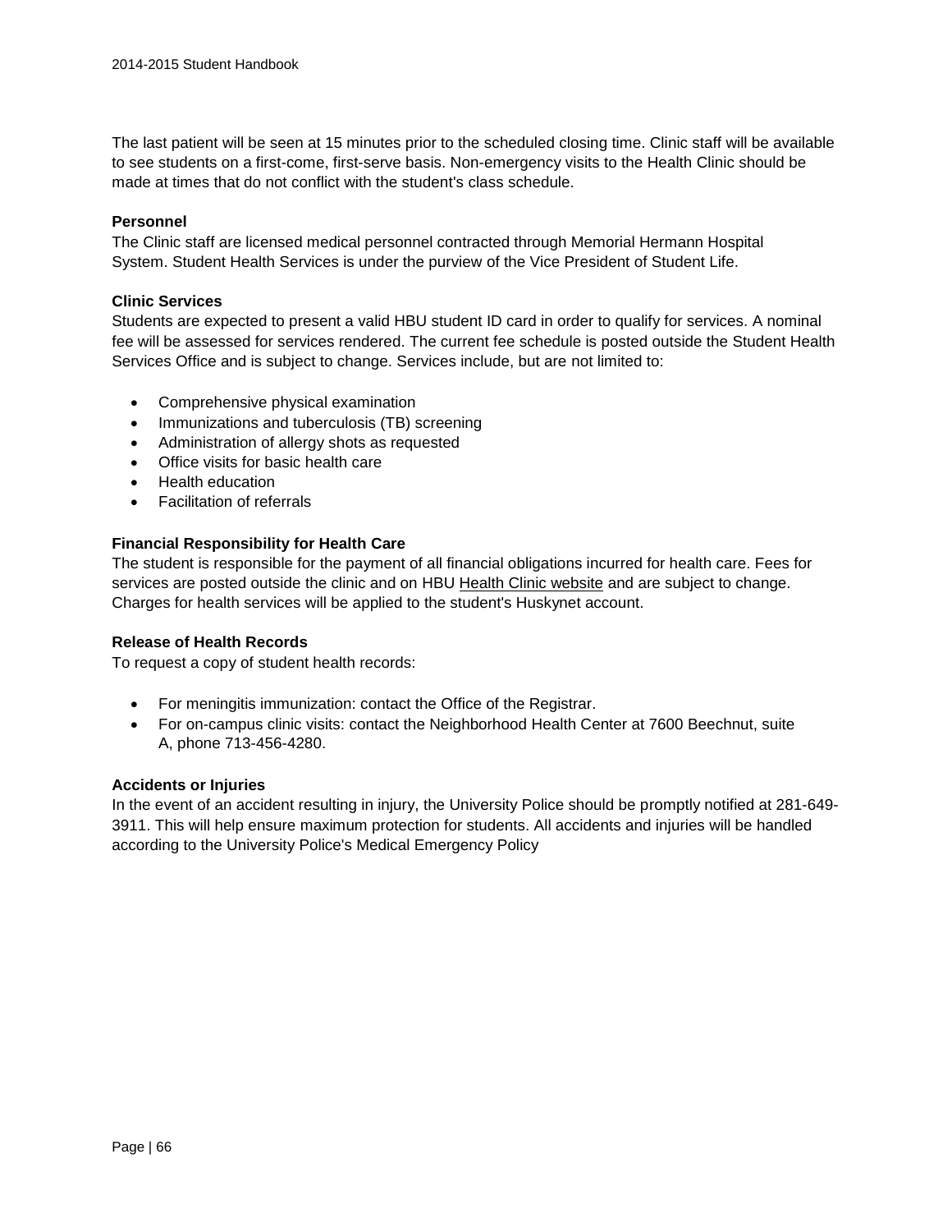The last patient will be seen at 15 minutes prior to the scheduled closing time. Clinic staff will be available to see students on a first-come, first-serve basis. Non-emergency visits to the Health Clinic should be made at times that do not conflict with the student's class schedule.

**Personnel**

The Clinic staff are licensed medical personnel contracted through Memorial Hermann Hospital System. Student Health Services is under the purview of the Vice President of Student Life.

**Clinic Services**

Students are expected to present a valid HBU student ID card in order to qualify for services. A nominal fee will be assessed for services rendered. The current fee schedule is posted outside the Student Health Services Office and is subject to change. Services include, but are not limited to:

- Comprehensive physical examination
- Immunizations and tuberculosis (TB) screening
- Administration of allergy shots as requested
- Office visits for basic health care
- Health education
- Facilitation of referrals

**Financial Responsibility for Health Care**

The student is responsible for the payment of all financial obligations incurred for health care. Fees for services are posted outside the clinic and on HBU Health Clinic website and are subject to change. Charges for health services will be applied to the student's Huskynet account.

**Release of Health Records**

To request a copy of student health records:

- For meningitis immunization: contact the Office of the Registrar.
- For on-campus clinic visits: contact the Neighborhood Health Center at 7600 Beechnut, suite A, phone 713-456-4280.

**Accidents or Injuries**

In the event of an accident resulting in injury, the University Police should be promptly notified at 281-649-3911. This will help ensure maximum protection for students. All accidents and injuries will be handled according to the University Police's Medical Emergency Policy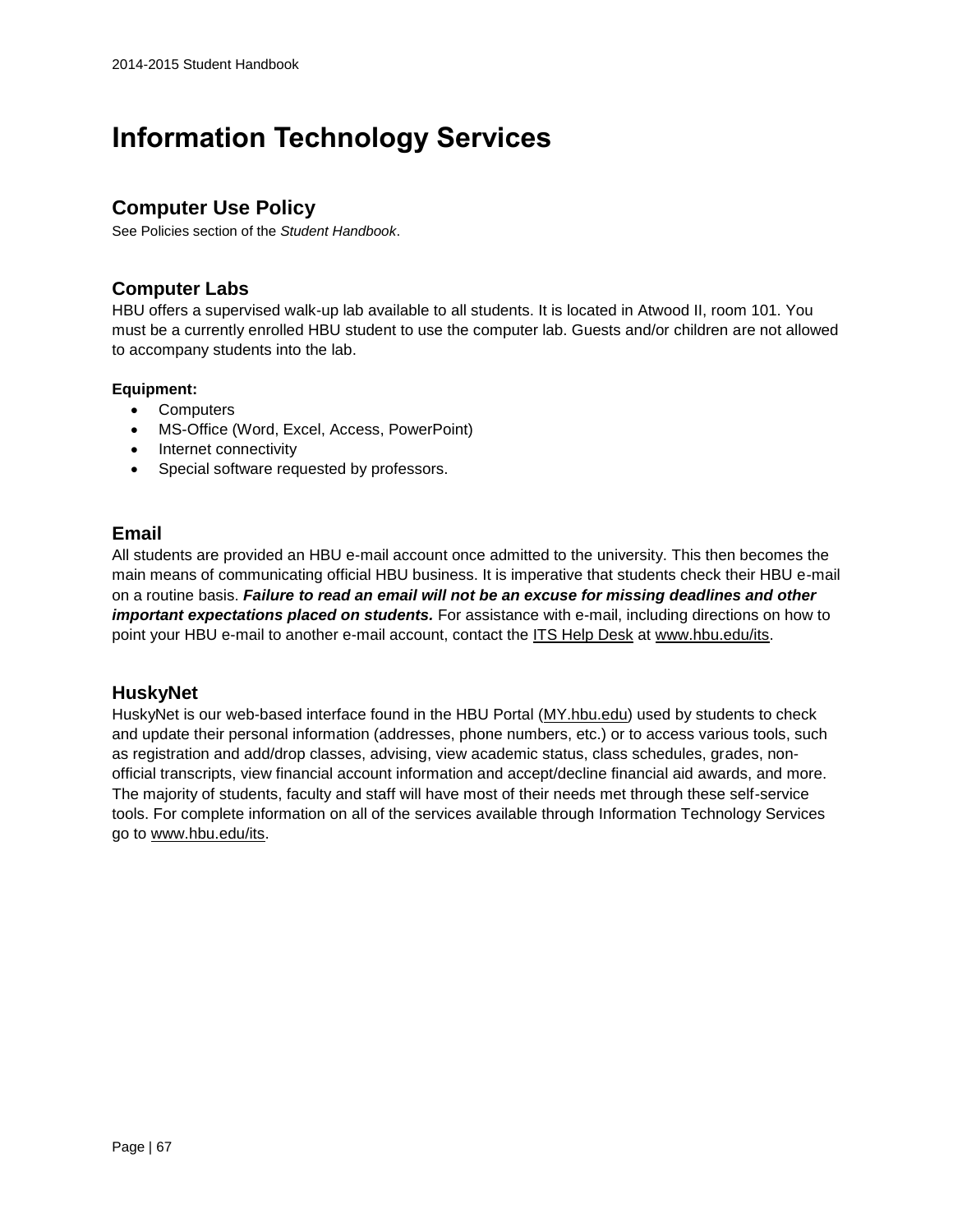# Information Technology Services

## Computer Use Policy

See Policies section of the *Student Handbook*.

## Computer Labs

HBU offers a supervised walk-up lab available to all students. It is located in Atwood II, room 101. You must be a currently enrolled HBU student to use the computer lab. Guests and/or children are not allowed to accompany students into the lab.

**Equipment:**

- Computers
- MS-Office (Word, Excel, Access, PowerPoint)
- Internet connectivity
- Special software requested by professors.

## Email

All students are provided an HBU e-mail account once admitted to the university. This then becomes the main means of communicating official HBU business. It is imperative that students check their HBU e-mail on a routine basis. ***Failure to read an email will not be an excuse for missing deadlines and other important expectations placed on students.*** For assistance with e-mail, including directions on how to point your HBU e-mail to another e-mail account, contact the ITS Help Desk at www.hbu.edu/its.

## HuskyNet

HuskyNet is our web-based interface found in the HBU Portal (MY.hbu.edu) used by students to check and update their personal information (addresses, phone numbers, etc.) or to access various tools, such as registration and add/drop classes, advising, view academic status, class schedules, grades, non-official transcripts, view financial account information and accept/decline financial aid awards, and more. The majority of students, faculty and staff will have most of their needs met through these self-service tools. For complete information on all of the services available through Information Technology Services go to www.hbu.edu/its.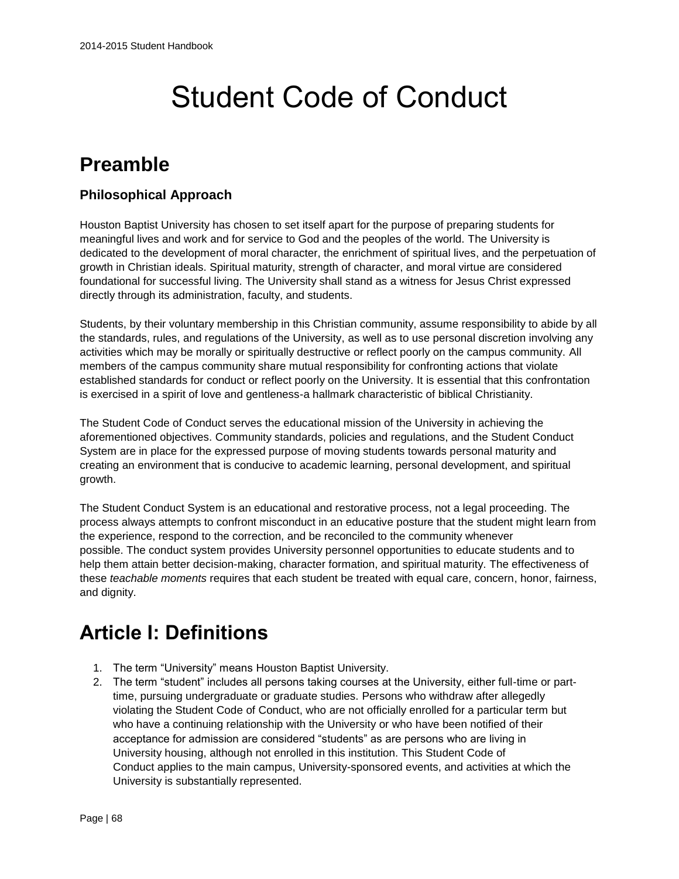# Student Code of Conduct

## Preamble

### Philosophical Approach

Houston Baptist University has chosen to set itself apart for the purpose of preparing students for meaningful lives and work and for service to God and the peoples of the world. The University is dedicated to the development of moral character, the enrichment of spiritual lives, and the perpetuation of growth in Christian ideals. Spiritual maturity, strength of character, and moral virtue are considered foundational for successful living. The University shall stand as a witness for Jesus Christ expressed directly through its administration, faculty, and students.

Students, by their voluntary membership in this Christian community, assume responsibility to abide by all the standards, rules, and regulations of the University, as well as to use personal discretion involving any activities which may be morally or spiritually destructive or reflect poorly on the campus community. All members of the campus community share mutual responsibility for confronting actions that violate established standards for conduct or reflect poorly on the University. It is essential that this confrontation is exercised in a spirit of love and gentleness-a hallmark characteristic of biblical Christianity.

The Student Code of Conduct serves the educational mission of the University in achieving the aforementioned objectives. Community standards, policies and regulations, and the Student Conduct System are in place for the expressed purpose of moving students towards personal maturity and creating an environment that is conducive to academic learning, personal development, and spiritual growth.

The Student Conduct System is an educational and restorative process, not a legal proceeding. The process always attempts to confront misconduct in an educative posture that the student might learn from the experience, respond to the correction, and be reconciled to the community whenever possible. The conduct system provides University personnel opportunities to educate students and to help them attain better decision-making, character formation, and spiritual maturity. The effectiveness of these *teachable moments* requires that each student be treated with equal care, concern, honor, fairness, and dignity.

## Article I: Definitions

1. The term "University" means Houston Baptist University.
2. The term "student" includes all persons taking courses at the University, either full-time or part-time, pursuing undergraduate or graduate studies. Persons who withdraw after allegedly violating the Student Code of Conduct, who are not officially enrolled for a particular term but who have a continuing relationship with the University or who have been notified of their acceptance for admission are considered "students" as are persons who are living in University housing, although not enrolled in this institution. This Student Code of Conduct applies to the main campus, University-sponsored events, and activities at which the University is substantially represented.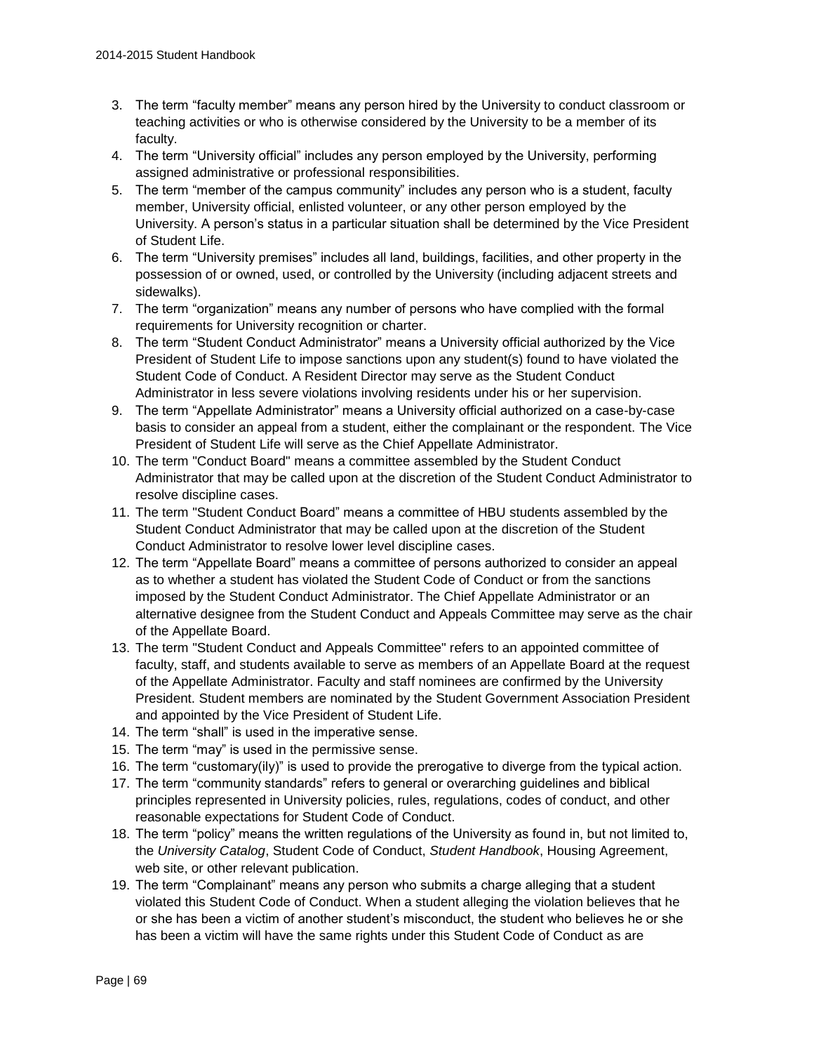3. The term “faculty member” means any person hired by the University to conduct classroom or teaching activities or who is otherwise considered by the University to be a member of its faculty.
4. The term “University official” includes any person employed by the University, performing assigned administrative or professional responsibilities.
5. The term “member of the campus community” includes any person who is a student, faculty member, University official, enlisted volunteer, or any other person employed by the University. A person’s status in a particular situation shall be determined by the Vice President of Student Life.
6. The term “University premises” includes all land, buildings, facilities, and other property in the possession of or owned, used, or controlled by the University (including adjacent streets and sidewalks).
7. The term “organization” means any number of persons who have complied with the formal requirements for University recognition or charter.
8. The term “Student Conduct Administrator” means a University official authorized by the Vice President of Student Life to impose sanctions upon any student(s) found to have violated the Student Code of Conduct. A Resident Director may serve as the Student Conduct Administrator in less severe violations involving residents under his or her supervision.
9. The term “Appellate Administrator” means a University official authorized on a case-by-case basis to consider an appeal from a student, either the complainant or the respondent. The Vice President of Student Life will serve as the Chief Appellate Administrator.
10. The term "Conduct Board" means a committee assembled by the Student Conduct Administrator that may be called upon at the discretion of the Student Conduct Administrator to resolve discipline cases.
11. The term "Student Conduct Board” means a committee of HBU students assembled by the Student Conduct Administrator that may be called upon at the discretion of the Student Conduct Administrator to resolve lower level discipline cases.
12. The term “Appellate Board” means a committee of persons authorized to consider an appeal as to whether a student has violated the Student Code of Conduct or from the sanctions imposed by the Student Conduct Administrator. The Chief Appellate Administrator or an alternative designee from the Student Conduct and Appeals Committee may serve as the chair of the Appellate Board.
13. The term "Student Conduct and Appeals Committee" refers to an appointed committee of faculty, staff, and students available to serve as members of an Appellate Board at the request of the Appellate Administrator. Faculty and staff nominees are confirmed by the University President. Student members are nominated by the Student Government Association President and appointed by the Vice President of Student Life.
14. The term “shall” is used in the imperative sense.
15. The term “may” is used in the permissive sense.
16. The term “customary(ily)” is used to provide the prerogative to diverge from the typical action.
17. The term “community standards” refers to general or overarching guidelines and biblical principles represented in University policies, rules, regulations, codes of conduct, and other reasonable expectations for Student Code of Conduct.
18. The term “policy” means the written regulations of the University as found in, but not limited to, the *University Catalog*, Student Code of Conduct, *Student Handbook*, Housing Agreement, web site, or other relevant publication.
19. The term “Complainant” means any person who submits a charge alleging that a student violated this Student Code of Conduct. When a student alleging the violation believes that he or she has been a victim of another student’s misconduct, the student who believes he or she has been a victim will have the same rights under this Student Code of Conduct as are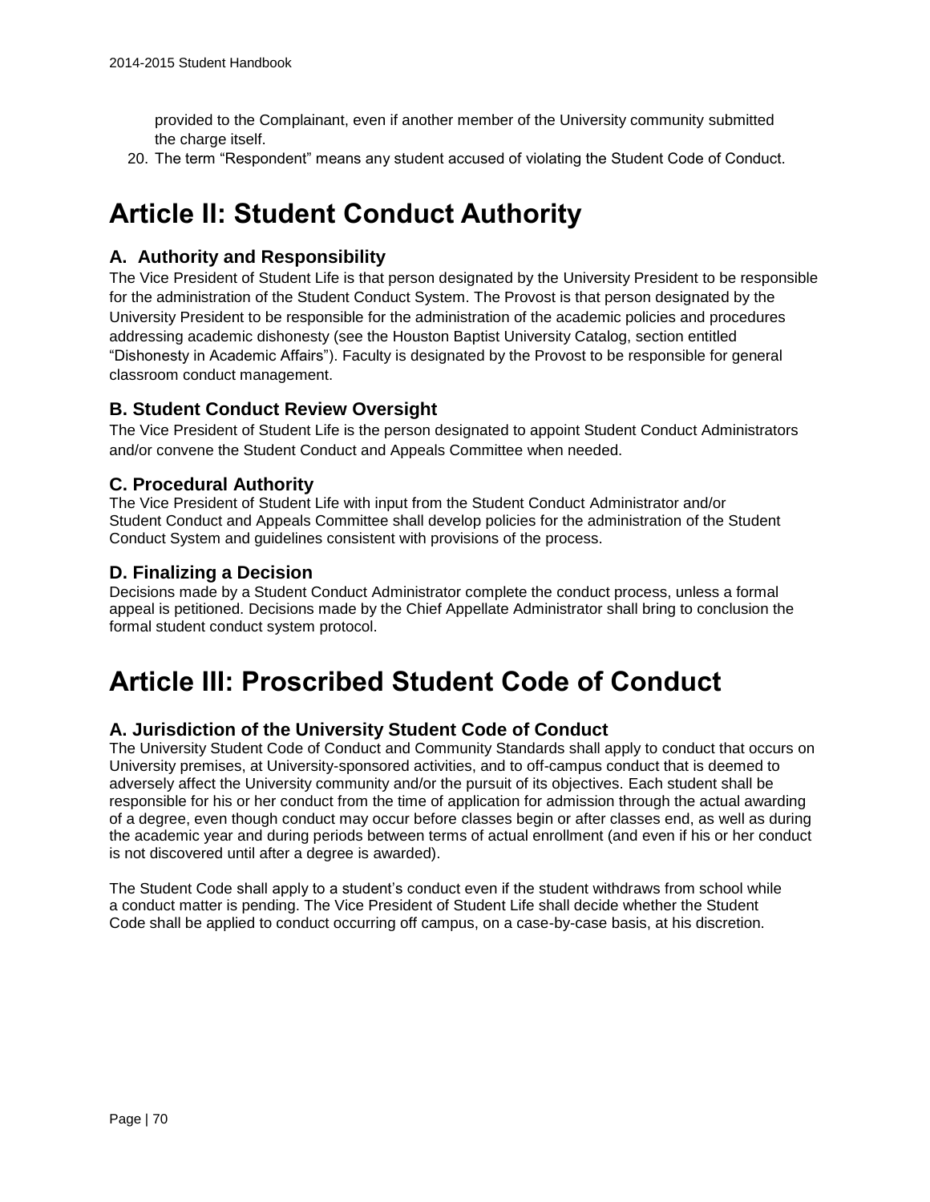provided to the Complainant, even if another member of the University community submitted the charge itself.

20. The term “Respondent” means any student accused of violating the Student Code of Conduct.

# Article II: Student Conduct Authority

## A. Authority and Responsibility

The Vice President of Student Life is that person designated by the University President to be responsible for the administration of the Student Conduct System. The Provost is that person designated by the University President to be responsible for the administration of the academic policies and procedures addressing academic dishonesty (see the Houston Baptist University Catalog, section entitled “Dishonesty in Academic Affairs”). Faculty is designated by the Provost to be responsible for general classroom conduct management.

## B. Student Conduct Review Oversight

The Vice President of Student Life is the person designated to appoint Student Conduct Administrators and/or convene the Student Conduct and Appeals Committee when needed.

## C. Procedural Authority

The Vice President of Student Life with input from the Student Conduct Administrator and/or Student Conduct and Appeals Committee shall develop policies for the administration of the Student Conduct System and guidelines consistent with provisions of the process.

## D. Finalizing a Decision

Decisions made by a Student Conduct Administrator complete the conduct process, unless a formal appeal is petitioned. Decisions made by the Chief Appellate Administrator shall bring to conclusion the formal student conduct system protocol.

# Article III: Proscribed Student Code of Conduct

## A. Jurisdiction of the University Student Code of Conduct

The University Student Code of Conduct and Community Standards shall apply to conduct that occurs on University premises, at University-sponsored activities, and to off-campus conduct that is deemed to adversely affect the University community and/or the pursuit of its objectives. Each student shall be responsible for his or her conduct from the time of application for admission through the actual awarding of a degree, even though conduct may occur before classes begin or after classes end, as well as during the academic year and during periods between terms of actual enrollment (and even if his or her conduct is not discovered until after a degree is awarded).

The Student Code shall apply to a student’s conduct even if the student withdraws from school while a conduct matter is pending. The Vice President of Student Life shall decide whether the Student Code shall be applied to conduct occurring off campus, on a case-by-case basis, at his discretion.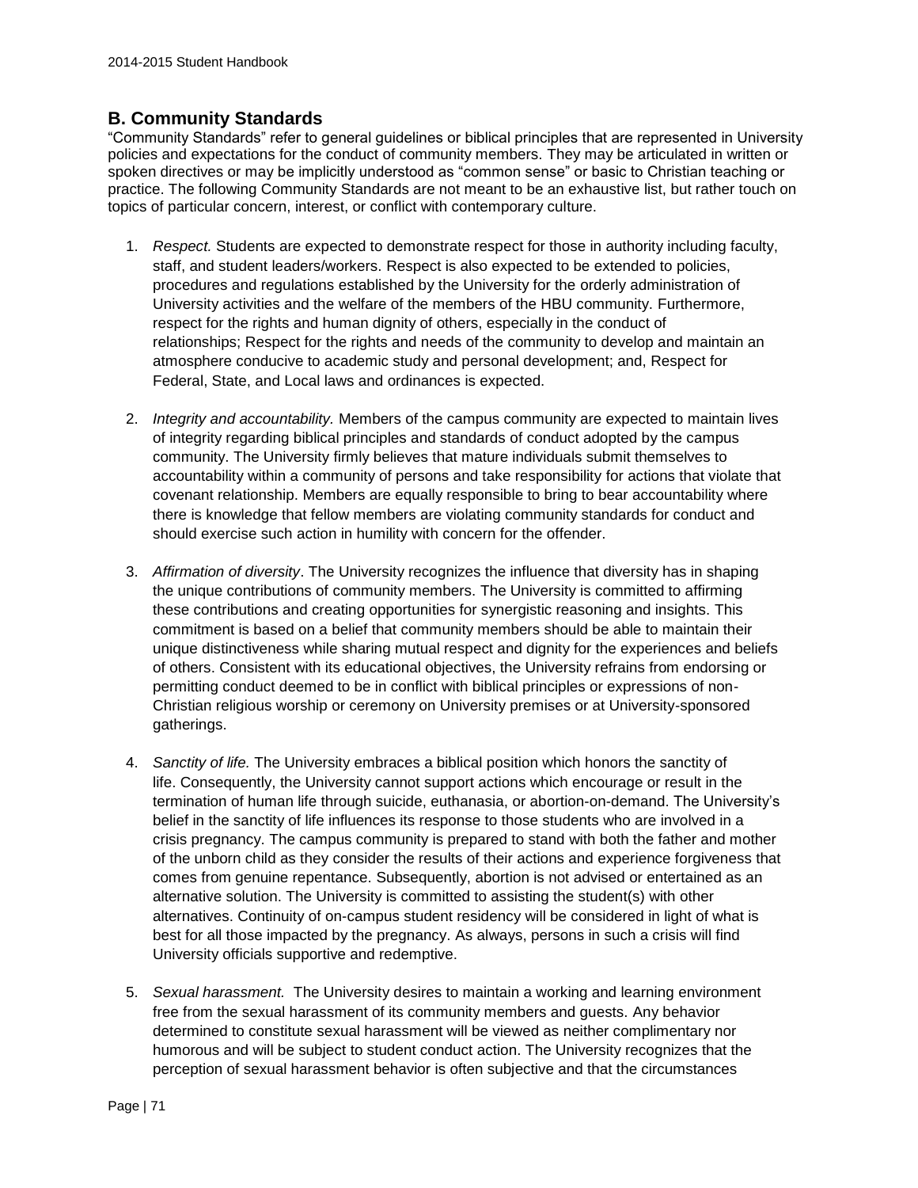## B. Community Standards

"Community Standards" refer to general guidelines or biblical principles that are represented in University policies and expectations for the conduct of community members. They may be articulated in written or spoken directives or may be implicitly understood as "common sense" or basic to Christian teaching or practice. The following Community Standards are not meant to be an exhaustive list, but rather touch on topics of particular concern, interest, or conflict with contemporary culture.

1. *Respect.* Students are expected to demonstrate respect for those in authority including faculty, staff, and student leaders/workers. Respect is also expected to be extended to policies, procedures and regulations established by the University for the orderly administration of University activities and the welfare of the members of the HBU community. Furthermore, respect for the rights and human dignity of others, especially in the conduct of relationships; Respect for the rights and needs of the community to develop and maintain an atmosphere conducive to academic study and personal development; and, Respect for Federal, State, and Local laws and ordinances is expected.

2. *Integrity and accountability.* Members of the campus community are expected to maintain lives of integrity regarding biblical principles and standards of conduct adopted by the campus community. The University firmly believes that mature individuals submit themselves to accountability within a community of persons and take responsibility for actions that violate that covenant relationship. Members are equally responsible to bring to bear accountability where there is knowledge that fellow members are violating community standards for conduct and should exercise such action in humility with concern for the offender.

3. *Affirmation of diversity*. The University recognizes the influence that diversity has in shaping the unique contributions of community members. The University is committed to affirming these contributions and creating opportunities for synergistic reasoning and insights. This commitment is based on a belief that community members should be able to maintain their unique distinctiveness while sharing mutual respect and dignity for the experiences and beliefs of others. Consistent with its educational objectives, the University refrains from endorsing or permitting conduct deemed to be in conflict with biblical principles or expressions of non-Christian religious worship or ceremony on University premises or at University-sponsored gatherings.

4. *Sanctity of life.* The University embraces a biblical position which honors the sanctity of life. Consequently, the University cannot support actions which encourage or result in the termination of human life through suicide, euthanasia, or abortion-on-demand. The University's belief in the sanctity of life influences its response to those students who are involved in a crisis pregnancy. The campus community is prepared to stand with both the father and mother of the unborn child as they consider the results of their actions and experience forgiveness that comes from genuine repentance. Subsequently, abortion is not advised or entertained as an alternative solution. The University is committed to assisting the student(s) with other alternatives. Continuity of on-campus student residency will be considered in light of what is best for all those impacted by the pregnancy. As always, persons in such a crisis will find University officials supportive and redemptive.

5. *Sexual harassment.* The University desires to maintain a working and learning environment free from the sexual harassment of its community members and guests. Any behavior determined to constitute sexual harassment will be viewed as neither complimentary nor humorous and will be subject to student conduct action. The University recognizes that the perception of sexual harassment behavior is often subjective and that the circumstances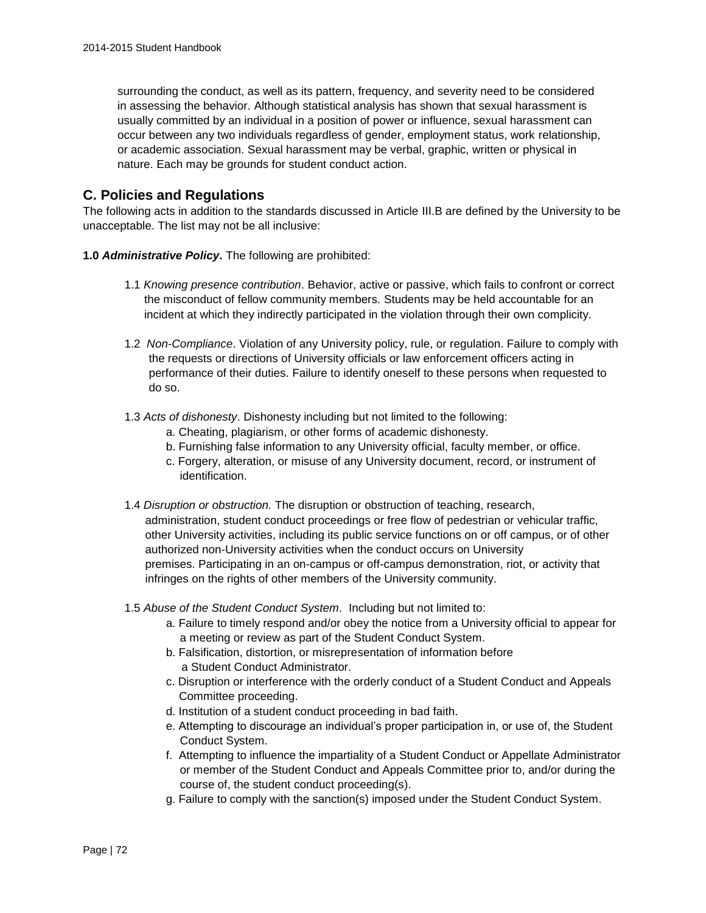surrounding the conduct, as well as its pattern, frequency, and severity need to be considered in assessing the behavior. Although statistical analysis has shown that sexual harassment is usually committed by an individual in a position of power or influence, sexual harassment can occur between any two individuals regardless of gender, employment status, work relationship, or academic association. Sexual harassment may be verbal, graphic, written or physical in nature. Each may be grounds for student conduct action.

## C. Policies and Regulations

The following acts in addition to the standards discussed in Article III.B are defined by the University to be unacceptable. The list may not be all inclusive:

**1.0 *Administrative Policy*.** The following are prohibited:

1.1 *Knowing presence contribution*. Behavior, active or passive, which fails to confront or correct the misconduct of fellow community members. Students may be held accountable for an incident at which they indirectly participated in the violation through their own complicity.

1.2 *Non-Compliance*. Violation of any University policy, rule, or regulation. Failure to comply with the requests or directions of University officials or law enforcement officers acting in performance of their duties. Failure to identify oneself to these persons when requested to do so.

1.3 *Acts of dishonesty*. Dishonesty including but not limited to the following:

- a. Cheating, plagiarism, or other forms of academic dishonesty.
- b. Furnishing false information to any University official, faculty member, or office.
- c. Forgery, alteration, or misuse of any University document, record, or instrument of identification.

1.4 *Disruption or obstruction.* The disruption or obstruction of teaching, research, administration, student conduct proceedings or free flow of pedestrian or vehicular traffic, other University activities, including its public service functions on or off campus, or of other authorized non-University activities when the conduct occurs on University premises. Participating in an on-campus or off-campus demonstration, riot, or activity that infringes on the rights of other members of the University community.

1.5 *Abuse of the Student Conduct System*. Including but not limited to:

- a. Failure to timely respond and/or obey the notice from a University official to appear for a meeting or review as part of the Student Conduct System.
- b. Falsification, distortion, or misrepresentation of information before a Student Conduct Administrator.
- c. Disruption or interference with the orderly conduct of a Student Conduct and Appeals Committee proceeding.
- d. Institution of a student conduct proceeding in bad faith.
- e. Attempting to discourage an individual's proper participation in, or use of, the Student Conduct System.
- f. Attempting to influence the impartiality of a Student Conduct or Appellate Administrator or member of the Student Conduct and Appeals Committee prior to, and/or during the course of, the student conduct proceeding(s).
- g. Failure to comply with the sanction(s) imposed under the Student Conduct System.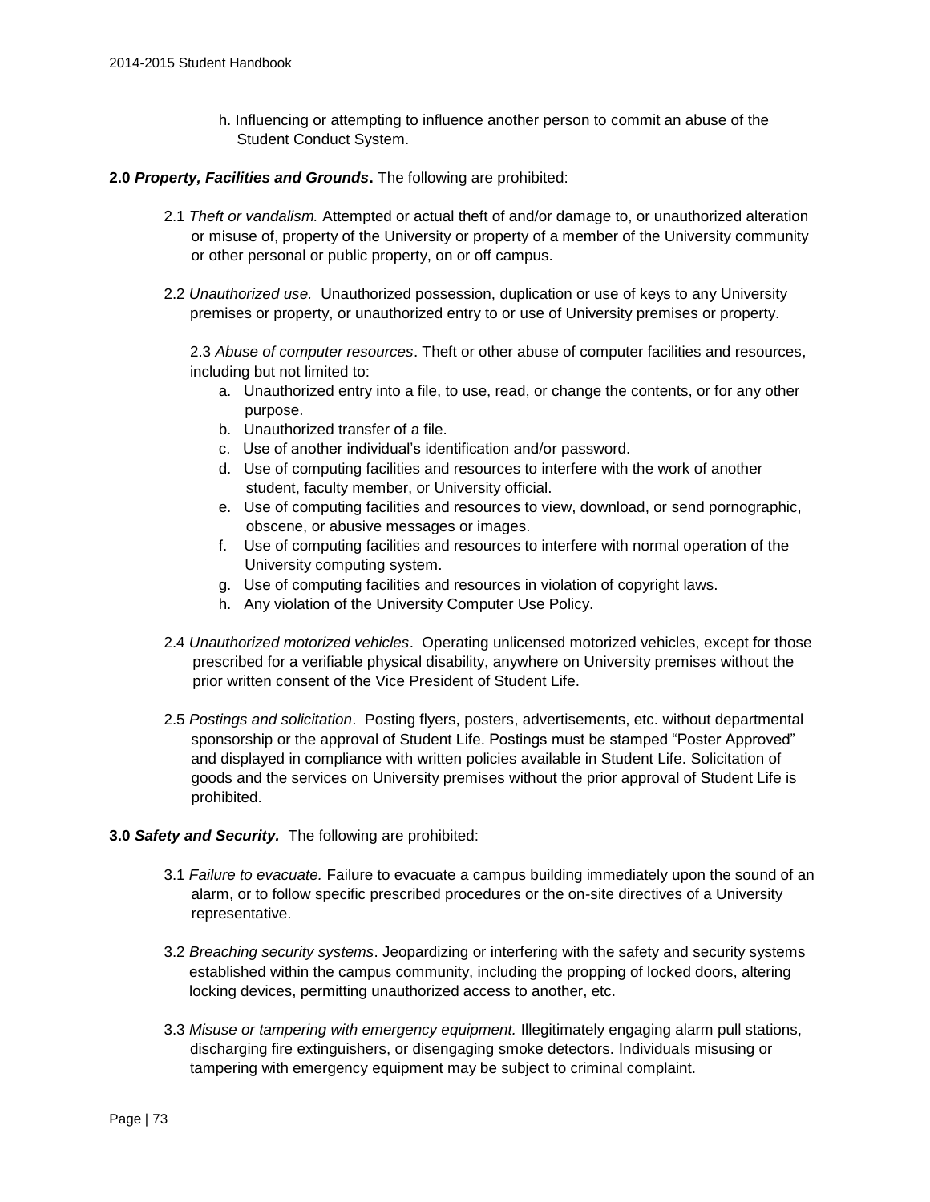h. Influencing or attempting to influence another person to commit an abuse of the Student Conduct System.

**2.0 *Property, Facilities and Grounds*.** The following are prohibited:

2.1 *Theft or vandalism.* Attempted or actual theft of and/or damage to, or unauthorized alteration or misuse of, property of the University or property of a member of the University community or other personal or public property, on or off campus.

2.2 *Unauthorized use.* Unauthorized possession, duplication or use of keys to any University premises or property, or unauthorized entry to or use of University premises or property.

2.3 *Abuse of computer resources*. Theft or other abuse of computer facilities and resources, including but not limited to:

a. Unauthorized entry into a file, to use, read, or change the contents, or for any other purpose.
b. Unauthorized transfer of a file.
c. Use of another individual's identification and/or password.
d. Use of computing facilities and resources to interfere with the work of another student, faculty member, or University official.
e. Use of computing facilities and resources to view, download, or send pornographic, obscene, or abusive messages or images.
f. Use of computing facilities and resources to interfere with normal operation of the University computing system.
g. Use of computing facilities and resources in violation of copyright laws.
h. Any violation of the University Computer Use Policy.

2.4 *Unauthorized motorized vehicles*. Operating unlicensed motorized vehicles, except for those prescribed for a verifiable physical disability, anywhere on University premises without the prior written consent of the Vice President of Student Life.

2.5 *Postings and solicitation*. Posting flyers, posters, advertisements, etc. without departmental sponsorship or the approval of Student Life. Postings must be stamped "Poster Approved" and displayed in compliance with written policies available in Student Life. Solicitation of goods and the services on University premises without the prior approval of Student Life is prohibited.

**3.0 *Safety and Security.*** The following are prohibited:

3.1 *Failure to evacuate.* Failure to evacuate a campus building immediately upon the sound of an alarm, or to follow specific prescribed procedures or the on-site directives of a University representative.

3.2 *Breaching security systems*. Jeopardizing or interfering with the safety and security systems established within the campus community, including the propping of locked doors, altering locking devices, permitting unauthorized access to another, etc.

3.3 *Misuse or tampering with emergency equipment.* Illegitimately engaging alarm pull stations, discharging fire extinguishers, or disengaging smoke detectors. Individuals misusing or tampering with emergency equipment may be subject to criminal complaint.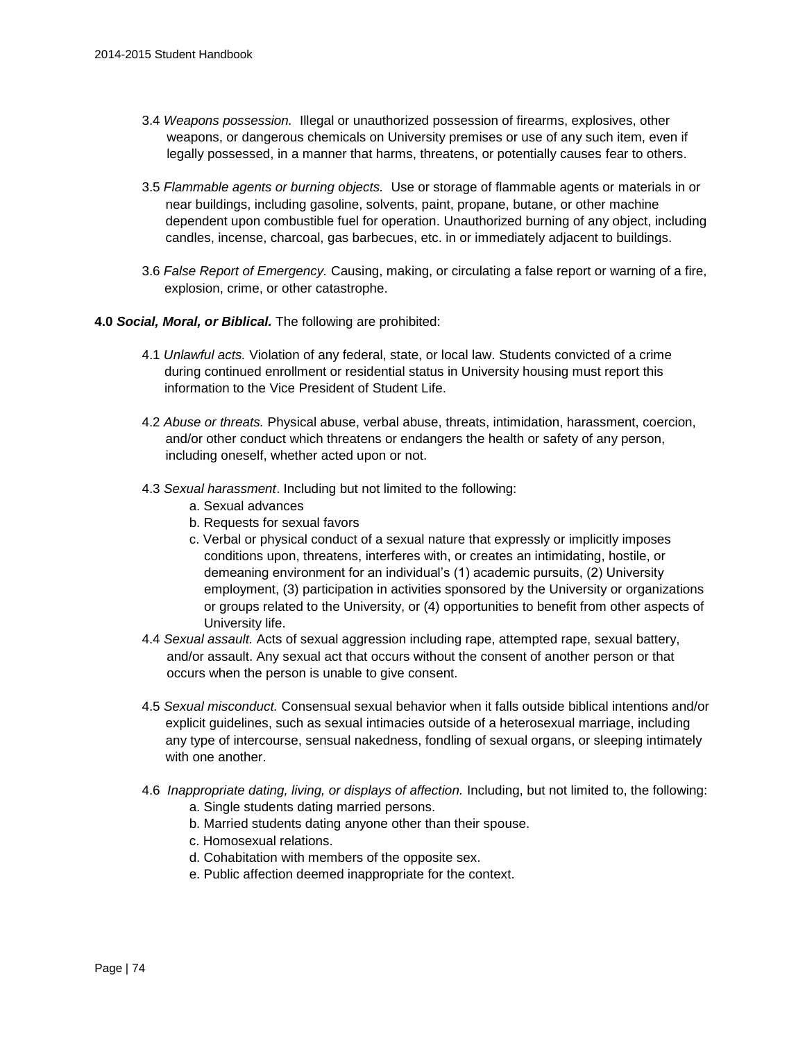3.4 *Weapons possession.* Illegal or unauthorized possession of firearms, explosives, other weapons, or dangerous chemicals on University premises or use of any such item, even if legally possessed, in a manner that harms, threatens, or potentially causes fear to others.

3.5 *Flammable agents or burning objects.* Use or storage of flammable agents or materials in or near buildings, including gasoline, solvents, paint, propane, butane, or other machine dependent upon combustible fuel for operation. Unauthorized burning of any object, including candles, incense, charcoal, gas barbecues, etc. in or immediately adjacent to buildings.

3.6 *False Report of Emergency.* Causing, making, or circulating a false report or warning of a fire, explosion, crime, or other catastrophe.

**4.0 *Social, Moral, or Biblical.*** The following are prohibited:

4.1 *Unlawful acts.* Violation of any federal, state, or local law. Students convicted of a crime during continued enrollment or residential status in University housing must report this information to the Vice President of Student Life.

4.2 *Abuse or threats.* Physical abuse, verbal abuse, threats, intimidation, harassment, coercion, and/or other conduct which threatens or endangers the health or safety of any person, including oneself, whether acted upon or not.

4.3 *Sexual harassment*. Including but not limited to the following:

a. Sexual advances
b. Requests for sexual favors
c. Verbal or physical conduct of a sexual nature that expressly or implicitly imposes conditions upon, threatens, interferes with, or creates an intimidating, hostile, or demeaning environment for an individual's (1) academic pursuits, (2) University employment, (3) participation in activities sponsored by the University or organizations or groups related to the University, or (4) opportunities to benefit from other aspects of University life.

4.4 *Sexual assault.* Acts of sexual aggression including rape, attempted rape, sexual battery, and/or assault. Any sexual act that occurs without the consent of another person or that occurs when the person is unable to give consent.

4.5 *Sexual misconduct.* Consensual sexual behavior when it falls outside biblical intentions and/or explicit guidelines, such as sexual intimacies outside of a heterosexual marriage, including any type of intercourse, sensual nakedness, fondling of sexual organs, or sleeping intimately with one another.

4.6 *Inappropriate dating, living, or displays of affection.* Including, but not limited to, the following:

a. Single students dating married persons.
b. Married students dating anyone other than their spouse.
c. Homosexual relations.
d. Cohabitation with members of the opposite sex.
e. Public affection deemed inappropriate for the context.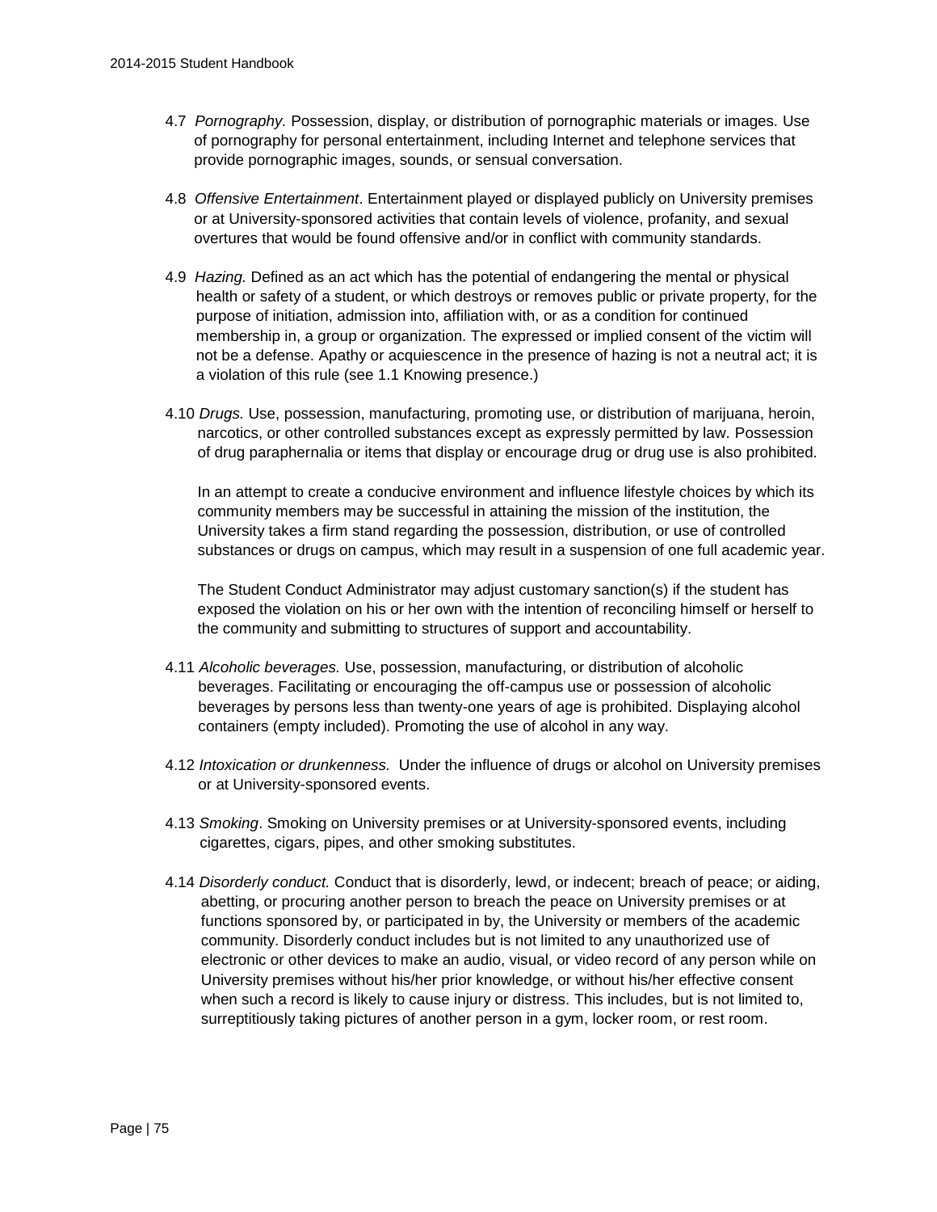4.7 *Pornography.* Possession, display, or distribution of pornographic materials or images. Use of pornography for personal entertainment, including Internet and telephone services that provide pornographic images, sounds, or sensual conversation.

4.8 *Offensive Entertainment*. Entertainment played or displayed publicly on University premises or at University-sponsored activities that contain levels of violence, profanity, and sexual overtures that would be found offensive and/or in conflict with community standards.

4.9 *Hazing.* Defined as an act which has the potential of endangering the mental or physical health or safety of a student, or which destroys or removes public or private property, for the purpose of initiation, admission into, affiliation with, or as a condition for continued membership in, a group or organization. The expressed or implied consent of the victim will not be a defense. Apathy or acquiescence in the presence of hazing is not a neutral act; it is a violation of this rule (see 1.1 Knowing presence.)

4.10 *Drugs.* Use, possession, manufacturing, promoting use, or distribution of marijuana, heroin, narcotics, or other controlled substances except as expressly permitted by law. Possession of drug paraphernalia or items that display or encourage drug or drug use is also prohibited.

In an attempt to create a conducive environment and influence lifestyle choices by which its community members may be successful in attaining the mission of the institution, the University takes a firm stand regarding the possession, distribution, or use of controlled substances or drugs on campus, which may result in a suspension of one full academic year.

The Student Conduct Administrator may adjust customary sanction(s) if the student has exposed the violation on his or her own with the intention of reconciling himself or herself to the community and submitting to structures of support and accountability.

4.11 *Alcoholic beverages.* Use, possession, manufacturing, or distribution of alcoholic beverages. Facilitating or encouraging the off-campus use or possession of alcoholic beverages by persons less than twenty-one years of age is prohibited. Displaying alcohol containers (empty included). Promoting the use of alcohol in any way.

4.12 *Intoxication or drunkenness.* Under the influence of drugs or alcohol on University premises or at University-sponsored events.

4.13 *Smoking*. Smoking on University premises or at University-sponsored events, including cigarettes, cigars, pipes, and other smoking substitutes.

4.14 *Disorderly conduct.* Conduct that is disorderly, lewd, or indecent; breach of peace; or aiding, abetting, or procuring another person to breach the peace on University premises or at functions sponsored by, or participated in by, the University or members of the academic community. Disorderly conduct includes but is not limited to any unauthorized use of electronic or other devices to make an audio, visual, or video record of any person while on University premises without his/her prior knowledge, or without his/her effective consent when such a record is likely to cause injury or distress. This includes, but is not limited to, surreptitiously taking pictures of another person in a gym, locker room, or rest room.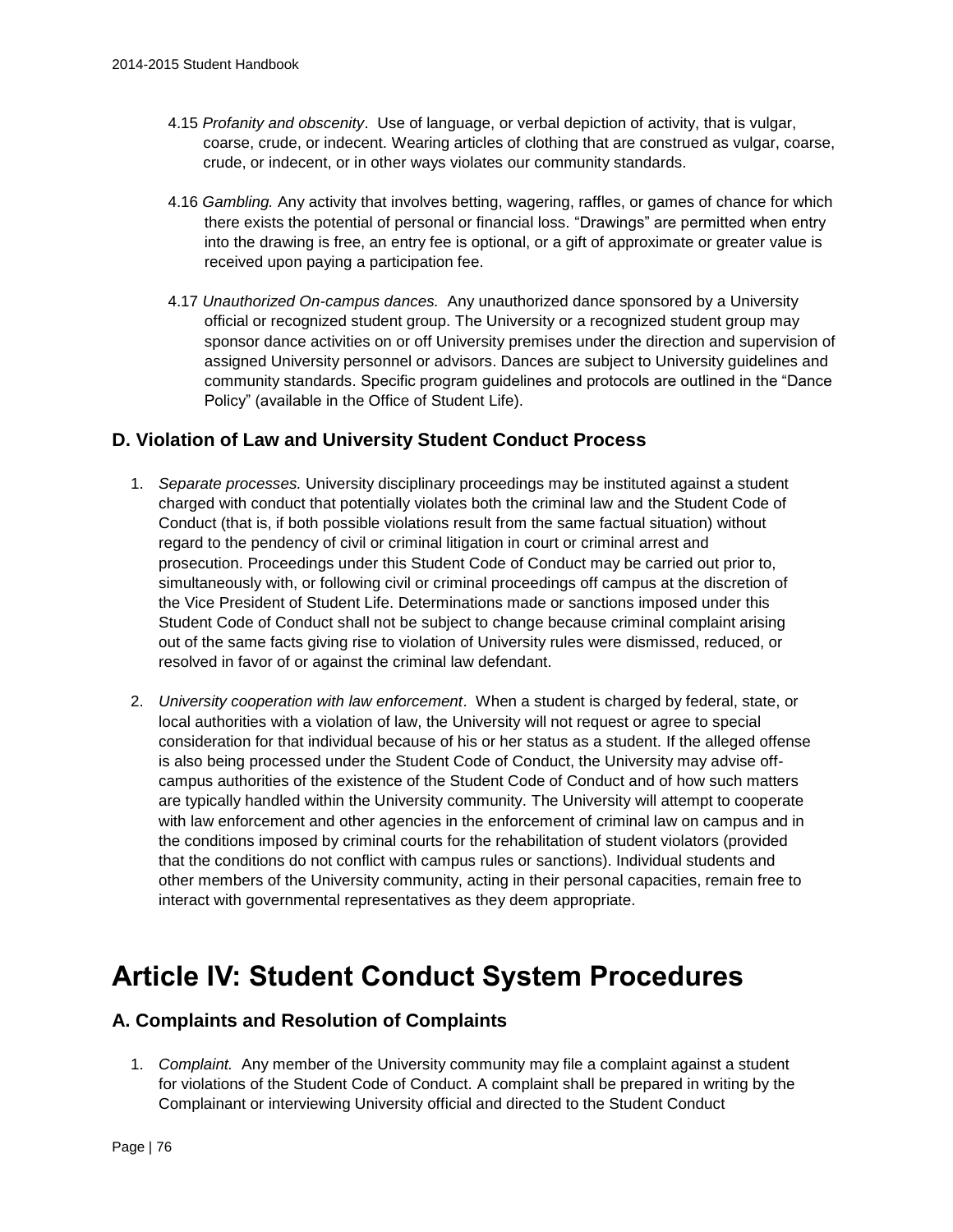4.15 *Profanity and obscenity*. Use of language, or verbal depiction of activity, that is vulgar, coarse, crude, or indecent. Wearing articles of clothing that are construed as vulgar, coarse, crude, or indecent, or in other ways violates our community standards.

4.16 *Gambling.* Any activity that involves betting, wagering, raffles, or games of chance for which there exists the potential of personal or financial loss. "Drawings" are permitted when entry into the drawing is free, an entry fee is optional, or a gift of approximate or greater value is received upon paying a participation fee.

4.17 *Unauthorized On-campus dances.* Any unauthorized dance sponsored by a University official or recognized student group. The University or a recognized student group may sponsor dance activities on or off University premises under the direction and supervision of assigned University personnel or advisors. Dances are subject to University guidelines and community standards. Specific program guidelines and protocols are outlined in the "Dance Policy" (available in the Office of Student Life).

### D. Violation of Law and University Student Conduct Process

1. *Separate processes.* University disciplinary proceedings may be instituted against a student charged with conduct that potentially violates both the criminal law and the Student Code of Conduct (that is, if both possible violations result from the same factual situation) without regard to the pendency of civil or criminal litigation in court or criminal arrest and prosecution. Proceedings under this Student Code of Conduct may be carried out prior to, simultaneously with, or following civil or criminal proceedings off campus at the discretion of the Vice President of Student Life. Determinations made or sanctions imposed under this Student Code of Conduct shall not be subject to change because criminal complaint arising out of the same facts giving rise to violation of University rules were dismissed, reduced, or resolved in favor of or against the criminal law defendant.

2. *University cooperation with law enforcement*. When a student is charged by federal, state, or local authorities with a violation of law, the University will not request or agree to special consideration for that individual because of his or her status as a student. If the alleged offense is also being processed under the Student Code of Conduct, the University may advise off-campus authorities of the existence of the Student Code of Conduct and of how such matters are typically handled within the University community. The University will attempt to cooperate with law enforcement and other agencies in the enforcement of criminal law on campus and in the conditions imposed by criminal courts for the rehabilitation of student violators (provided that the conditions do not conflict with campus rules or sanctions). Individual students and other members of the University community, acting in their personal capacities, remain free to interact with governmental representatives as they deem appropriate.

# Article IV: Student Conduct System Procedures

### A. Complaints and Resolution of Complaints

1. *Complaint.* Any member of the University community may file a complaint against a student for violations of the Student Code of Conduct. A complaint shall be prepared in writing by the Complainant or interviewing University official and directed to the Student Conduct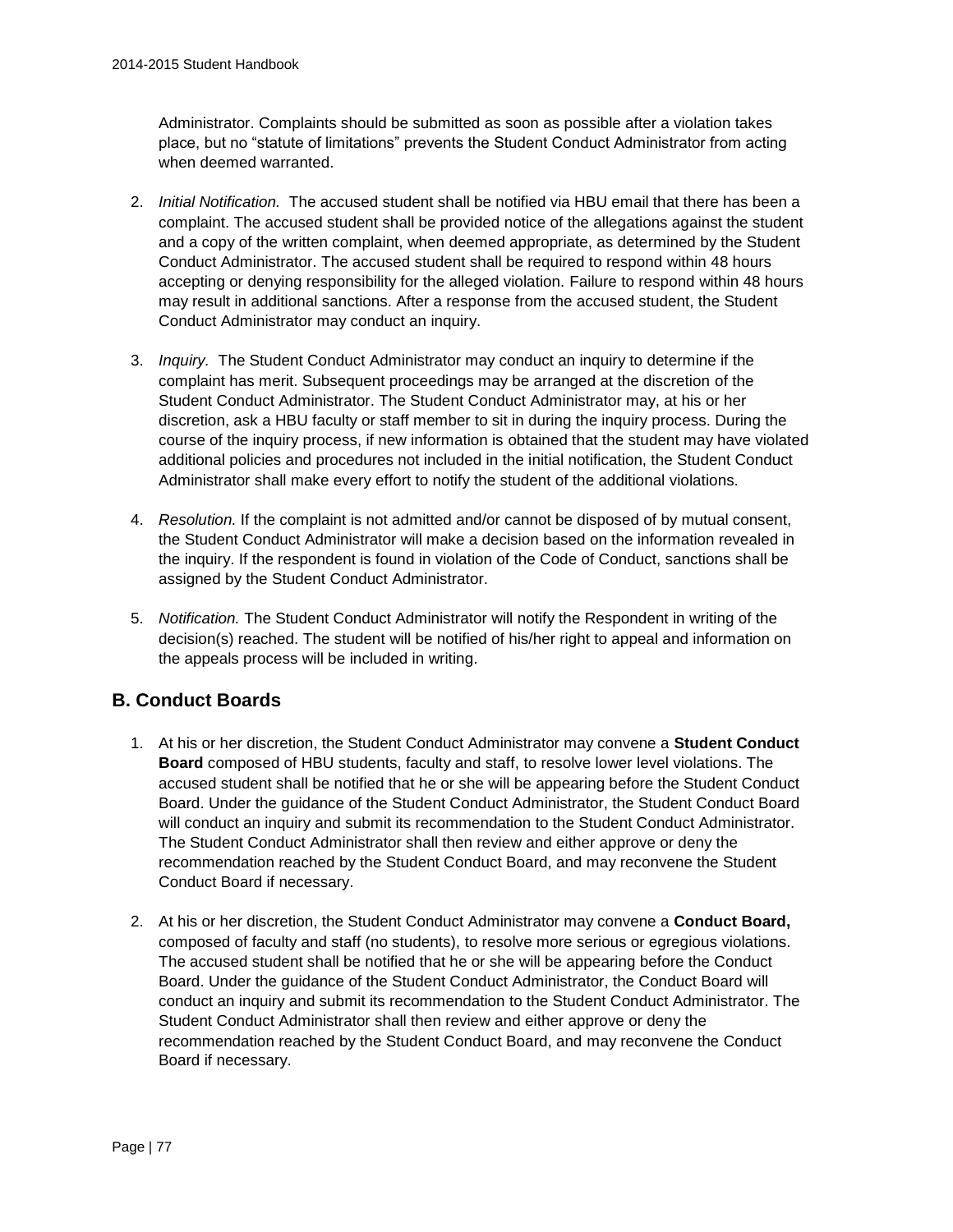Administrator. Complaints should be submitted as soon as possible after a violation takes place, but no "statute of limitations" prevents the Student Conduct Administrator from acting when deemed warranted.

2. *Initial Notification.* The accused student shall be notified via HBU email that there has been a complaint. The accused student shall be provided notice of the allegations against the student and a copy of the written complaint, when deemed appropriate, as determined by the Student Conduct Administrator. The accused student shall be required to respond within 48 hours accepting or denying responsibility for the alleged violation. Failure to respond within 48 hours may result in additional sanctions. After a response from the accused student, the Student Conduct Administrator may conduct an inquiry.

3. *Inquiry.* The Student Conduct Administrator may conduct an inquiry to determine if the complaint has merit. Subsequent proceedings may be arranged at the discretion of the Student Conduct Administrator. The Student Conduct Administrator may, at his or her discretion, ask a HBU faculty or staff member to sit in during the inquiry process. During the course of the inquiry process, if new information is obtained that the student may have violated additional policies and procedures not included in the initial notification, the Student Conduct Administrator shall make every effort to notify the student of the additional violations.

4. *Resolution.* If the complaint is not admitted and/or cannot be disposed of by mutual consent, the Student Conduct Administrator will make a decision based on the information revealed in the inquiry. If the respondent is found in violation of the Code of Conduct, sanctions shall be assigned by the Student Conduct Administrator.

5. *Notification.* The Student Conduct Administrator will notify the Respondent in writing of the decision(s) reached. The student will be notified of his/her right to appeal and information on the appeals process will be included in writing.

## B. Conduct Boards

1. At his or her discretion, the Student Conduct Administrator may convene a **Student Conduct Board** composed of HBU students, faculty and staff, to resolve lower level violations. The accused student shall be notified that he or she will be appearing before the Student Conduct Board. Under the guidance of the Student Conduct Administrator, the Student Conduct Board will conduct an inquiry and submit its recommendation to the Student Conduct Administrator. The Student Conduct Administrator shall then review and either approve or deny the recommendation reached by the Student Conduct Board, and may reconvene the Student Conduct Board if necessary.

2. At his or her discretion, the Student Conduct Administrator may convene a **Conduct Board,** composed of faculty and staff (no students), to resolve more serious or egregious violations. The accused student shall be notified that he or she will be appearing before the Conduct Board. Under the guidance of the Student Conduct Administrator, the Conduct Board will conduct an inquiry and submit its recommendation to the Student Conduct Administrator. The Student Conduct Administrator shall then review and either approve or deny the recommendation reached by the Student Conduct Board, and may reconvene the Conduct Board if necessary.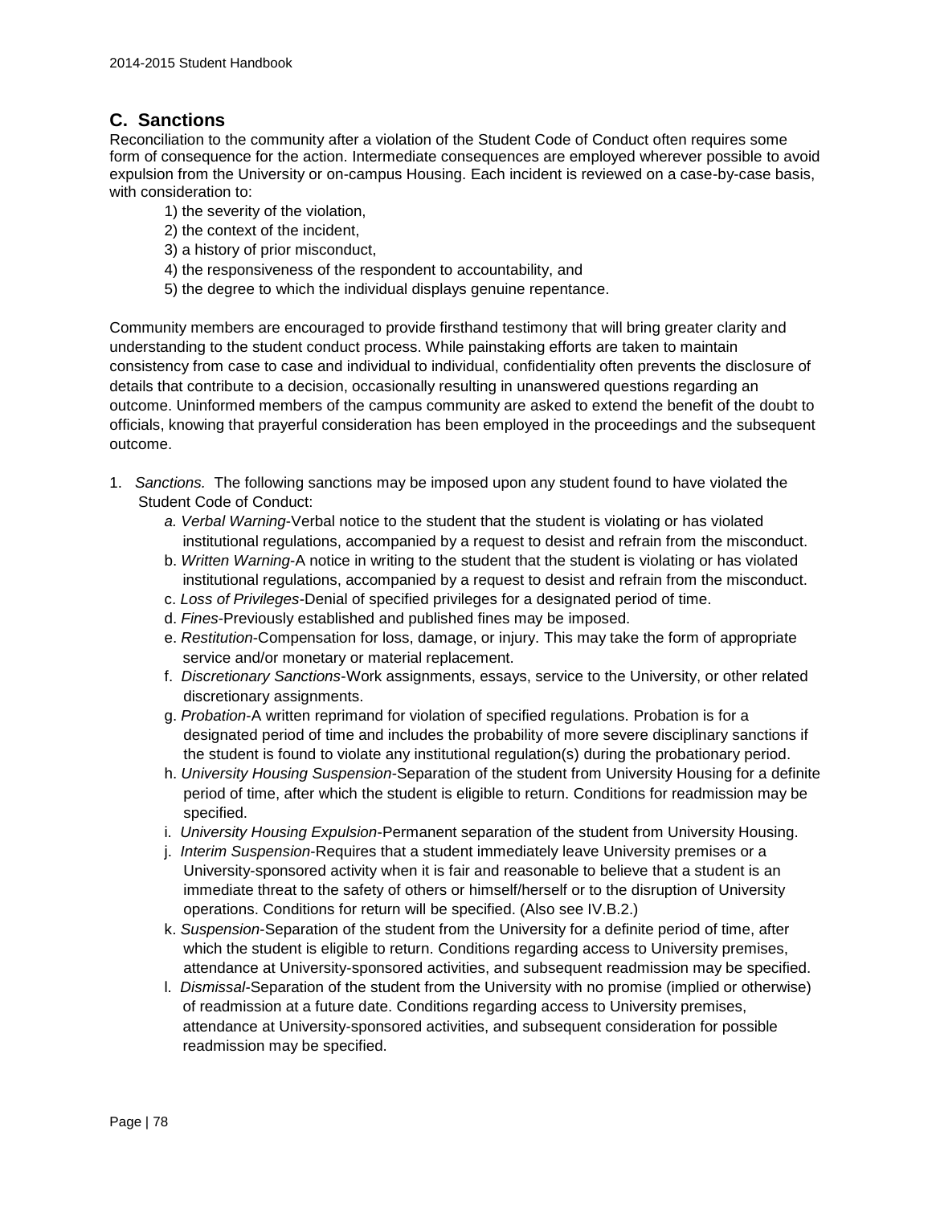## C. Sanctions

Reconciliation to the community after a violation of the Student Code of Conduct often requires some form of consequence for the action. Intermediate consequences are employed wherever possible to avoid expulsion from the University or on-campus Housing. Each incident is reviewed on a case-by-case basis, with consideration to:

1) the severity of the violation,
2) the context of the incident,
3) a history of prior misconduct,
4) the responsiveness of the respondent to accountability, and
5) the degree to which the individual displays genuine repentance.

Community members are encouraged to provide firsthand testimony that will bring greater clarity and understanding to the student conduct process. While painstaking efforts are taken to maintain consistency from case to case and individual to individual, confidentiality often prevents the disclosure of details that contribute to a decision, occasionally resulting in unanswered questions regarding an outcome. Uninformed members of the campus community are asked to extend the benefit of the doubt to officials, knowing that prayerful consideration has been employed in the proceedings and the subsequent outcome.

1. *Sanctions.* The following sanctions may be imposed upon any student found to have violated the Student Code of Conduct:
   a. *Verbal Warning*-Verbal notice to the student that the student is violating or has violated institutional regulations, accompanied by a request to desist and refrain from the misconduct.
   b. *Written Warning*-A notice in writing to the student that the student is violating or has violated institutional regulations, accompanied by a request to desist and refrain from the misconduct.
   c. *Loss of Privileges*-Denial of specified privileges for a designated period of time.
   d. *Fines*-Previously established and published fines may be imposed.
   e. *Restitution*-Compensation for loss, damage, or injury. This may take the form of appropriate service and/or monetary or material replacement.
   f. *Discretionary Sanctions*-Work assignments, essays, service to the University, or other related discretionary assignments.
   g. *Probation*-A written reprimand for violation of specified regulations. Probation is for a designated period of time and includes the probability of more severe disciplinary sanctions if the student is found to violate any institutional regulation(s) during the probationary period.
   h. *University Housing Suspension*-Separation of the student from University Housing for a definite period of time, after which the student is eligible to return. Conditions for readmission may be specified.
   i. *University Housing Expulsion*-Permanent separation of the student from University Housing.
   j. *Interim Suspension*-Requires that a student immediately leave University premises or a University-sponsored activity when it is fair and reasonable to believe that a student is an immediate threat to the safety of others or himself/herself or to the disruption of University operations. Conditions for return will be specified. (Also see IV.B.2.)
   k. *Suspension*-Separation of the student from the University for a definite period of time, after which the student is eligible to return. Conditions regarding access to University premises, attendance at University-sponsored activities, and subsequent readmission may be specified.
   l. *Dismissal*-Separation of the student from the University with no promise (implied or otherwise) of readmission at a future date. Conditions regarding access to University premises, attendance at University-sponsored activities, and subsequent consideration for possible readmission may be specified.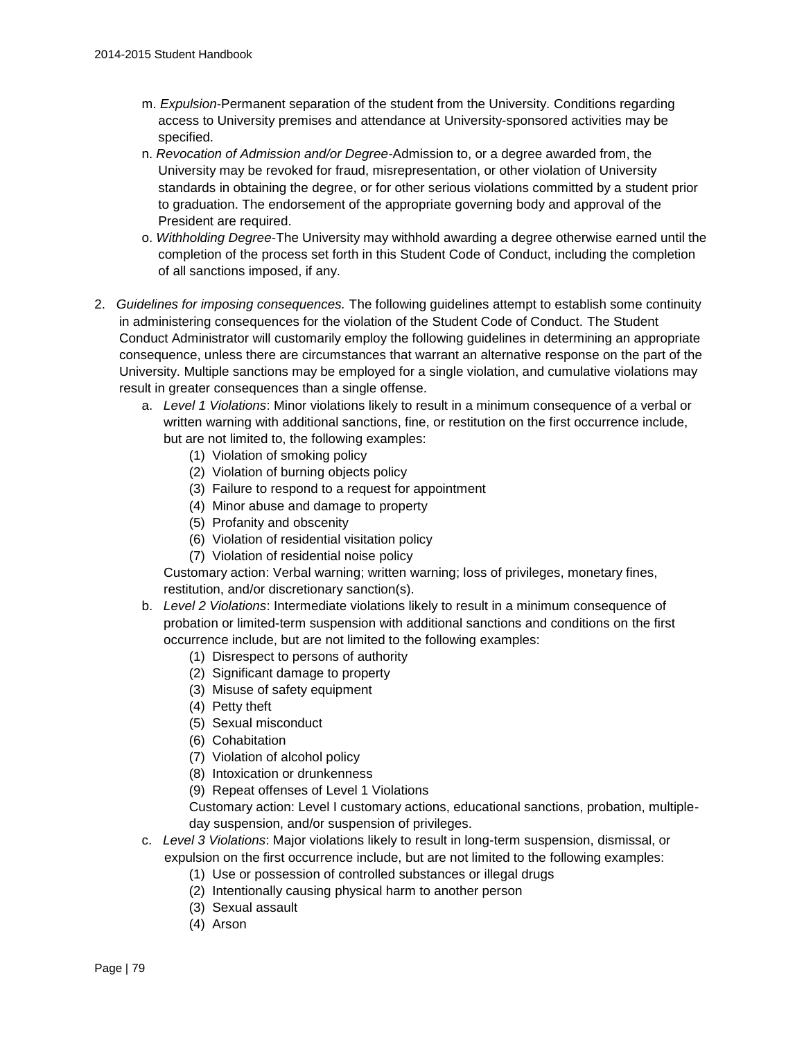m. *Expulsion*-Permanent separation of the student from the University. Conditions regarding access to University premises and attendance at University-sponsored activities may be specified.

n. *Revocation of Admission and/or Degree*-Admission to, or a degree awarded from, the University may be revoked for fraud, misrepresentation, or other violation of University standards in obtaining the degree, or for other serious violations committed by a student prior to graduation. The endorsement of the appropriate governing body and approval of the President are required.

o. *Withholding Degree*-The University may withhold awarding a degree otherwise earned until the completion of the process set forth in this Student Code of Conduct, including the completion of all sanctions imposed, if any.

2. *Guidelines for imposing consequences.* The following guidelines attempt to establish some continuity in administering consequences for the violation of the Student Code of Conduct. The Student Conduct Administrator will customarily employ the following guidelines in determining an appropriate consequence, unless there are circumstances that warrant an alternative response on the part of the University. Multiple sanctions may be employed for a single violation, and cumulative violations may result in greater consequences than a single offense.

   a. *Level 1 Violations*: Minor violations likely to result in a minimum consequence of a verbal or written warning with additional sanctions, fine, or restitution on the first occurrence include, but are not limited to, the following examples:

      (1) Violation of smoking policy
      (2) Violation of burning objects policy
      (3) Failure to respond to a request for appointment
      (4) Minor abuse and damage to property
      (5) Profanity and obscenity
      (6) Violation of residential visitation policy
      (7) Violation of residential noise policy

      Customary action: Verbal warning; written warning; loss of privileges, monetary fines, restitution, and/or discretionary sanction(s).

   b. *Level 2 Violations*: Intermediate violations likely to result in a minimum consequence of probation or limited-term suspension with additional sanctions and conditions on the first occurrence include, but are not limited to the following examples:

      (1) Disrespect to persons of authority
      (2) Significant damage to property
      (3) Misuse of safety equipment
      (4) Petty theft
      (5) Sexual misconduct
      (6) Cohabitation
      (7) Violation of alcohol policy
      (8) Intoxication or drunkenness
      (9) Repeat offenses of Level 1 Violations

      Customary action: Level I customary actions, educational sanctions, probation, multiple-day suspension, and/or suspension of privileges.

   c. *Level 3 Violations*: Major violations likely to result in long-term suspension, dismissal, or expulsion on the first occurrence include, but are not limited to the following examples:

      (1) Use or possession of controlled substances or illegal drugs
      (2) Intentionally causing physical harm to another person
      (3) Sexual assault
      (4) Arson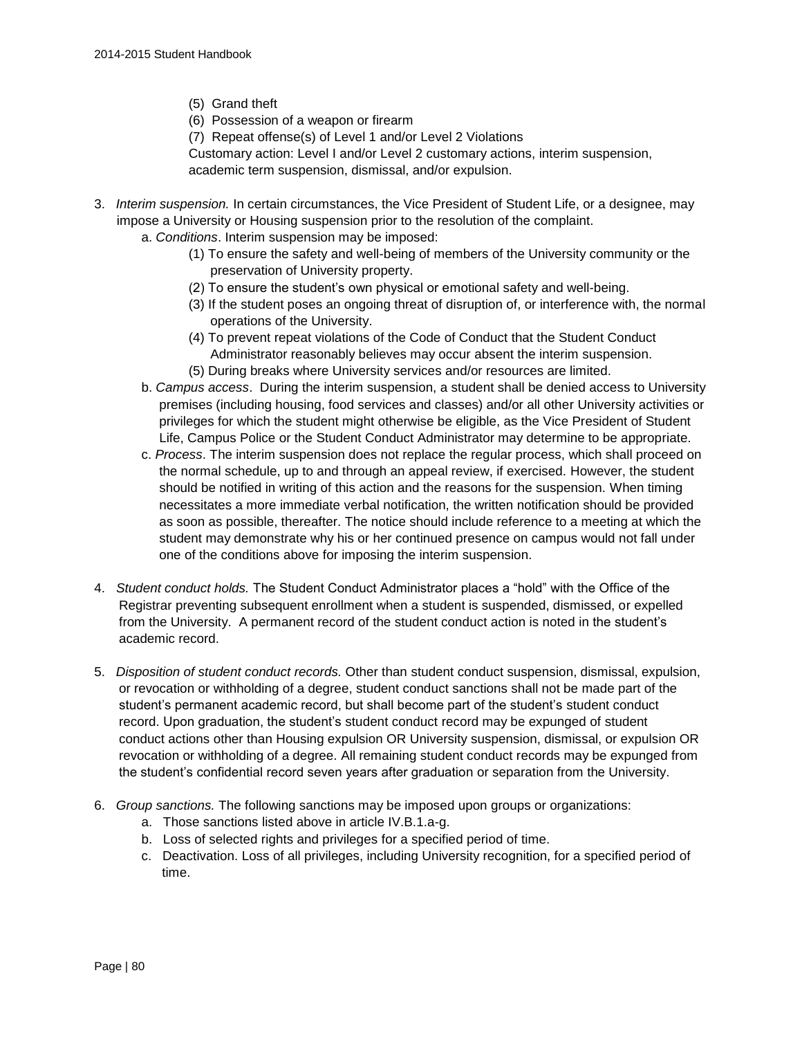(5) Grand theft
(6) Possession of a weapon or firearm
(7) Repeat offense(s) of Level 1 and/or Level 2 Violations
Customary action: Level I and/or Level 2 customary actions, interim suspension, academic term suspension, dismissal, and/or expulsion.

3. *Interim suspension.* In certain circumstances, the Vice President of Student Life, or a designee, may impose a University or Housing suspension prior to the resolution of the complaint.
   a. *Conditions*. Interim suspension may be imposed:
      (1) To ensure the safety and well-being of members of the University community or the preservation of University property.
      (2) To ensure the student's own physical or emotional safety and well-being.
      (3) If the student poses an ongoing threat of disruption of, or interference with, the normal operations of the University.
      (4) To prevent repeat violations of the Code of Conduct that the Student Conduct Administrator reasonably believes may occur absent the interim suspension.
      (5) During breaks where University services and/or resources are limited.
   b. *Campus access*. During the interim suspension, a student shall be denied access to University premises (including housing, food services and classes) and/or all other University activities or privileges for which the student might otherwise be eligible, as the Vice President of Student Life, Campus Police or the Student Conduct Administrator may determine to be appropriate.
   c. *Process*. The interim suspension does not replace the regular process, which shall proceed on the normal schedule, up to and through an appeal review, if exercised. However, the student should be notified in writing of this action and the reasons for the suspension. When timing necessitates a more immediate verbal notification, the written notification should be provided as soon as possible, thereafter. The notice should include reference to a meeting at which the student may demonstrate why his or her continued presence on campus would not fall under one of the conditions above for imposing the interim suspension.

4. *Student conduct holds.* The Student Conduct Administrator places a "hold" with the Office of the Registrar preventing subsequent enrollment when a student is suspended, dismissed, or expelled from the University. A permanent record of the student conduct action is noted in the student's academic record.

5. *Disposition of student conduct records.* Other than student conduct suspension, dismissal, expulsion, or revocation or withholding of a degree, student conduct sanctions shall not be made part of the student's permanent academic record, but shall become part of the student's student conduct record. Upon graduation, the student's student conduct record may be expunged of student conduct actions other than Housing expulsion OR University suspension, dismissal, or expulsion OR revocation or withholding of a degree. All remaining student conduct records may be expunged from the student's confidential record seven years after graduation or separation from the University.

6. *Group sanctions.* The following sanctions may be imposed upon groups or organizations:
   a. Those sanctions listed above in article IV.B.1.a-g.
   b. Loss of selected rights and privileges for a specified period of time.
   c. Deactivation. Loss of all privileges, including University recognition, for a specified period of time.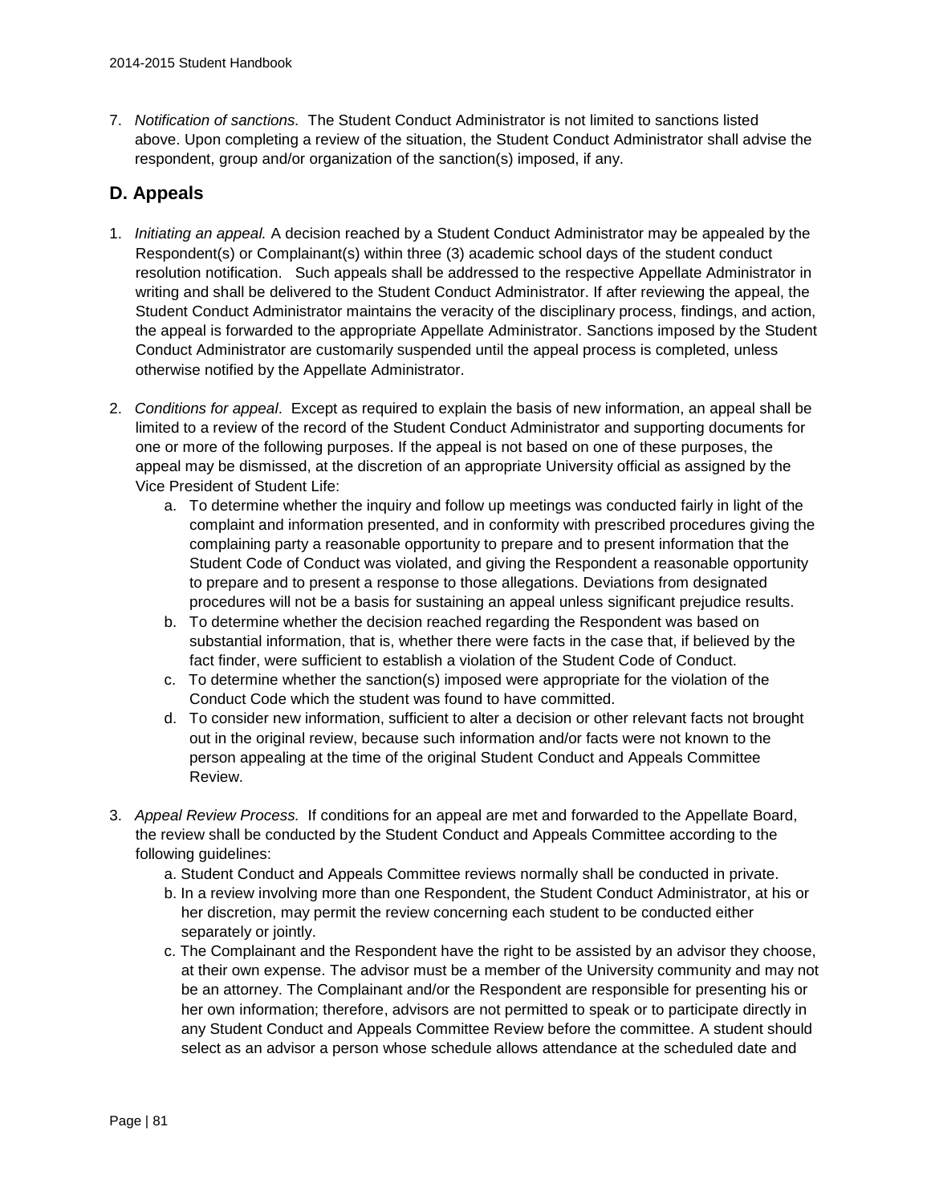7. *Notification of sanctions.* The Student Conduct Administrator is not limited to sanctions listed above. Upon completing a review of the situation, the Student Conduct Administrator shall advise the respondent, group and/or organization of the sanction(s) imposed, if any.

## D. Appeals

1. *Initiating an appeal.* A decision reached by a Student Conduct Administrator may be appealed by the Respondent(s) or Complainant(s) within three (3) academic school days of the student conduct resolution notification. Such appeals shall be addressed to the respective Appellate Administrator in writing and shall be delivered to the Student Conduct Administrator. If after reviewing the appeal, the Student Conduct Administrator maintains the veracity of the disciplinary process, findings, and action, the appeal is forwarded to the appropriate Appellate Administrator. Sanctions imposed by the Student Conduct Administrator are customarily suspended until the appeal process is completed, unless otherwise notified by the Appellate Administrator.

2. *Conditions for appeal*. Except as required to explain the basis of new information, an appeal shall be limited to a review of the record of the Student Conduct Administrator and supporting documents for one or more of the following purposes. If the appeal is not based on one of these purposes, the appeal may be dismissed, at the discretion of an appropriate University official as assigned by the Vice President of Student Life:
    a. To determine whether the inquiry and follow up meetings was conducted fairly in light of the complaint and information presented, and in conformity with prescribed procedures giving the complaining party a reasonable opportunity to prepare and to present information that the Student Code of Conduct was violated, and giving the Respondent a reasonable opportunity to prepare and to present a response to those allegations. Deviations from designated procedures will not be a basis for sustaining an appeal unless significant prejudice results.
    b. To determine whether the decision reached regarding the Respondent was based on substantial information, that is, whether there were facts in the case that, if believed by the fact finder, were sufficient to establish a violation of the Student Code of Conduct.
    c. To determine whether the sanction(s) imposed were appropriate for the violation of the Conduct Code which the student was found to have committed.
    d. To consider new information, sufficient to alter a decision or other relevant facts not brought out in the original review, because such information and/or facts were not known to the person appealing at the time of the original Student Conduct and Appeals Committee Review.

3. *Appeal Review Process.* If conditions for an appeal are met and forwarded to the Appellate Board, the review shall be conducted by the Student Conduct and Appeals Committee according to the following guidelines:
    a. Student Conduct and Appeals Committee reviews normally shall be conducted in private.
    b. In a review involving more than one Respondent, the Student Conduct Administrator, at his or her discretion, may permit the review concerning each student to be conducted either separately or jointly.
    c. The Complainant and the Respondent have the right to be assisted by an advisor they choose, at their own expense. The advisor must be a member of the University community and may not be an attorney. The Complainant and/or the Respondent are responsible for presenting his or her own information; therefore, advisors are not permitted to speak or to participate directly in any Student Conduct and Appeals Committee Review before the committee. A student should select as an advisor a person whose schedule allows attendance at the scheduled date and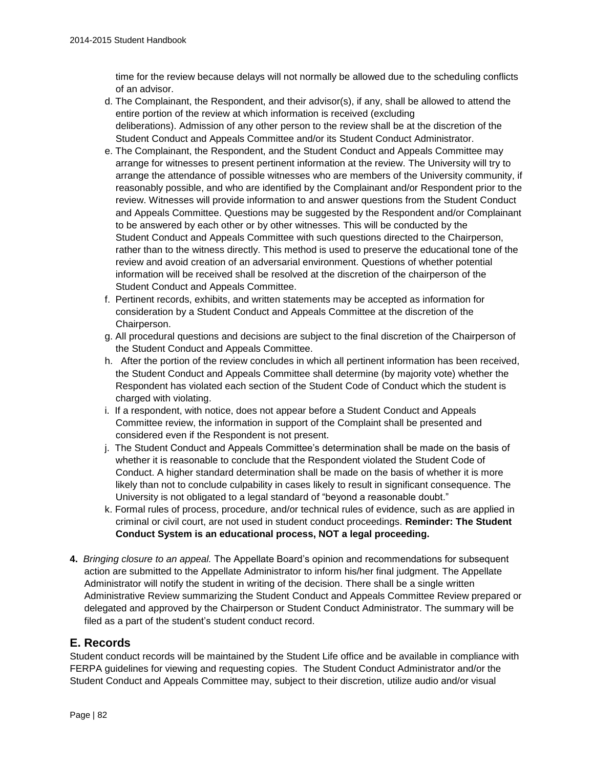time for the review because delays will not normally be allowed due to the scheduling conflicts of an advisor.

d. The Complainant, the Respondent, and their advisor(s), if any, shall be allowed to attend the entire portion of the review at which information is received (excluding deliberations). Admission of any other person to the review shall be at the discretion of the Student Conduct and Appeals Committee and/or its Student Conduct Administrator.

e. The Complainant, the Respondent, and the Student Conduct and Appeals Committee may arrange for witnesses to present pertinent information at the review. The University will try to arrange the attendance of possible witnesses who are members of the University community, if reasonably possible, and who are identified by the Complainant and/or Respondent prior to the review. Witnesses will provide information to and answer questions from the Student Conduct and Appeals Committee. Questions may be suggested by the Respondent and/or Complainant to be answered by each other or by other witnesses. This will be conducted by the Student Conduct and Appeals Committee with such questions directed to the Chairperson, rather than to the witness directly. This method is used to preserve the educational tone of the review and avoid creation of an adversarial environment. Questions of whether potential information will be received shall be resolved at the discretion of the chairperson of the Student Conduct and Appeals Committee.

f. Pertinent records, exhibits, and written statements may be accepted as information for consideration by a Student Conduct and Appeals Committee at the discretion of the Chairperson.

g. All procedural questions and decisions are subject to the final discretion of the Chairperson of the Student Conduct and Appeals Committee.

h. After the portion of the review concludes in which all pertinent information has been received, the Student Conduct and Appeals Committee shall determine (by majority vote) whether the Respondent has violated each section of the Student Code of Conduct which the student is charged with violating.

i. If a respondent, with notice, does not appear before a Student Conduct and Appeals Committee review, the information in support of the Complaint shall be presented and considered even if the Respondent is not present.

j. The Student Conduct and Appeals Committee's determination shall be made on the basis of whether it is reasonable to conclude that the Respondent violated the Student Code of Conduct. A higher standard determination shall be made on the basis of whether it is more likely than not to conclude culpability in cases likely to result in significant consequence. The University is not obligated to a legal standard of "beyond a reasonable doubt."

k. Formal rules of process, procedure, and/or technical rules of evidence, such as are applied in criminal or civil court, are not used in student conduct proceedings. **Reminder: The Student Conduct System is an educational process, NOT a legal proceeding.**

**4.** *Bringing closure to an appeal.* The Appellate Board's opinion and recommendations for subsequent action are submitted to the Appellate Administrator to inform his/her final judgment. The Appellate Administrator will notify the student in writing of the decision. There shall be a single written Administrative Review summarizing the Student Conduct and Appeals Committee Review prepared or delegated and approved by the Chairperson or Student Conduct Administrator. The summary will be filed as a part of the student's student conduct record.

## E. Records

Student conduct records will be maintained by the Student Life office and be available in compliance with FERPA guidelines for viewing and requesting copies. The Student Conduct Administrator and/or the Student Conduct and Appeals Committee may, subject to their discretion, utilize audio and/or visual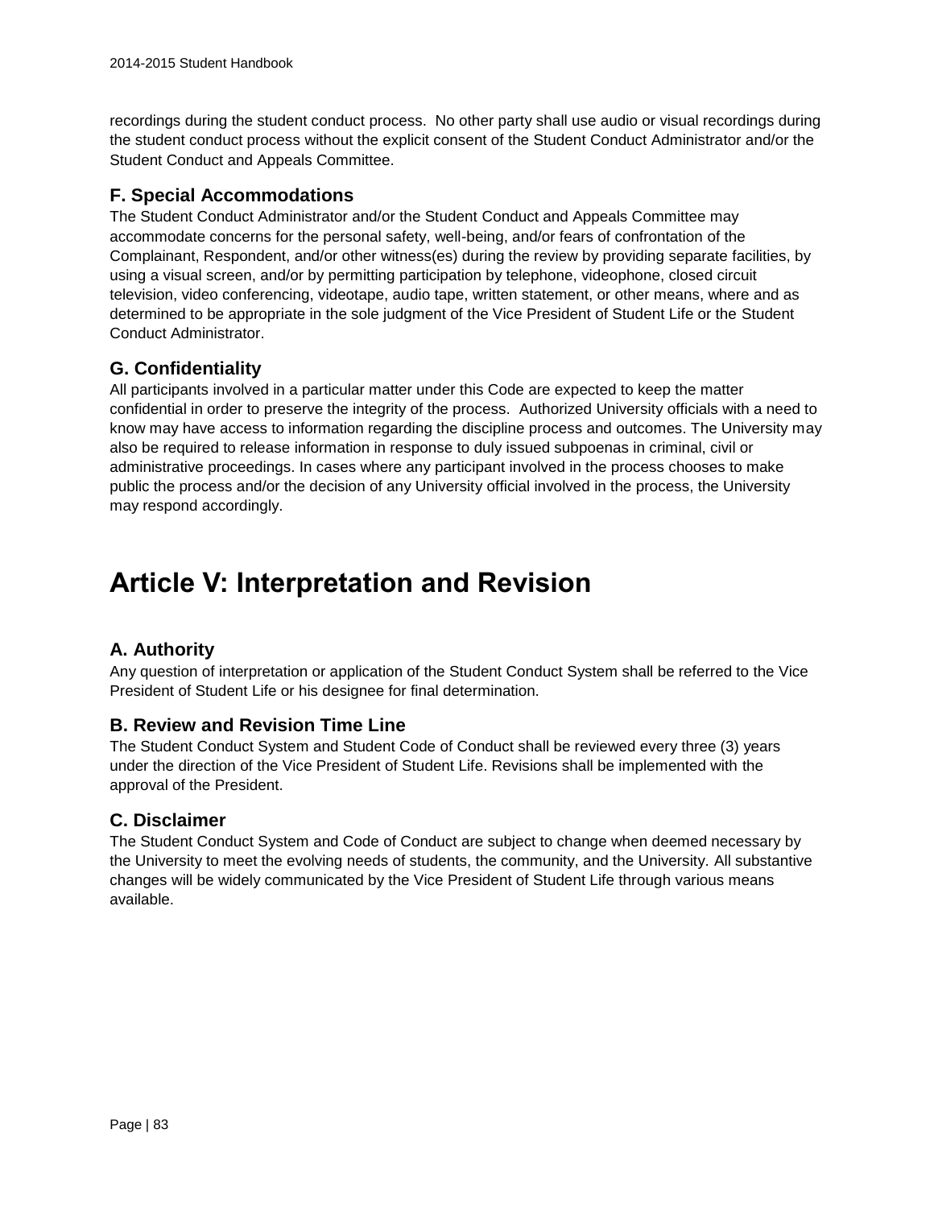recordings during the student conduct process. No other party shall use audio or visual recordings during the student conduct process without the explicit consent of the Student Conduct Administrator and/or the Student Conduct and Appeals Committee.

### F. Special Accommodations

The Student Conduct Administrator and/or the Student Conduct and Appeals Committee may accommodate concerns for the personal safety, well-being, and/or fears of confrontation of the Complainant, Respondent, and/or other witness(es) during the review by providing separate facilities, by using a visual screen, and/or by permitting participation by telephone, videophone, closed circuit television, video conferencing, videotape, audio tape, written statement, or other means, where and as determined to be appropriate in the sole judgment of the Vice President of Student Life or the Student Conduct Administrator.

### G. Confidentiality

All participants involved in a particular matter under this Code are expected to keep the matter confidential in order to preserve the integrity of the process. Authorized University officials with a need to know may have access to information regarding the discipline process and outcomes. The University may also be required to release information in response to duly issued subpoenas in criminal, civil or administrative proceedings. In cases where any participant involved in the process chooses to make public the process and/or the decision of any University official involved in the process, the University may respond accordingly.

# Article V: Interpretation and Revision

### A. Authority

Any question of interpretation or application of the Student Conduct System shall be referred to the Vice President of Student Life or his designee for final determination.

### B. Review and Revision Time Line

The Student Conduct System and Student Code of Conduct shall be reviewed every three (3) years under the direction of the Vice President of Student Life. Revisions shall be implemented with the approval of the President.

### C. Disclaimer

The Student Conduct System and Code of Conduct are subject to change when deemed necessary by the University to meet the evolving needs of students, the community, and the University. All substantive changes will be widely communicated by the Vice President of Student Life through various means available.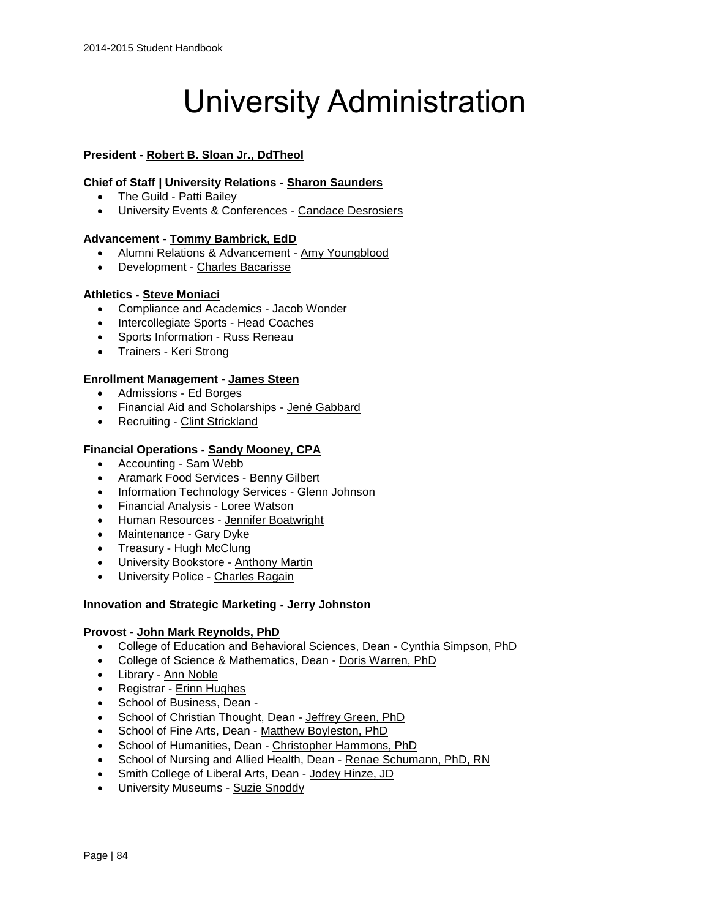# University Administration

**President - Robert B. Sloan Jr., DdTheol**

**Chief of Staff | University Relations - Sharon Saunders**

- The Guild - Patti Bailey
- University Events & Conferences - Candace Desrosiers

**Advancement - Tommy Bambrick, EdD**

- Alumni Relations & Advancement - Amy Youngblood
- Development - Charles Bacarisse

**Athletics - Steve Moniaci**

- Compliance and Academics - Jacob Wonder
- Intercollegiate Sports - Head Coaches
- Sports Information - Russ Reneau
- Trainers - Keri Strong

**Enrollment Management - James Steen**

- Admissions - Ed Borges
- Financial Aid and Scholarships - Jené Gabbard
- Recruiting - Clint Strickland

**Financial Operations - Sandy Mooney, CPA**

- Accounting - Sam Webb
- Aramark Food Services - Benny Gilbert
- Information Technology Services - Glenn Johnson
- Financial Analysis - Loree Watson
- Human Resources - Jennifer Boatwright
- Maintenance - Gary Dyke
- Treasury - Hugh McClung
- University Bookstore - Anthony Martin
- University Police - Charles Ragain

**Innovation and Strategic Marketing - Jerry Johnston**

**Provost - John Mark Reynolds, PhD**

- College of Education and Behavioral Sciences, Dean - Cynthia Simpson, PhD
- College of Science & Mathematics, Dean - Doris Warren, PhD
- Library - Ann Noble
- Registrar - Erinn Hughes
- School of Business, Dean -
- School of Christian Thought, Dean - Jeffrey Green, PhD
- School of Fine Arts, Dean - Matthew Boyleston, PhD
- School of Humanities, Dean - Christopher Hammons, PhD
- School of Nursing and Allied Health, Dean - Renae Schumann, PhD, RN
- Smith College of Liberal Arts, Dean - Jodey Hinze, JD
- University Museums - Suzie Snoddy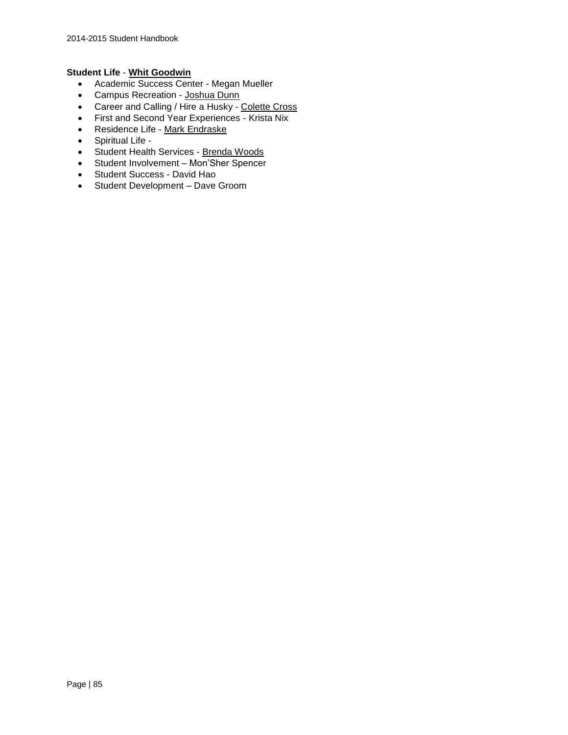**Student Life** - **Whit Goodwin**

- Academic Success Center - Megan Mueller
- Campus Recreation - Joshua Dunn
- Career and Calling / Hire a Husky - Colette Cross
- First and Second Year Experiences - Krista Nix
- Residence Life - Mark Endraske
- Spiritual Life -
- Student Health Services - Brenda Woods
- Student Involvement – Mon'Sher Spencer
- Student Success - David Hao
- Student Development – Dave Groom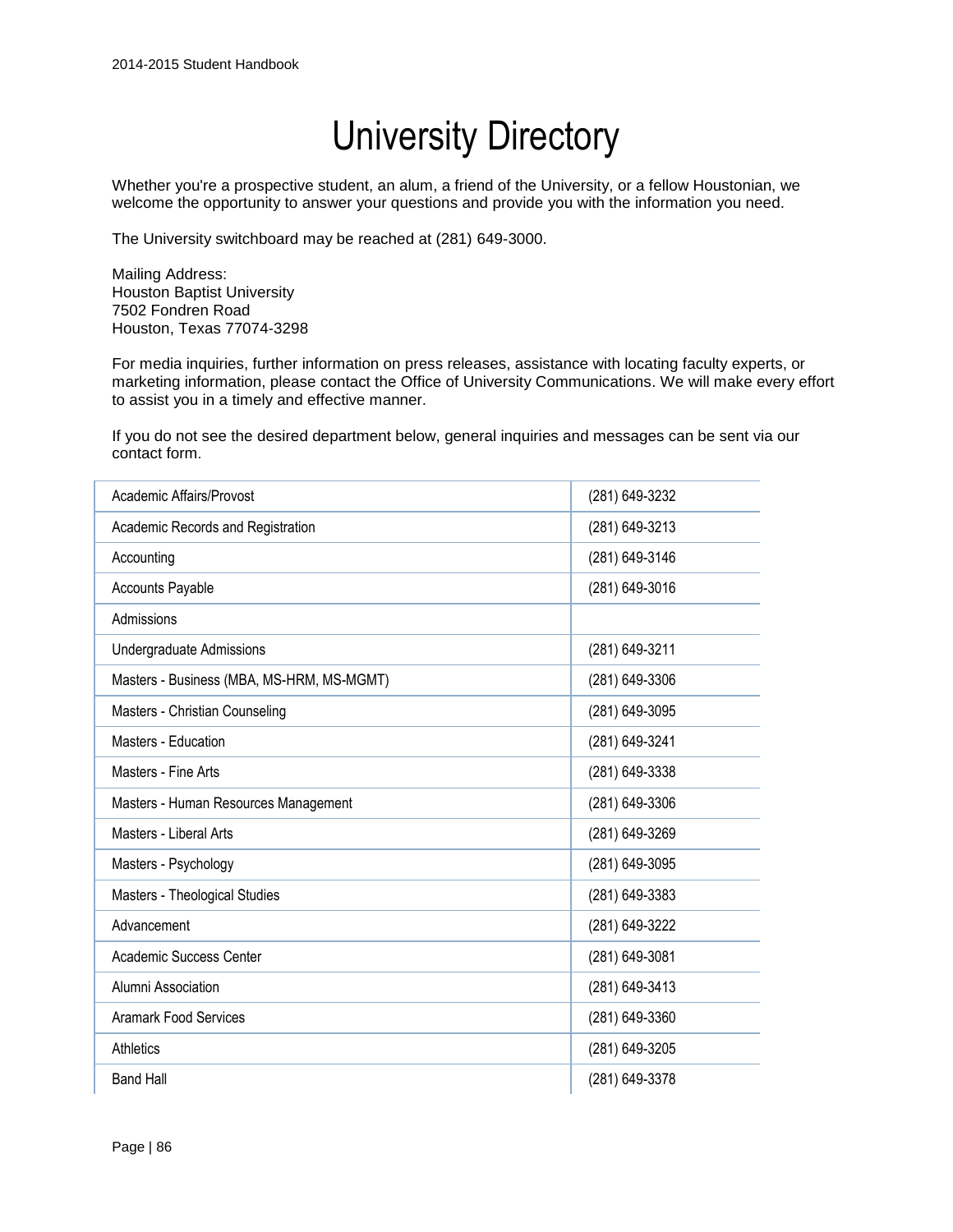# University Directory

Whether you're a prospective student, an alum, a friend of the University, or a fellow Houstonian, we welcome the opportunity to answer your questions and provide you with the information you need.

The University switchboard may be reached at (281) 649-3000.

Mailing Address:
Houston Baptist University
7502 Fondren Road
Houston, Texas 77074-3298

For media inquiries, further information on press releases, assistance with locating faculty experts, or marketing information, please contact the Office of University Communications. We will make every effort to assist you in a timely and effective manner.

If you do not see the desired department below, general inquiries and messages can be sent via our contact form.

| Department | Phone |
|---|---|
| Academic Affairs/Provost | (281) 649-3232 |
| Academic Records and Registration | (281) 649-3213 |
| Accounting | (281) 649-3146 |
| Accounts Payable | (281) 649-3016 |
| Admissions | |
| Undergraduate Admissions | (281) 649-3211 |
| Masters - Business (MBA, MS-HRM, MS-MGMT) | (281) 649-3306 |
| Masters - Christian Counseling | (281) 649-3095 |
| Masters - Education | (281) 649-3241 |
| Masters - Fine Arts | (281) 649-3338 |
| Masters - Human Resources Management | (281) 649-3306 |
| Masters - Liberal Arts | (281) 649-3269 |
| Masters - Psychology | (281) 649-3095 |
| Masters - Theological Studies | (281) 649-3383 |
| Advancement | (281) 649-3222 |
| Academic Success Center | (281) 649-3081 |
| Alumni Association | (281) 649-3413 |
| Aramark Food Services | (281) 649-3360 |
| Athletics | (281) 649-3205 |
| Band Hall | (281) 649-3378 |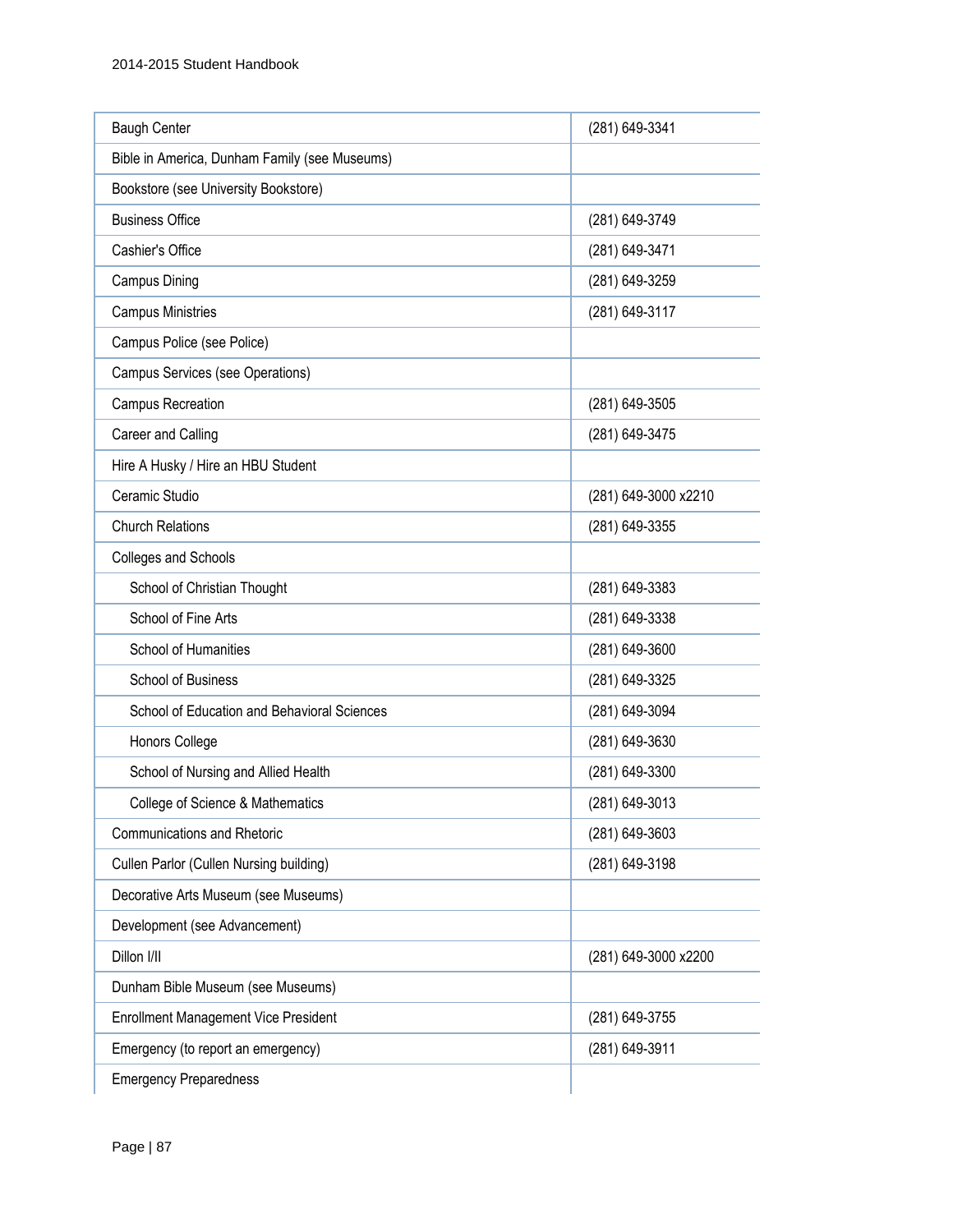| | |
|---|---|
| Baugh Center | (281) 649-3341 |
| Bible in America, Dunham Family (see Museums) | |
| Bookstore (see University Bookstore) | |
| Business Office | (281) 649-3749 |
| Cashier's Office | (281) 649-3471 |
| Campus Dining | (281) 649-3259 |
| Campus Ministries | (281) 649-3117 |
| Campus Police (see Police) | |
| Campus Services (see Operations) | |
| Campus Recreation | (281) 649-3505 |
| Career and Calling | (281) 649-3475 |
| Hire A Husky / Hire an HBU Student | |
| Ceramic Studio | (281) 649-3000 x2210 |
| Church Relations | (281) 649-3355 |
| Colleges and Schools | |
| School of Christian Thought | (281) 649-3383 |
| School of Fine Arts | (281) 649-3338 |
| School of Humanities | (281) 649-3600 |
| School of Business | (281) 649-3325 |
| School of Education and Behavioral Sciences | (281) 649-3094 |
| Honors College | (281) 649-3630 |
| School of Nursing and Allied Health | (281) 649-3300 |
| College of Science & Mathematics | (281) 649-3013 |
| Communications and Rhetoric | (281) 649-3603 |
| Cullen Parlor (Cullen Nursing building) | (281) 649-3198 |
| Decorative Arts Museum (see Museums) | |
| Development (see Advancement) | |
| Dillon I/II | (281) 649-3000 x2200 |
| Dunham Bible Museum (see Museums) | |
| Enrollment Management Vice President | (281) 649-3755 |
| Emergency (to report an emergency) | (281) 649-3911 |
| Emergency Preparedness | |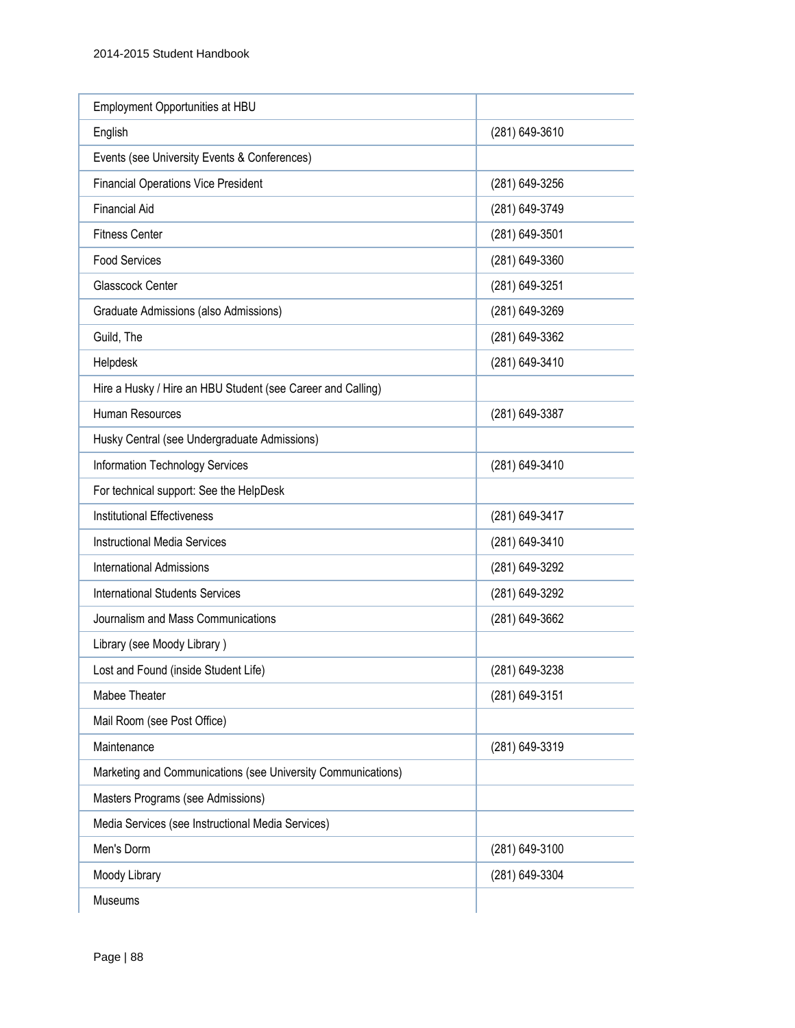| | |
|---|---|
| Employment Opportunities at HBU | |
| English | (281) 649-3610 |
| Events (see University Events & Conferences) | |
| Financial Operations Vice President | (281) 649-3256 |
| Financial Aid | (281) 649-3749 |
| Fitness Center | (281) 649-3501 |
| Food Services | (281) 649-3360 |
| Glasscock Center | (281) 649-3251 |
| Graduate Admissions (also Admissions) | (281) 649-3269 |
| Guild, The | (281) 649-3362 |
| Helpdesk | (281) 649-3410 |
| Hire a Husky / Hire an HBU Student (see Career and Calling) | |
| Human Resources | (281) 649-3387 |
| Husky Central (see Undergraduate Admissions) | |
| Information Technology Services | (281) 649-3410 |
| For technical support: See the HelpDesk | |
| Institutional Effectiveness | (281) 649-3417 |
| Instructional Media Services | (281) 649-3410 |
| International Admissions | (281) 649-3292 |
| International Students Services | (281) 649-3292 |
| Journalism and Mass Communications | (281) 649-3662 |
| Library (see Moody Library ) | |
| Lost and Found (inside Student Life) | (281) 649-3238 |
| Mabee Theater | (281) 649-3151 |
| Mail Room (see Post Office) | |
| Maintenance | (281) 649-3319 |
| Marketing and Communications (see University Communications) | |
| Masters Programs (see Admissions) | |
| Media Services (see Instructional Media Services) | |
| Men's Dorm | (281) 649-3100 |
| Moody Library | (281) 649-3304 |
| Museums | |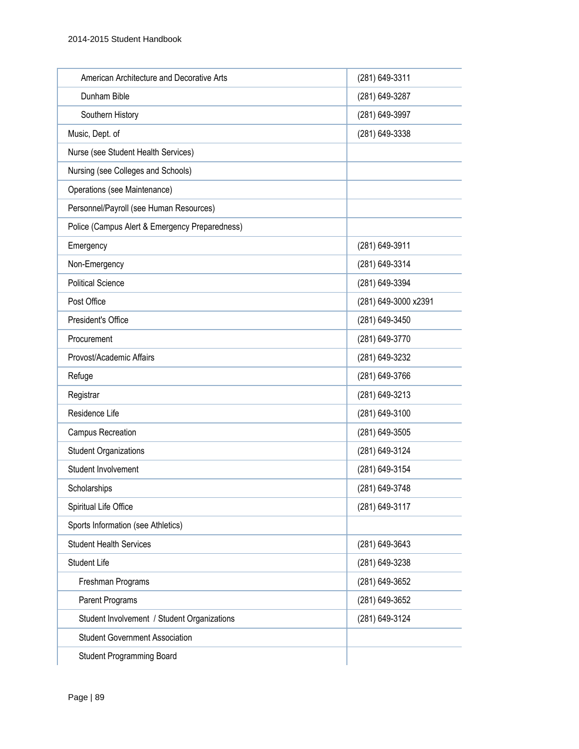| | |
|---|---|
| American Architecture and Decorative Arts | (281) 649-3311 |
| Dunham Bible | (281) 649-3287 |
| Southern History | (281) 649-3997 |
| Music, Dept. of | (281) 649-3338 |
| Nurse (see Student Health Services) | |
| Nursing (see Colleges and Schools) | |
| Operations (see Maintenance) | |
| Personnel/Payroll (see Human Resources) | |
| Police (Campus Alert & Emergency Preparedness) | |
| Emergency | (281) 649-3911 |
| Non-Emergency | (281) 649-3314 |
| Political Science | (281) 649-3394 |
| Post Office | (281) 649-3000 x2391 |
| President's Office | (281) 649-3450 |
| Procurement | (281) 649-3770 |
| Provost/Academic Affairs | (281) 649-3232 |
| Refuge | (281) 649-3766 |
| Registrar | (281) 649-3213 |
| Residence Life | (281) 649-3100 |
| Campus Recreation | (281) 649-3505 |
| Student Organizations | (281) 649-3124 |
| Student Involvement | (281) 649-3154 |
| Scholarships | (281) 649-3748 |
| Spiritual Life Office | (281) 649-3117 |
| Sports Information (see Athletics) | |
| Student Health Services | (281) 649-3643 |
| Student Life | (281) 649-3238 |
| Freshman Programs | (281) 649-3652 |
| Parent Programs | (281) 649-3652 |
| Student Involvement / Student Organizations | (281) 649-3124 |
| Student Government Association | |
| Student Programming Board | |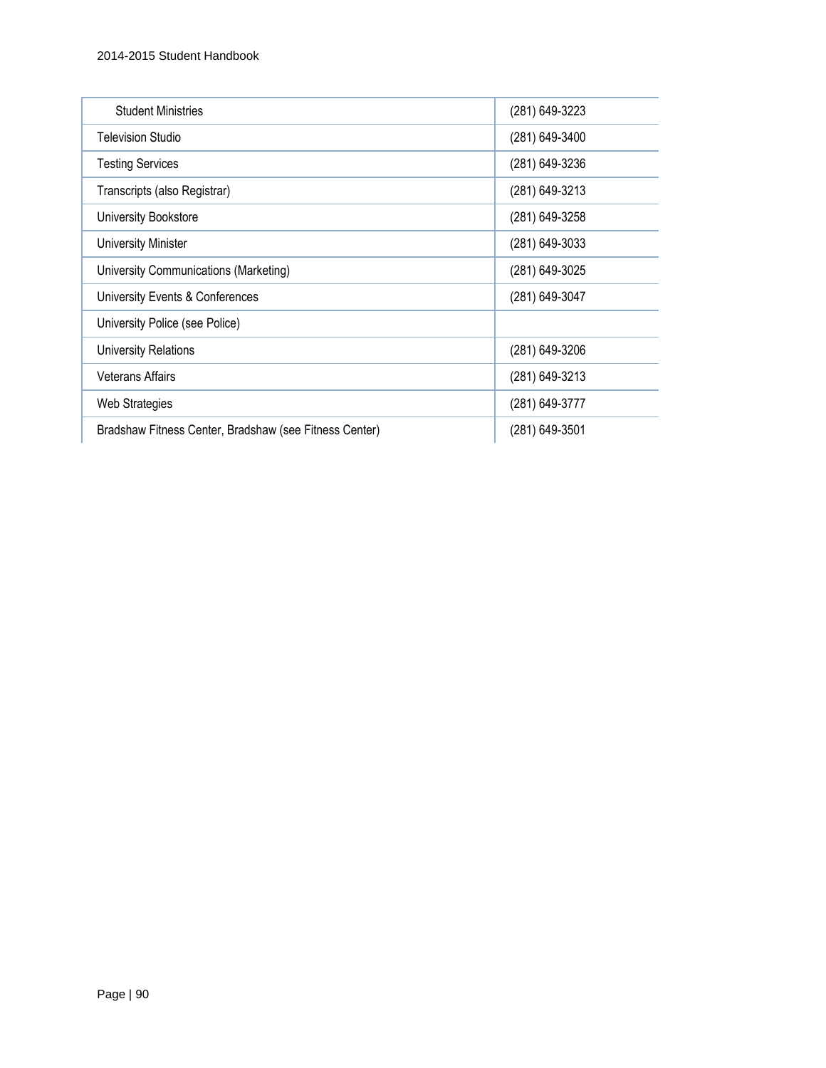| | |
|---|---|
| Student Ministries | (281) 649-3223 |
| Television Studio | (281) 649-3400 |
| Testing Services | (281) 649-3236 |
| Transcripts (also Registrar) | (281) 649-3213 |
| University Bookstore | (281) 649-3258 |
| University Minister | (281) 649-3033 |
| University Communications (Marketing) | (281) 649-3025 |
| University Events & Conferences | (281) 649-3047 |
| University Police (see Police) | |
| University Relations | (281) 649-3206 |
| Veterans Affairs | (281) 649-3213 |
| Web Strategies | (281) 649-3777 |
| Bradshaw Fitness Center, Bradshaw (see Fitness Center) | (281) 649-3501 |